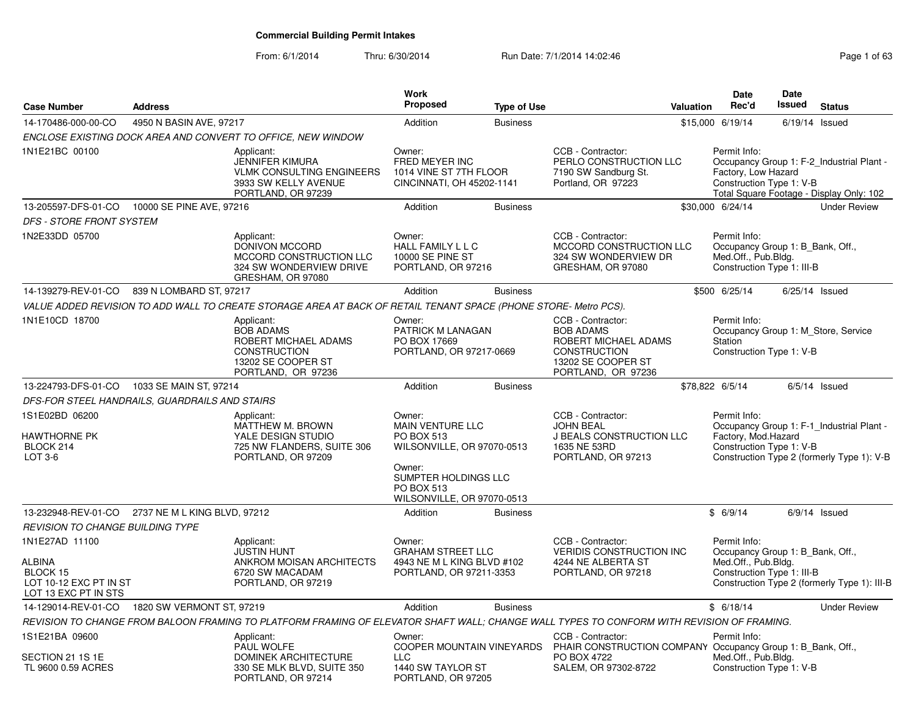# Commercial Building Permit Intakes

From: 6/1/2014 Thru: 6/30/2014 Run Date: 7/1/2014 14:02:46

| Case Number | Address | Work Proposed | Type of Use | Valuation | Date Rec'd | Date Issued | Status |
|---|---|---|---|---|---|---|---|
| 14-170486-000-00-CO | 4950 N BASIN AVE, 97217 | Addition | Business | $15,000 | 6/19/14 | 6/19/14 | Issued |

*ENCLOSE EXISTING DOCK AREA AND CONVERT TO OFFICE, NEW WINDOW*

1N1E21BC 00100

Applicant: JENNIFER KIMURA, VLMK CONSULTING ENGINEERS, 3933 SW KELLY AVENUE, PORTLAND, OR 97239

Owner: FRED MEYER INC, 1014 VINE ST 7TH FLOOR, CINCINNATI, OH 45202-1141

CCB - Contractor: PERLO CONSTRUCTION LLC, 7190 SW Sandburg St., Portland, OR 97223

Permit Info: Occupancy Group 1: F-2_Industrial Plant - Factory, Low Hazard; Construction Type 1: V-B; Total Square Footage - Display Only: 102

---

| Case Number | Address | Work Proposed | Type of Use | Valuation | Date Rec'd | Date Issued | Status |
|---|---|---|---|---|---|---|---|
| 13-205597-DFS-01-CO | 10000 SE PINE AVE, 97216 | Addition | Business | $30,000 | 6/24/14 | | Under Review |

*DFS - STORE FRONT SYSTEM*

1N2E33DD 05700

Applicant: DONIVON MCCORD, MCCORD CONSTRUCTION LLC, 324 SW WONDERVIEW DRIVE, GRESHAM, OR 97080

Owner: HALL FAMILY L L C, 10000 SE PINE ST, PORTLAND, OR 97216

CCB - Contractor: MCCORD CONSTRUCTION LLC, 324 SW WONDERVIEW DR, GRESHAM, OR 97080

Permit Info: Occupancy Group 1: B_Bank, Off., Med.Off., Pub.Bldg.; Construction Type 1: III-B

---

| Case Number | Address | Work Proposed | Type of Use | Valuation | Date Rec'd | Date Issued | Status |
|---|---|---|---|---|---|---|---|
| 14-139279-REV-01-CO | 839 N LOMBARD ST, 97217 | Addition | Business | $500 | 6/25/14 | 6/25/14 | Issued |

*VALUE ADDED REVISION TO ADD WALL TO CREATE STORAGE AREA AT BACK OF RETAIL TENANT SPACE (PHONE STORE- Metro PCS).*

1N1E10CD 18700

Applicant: BOB ADAMS, ROBERT MICHAEL ADAMS CONSTRUCTION, 13202 SE COOPER ST, PORTLAND, OR 97236

Owner: PATRICK M LANAGAN, PO BOX 17669, PORTLAND, OR 97217-0669

CCB - Contractor: BOB ADAMS, ROBERT MICHAEL ADAMS CONSTRUCTION, 13202 SE COOPER ST, PORTLAND, OR 97236

Permit Info: Occupancy Group 1: M_Store, Service Station; Construction Type 1: V-B

---

| Case Number | Address | Work Proposed | Type of Use | Valuation | Date Rec'd | Date Issued | Status |
|---|---|---|---|---|---|---|---|
| 13-224793-DFS-01-CO | 1033 SE MAIN ST, 97214 | Addition | Business | $78,822 | 6/5/14 | 6/5/14 | Issued |

*DFS-FOR STEEL HANDRAILS, GUARDRAILS AND STAIRS*

1S1E02BD 06200

HAWTHORNE PK, BLOCK 214, LOT 3-6

Applicant: MATTHEW M. BROWN, YALE DESIGN STUDIO, 725 NW FLANDERS, SUITE 306, PORTLAND, OR 97209

Owner: MAIN VENTURE LLC, PO BOX 513, WILSONVILLE, OR 97070-0513

Owner: SUMPTER HOLDINGS LLC, PO BOX 513, WILSONVILLE, OR 97070-0513

CCB - Contractor: JOHN BEAL, J BEALS CONSTRUCTION LLC, 1635 NE 53RD, PORTLAND, OR 97213

Permit Info: Occupancy Group 1: F-1_Industrial Plant - Factory, Mod.Hazard; Construction Type 1: V-B; Construction Type 2 (formerly Type 1): V-B

---

| Case Number | Address | Work Proposed | Type of Use | Valuation | Date Rec'd | Date Issued | Status |
|---|---|---|---|---|---|---|---|
| 13-232948-REV-01-CO | 2737 NE M L KING BLVD, 97212 | Addition | Business | $ | 6/9/14 | 6/9/14 | Issued |

*REVISION TO CHANGE BUILDING TYPE*

1N1E27AD 11100

ALBINA, BLOCK 15, LOT 10-12 EXC PT IN ST, LOT 13 EXC PT IN STS

Applicant: JUSTIN HUNT, ANKROM MOISAN ARCHITECTS, 6720 SW MACADAM, PORTLAND, OR 97219

Owner: GRAHAM STREET LLC, 4943 NE M L KING BLVD #102, PORTLAND, OR 97211-3353

CCB - Contractor: VERIDIS CONSTRUCTION INC, 4244 NE ALBERTA ST, PORTLAND, OR 97218

Permit Info: Occupancy Group 1: B_Bank, Off., Med.Off., Pub.Bldg.; Construction Type 1: III-B; Construction Type 2 (formerly Type 1): III-B

---

| Case Number | Address | Work Proposed | Type of Use | Valuation | Date Rec'd | Date Issued | Status |
|---|---|---|---|---|---|---|---|
| 14-129014-REV-01-CO | 1820 SW VERMONT ST, 97219 | Addition | Business | $ | 6/18/14 | | Under Review |

*REVISION TO CHANGE FROM BALOON FRAMING TO PLATFORM FRAMING OF ELEVATOR SHAFT WALL; CHANGE WALL TYPES TO CONFORM WITH REVISION OF FRAMING.*

1S1E21BA 09600

SECTION 21 1S 1E, TL 9600 0.59 ACRES

Applicant: PAUL WOLFE, DOMINEK ARCHITECTURE, 330 SE MLK BLVD, SUITE 350, PORTLAND, OR 97214

Owner: COOPER MOUNTAIN VINEYARDS LLC, 1440 SW TAYLOR ST, PORTLAND, OR 97205

CCB - Contractor: PHAIR CONSTRUCTION COMPANY, PO BOX 4722, SALEM, OR 97302-8722

Permit Info: Occupancy Group 1: B_Bank, Off., Med.Off., Pub.Bldg.; Construction Type 1: V-B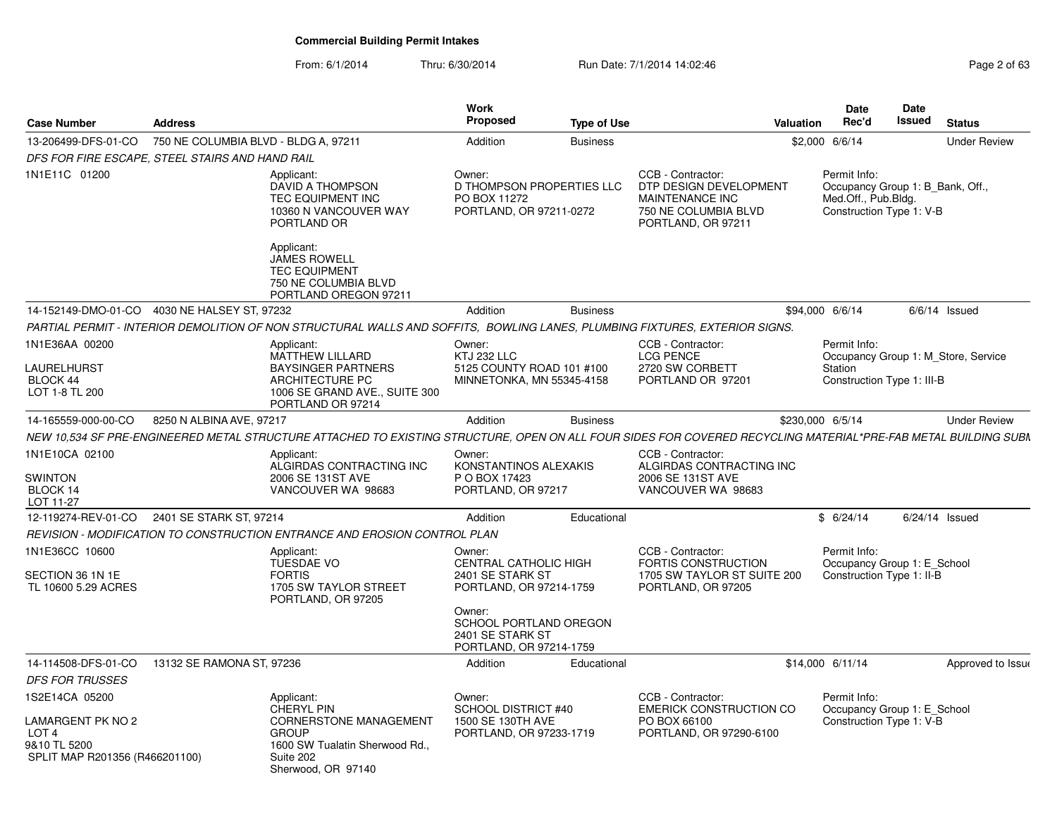# Commercial Building Permit Intakes

From: 6/1/2014 Thru: 6/30/2014 Run Date: 7/1/2014 14:02:46

| Case Number | Address | Work Proposed | Type of Use | Valuation | Date Rec'd | Date Issued | Status |
|---|---|---|---|---|---|---|---|
| 13-206499-DFS-01-CO | 750 NE COLUMBIA BLVD - BLDG A, 97211 | Addition | Business | $2,000 | 6/6/14 | | Under Review |
| 14-152149-DMO-01-CO | 4030 NE HALSEY ST, 97232 | Addition | Business | $94,000 | 6/6/14 | 6/6/14 | Issued |
| 14-165559-000-00-CO | 8250 N ALBINA AVE, 97217 | Addition | Business | $230,000 | 6/5/14 | | Under Review |
| 12-119274-REV-01-CO | 2401 SE STARK ST, 97214 | Addition | Educational | $ | 6/24/14 | 6/24/14 | Issued |
| 14-114508-DFS-01-CO | 13132 SE RAMONA ST, 97236 | Addition | Educational | $14,000 | 6/11/14 | | Approved to Issue |

## 13-206499-DFS-01-CO — 750 NE COLUMBIA BLVD - BLDG A, 97211

*DFS FOR FIRE ESCAPE, STEEL STAIRS AND HAND RAIL*

1N1E11C 01200

Applicant:
DAVID A THOMPSON
TEC EQUIPMENT INC
10360 N VANCOUVER WAY
PORTLAND OR

Applicant:
JAMES ROWELL
TEC EQUIPMENT
750 NE COLUMBIA BLVD
PORTLAND OREGON 97211

Owner:
D THOMPSON PROPERTIES LLC
PO BOX 11272
PORTLAND, OR 97211-0272

CCB - Contractor:
DTP DESIGN DEVELOPMENT MAINTENANCE INC
750 NE COLUMBIA BLVD
PORTLAND, OR 97211

Permit Info:
Occupancy Group 1: B_Bank, Off., Med.Off., Pub.Bldg.
Construction Type 1: V-B

## 14-152149-DMO-01-CO — 4030 NE HALSEY ST, 97232

*PARTIAL PERMIT - INTERIOR DEMOLITION OF NON STRUCTURAL WALLS AND SOFFITS, BOWLING LANES, PLUMBING FIXTURES, EXTERIOR SIGNS.*

1N1E36AA 00200
LAURELHURST
BLOCK 44
LOT 1-8 TL 200

Applicant:
MATTHEW LILLARD
BAYSINGER PARTNERS ARCHITECTURE PC
1006 SE GRAND AVE., SUITE 300
PORTLAND OR 97214

Owner:
KTJ 232 LLC
5125 COUNTY ROAD 101 #100
MINNETONKA, MN 55345-4158

CCB - Contractor:
LCG PENCE
2720 SW CORBETT
PORTLAND OR 97201

Permit Info:
Occupancy Group 1: M_Store, Service Station
Construction Type 1: III-B

## 14-165559-000-00-CO — 8250 N ALBINA AVE, 97217

*NEW 10,534 SF PRE-ENGINEERED METAL STRUCTURE ATTACHED TO EXISTING STRUCTURE, OPEN ON ALL FOUR SIDES FOR COVERED RECYCLING MATERIAL*PRE-FAB METAL BUILDING SUBM*

1N1E10CA 02100
SWINTON
BLOCK 14
LOT 11-27

Applicant:
ALGIRDAS CONTRACTING INC
2006 SE 131ST AVE
VANCOUVER WA 98683

Owner:
KONSTANTINOS ALEXAKIS
P O BOX 17423
PORTLAND, OR 97217

CCB - Contractor:
ALGIRDAS CONTRACTING INC
2006 SE 131ST AVE
VANCOUVER WA 98683

## 12-119274-REV-01-CO — 2401 SE STARK ST, 97214

*REVISION - MODIFICATION TO CONSTRUCTION ENTRANCE AND EROSION CONTROL PLAN*

1N1E36CC 10600
SECTION 36 1N 1E
TL 10600 5.29 ACRES

Applicant:
TUESDAE VO
FORTIS
1705 SW TAYLOR STREET
PORTLAND, OR 97205

Owner:
CENTRAL CATHOLIC HIGH
2401 SE STARK ST
PORTLAND, OR 97214-1759

Owner:
SCHOOL PORTLAND OREGON
2401 SE STARK ST
PORTLAND, OR 97214-1759

CCB - Contractor:
FORTIS CONSTRUCTION
1705 SW TAYLOR ST SUITE 200
PORTLAND, OR 97205

Permit Info:
Occupancy Group 1: E_School
Construction Type 1: II-B

## 14-114508-DFS-01-CO — 13132 SE RAMONA ST, 97236

*DFS FOR TRUSSES*

1S2E14CA 05200
LAMARGENT PK NO 2
LOT 4
9&10 TL 5200
SPLIT MAP R201356 (R466201100)

Applicant:
CHERYL PIN
CORNERSTONE MANAGEMENT GROUP
1600 SW Tualatin Sherwood Rd., Suite 202
Sherwood, OR 97140

Owner:
SCHOOL DISTRICT #40
1500 SE 130TH AVE
PORTLAND, OR 97233-1719

CCB - Contractor:
EMERICK CONSTRUCTION CO
PO BOX 66100
PORTLAND, OR 97290-6100

Permit Info:
Occupancy Group 1: E_School
Construction Type 1: V-B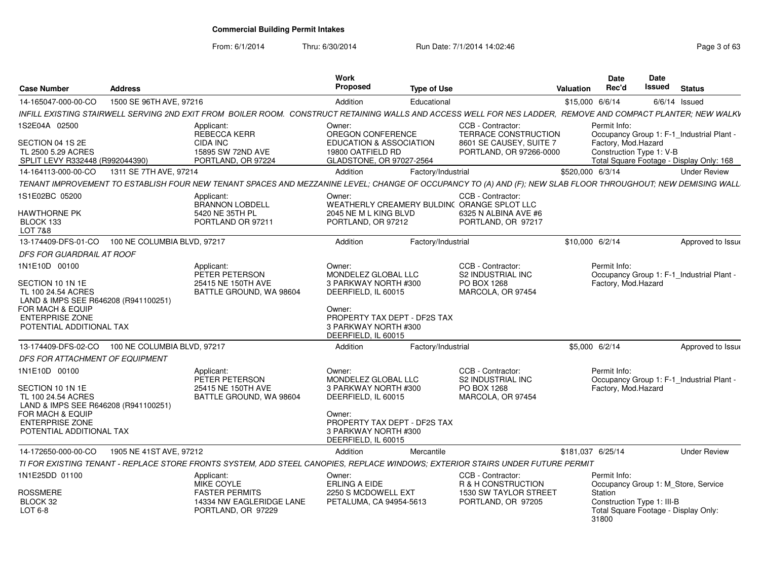**Commercial Building Permit Intakes**

From: 6/1/2014 Thru: 6/30/2014 Run Date: 7/1/2014 14:02:46

| Case Number | Address | Work Proposed | Type of Use | Valuation | Date Rec'd | Date Issued | Status |
|---|---|---|---|---|---|---|---|
| 14-165047-000-00-CO | 1500 SE 96TH AVE, 97216 | Addition | Educational | $15,000 | 6/6/14 | 6/6/14 | Issued |

INFILL EXISTING STAIRWELL SERVING 2ND EXIT FROM BOILER ROOM. CONSTRUCT RETAINING WALLS AND ACCESS WELL FOR NES LADDER, REMOVE AND COMPACT PLANTER; NEW WALKV

1S2E04A 02500
SECTION 04 1S 2E
TL 2500 5.29 ACRES
SPLIT LEVY R332448 (R992044390)

Applicant: REBECCA KERR, CIDA INC, 15895 SW 72ND AVE, PORTLAND, OR 97224

Owner: OREGON CONFERENCE EDUCATION & ASSOCIATION, 19800 OATFIELD RD, GLADSTONE, OR 97027-2564

CCB - Contractor: TERRACE CONSTRUCTION, 8601 SE CAUSEY, SUITE 7, PORTLAND, OR 97266-0000

Permit Info: Occupancy Group 1: F-1_Industrial Plant - Factory, Mod.Hazard; Construction Type 1: V-B; Total Square Footage - Display Only: 168

| Case Number | Address | Work Proposed | Type of Use | Valuation | Date Rec'd | Date Issued | Status |
|---|---|---|---|---|---|---|---|
| 14-164113-000-00-CO | 1311 SE 7TH AVE, 97214 | Addition | Factory/Industrial | $520,000 | 6/3/14 | | Under Review |

TENANT IMPROVEMENT TO ESTABLISH FOUR NEW TENANT SPACES AND MEZZANINE LEVEL; CHANGE OF OCCUPANCY TO (A) AND (F); NEW SLAB FLOOR THROUGHOUT; NEW DEMISING WALL

1S1E02BC 05200
HAWTHORNE PK
BLOCK 133
LOT 7&8

Applicant: BRANNON LOBDELL, 5420 NE 35TH PL, PORTLAND OR 97211

Owner: WEATHERLY CREAMERY BULDING, 2045 NE M L KING BLVD, PORTLAND, OR 97212

CCB - Contractor: ORANGE SPLOT LLC, 6325 N ALBINA AVE #6, PORTLAND, OR 97217

| Case Number | Address | Work Proposed | Type of Use | Valuation | Date Rec'd | Date Issued | Status |
|---|---|---|---|---|---|---|---|
| 13-174409-DFS-01-CO | 100 NE COLUMBIA BLVD, 97217 | Addition | Factory/Industrial | $10,000 | 6/2/14 | | Approved to Issue |

DFS FOR GUARDRAIL AT ROOF

1N1E10D 00100
SECTION 10 1N 1E
TL 100 24.54 ACRES
LAND & IMPS SEE R646208 (R941100251)
FOR MACH & EQUIP
ENTERPRISE ZONE
POTENTIAL ADDITIONAL TAX

Applicant: PETER PETERSON, 25415 NE 150TH AVE, BATTLE GROUND, WA 98604

Owner: MONDELEZ GLOBAL LLC, 3 PARKWAY NORTH #300, DEERFIELD, IL 60015

Owner: PROPERTY TAX DEPT - DF2S TAX, 3 PARKWAY NORTH #300, DEERFIELD, IL 60015

CCB - Contractor: S2 INDUSTRIAL INC, PO BOX 1268, MARCOLA, OR 97454

Permit Info: Occupancy Group 1: F-1_Industrial Plant - Factory, Mod.Hazard

| Case Number | Address | Work Proposed | Type of Use | Valuation | Date Rec'd | Date Issued | Status |
|---|---|---|---|---|---|---|---|
| 13-174409-DFS-02-CO | 100 NE COLUMBIA BLVD, 97217 | Addition | Factory/Industrial | $5,000 | 6/2/14 | | Approved to Issue |

DFS FOR ATTACHMENT OF EQUIPMENT

1N1E10D 00100
SECTION 10 1N 1E
TL 100 24.54 ACRES
LAND & IMPS SEE R646208 (R941100251)
FOR MACH & EQUIP
ENTERPRISE ZONE
POTENTIAL ADDITIONAL TAX

Applicant: PETER PETERSON, 25415 NE 150TH AVE, BATTLE GROUND, WA 98604

Owner: MONDELEZ GLOBAL LLC, 3 PARKWAY NORTH #300, DEERFIELD, IL 60015

Owner: PROPERTY TAX DEPT - DF2S TAX, 3 PARKWAY NORTH #300, DEERFIELD, IL 60015

CCB - Contractor: S2 INDUSTRIAL INC, PO BOX 1268, MARCOLA, OR 97454

Permit Info: Occupancy Group 1: F-1_Industrial Plant - Factory, Mod.Hazard

| Case Number | Address | Work Proposed | Type of Use | Valuation | Date Rec'd | Date Issued | Status |
|---|---|---|---|---|---|---|---|
| 14-172650-000-00-CO | 1905 NE 41ST AVE, 97212 | Addition | Mercantile | $181,037 | 6/25/14 | | Under Review |

TI FOR EXISTING TENANT - REPLACE STORE FRONTS SYSTEM, ADD STEEL CANOPIES, REPLACE WINDOWS; EXTERIOR STAIRS UNDER FUTURE PERMIT

1N1E25DD 01100
ROSSMERE
BLOCK 32
LOT 6-8

Applicant: MIKE COYLE, FASTER PERMITS, 14334 NW EAGLERIDGE LANE, PORTLAND, OR 97229

Owner: ERLING A EIDE, 2250 S MCDOWELL EXT, PETALUMA, CA 94954-5613

CCB - Contractor: R & H CONSTRUCTION, 1530 SW TAYLOR STREET, PORTLAND, OR 97205

Permit Info: Occupancy Group 1: M_Store, Service Station; Construction Type 1: III-B; Total Square Footage - Display Only: 31800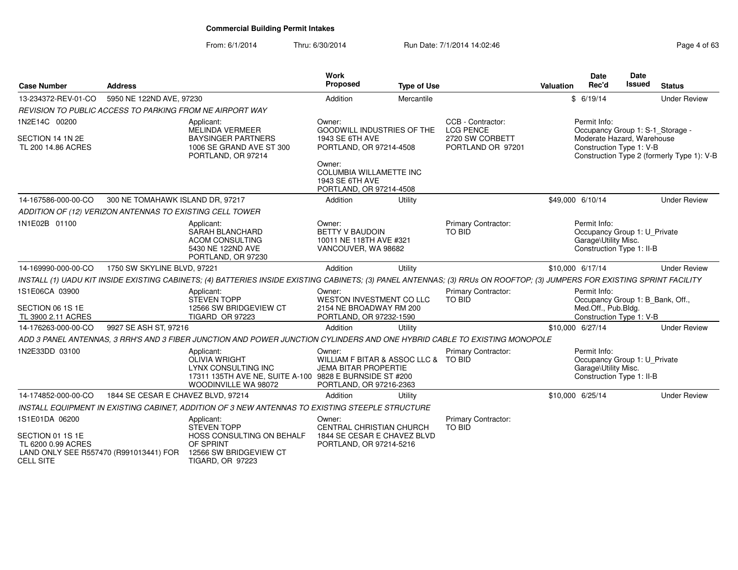**Commercial Building Permit Intakes**

From: 6/1/2014 Thru: 6/30/2014 Run Date: 7/1/2014 14:02:46

| Case Number | Address | Work Proposed | Type of Use | Valuation | Date Rec'd | Date Issued | Status |
|---|---|---|---|---|---|---|---|
| 13-234372-REV-01-CO | 5950 NE 122ND AVE, 97230 | Addition | Mercantile | $ | 6/19/14 | | Under Review |
| 14-167586-000-00-CO | 300 NE TOMAHAWK ISLAND DR, 97217 | Addition | Utility | $49,000 | 6/10/14 | | Under Review |
| 14-169990-000-00-CO | 1750 SW SKYLINE BLVD, 97221 | Addition | Utility | $10,000 | 6/17/14 | | Under Review |
| 14-176263-000-00-CO | 9927 SE ASH ST, 97216 | Addition | Utility | $10,000 | 6/27/14 | | Under Review |
| 14-174852-000-00-CO | 1844 SE CESAR E CHAVEZ BLVD, 97214 | Addition | Utility | $10,000 | 6/25/14 | | Under Review |

**13-234372-REV-01-CO** — 5950 NE 122ND AVE, 97230

*REVISION TO PUBLIC ACCESS TO PARKING FROM NE AIRPORT WAY*

- 1N2E14C 00200, SECTION 14 1N 2E, TL 200 14.86 ACRES
- Applicant: MELINDA VERMEER, BAYSINGER PARTNERS, 1006 SE GRAND AVE ST 300, PORTLAND, OR 97214
- Owner: GOODWILL INDUSTRIES OF THE, 1943 SE 6TH AVE, PORTLAND, OR 97214-4508
- Owner: COLUMBIA WILLAMETTE INC, 1943 SE 6TH AVE, PORTLAND, OR 97214-4508
- CCB - Contractor: LCG PENCE, 2720 SW CORBETT, PORTLAND OR 97201
- Permit Info: Occupancy Group 1: S-1_Storage - Moderate Hazard, Warehouse; Construction Type 1: V-B; Construction Type 2 (formerly Type 1): V-B

**14-167586-000-00-CO** — 300 NE TOMAHAWK ISLAND DR, 97217

*ADDITION OF (12) VERIZON ANTENNAS TO EXISTING CELL TOWER*

- 1N1E02B 01100
- Applicant: SARAH BLANCHARD, ACOM CONSULTING, 5430 NE 122ND AVE, PORTLAND, OR 97230
- Owner: BETTY V BAUDOIN, 10011 NE 118TH AVE #321, VANCOUVER, WA 98682
- Primary Contractor: TO BID
- Permit Info: Occupancy Group 1: U_Private Garage\Utility Misc.; Construction Type 1: II-B

**14-169990-000-00-CO** — 1750 SW SKYLINE BLVD, 97221

*INSTALL (1) UADU KIT INSIDE EXISTING CABINETS; (4) BATTERIES INSIDE EXISTING CABINETS; (3) PANEL ANTENNAS; (3) RRUs ON ROOFTOP; (3) JUMPERS FOR EXISTING SPRINT FACILITY*

- 1S1E06CA 03900, SECTION 06 1S 1E, TL 3900 2.11 ACRES
- Applicant: STEVEN TOPP, 12566 SW BRIDGEVIEW CT, TIGARD OR 97223
- Owner: WESTON INVESTMENT CO LLC, 2154 NE BROADWAY RM 200, PORTLAND, OR 97232-1590
- Primary Contractor: TO BID
- Permit Info: Occupancy Group 1: B_Bank, Off., Med.Off., Pub.Bldg.; Construction Type 1: V-B

**14-176263-000-00-CO** — 9927 SE ASH ST, 97216

*ADD 3 PANEL ANTENNAS, 3 RRH'S AND 3 FIBER JUNCTION AND POWER JUNCTION CYLINDERS AND ONE HYBRID CABLE TO EXISTING MONOPOLE*

- 1N2E33DD 03100
- Applicant: OLIVIA WRIGHT, LYNX CONSULTING INC, 17311 135TH AVE NE, SUITE A-100, WOODINVILLE WA 98072
- Owner: WILLIAM F BITAR & ASSOC LLC & JEMA BITAR PROPERTIE, 9828 E BURNSIDE ST #200, PORTLAND, OR 97216-2363
- Primary Contractor: TO BID
- Permit Info: Occupancy Group 1: U_Private Garage\Utility Misc.; Construction Type 1: II-B

**14-174852-000-00-CO** — 1844 SE CESAR E CHAVEZ BLVD, 97214

*INSTALL EQUIPMENT IN EXISTING CABINET, ADDITION OF 3 NEW ANTENNAS TO EXISTING STEEPLE STRUCTURE*

- 1S1E01DA 06200, SECTION 01 1S 1E, TL 6200 0.99 ACRES, LAND ONLY SEE R557470 (R991013441) FOR CELL SITE
- Applicant: STEVEN TOPP, HOSS CONSULTING ON BEHALF OF SPRINT, 12566 SW BRIDGEVIEW CT, TIGARD, OR 97223
- Owner: CENTRAL CHRISTIAN CHURCH, 1844 SE CESAR E CHAVEZ BLVD, PORTLAND, OR 97214-5216
- Primary Contractor: TO BID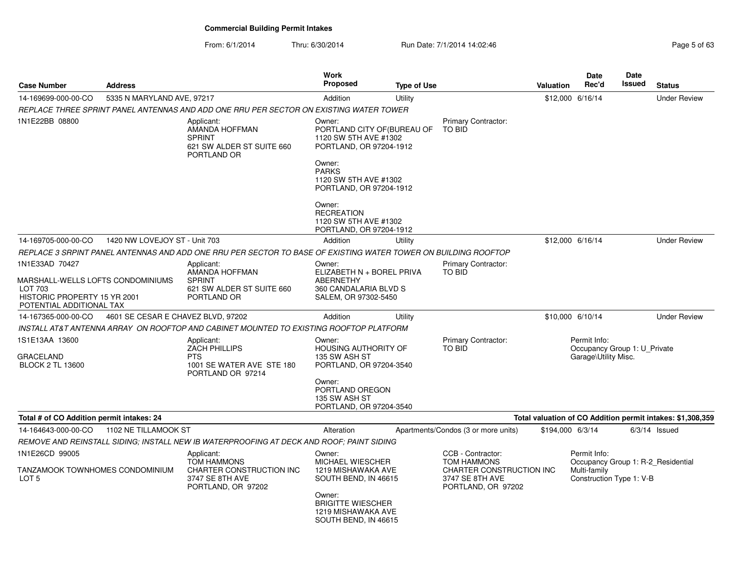**Commercial Building Permit Intakes**

From: 6/1/2014 Thru: 6/30/2014 Run Date: 7/1/2014 14:02:46

| Case Number | Address | Work Proposed | Type of Use | Valuation | Date Rec'd | Date Issued | Status |
|---|---|---|---|---|---|---|---|
| 14-169699-000-00-CO | 5335 N MARYLAND AVE, 97217 | Addition | Utility | $12,000 | 6/16/14 | | Under Review |

*REPLACE THREE SPRINT PANEL ANTENNAS AND ADD ONE RRU PER SECTOR ON EXISTING WATER TOWER*

1N1E22BB 08800

Applicant: AMANDA HOFFMAN, SPRINT, 621 SW ALDER ST SUITE 660, PORTLAND OR

Owner: PORTLAND CITY OF(BUREAU OF, 1120 SW 5TH AVE #1302, PORTLAND, OR 97204-1912

Owner: PARKS, 1120 SW 5TH AVE #1302, PORTLAND, OR 97204-1912

Owner: RECREATION, 1120 SW 5TH AVE #1302, PORTLAND, OR 97204-1912

Primary Contractor: TO BID

| Case Number | Address | Work Proposed | Type of Use | Valuation | Date Rec'd | Date Issued | Status |
|---|---|---|---|---|---|---|---|
| 14-169705-000-00-CO | 1420 NW LOVEJOY ST - Unit 703 | Addition | Utility | $12,000 | 6/16/14 | | Under Review |

*REPLACE 3 SRPINT PANEL ANTENNAS AND ADD ONE RRU PER SECTOR TO BASE OF EXISTING WATER TOWER ON BUILDING ROOFTOP*

1N1E33AD 70427

MARSHALL-WELLS LOFTS CONDOMINIUMS
LOT 703
HISTORIC PROPERTY 15 YR 2001
POTENTIAL ADDITIONAL TAX

Applicant: AMANDA HOFFMAN, SPRINT, 621 SW ALDER ST SUITE 660, PORTLAND OR

Owner: ELIZABETH N + BOREL PRIVA ABERNETHY, 360 CANDALARIA BLVD S, SALEM, OR 97302-5450

Primary Contractor: TO BID

| Case Number | Address | Work Proposed | Type of Use | Valuation | Date Rec'd | Date Issued | Status |
|---|---|---|---|---|---|---|---|
| 14-167365-000-00-CO | 4601 SE CESAR E CHAVEZ BLVD, 97202 | Addition | Utility | $10,000 | 6/10/14 | | Under Review |

*INSTALL AT&T ANTENNA ARRAY ON ROOFTOP AND CABINET MOUNTED TO EXISTING ROOFTOP PLATFORM*

1S1E13AA 13600

GRACELAND
BLOCK 2 TL 13600

Applicant: ZACH PHILLIPS, PTS, 1001 SE WATER AVE STE 180, PORTLAND OR 97214

Owner: HOUSING AUTHORITY OF, 135 SW ASH ST, PORTLAND, OR 97204-3540

Owner: PORTLAND OREGON, 135 SW ASH ST, PORTLAND, OR 97204-3540

Primary Contractor: TO BID

Permit Info: Occupancy Group 1: U_Private Garage\Utility Misc.

**Total # of CO Addition permit intakes: 24**

**Total valuation of CO Addition permit intakes: $1,308,359**

| Case Number | Address | Work Proposed | Type of Use | Valuation | Date Rec'd | Date Issued | Status |
|---|---|---|---|---|---|---|---|
| 14-164643-000-00-CO | 1102 NE TILLAMOOK ST | Alteration | Apartments/Condos (3 or more units) | $194,000 | 6/3/14 | 6/3/14 | Issued |

*REMOVE AND REINSTALL SIDING; INSTALL NEW IB WATERPROOFING AT DECK AND ROOF; PAINT SIDING*

1N1E26CD 99005

TANZAMOOK TOWNHOMES CONDOMINIUM
LOT 5

Applicant: TOM HAMMONS, CHARTER CONSTRUCTION INC, 3747 SE 8TH AVE, PORTLAND, OR 97202

Owner: MICHAEL WIESCHER, 1219 MISHAWAKA AVE, SOUTH BEND, IN 46615

Owner: BRIGITTE WIESCHER, 1219 MISHAWAKA AVE, SOUTH BEND, IN 46615

CCB - Contractor: TOM HAMMONS, CHARTER CONSTRUCTION INC, 3747 SE 8TH AVE, PORTLAND, OR 97202

Permit Info: Occupancy Group 1: R-2_Residential Multi-family, Construction Type 1: V-B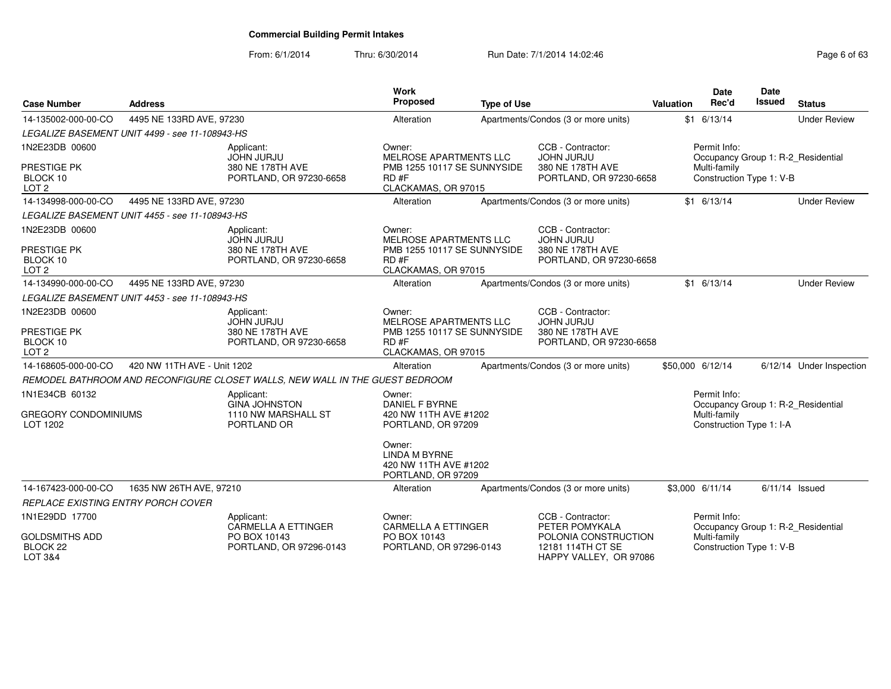**Commercial Building Permit Intakes**

From: 6/1/2014 Thru: 6/30/2014 Run Date: 7/1/2014 14:02:46

| Case Number | Address | Work Proposed | Type of Use | Valuation | Date Rec'd | Date Issued | Status |
|---|---|---|---|---|---|---|---|
| 14-135002-000-00-CO | 4495 NE 133RD AVE, 97230 | Alteration | Apartments/Condos (3 or more units) | $1 | 6/13/14 | | Under Review |

*LEGALIZE BASEMENT UNIT 4499 - see 11-108943-HS*

1N2E23DB 00600
PRESTIGE PK
BLOCK 10
LOT 2

Applicant:
JOHN JURJU
380 NE 178TH AVE
PORTLAND, OR 97230-6658

Owner:
MELROSE APARTMENTS LLC
PMB 1255 10117 SE SUNNYSIDE RD #F
CLACKAMAS, OR 97015

CCB - Contractor:
JOHN JURJU
380 NE 178TH AVE
PORTLAND, OR 97230-6658

Permit Info:
Occupancy Group 1: R-2_Residential Multi-family
Construction Type 1: V-B

| Case Number | Address | Work Proposed | Type of Use | Valuation | Date Rec'd | Date Issued | Status |
|---|---|---|---|---|---|---|---|
| 14-134998-000-00-CO | 4495 NE 133RD AVE, 97230 | Alteration | Apartments/Condos (3 or more units) | $1 | 6/13/14 | | Under Review |

*LEGALIZE BASEMENT UNIT 4455 - see 11-108943-HS*

1N2E23DB 00600
PRESTIGE PK
BLOCK 10
LOT 2

Applicant:
JOHN JURJU
380 NE 178TH AVE
PORTLAND, OR 97230-6658

Owner:
MELROSE APARTMENTS LLC
PMB 1255 10117 SE SUNNYSIDE RD #F
CLACKAMAS, OR 97015

CCB - Contractor:
JOHN JURJU
380 NE 178TH AVE
PORTLAND, OR 97230-6658

| Case Number | Address | Work Proposed | Type of Use | Valuation | Date Rec'd | Date Issued | Status |
|---|---|---|---|---|---|---|---|
| 14-134990-000-00-CO | 4495 NE 133RD AVE, 97230 | Alteration | Apartments/Condos (3 or more units) | $1 | 6/13/14 | | Under Review |

*LEGALIZE BASEMENT UNIT 4453 - see 11-108943-HS*

1N2E23DB 00600
PRESTIGE PK
BLOCK 10
LOT 2

Applicant:
JOHN JURJU
380 NE 178TH AVE
PORTLAND, OR 97230-6658

Owner:
MELROSE APARTMENTS LLC
PMB 1255 10117 SE SUNNYSIDE RD #F
CLACKAMAS, OR 97015

CCB - Contractor:
JOHN JURJU
380 NE 178TH AVE
PORTLAND, OR 97230-6658

| Case Number | Address | Work Proposed | Type of Use | Valuation | Date Rec'd | Date Issued | Status |
|---|---|---|---|---|---|---|---|
| 14-168605-000-00-CO | 420 NW 11TH AVE - Unit 1202 | Alteration | Apartments/Condos (3 or more units) | $50,000 | 6/12/14 | 6/12/14 | Under Inspection |

*REMODEL BATHROOM AND RECONFIGURE CLOSET WALLS, NEW WALL IN THE GUEST BEDROOM*

1N1E34CB 60132
GREGORY CONDOMINIUMS
LOT 1202

Applicant:
GINA JOHNSTON
1110 NW MARSHALL ST
PORTLAND OR

Owner:
DANIEL F BYRNE
420 NW 11TH AVE #1202
PORTLAND, OR 97209

Owner:
LINDA M BYRNE
420 NW 11TH AVE #1202
PORTLAND, OR 97209

Permit Info:
Occupancy Group 1: R-2_Residential Multi-family
Construction Type 1: I-A

| Case Number | Address | Work Proposed | Type of Use | Valuation | Date Rec'd | Date Issued | Status |
|---|---|---|---|---|---|---|---|
| 14-167423-000-00-CO | 1635 NW 26TH AVE, 97210 | Alteration | Apartments/Condos (3 or more units) | $3,000 | 6/11/14 | 6/11/14 | Issued |

*REPLACE EXISTING ENTRY PORCH COVER*

1N1E29DD 17700
GOLDSMITHS ADD
BLOCK 22
LOT 3&4

Applicant:
CARMELLA A ETTINGER
PO BOX 10143
PORTLAND, OR 97296-0143

Owner:
CARMELLA A ETTINGER
PO BOX 10143
PORTLAND, OR 97296-0143

CCB - Contractor:
PETER POMYKALA
POLONIA CONSTRUCTION
12181 114TH CT SE
HAPPY VALLEY, OR 97086

Permit Info:
Occupancy Group 1: R-2_Residential Multi-family
Construction Type 1: V-B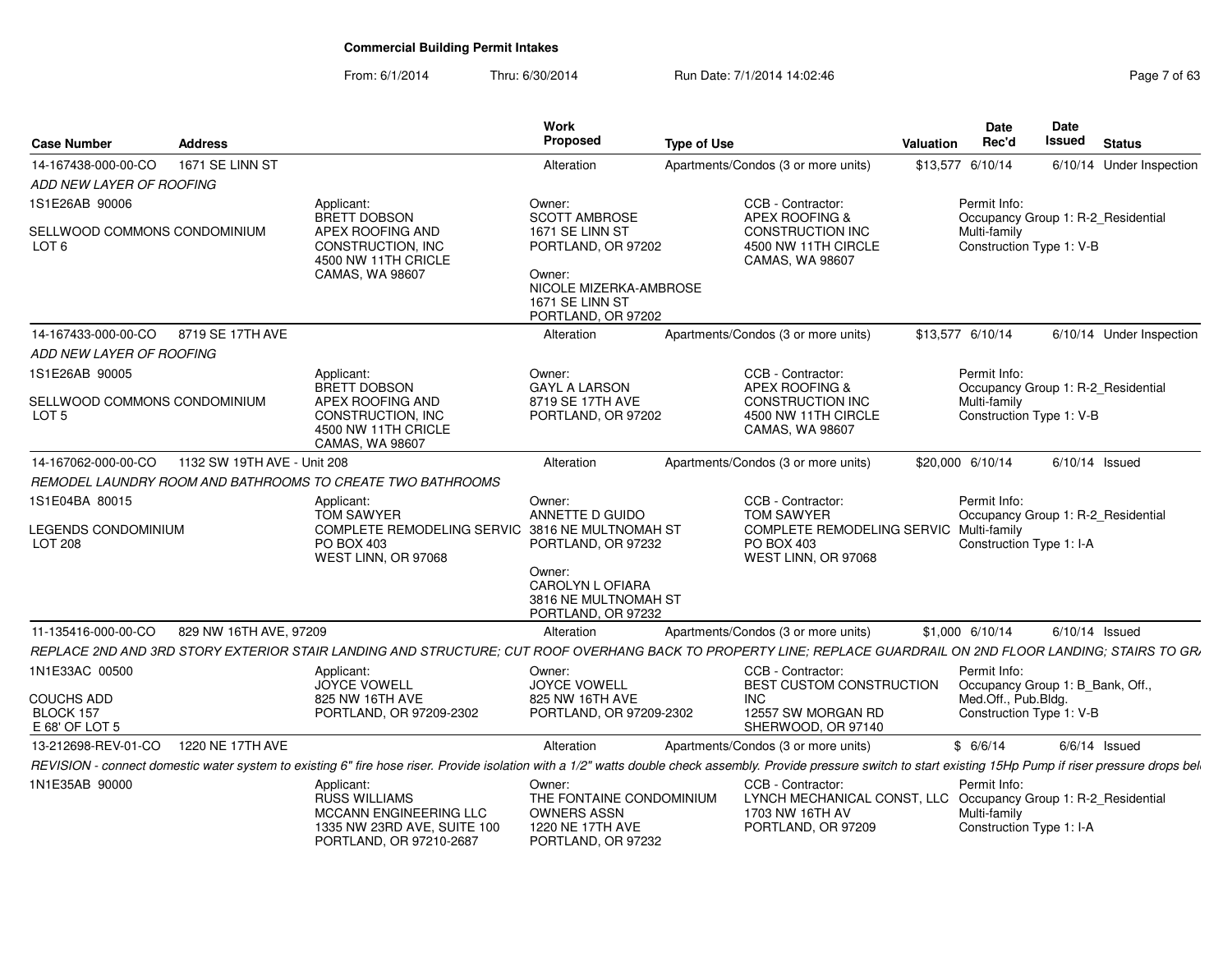**Commercial Building Permit Intakes**

From: 6/1/2014 Thru: 6/30/2014 Run Date: 7/1/2014 14:02:46

| Case Number | Address | Work Proposed | Type of Use | Valuation | Date Rec'd | Date Issued | Status |
|---|---|---|---|---|---|---|---|
| 14-167438-000-00-CO | 1671 SE LINN ST | Alteration | Apartments/Condos (3 or more units) | $13,577 | 6/10/14 | 6/10/14 | Under Inspection |

*ADD NEW LAYER OF ROOFING*

1S1E26AB 90006

SELLWOOD COMMONS CONDOMINIUM
LOT 6

Applicant:
BRETT DOBSON
APEX ROOFING AND CONSTRUCTION, INC
4500 NW 11TH CRICLE
CAMAS, WA 98607

Owner:
SCOTT AMBROSE
1671 SE LINN ST
PORTLAND, OR 97202

Owner:
NICOLE MIZERKA-AMBROSE
1671 SE LINN ST
PORTLAND, OR 97202

CCB - Contractor:
APEX ROOFING & CONSTRUCTION INC
4500 NW 11TH CIRCLE
CAMAS, WA 98607

Permit Info:
Occupancy Group 1: R-2_Residential Multi-family
Construction Type 1: V-B

---

| Case Number | Address | Work Proposed | Type of Use | Valuation | Date Rec'd | Date Issued | Status |
|---|---|---|---|---|---|---|---|
| 14-167433-000-00-CO | 8719 SE 17TH AVE | Alteration | Apartments/Condos (3 or more units) | $13,577 | 6/10/14 | 6/10/14 | Under Inspection |

*ADD NEW LAYER OF ROOFING*

1S1E26AB 90005

SELLWOOD COMMONS CONDOMINIUM
LOT 5

Applicant:
BRETT DOBSON
APEX ROOFING AND CONSTRUCTION, INC
4500 NW 11TH CRICLE
CAMAS, WA 98607

Owner:
GAYL A LARSON
8719 SE 17TH AVE
PORTLAND, OR 97202

CCB - Contractor:
APEX ROOFING & CONSTRUCTION INC
4500 NW 11TH CIRCLE
CAMAS, WA 98607

Permit Info:
Occupancy Group 1: R-2_Residential Multi-family
Construction Type 1: V-B

---

| Case Number | Address | Work Proposed | Type of Use | Valuation | Date Rec'd | Date Issued | Status |
|---|---|---|---|---|---|---|---|
| 14-167062-000-00-CO | 1132 SW 19TH AVE - Unit 208 | Alteration | Apartments/Condos (3 or more units) | $20,000 | 6/10/14 | 6/10/14 | Issued |

*REMODEL LAUNDRY ROOM AND BATHROOMS TO CREATE TWO BATHROOMS*

1S1E04BA 80015

LEGENDS CONDOMINIUM
LOT 208

Applicant:
TOM SAWYER
COMPLETE REMODELING SERVIC
PO BOX 403
WEST LINN, OR 97068

Owner:
ANNETTE D GUIDO
3816 NE MULTNOMAH ST
PORTLAND, OR 97232

Owner:
CAROLYN L OFIARA
3816 NE MULTNOMAH ST
PORTLAND, OR 97232

CCB - Contractor:
TOM SAWYER
COMPLETE REMODELING SERVIC
PO BOX 403
WEST LINN, OR 97068

Permit Info:
Occupancy Group 1: R-2_Residential Multi-family
Construction Type 1: I-A

---

| Case Number | Address | Work Proposed | Type of Use | Valuation | Date Rec'd | Date Issued | Status |
|---|---|---|---|---|---|---|---|
| 11-135416-000-00-CO | 829 NW 16TH AVE, 97209 | Alteration | Apartments/Condos (3 or more units) | $1,000 | 6/10/14 | 6/10/14 | Issued |

*REPLACE 2ND AND 3RD STORY EXTERIOR STAIR LANDING AND STRUCTURE; CUT ROOF OVERHANG BACK TO PROPERTY LINE; REPLACE GUARDRAIL ON 2ND FLOOR LANDING; STAIRS TO GR*

1N1E33AC 00500

COUCHS ADD
BLOCK 157
E 68' OF LOT 5

Applicant:
JOYCE VOWELL
825 NW 16TH AVE
PORTLAND, OR 97209-2302

Owner:
JOYCE VOWELL
825 NW 16TH AVE
PORTLAND, OR 97209-2302

CCB - Contractor:
BEST CUSTOM CONSTRUCTION INC
12557 SW MORGAN RD
SHERWOOD, OR 97140

Permit Info:
Occupancy Group 1: B_Bank, Off., Med.Off., Pub.Bldg.
Construction Type 1: V-B

---

| Case Number | Address | Work Proposed | Type of Use | Valuation | Date Rec'd | Date Issued | Status |
|---|---|---|---|---|---|---|---|
| 13-212698-REV-01-CO | 1220 NE 17TH AVE | Alteration | Apartments/Condos (3 or more units) | $ | 6/6/14 | 6/6/14 | Issued |

*REVISION - connect domestic water system to existing 6" fire hose riser. Provide isolation with a 1/2" watts double check assembly. Provide pressure switch to start existing 15Hp Pump if riser pressure drops bel*

1N1E35AB 90000

Applicant:
RUSS WILLIAMS
MCCANN ENGINEERING LLC
1335 NW 23RD AVE, SUITE 100
PORTLAND, OR 97210-2687

Owner:
THE FONTAINE CONDOMINIUM OWNERS ASSN
1220 NE 17TH AV
PORTLAND, OR 97232

CCB - Contractor:
LYNCH MECHANICAL CONST, LLC
1703 NW 16TH AV
PORTLAND, OR 97209

Permit Info:
Occupancy Group 1: R-2_Residential Multi-family
Construction Type 1: I-A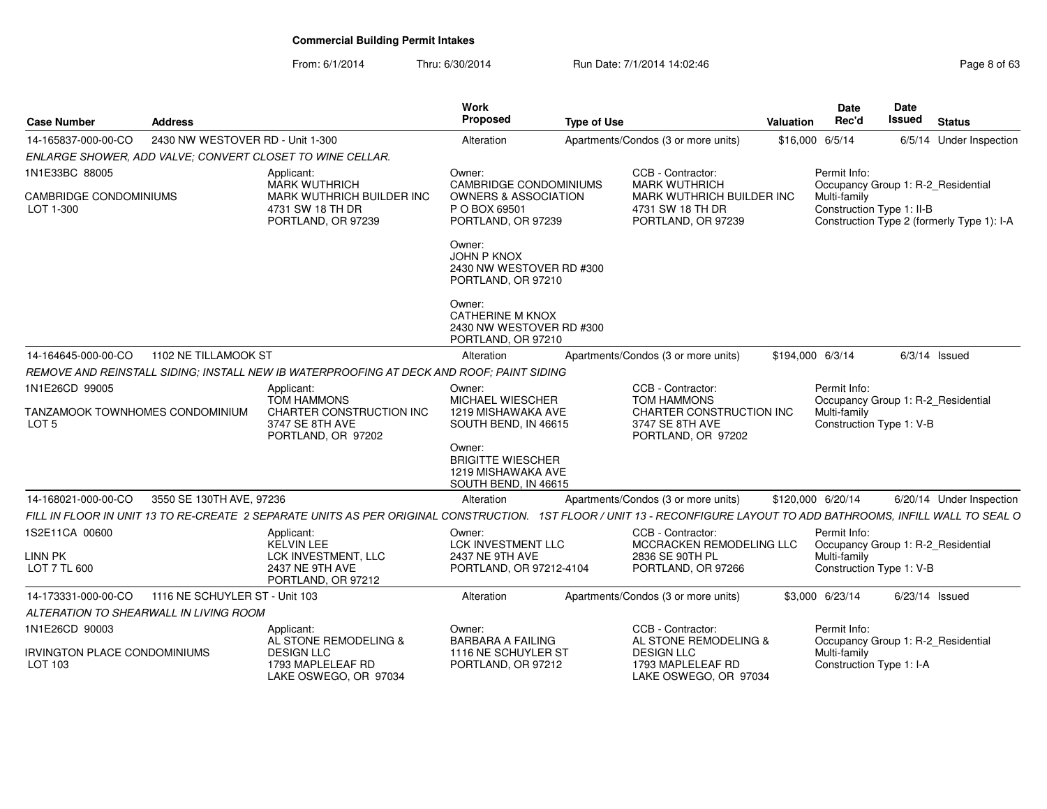**Commercial Building Permit Intakes**

From: 6/1/2014 Thru: 6/30/2014 Run Date: 7/1/2014 14:02:46

| Case Number | Address | Work Proposed | Type of Use | Valuation | Date Rec'd | Date Issued | Status |
|---|---|---|---|---|---|---|---|
| 14-165837-000-00-CO | 2430 NW WESTOVER RD - Unit 1-300 | Alteration | Apartments/Condos (3 or more units) | $16,000 | 6/5/14 | 6/5/14 | Under Inspection |

*ENLARGE SHOWER, ADD VALVE; CONVERT CLOSET TO WINE CELLAR.*

1N1E33BC 88005

CAMBRIDGE CONDOMINIUMS
LOT 1-300

Applicant:
MARK WUTHRICH
MARK WUTHRICH BUILDER INC
4731 SW 18 TH DR
PORTLAND, OR 97239

Owner:
CAMBRIDGE CONDOMINIUMS OWNERS & ASSOCIATION
P O BOX 69501
PORTLAND, OR 97239

Owner:
JOHN P KNOX
2430 NW WESTOVER RD #300
PORTLAND, OR 97210

Owner:
CATHERINE M KNOX
2430 NW WESTOVER RD #300
PORTLAND, OR 97210

CCB - Contractor:
MARK WUTHRICH
MARK WUTHRICH BUILDER INC
4731 SW 18 TH DR
PORTLAND, OR 97239

Permit Info:
Occupancy Group 1: R-2_Residential Multi-family
Construction Type 1: II-B
Construction Type 2 (formerly Type 1): I-A

| Case Number | Address | Work Proposed | Type of Use | Valuation | Date Rec'd | Date Issued | Status |
|---|---|---|---|---|---|---|---|
| 14-164645-000-00-CO | 1102 NE TILLAMOOK ST | Alteration | Apartments/Condos (3 or more units) | $194,000 | 6/3/14 | 6/3/14 | Issued |

*REMOVE AND REINSTALL SIDING; INSTALL NEW IB WATERPROOFING AT DECK AND ROOF; PAINT SIDING*

1N1E26CD 99005

TANZAMOOK TOWNHOMES CONDOMINIUM
LOT 5

Applicant:
TOM HAMMONS
CHARTER CONSTRUCTION INC
3747 SE 8TH AVE
PORTLAND, OR 97202

Owner:
MICHAEL WIESCHER
1219 MISHAWAKA AVE
SOUTH BEND, IN 46615

Owner:
BRIGITTE WIESCHER
1219 MISHAWAKA AVE
SOUTH BEND, IN 46615

CCB - Contractor:
TOM HAMMONS
CHARTER CONSTRUCTION INC
3747 SE 8TH AVE
PORTLAND, OR 97202

Permit Info:
Occupancy Group 1: R-2_Residential Multi-family
Construction Type 1: V-B

| Case Number | Address | Work Proposed | Type of Use | Valuation | Date Rec'd | Date Issued | Status |
|---|---|---|---|---|---|---|---|
| 14-168021-000-00-CO | 3550 SE 130TH AVE, 97236 | Alteration | Apartments/Condos (3 or more units) | $120,000 | 6/20/14 | 6/20/14 | Under Inspection |

*FILL IN FLOOR IN UNIT 13 TO RE-CREATE 2 SEPARATE UNITS AS PER ORIGINAL CONSTRUCTION. 1ST FLOOR / UNIT 13 - RECONFIGURE LAYOUT TO ADD BATHROOMS, INFILL WALL TO SEAL O*

1S2E11CA 00600

LINN PK
LOT 7 TL 600

Applicant:
KELVIN LEE
LCK INVESTMENT, LLC
2437 NE 9TH AVE
PORTLAND, OR 97212

Owner:
LCK INVESTMENT LLC
2437 NE 9TH AVE
PORTLAND, OR 97212-4104

CCB - Contractor:
MCCRACKEN REMODELING LLC
2836 SE 90TH PL
PORTLAND, OR 97266

Permit Info:
Occupancy Group 1: R-2_Residential Multi-family
Construction Type 1: V-B

| Case Number | Address | Work Proposed | Type of Use | Valuation | Date Rec'd | Date Issued | Status |
|---|---|---|---|---|---|---|---|
| 14-173331-000-00-CO | 1116 NE SCHUYLER ST - Unit 103 | Alteration | Apartments/Condos (3 or more units) | $3,000 | 6/23/14 | 6/23/14 | Issued |

*ALTERATION TO SHEARWALL IN LIVING ROOM*

1N1E26CD 90003

IRVINGTON PLACE CONDOMINIUMS
LOT 103

Applicant:
AL STONE REMODELING & DESIGN LLC
1793 MAPLELEAF RD
LAKE OSWEGO, OR 97034

Owner:
BARBARA A FAILING
1116 NE SCHUYLER ST
PORTLAND, OR 97212

CCB - Contractor:
AL STONE REMODELING & DESIGN LLC
1793 MAPLELEAF RD
LAKE OSWEGO, OR 97034

Permit Info:
Occupancy Group 1: R-2_Residential Multi-family
Construction Type 1: I-A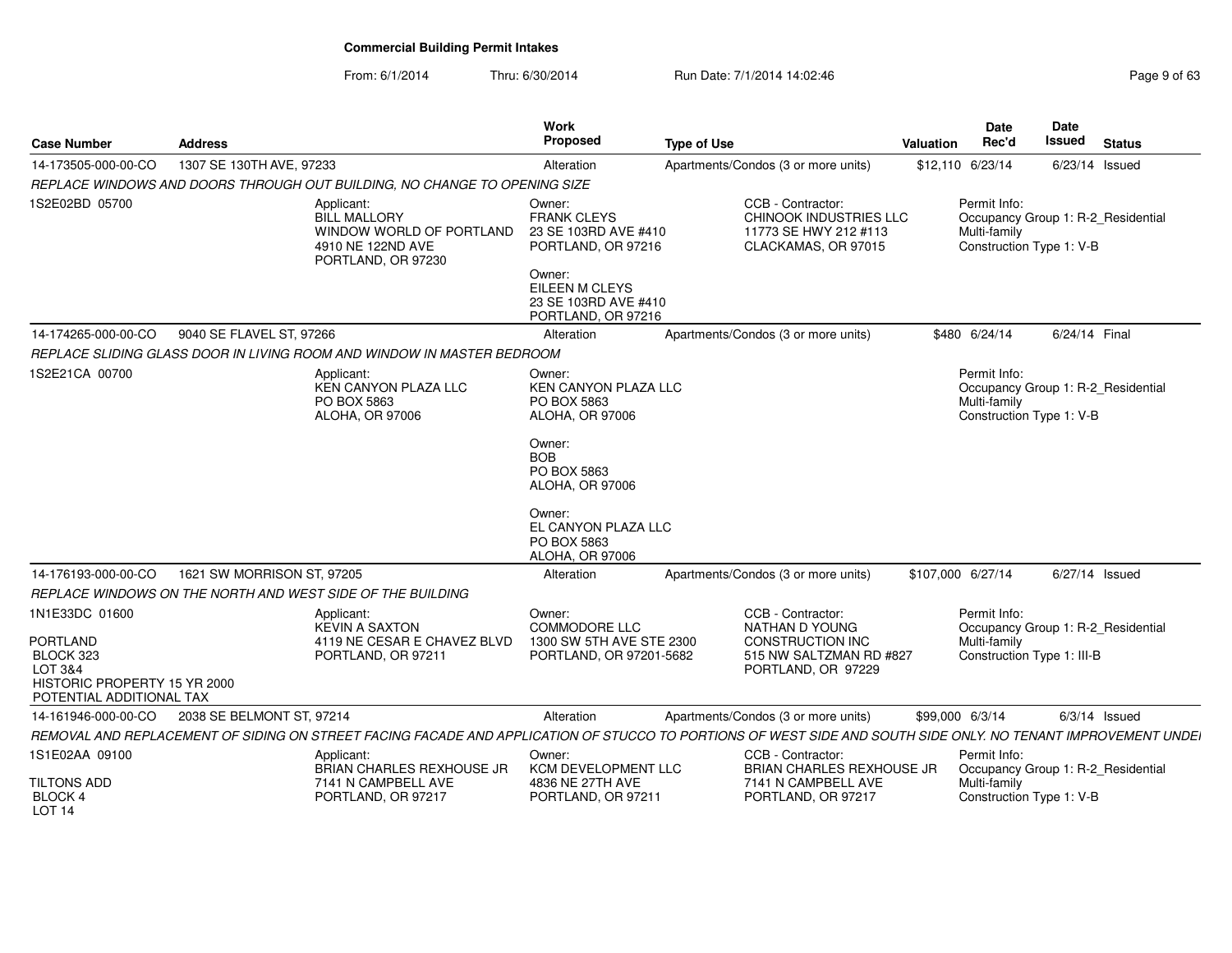**Commercial Building Permit Intakes**

From: 6/1/2014 Thru: 6/30/2014 Run Date: 7/1/2014 14:02:46

| Case Number | Address | Work Proposed | Type of Use | Valuation | Date Rec'd | Date Issued | Status |
|---|---|---|---|---|---|---|---|
| 14-173505-000-00-CO | 1307 SE 130TH AVE, 97233 | Alteration | Apartments/Condos (3 or more units) | $12,110 | 6/23/14 | 6/23/14 | Issued |

*REPLACE WINDOWS AND DOORS THROUGH OUT BUILDING, NO CHANGE TO OPENING SIZE*

1S2E02BD 05700

Applicant: BILL MALLORY, WINDOW WORLD OF PORTLAND, 4910 NE 122ND AVE, PORTLAND, OR 97230

Owner: FRANK CLEYS, 23 SE 103RD AVE #410, PORTLAND, OR 97216

Owner: EILEEN M CLEYS, 23 SE 103RD AVE #410, PORTLAND, OR 97216

CCB - Contractor: CHINOOK INDUSTRIES LLC, 11773 SE HWY 212 #113, CLACKAMAS, OR 97015

Permit Info: Occupancy Group 1: R-2_Residential Multi-family; Construction Type 1: V-B

| Case Number | Address | Work Proposed | Type of Use | Valuation | Date Rec'd | Date Issued | Status |
|---|---|---|---|---|---|---|---|
| 14-174265-000-00-CO | 9040 SE FLAVEL ST, 97266 | Alteration | Apartments/Condos (3 or more units) | $480 | 6/24/14 | 6/24/14 | Final |

*REPLACE SLIDING GLASS DOOR IN LIVING ROOM AND WINDOW IN MASTER BEDROOM*

1S2E21CA 00700

Applicant: KEN CANYON PLAZA LLC, PO BOX 5863, ALOHA, OR 97006

Owner: KEN CANYON PLAZA LLC, PO BOX 5863, ALOHA, OR 97006

Owner: BOB, PO BOX 5863, ALOHA, OR 97006

Owner: EL CANYON PLAZA LLC, PO BOX 5863, ALOHA, OR 97006

Permit Info: Occupancy Group 1: R-2_Residential Multi-family; Construction Type 1: V-B

| Case Number | Address | Work Proposed | Type of Use | Valuation | Date Rec'd | Date Issued | Status |
|---|---|---|---|---|---|---|---|
| 14-176193-000-00-CO | 1621 SW MORRISON ST, 97205 | Alteration | Apartments/Condos (3 or more units) | $107,000 | 6/27/14 | 6/27/14 | Issued |

*REPLACE WINDOWS ON THE NORTH AND WEST SIDE OF THE BUILDING*

1N1E33DC 01600

PORTLAND
BLOCK 323
LOT 3&4
HISTORIC PROPERTY 15 YR 2000
POTENTIAL ADDITIONAL TAX

Applicant: KEVIN A SAXTON, 4119 NE CESAR E CHAVEZ BLVD, PORTLAND, OR 97211

Owner: COMMODORE LLC, 1300 SW 5TH AVE STE 2300, PORTLAND, OR 97201-5682

CCB - Contractor: NATHAN D YOUNG CONSTRUCTION INC, 515 NW SALTZMAN RD #827, PORTLAND, OR 97229

Permit Info: Occupancy Group 1: R-2_Residential Multi-family; Construction Type 1: III-B

| Case Number | Address | Work Proposed | Type of Use | Valuation | Date Rec'd | Date Issued | Status |
|---|---|---|---|---|---|---|---|
| 14-161946-000-00-CO | 2038 SE BELMONT ST, 97214 | Alteration | Apartments/Condos (3 or more units) | $99,000 | 6/3/14 | 6/3/14 | Issued |

*REMOVAL AND REPLACEMENT OF SIDING ON STREET FACING FACADE AND APPLICATION OF STUCCO TO PORTIONS OF WEST SIDE AND SOUTH SIDE ONLY. NO TENANT IMPROVEMENT UNDEI*

1S1E02AA 09100

TILTONS ADD
BLOCK 4
LOT 14

Applicant: BRIAN CHARLES REXHOUSE JR, 7141 N CAMPBELL AVE, PORTLAND, OR 97217

Owner: KCM DEVELOPMENT LLC, 4836 NE 27TH AVE, PORTLAND, OR 97211

CCB - Contractor: BRIAN CHARLES REXHOUSE JR, 7141 N CAMPBELL AVE, PORTLAND, OR 97217

Permit Info: Occupancy Group 1: R-2_Residential Multi-family; Construction Type 1: V-B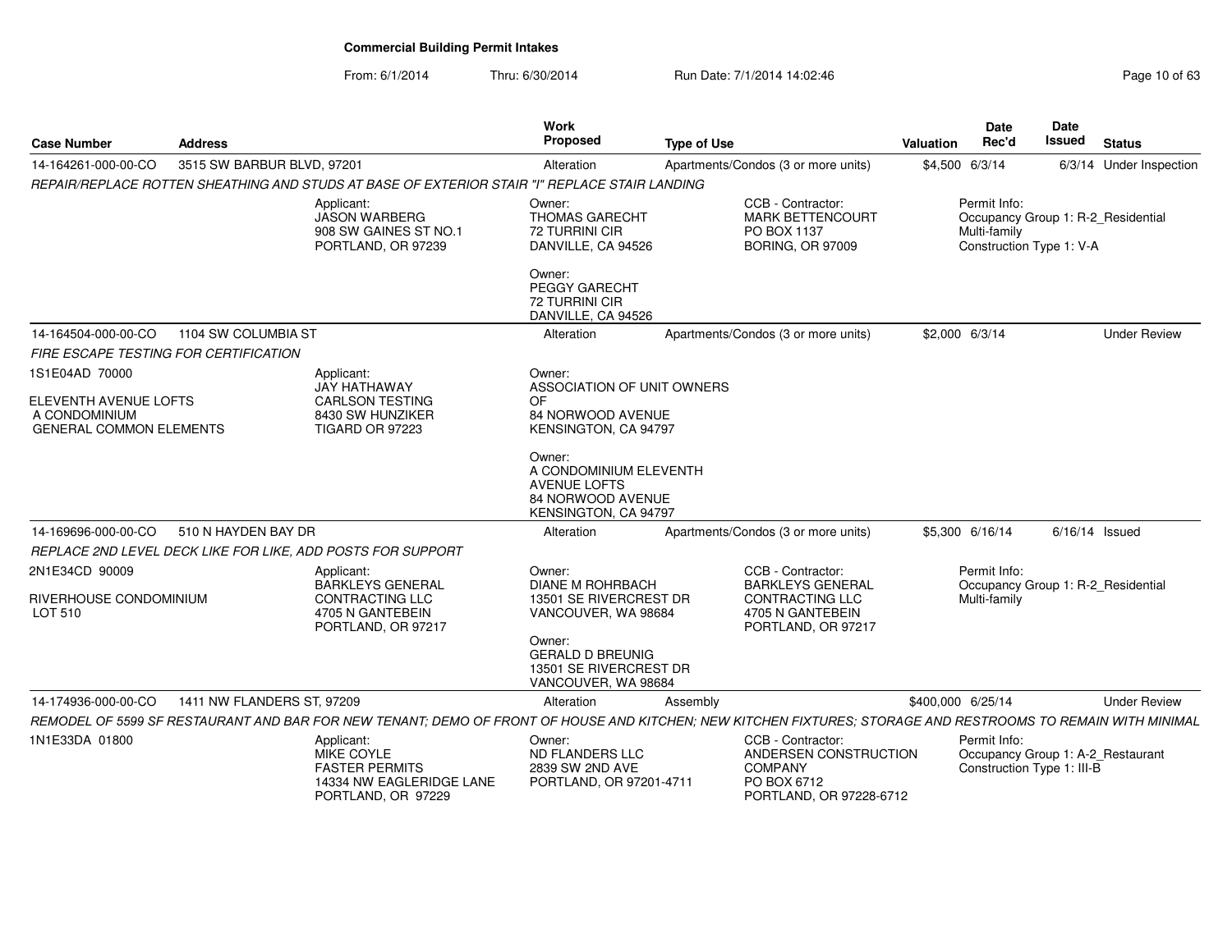# Commercial Building Permit Intakes

From: 6/1/2014 Thru: 6/30/2014 Run Date: 7/1/2014 14:02:46

| Case Number | Address | Work Proposed | Type of Use | Valuation | Date Rec'd | Date Issued | Status |
|---|---|---|---|---|---|---|---|
| 14-164261-000-00-CO | 3515 SW BARBUR BLVD, 97201 | Alteration | Apartments/Condos (3 or more units) | $4,500 | 6/3/14 | 6/3/14 | Under Inspection |

*REPAIR/REPLACE ROTTEN SHEATHING AND STUDS AT BASE OF EXTERIOR STAIR "I" REPLACE STAIR LANDING*

Applicant:
JASON WARBERG
908 SW GAINES ST NO.1
PORTLAND, OR 97239

Owner:
THOMAS GARECHT
72 TURRINI CIR
DANVILLE, CA 94526

Owner:
PEGGY GARECHT
72 TURRINI CIR
DANVILLE, CA 94526

CCB - Contractor:
MARK BETTENCOURT
PO BOX 1137
BORING, OR 97009

Permit Info:
Occupancy Group 1: R-2_Residential Multi-family
Construction Type 1: V-A

---

| Case Number | Address | Work Proposed | Type of Use | Valuation | Date Rec'd | Date Issued | Status |
|---|---|---|---|---|---|---|---|
| 14-164504-000-00-CO | 1104 SW COLUMBIA ST | Alteration | Apartments/Condos (3 or more units) | $2,000 | 6/3/14 | | Under Review |

*FIRE ESCAPE TESTING FOR CERTIFICATION*

1S1E04AD 70000

ELEVENTH AVENUE LOFTS
A CONDOMINIUM
GENERAL COMMON ELEMENTS

Applicant:
JAY HATHAWAY
CARLSON TESTING
8430 SW HUNZIKER
TIGARD OR 97223

Owner:
ASSOCIATION OF UNIT OWNERS OF
84 NORWOOD AVENUE
KENSINGTON, CA 94797

Owner:
A CONDOMINIUM ELEVENTH AVENUE LOFTS
84 NORWOOD AVENUE
KENSINGTON, CA 94797

---

| Case Number | Address | Work Proposed | Type of Use | Valuation | Date Rec'd | Date Issued | Status |
|---|---|---|---|---|---|---|---|
| 14-169696-000-00-CO | 510 N HAYDEN BAY DR | Alteration | Apartments/Condos (3 or more units) | $5,300 | 6/16/14 | 6/16/14 | Issued |

*REPLACE 2ND LEVEL DECK LIKE FOR LIKE, ADD POSTS FOR SUPPORT*

2N1E34CD 90009

RIVERHOUSE CONDOMINIUM
LOT 510

Applicant:
BARKLEYS GENERAL CONTRACTING LLC
4705 N GANTEBEIN
PORTLAND, OR 97217

Owner:
DIANE M ROHRBACH
13501 SE RIVERCREST DR
VANCOUVER, WA 98684

Owner:
GERALD D BREUNIG
13501 SE RIVERCREST DR
VANCOUVER, WA 98684

CCB - Contractor:
BARKLEYS GENERAL CONTRACTING LLC
4705 N GANTEBEIN
PORTLAND, OR 97217

Permit Info:
Occupancy Group 1: R-2_Residential Multi-family

---

| Case Number | Address | Work Proposed | Type of Use | Valuation | Date Rec'd | Date Issued | Status |
|---|---|---|---|---|---|---|---|
| 14-174936-000-00-CO | 1411 NW FLANDERS ST, 97209 | Alteration | Assembly | $400,000 | 6/25/14 | | Under Review |

*REMODEL OF 5599 SF RESTAURANT AND BAR FOR NEW TENANT; DEMO OF FRONT OF HOUSE AND KITCHEN; NEW KITCHEN FIXTURES; STORAGE AND RESTROOMS TO REMAIN WITH MINIMAL*

1N1E33DA 01800

Applicant:
MIKE COYLE
FASTER PERMITS
14334 NW EAGLERIDGE LANE
PORTLAND, OR 97229

Owner:
ND FLANDERS LLC
2839 SW 2ND AVE
PORTLAND, OR 97201-4711

CCB - Contractor:
ANDERSEN CONSTRUCTION COMPANY
PO BOX 6712
PORTLAND, OR 97228-6712

Permit Info:
Occupancy Group 1: A-2_Restaurant
Construction Type 1: III-B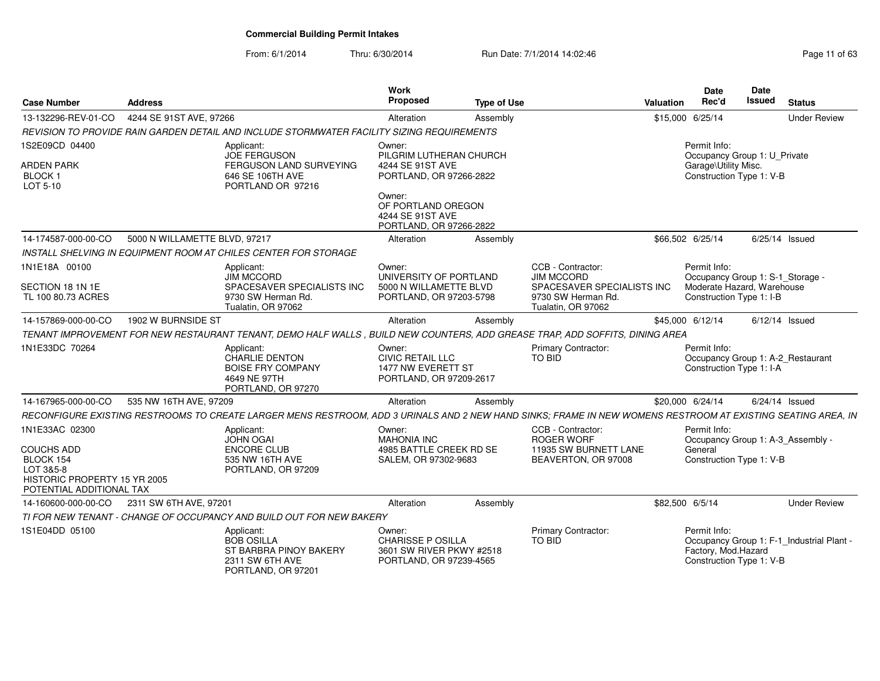# Commercial Building Permit Intakes

From: 6/1/2014 Thru: 6/30/2014 Run Date: 7/1/2014 14:02:46

| Case Number | Address | Work Proposed | Type of Use | Valuation | Date Rec'd | Date Issued | Status |
|---|---|---|---|---|---|---|---|
| 13-132296-REV-01-CO | 4244 SE 91ST AVE, 97266 | Alteration | Assembly | $15,000 | 6/25/14 | | Under Review |

*REVISION TO PROVIDE RAIN GARDEN DETAIL AND INCLUDE STORMWATER FACILITY SIZING REQUIREMENTS*

1S2E09CD 04400
ARDEN PARK
BLOCK 1
LOT 5-10

Applicant:
JOE FERGUSON
FERGUSON LAND SURVEYING
646 SE 106TH AVE
PORTLAND OR 97216

Owner:
PILGRIM LUTHERAN CHURCH
4244 SE 91ST AVE
PORTLAND, OR 97266-2822

Owner:
OF PORTLAND OREGON
4244 SE 91ST AVE
PORTLAND, OR 97266-2822

Permit Info:
Occupancy Group 1: U_Private Garage\Utility Misc.
Construction Type 1: V-B

| Case Number | Address | Work Proposed | Type of Use | Valuation | Date Rec'd | Date Issued | Status |
|---|---|---|---|---|---|---|---|
| 14-174587-000-00-CO | 5000 N WILLAMETTE BLVD, 97217 | Alteration | Assembly | $66,502 | 6/25/14 | 6/25/14 | Issued |

*INSTALL SHELVING IN EQUIPMENT ROOM AT CHILES CENTER FOR STORAGE*

1N1E18A 00100
SECTION 18 1N 1E
TL 100 80.73 ACRES

Applicant:
JIM MCCORD
SPACESAVER SPECIALISTS INC
9730 SW Herman Rd.
Tualatin, OR 97062

Owner:
UNIVERSITY OF PORTLAND
5000 N WILLAMETTE BLVD
PORTLAND, OR 97203-5798

CCB - Contractor:
JIM MCCORD
SPACESAVER SPECIALISTS INC
9730 SW Herman Rd.
Tualatin, OR 97062

Permit Info:
Occupancy Group 1: S-1_Storage - Moderate Hazard, Warehouse
Construction Type 1: I-B

| Case Number | Address | Work Proposed | Type of Use | Valuation | Date Rec'd | Date Issued | Status |
|---|---|---|---|---|---|---|---|
| 14-157869-000-00-CO | 1902 W BURNSIDE ST | Alteration | Assembly | $45,000 | 6/12/14 | 6/12/14 | Issued |

*TENANT IMPROVEMENT FOR NEW RESTAURANT TENANT, DEMO HALF WALLS , BUILD NEW COUNTERS, ADD GREASE TRAP, ADD SOFFITS, DINING AREA*

1N1E33DC 70264

Applicant:
CHARLIE DENTON
BOISE FRY COMPANY
4649 NE 97TH
PORTLAND, OR 97270

Owner:
CIVIC RETAIL LLC
1477 NW EVERETT ST
PORTLAND, OR 97209-2617

Primary Contractor:
TO BID

Permit Info:
Occupancy Group 1: A-2_Restaurant
Construction Type 1: I-A

| Case Number | Address | Work Proposed | Type of Use | Valuation | Date Rec'd | Date Issued | Status |
|---|---|---|---|---|---|---|---|
| 14-167965-000-00-CO | 535 NW 16TH AVE, 97209 | Alteration | Assembly | $20,000 | 6/24/14 | 6/24/14 | Issued |

*RECONFIGURE EXISTING RESTROOMS TO CREATE LARGER MENS RESTROOM, ADD 3 URINALS AND 2 NEW HAND SINKS; FRAME IN NEW WOMENS RESTROOM AT EXISTING SEATING AREA, IN*

1N1E33AC 02300
COUCHS ADD
BLOCK 154
LOT 3&5-8
HISTORIC PROPERTY 15 YR 2005
POTENTIAL ADDITIONAL TAX

Applicant:
JOHN OGAI
ENCORE CLUB
535 NW 16TH AVE
PORTLAND, OR 97209

Owner:
MAHONIA INC
4985 BATTLE CREEK RD SE
SALEM, OR 97302-9683

CCB - Contractor:
ROGER WORF
11935 SW BURNETT LANE
BEAVERTON, OR 97008

Permit Info:
Occupancy Group 1: A-3_Assembly - General
Construction Type 1: V-B

| Case Number | Address | Work Proposed | Type of Use | Valuation | Date Rec'd | Date Issued | Status |
|---|---|---|---|---|---|---|---|
| 14-160600-000-00-CO | 2311 SW 6TH AVE, 97201 | Alteration | Assembly | $82,500 | 6/5/14 | | Under Review |

*TI FOR NEW TENANT - CHANGE OF OCCUPANCY AND BUILD OUT FOR NEW BAKERY*

1S1E04DD 05100

Applicant:
BOB OSILLA
ST BARBRA PINOY BAKERY
2311 SW 6TH AVE
PORTLAND, OR 97201

Owner:
CHARISSE P OSILLA
3601 SW RIVER PKWY #2518
PORTLAND, OR 97239-4565

Primary Contractor:
TO BID

Permit Info:
Occupancy Group 1: F-1_Industrial Plant - Factory, Mod.Hazard
Construction Type 1: V-B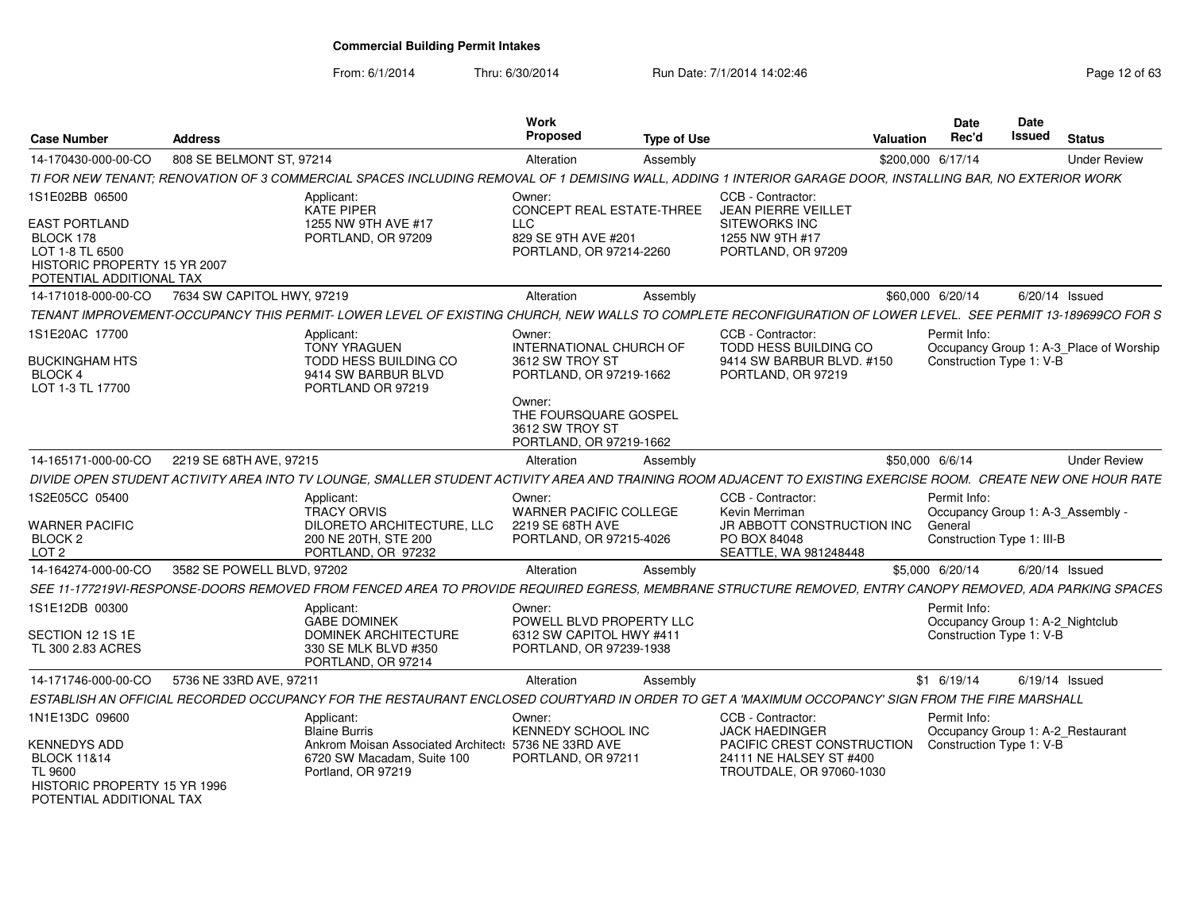# Commercial Building Permit Intakes

From: 6/1/2014 Thru: 6/30/2014 Run Date: 7/1/2014 14:02:46

| Case Number | Address | Work Proposed | Type of Use | Valuation | Date Rec'd | Date Issued | Status |
|---|---|---|---|---|---|---|---|
| 14-170430-000-00-CO | 808 SE BELMONT ST, 97214 | Alteration | Assembly | $200,000 | 6/17/14 | | Under Review |

TI FOR NEW TENANT; RENOVATION OF 3 COMMERCIAL SPACES INCLUDING REMOVAL OF 1 DEMISING WALL, ADDING 1 INTERIOR GARAGE DOOR, INSTALLING BAR, NO EXTERIOR WORK

1S1E02BB 06500
EAST PORTLAND
BLOCK 178
LOT 1-8 TL 6500
HISTORIC PROPERTY 15 YR 2007
POTENTIAL ADDITIONAL TAX

Applicant:
KATE PIPER
1255 NW 9TH AVE #17
PORTLAND, OR 97209

Owner:
CONCEPT REAL ESTATE-THREE LLC
829 SE 9TH AVE #201
PORTLAND, OR 97214-2260

CCB - Contractor:
JEAN PIERRE VEILLET
SITEWORKS INC
1255 NW 9TH #17
PORTLAND, OR 97209

---

| Case Number | Address | Work Proposed | Type of Use | Valuation | Date Rec'd | Date Issued | Status |
|---|---|---|---|---|---|---|---|
| 14-171018-000-00-CO | 7634 SW CAPITOL HWY, 97219 | Alteration | Assembly | $60,000 | 6/20/14 | 6/20/14 | Issued |

TENANT IMPROVEMENT-OCCUPANCY THIS PERMIT- LOWER LEVEL OF EXISTING CHURCH, NEW WALLS TO COMPLETE RECONFIGURATION OF LOWER LEVEL. SEE PERMIT 13-189699CO FOR S

1S1E20AC 17700
BUCKINGHAM HTS
BLOCK 4
LOT 1-3 TL 17700

Applicant:
TONY YRAGUEN
TODD HESS BUILDING CO
9414 SW BARBUR BLVD
PORTLAND OR 97219

Owner:
INTERNATIONAL CHURCH OF
3612 SW TROY ST
PORTLAND, OR 97219-1662

Owner:
THE FOURSQUARE GOSPEL
3612 SW TROY ST
PORTLAND, OR 97219-1662

CCB - Contractor:
TODD HESS BUILDING CO
9414 SW BARBUR BLVD. #150
PORTLAND, OR 97219

Permit Info:
Occupancy Group 1: A-3_Place of Worship
Construction Type 1: V-B

---

| Case Number | Address | Work Proposed | Type of Use | Valuation | Date Rec'd | Date Issued | Status |
|---|---|---|---|---|---|---|---|
| 14-165171-000-00-CO | 2219 SE 68TH AVE, 97215 | Alteration | Assembly | $50,000 | 6/6/14 | | Under Review |

DIVIDE OPEN STUDENT ACTIVITY AREA INTO TV LOUNGE, SMALLER STUDENT ACTIVITY AREA AND TRAINING ROOM ADJACENT TO EXISTING EXERCISE ROOM. CREATE NEW ONE HOUR RATE

1S2E05CC 05400
WARNER PACIFIC
BLOCK 2
LOT 2

Applicant:
TRACY ORVIS
DILORETO ARCHITECTURE, LLC
200 NE 20TH, STE 200
PORTLAND, OR 97232

Owner:
WARNER PACIFIC COLLEGE
2219 SE 68TH AVE
PORTLAND, OR 97215-4026

CCB - Contractor:
Kevin Merriman
JR ABBOTT CONSTRUCTION INC
PO BOX 84048
SEATTLE, WA 981248448

Permit Info:
Occupancy Group 1: A-3_Assembly - General
Construction Type 1: III-B

---

| Case Number | Address | Work Proposed | Type of Use | Valuation | Date Rec'd | Date Issued | Status |
|---|---|---|---|---|---|---|---|
| 14-164274-000-00-CO | 3582 SE POWELL BLVD, 97202 | Alteration | Assembly | $5,000 | 6/20/14 | 6/20/14 | Issued |

SEE 11-177219VI-RESPONSE-DOORS REMOVED FROM FENCED AREA TO PROVIDE REQUIRED EGRESS, MEMBRANE STRUCTURE REMOVED, ENTRY CANOPY REMOVED, ADA PARKING SPACES

1S1E12DB 00300
SECTION 12 1S 1E
TL 300 2.83 ACRES

Applicant:
GABE DOMINEK
DOMINEK ARCHITECTURE
330 SE MLK BLVD #350
PORTLAND, OR 97214

Owner:
POWELL BLVD PROPERTY LLC
6312 SW CAPITOL HWY #411
PORTLAND, OR 97239-1938

Permit Info:
Occupancy Group 1: A-2_Nightclub
Construction Type 1: V-B

---

| Case Number | Address | Work Proposed | Type of Use | Valuation | Date Rec'd | Date Issued | Status |
|---|---|---|---|---|---|---|---|
| 14-171746-000-00-CO | 5736 NE 33RD AVE, 97211 | Alteration | Assembly | $1 | 6/19/14 | 6/19/14 | Issued |

ESTABLISH AN OFFICIAL RECORDED OCCUPANCY FOR THE RESTAURANT ENCLOSED COURTYARD IN ORDER TO GET A 'MAXIMUM OCCOPANCY' SIGN FROM THE FIRE MARSHALL

1N1E13DC 09600
KENNEDYS ADD
BLOCK 11&14
TL 9600
HISTORIC PROPERTY 15 YR 1996
POTENTIAL ADDITIONAL TAX

Applicant:
Blaine Burris
Ankrom Moisan Associated Architects
6720 SW Macadam, Suite 100
Portland, OR 97219

Owner:
KENNEDY SCHOOL INC
5736 NE 33RD AVE
PORTLAND, OR 97211

CCB - Contractor:
JACK HAEDINGER
PACIFIC CREST CONSTRUCTION
24111 NE HALSEY ST #400
TROUTDALE, OR 97060-1030

Permit Info:
Occupancy Group 1: A-2_Restaurant
Construction Type 1: V-B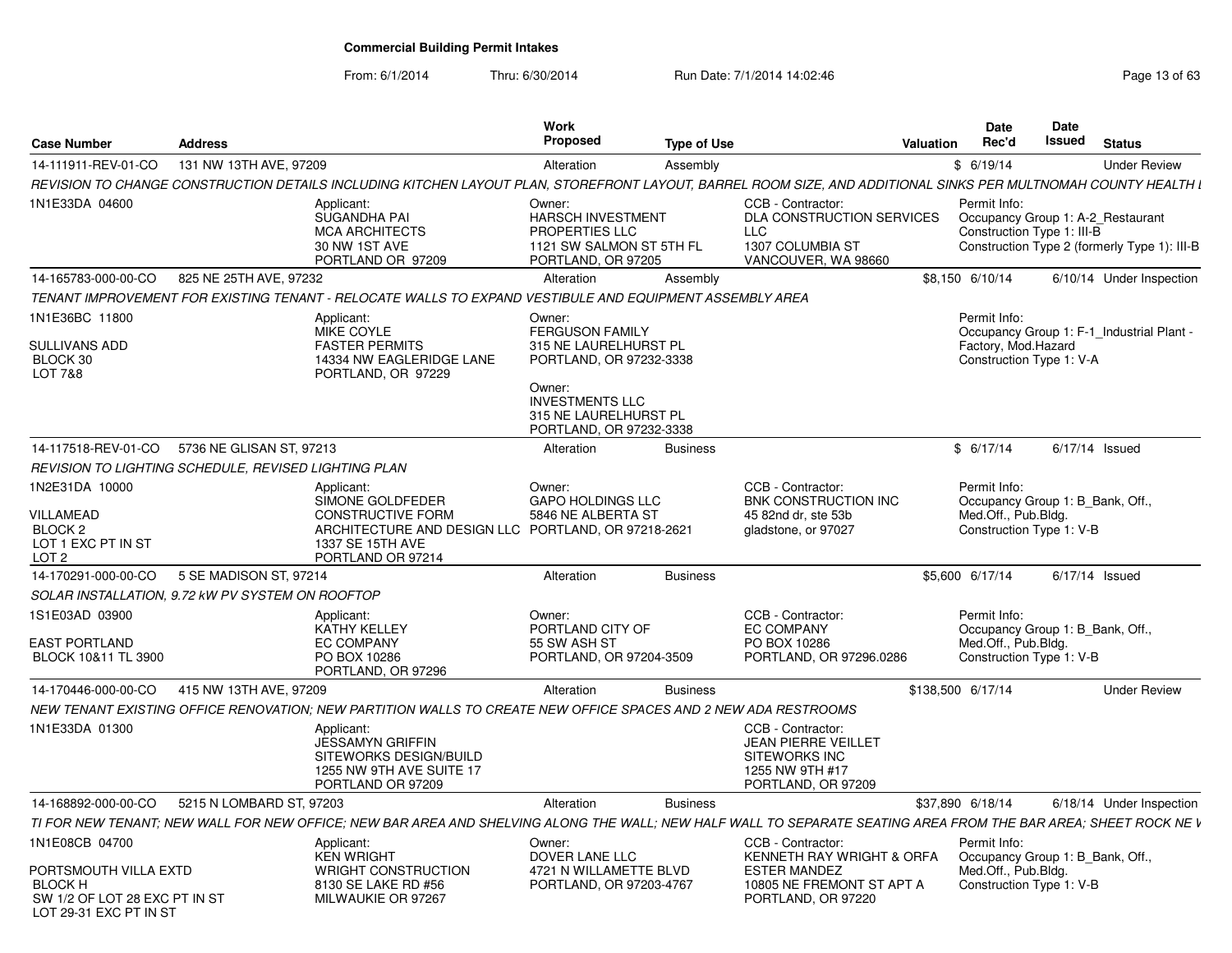# Commercial Building Permit Intakes

From: 6/1/2014 Thru: 6/30/2014 Run Date: 7/1/2014 14:02:46

| Case Number | Address | Work Proposed | Type of Use | Valuation | Date Rec'd | Date Issued | Status |
|---|---|---|---|---|---|---|---|
| 14-111911-REV-01-CO | 131 NW 13TH AVE, 97209 | Alteration | Assembly | $ | 6/19/14 | | Under Review |

REVISION TO CHANGE CONSTRUCTION DETAILS INCLUDING KITCHEN LAYOUT PLAN, STOREFRONT LAYOUT, BARREL ROOM SIZE, AND ADDITIONAL SINKS PER MULTNOMAH COUNTY HEALTH I

- 1N1E33DA 04600
- Applicant: SUGANDHA PAI, MCA ARCHITECTS, 30 NW 1ST AVE, PORTLAND OR 97209
- Owner: HARSCH INVESTMENT PROPERTIES LLC, 1121 SW SALMON ST 5TH FL, PORTLAND, OR 97205
- CCB - Contractor: DLA CONSTRUCTION SERVICES LLC, 1307 COLUMBIA ST, VANCOUVER, WA 98660
- Permit Info: Occupancy Group 1: A-2_Restaurant; Construction Type 1: III-B; Construction Type 2 (formerly Type 1): III-B

| Case Number | Address | Work Proposed | Type of Use | Valuation | Date Rec'd | Date Issued | Status |
|---|---|---|---|---|---|---|---|
| 14-165783-000-00-CO | 825 NE 25TH AVE, 97232 | Alteration | Assembly | $8,150 | 6/10/14 | 6/10/14 | Under Inspection |

TENANT IMPROVEMENT FOR EXISTING TENANT - RELOCATE WALLS TO EXPAND VESTIBULE AND EQUIPMENT ASSEMBLY AREA

- 1N1E36BC 11800; SULLIVANS ADD, BLOCK 30, LOT 7&8
- Applicant: MIKE COYLE, FASTER PERMITS, 14334 NW EAGLERIDGE LANE, PORTLAND, OR 97229
- Owner: FERGUSON FAMILY, 315 NE LAURELHURST PL, PORTLAND, OR 97232-3338
- Owner: INVESTMENTS LLC, 315 NE LAURELHURST PL, PORTLAND, OR 97232-3338
- Permit Info: Occupancy Group 1: F-1_Industrial Plant - Factory, Mod.Hazard; Construction Type 1: V-A

| Case Number | Address | Work Proposed | Type of Use | Valuation | Date Rec'd | Date Issued | Status |
|---|---|---|---|---|---|---|---|
| 14-117518-REV-01-CO | 5736 NE GLISAN ST, 97213 | Alteration | Business | $ | 6/17/14 | 6/17/14 | Issued |

REVISION TO LIGHTING SCHEDULE, REVISED LIGHTING PLAN

- 1N2E31DA 10000; VILLAMEAD, BLOCK 2, LOT 1 EXC PT IN ST, LOT 2
- Applicant: SIMONE GOLDFEDER, CONSTRUCTIVE FORM ARCHITECTURE AND DESIGN LLC, 1337 SE 15TH AVE, PORTLAND OR 97214
- Owner: GAPO HOLDINGS LLC, 5846 NE ALBERTA ST, PORTLAND, OR 97218-2621
- CCB - Contractor: BNK CONSTRUCTION INC, 45 82nd dr, ste 53b, gladstone, or 97027
- Permit Info: Occupancy Group 1: B_Bank, Off., Med.Off., Pub.Bldg.; Construction Type 1: V-B

| Case Number | Address | Work Proposed | Type of Use | Valuation | Date Rec'd | Date Issued | Status |
|---|---|---|---|---|---|---|---|
| 14-170291-000-00-CO | 5 SE MADISON ST, 97214 | Alteration | Business | $5,600 | 6/17/14 | 6/17/14 | Issued |

SOLAR INSTALLATION, 9.72 kW PV SYSTEM ON ROOFTOP

- 1S1E03AD 03900; EAST PORTLAND, BLOCK 10&11 TL 3900
- Applicant: KATHY KELLEY, EC COMPANY, PO BOX 10286, PORTLAND, OR 97296
- Owner: PORTLAND CITY OF, 55 SW ASH ST, PORTLAND, OR 97204-3509
- CCB - Contractor: EC COMPANY, PO BOX 10286, PORTLAND, OR 97296.0286
- Permit Info: Occupancy Group 1: B_Bank, Off., Med.Off., Pub.Bldg.; Construction Type 1: V-B

| Case Number | Address | Work Proposed | Type of Use | Valuation | Date Rec'd | Date Issued | Status |
|---|---|---|---|---|---|---|---|
| 14-170446-000-00-CO | 415 NW 13TH AVE, 97209 | Alteration | Business | $138,500 | 6/17/14 | | Under Review |

NEW TENANT EXISTING OFFICE RENOVATION; NEW PARTITION WALLS TO CREATE NEW OFFICE SPACES AND 2 NEW ADA RESTROOMS

- 1N1E33DA 01300
- Applicant: JESSAMYN GRIFFIN, SITEWORKS DESIGN/BUILD, 1255 NW 9TH AVE SUITE 17, PORTLAND OR 97209
- CCB - Contractor: JEAN PIERRE VEILLET, SITEWORKS INC, 1255 NW 9TH #17, PORTLAND, OR 97209

| Case Number | Address | Work Proposed | Type of Use | Valuation | Date Rec'd | Date Issued | Status |
|---|---|---|---|---|---|---|---|
| 14-168892-000-00-CO | 5215 N LOMBARD ST, 97203 | Alteration | Business | $37,890 | 6/18/14 | 6/18/14 | Under Inspection |

TI FOR NEW TENANT; NEW WALL FOR NEW OFFICE; NEW BAR AREA AND SHELVING ALONG THE WALL; NEW HALF WALL TO SEPARATE SEATING AREA FROM THE BAR AREA; SHEET ROCK NE W

- 1N1E08CB 04700; PORTSMOUTH VILLA EXTD, BLOCK H, SW 1/2 OF LOT 28 EXC PT IN ST, LOT 29-31 EXC PT IN ST
- Applicant: KEN WRIGHT, WRIGHT CONSTRUCTION, 8130 SE LAKE RD #56, MILWAUKIE OR 97267
- Owner: DOVER LANE LLC, 4721 N WILLAMETTE BLVD, PORTLAND, OR 97203-4767
- CCB - Contractor: KENNETH RAY WRIGHT & ORFA ESTER MANDEZ, 10805 NE FREMONT ST APT A, PORTLAND, OR 97220
- Permit Info: Occupancy Group 1: B_Bank, Off., Med.Off., Pub.Bldg.; Construction Type 1: V-B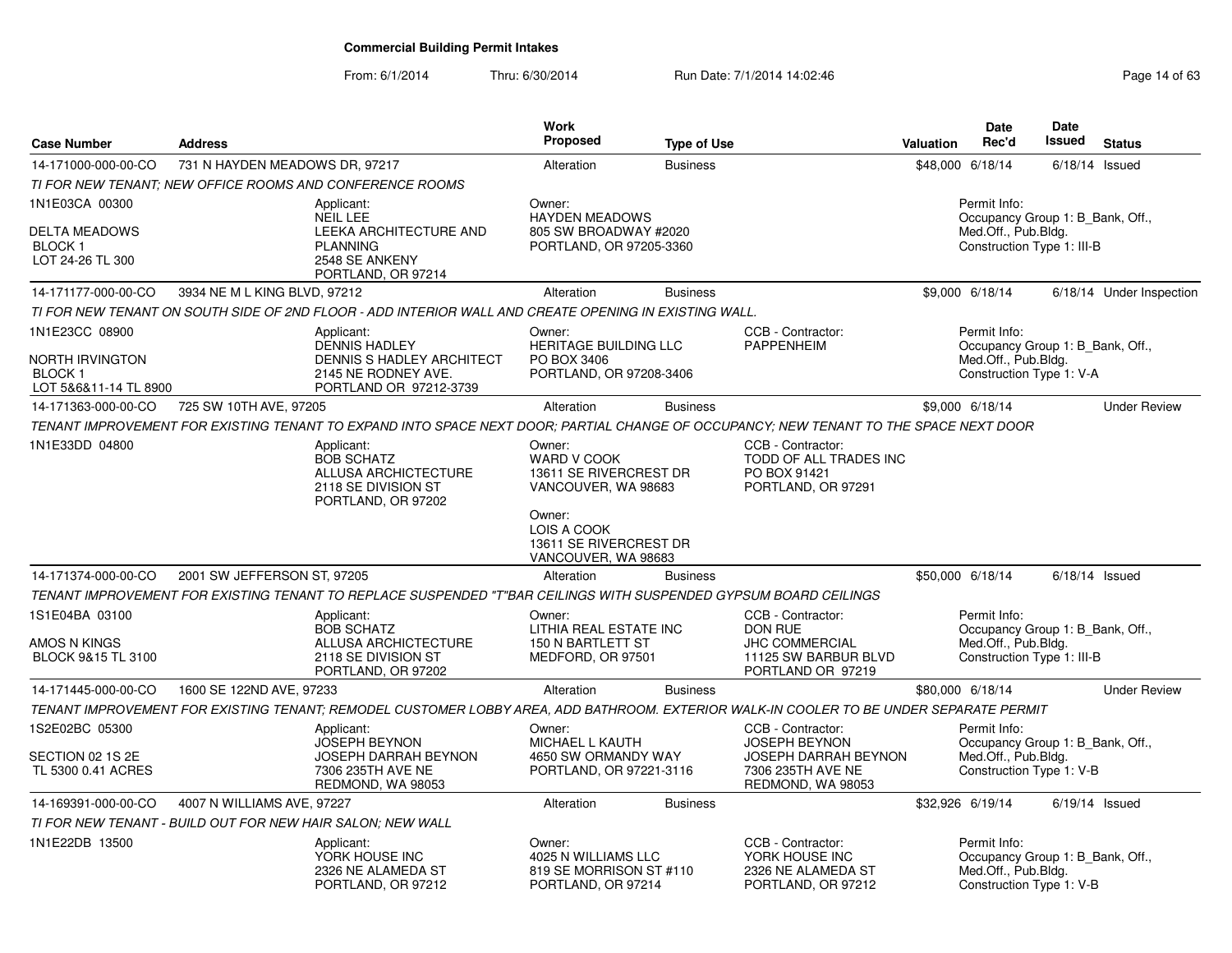# Commercial Building Permit Intakes

From: 6/1/2014 Thru: 6/30/2014 Run Date: 7/1/2014 14:02:46

| Case Number | Address | Work Proposed | Type of Use | Valuation | Date Rec'd | Date Issued | Status |
|---|---|---|---|---|---|---|---|
| 14-171000-000-00-CO | 731 N HAYDEN MEADOWS DR, 97217 | Alteration | Business | $48,000 | 6/18/14 | 6/18/14 | Issued |

*TI FOR NEW TENANT; NEW OFFICE ROOMS AND CONFERENCE ROOMS*

1N1E03CA 00300
DELTA MEADOWS
BLOCK 1
LOT 24-26 TL 300

Applicant:
NEIL LEE
LEEKA ARCHITECTURE AND PLANNING
2548 SE ANKENY
PORTLAND, OR 97214

Owner:
HAYDEN MEADOWS
805 SW BROADWAY #2020
PORTLAND, OR 97205-3360

Permit Info:
Occupancy Group 1: B_Bank, Off., Med.Off., Pub.Bldg.
Construction Type 1: III-B

| Case Number | Address | Work Proposed | Type of Use | Valuation | Date Rec'd | Date Issued | Status |
|---|---|---|---|---|---|---|---|
| 14-171177-000-00-CO | 3934 NE M L KING BLVD, 97212 | Alteration | Business | $9,000 | 6/18/14 | 6/18/14 | Under Inspection |

*TI FOR NEW TENANT ON SOUTH SIDE OF 2ND FLOOR - ADD INTERIOR WALL AND CREATE OPENING IN EXISTING WALL.*

1N1E23CC 08900
NORTH IRVINGTON
BLOCK 1
LOT 5&6&11-14 TL 8900

Applicant:
DENNIS HADLEY
DENNIS S HADLEY ARCHITECT
2145 NE RODNEY AVE.
PORTLAND OR 97212-3739

Owner:
HERITAGE BUILDING LLC
PO BOX 3406
PORTLAND, OR 97208-3406

CCB - Contractor:
PAPPENHEIM

Permit Info:
Occupancy Group 1: B_Bank, Off., Med.Off., Pub.Bldg.
Construction Type 1: V-A

| Case Number | Address | Work Proposed | Type of Use | Valuation | Date Rec'd | Date Issued | Status |
|---|---|---|---|---|---|---|---|
| 14-171363-000-00-CO | 725 SW 10TH AVE, 97205 | Alteration | Business | $9,000 | 6/18/14 | | Under Review |

*TENANT IMPROVEMENT FOR EXISTING TENANT TO EXPAND INTO SPACE NEXT DOOR; PARTIAL CHANGE OF OCCUPANCY; NEW TENANT TO THE SPACE NEXT DOOR*

1N1E33DD 04800

Applicant:
BOB SCHATZ
ALLUSA ARCHICTECTURE
2118 SE DIVISION ST
PORTLAND, OR 97202

Owner:
WARD V COOK
13611 SE RIVERCREST DR
VANCOUVER, WA 98683

Owner:
LOIS A COOK
13611 SE RIVERCREST DR
VANCOUVER, WA 98683

CCB - Contractor:
TODD OF ALL TRADES INC
PO BOX 91421
PORTLAND, OR 97291

| Case Number | Address | Work Proposed | Type of Use | Valuation | Date Rec'd | Date Issued | Status |
|---|---|---|---|---|---|---|---|
| 14-171374-000-00-CO | 2001 SW JEFFERSON ST, 97205 | Alteration | Business | $50,000 | 6/18/14 | 6/18/14 | Issued |

*TENANT IMPROVEMENT FOR EXISTING TENANT TO REPLACE SUSPENDED "T"BAR CEILINGS WITH SUSPENDED GYPSUM BOARD CEILINGS*

1S1E04BA 03100
AMOS N KINGS
BLOCK 9&15 TL 3100

Applicant:
BOB SCHATZ
ALLUSA ARCHICTECTURE
2118 SE DIVISION ST
PORTLAND, OR 97202

Owner:
LITHIA REAL ESTATE INC
150 N BARTLETT ST
MEDFORD, OR 97501

CCB - Contractor:
DON RUE
JHC COMMERCIAL
11125 SW BARBUR BLVD
PORTLAND OR 97219

Permit Info:
Occupancy Group 1: B_Bank, Off., Med.Off., Pub.Bldg.
Construction Type 1: III-B

| Case Number | Address | Work Proposed | Type of Use | Valuation | Date Rec'd | Date Issued | Status |
|---|---|---|---|---|---|---|---|
| 14-171445-000-00-CO | 1600 SE 122ND AVE, 97233 | Alteration | Business | $80,000 | 6/18/14 | | Under Review |

*TENANT IMPROVEMENT FOR EXISTING TENANT; REMODEL CUSTOMER LOBBY AREA, ADD BATHROOM. EXTERIOR WALK-IN COOLER TO BE UNDER SEPARATE PERMIT*

1S2E02BC 05300
SECTION 02 1S 2E
TL 5300 0.41 ACRES

Applicant:
JOSEPH BEYNON
JOSEPH DARRAH BEYNON
7306 235TH AVE NE
REDMOND, WA 98053

Owner:
MICHAEL L KAUTH
4650 SW ORMANDY WAY
PORTLAND, OR 97221-3116

CCB - Contractor:
JOSEPH BEYNON
JOSEPH DARRAH BEYNON
7306 235TH AVE NE
REDMOND, WA 98053

Permit Info:
Occupancy Group 1: B_Bank, Off., Med.Off., Pub.Bldg.
Construction Type 1: V-B

| Case Number | Address | Work Proposed | Type of Use | Valuation | Date Rec'd | Date Issued | Status |
|---|---|---|---|---|---|---|---|
| 14-169391-000-00-CO | 4007 N WILLIAMS AVE, 97227 | Alteration | Business | $32,926 | 6/19/14 | 6/19/14 | Issued |

*TI FOR NEW TENANT - BUILD OUT FOR NEW HAIR SALON; NEW WALL*

1N1E22DB 13500

Applicant:
YORK HOUSE INC
2326 NE ALAMEDA ST
PORTLAND, OR 97212

Owner:
4025 N WILLIAMS LLC
819 SE MORRISON ST #110
PORTLAND, OR 97214

CCB - Contractor:
YORK HOUSE INC
2326 NE ALAMEDA ST
PORTLAND, OR 97212

Permit Info:
Occupancy Group 1: B_Bank, Off., Med.Off., Pub.Bldg.
Construction Type 1: V-B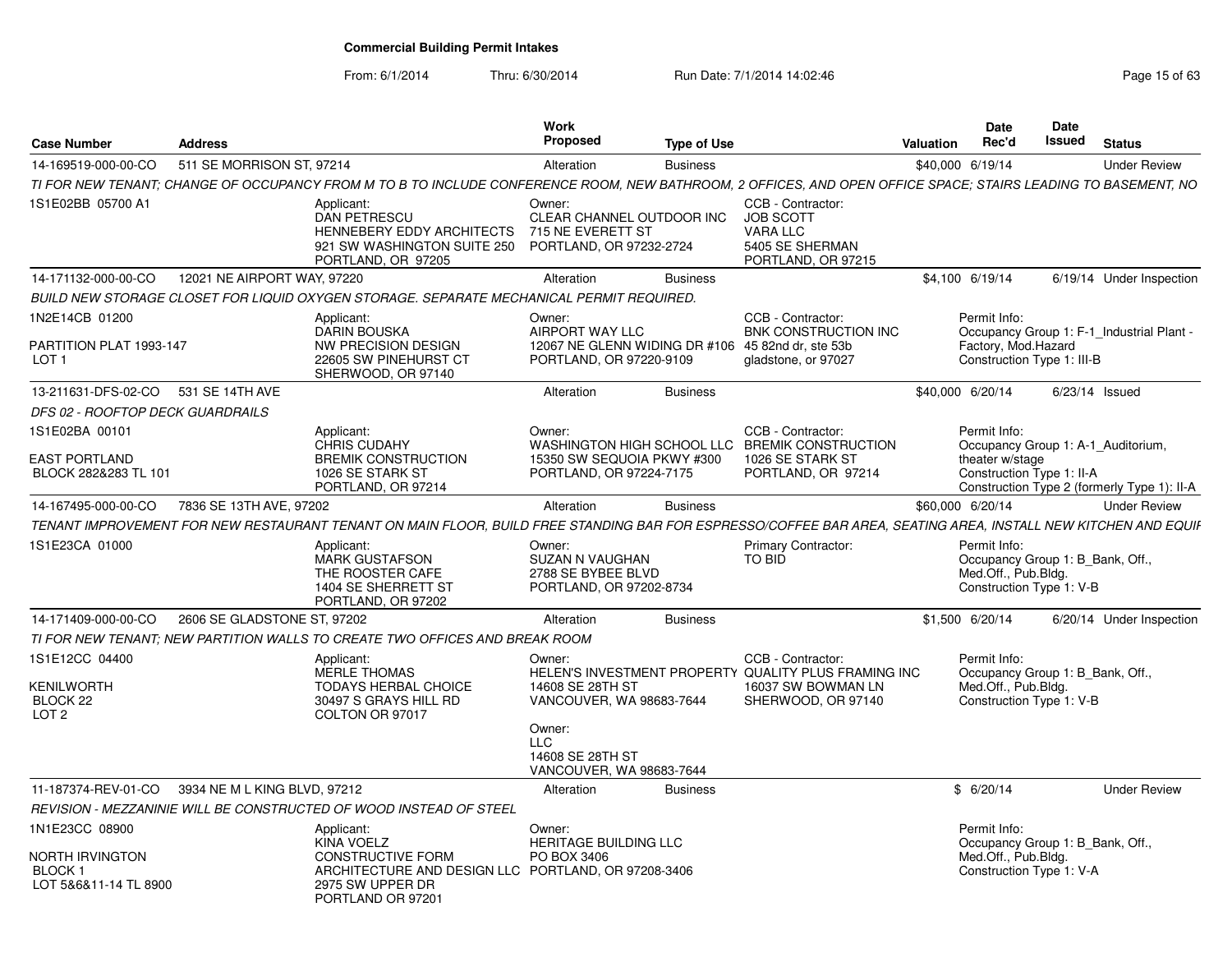# Commercial Building Permit Intakes

From: 6/1/2014 Thru: 6/30/2014 Run Date: 7/1/2014 14:02:46

| Case Number | Address | Work Proposed | Type of Use | Valuation | Date Rec'd | Date Issued | Status |
|---|---|---|---|---|---|---|---|
| 14-169519-000-00-CO | 511 SE MORRISON ST, 97214 | Alteration | Business | $40,000 | 6/19/14 | | Under Review |

*TI FOR NEW TENANT; CHANGE OF OCCUPANCY FROM M TO B TO INCLUDE CONFERENCE ROOM, NEW BATHROOM, 2 OFFICES, AND OPEN OFFICE SPACE; STAIRS LEADING TO BASEMENT, NO*

1S1E02BB 05700 A1

Applicant: DAN PETRESCU, HENNEBERY EDDY ARCHITECTS, 921 SW WASHINGTON SUITE 250, PORTLAND, OR 97205
Owner: CLEAR CHANNEL OUTDOOR INC, 715 NE EVERETT ST, PORTLAND, OR 97232-2724
CCB - Contractor: JOB SCOTT, VARA LLC, 5405 SE SHERMAN, PORTLAND, OR 97215

---

| Case Number | Address | Work Proposed | Type of Use | Valuation | Date Rec'd | Date Issued | Status |
|---|---|---|---|---|---|---|---|
| 14-171132-000-00-CO | 12021 NE AIRPORT WAY, 97220 | Alteration | Business | $4,100 | 6/19/14 | 6/19/14 | Under Inspection |

*BUILD NEW STORAGE CLOSET FOR LIQUID OXYGEN STORAGE. SEPARATE MECHANICAL PERMIT REQUIRED.*

1N2E14CB 01200
PARTITION PLAT 1993-147
LOT 1

Applicant: DARIN BOUSKA, NW PRECISION DESIGN, 22605 SW PINEHURST CT, SHERWOOD, OR 97140
Owner: AIRPORT WAY LLC, 12067 NE GLENN WIDING DR #106, PORTLAND, OR 97220-9109
CCB - Contractor: BNK CONSTRUCTION INC, 45 82nd dr, ste 53b, gladstone, or 97027
Permit Info: Occupancy Group 1: F-1_Industrial Plant - Factory, Mod.Hazard; Construction Type 1: III-B

---

| Case Number | Address | Work Proposed | Type of Use | Valuation | Date Rec'd | Date Issued | Status |
|---|---|---|---|---|---|---|---|
| 13-211631-DFS-02-CO | 531 SE 14TH AVE | Alteration | Business | $40,000 | 6/20/14 | 6/23/14 | Issued |

*DFS 02 - ROOFTOP DECK GUARDRAILS*

1S1E02BA 00101
EAST PORTLAND
BLOCK 282&283 TL 101

Applicant: CHRIS CUDAHY, BREMIK CONSTRUCTION, 1026 SE STARK ST, PORTLAND, OR 97214
Owner: WASHINGTON HIGH SCHOOL LLC, 15350 SW SEQUOIA PKWY #300, PORTLAND, OR 97224-7175
CCB - Contractor: BREMIK CONSTRUCTION, 1026 SE STARK ST, PORTLAND, OR 97214
Permit Info: Occupancy Group 1: A-1_Auditorium, theater w/stage; Construction Type 1: II-A; Construction Type 2 (formerly Type 1): II-A

---

| Case Number | Address | Work Proposed | Type of Use | Valuation | Date Rec'd | Date Issued | Status |
|---|---|---|---|---|---|---|---|
| 14-167495-000-00-CO | 7836 SE 13TH AVE, 97202 | Alteration | Business | $60,000 | 6/20/14 | | Under Review |

*TENANT IMPROVEMENT FOR NEW RESTAURANT TENANT ON MAIN FLOOR, BUILD FREE STANDING BAR FOR ESPRESSO/COFFEE BAR AREA, SEATING AREA, INSTALL NEW KITCHEN AND EQUIF*

1S1E23CA 01000

Applicant: MARK GUSTAFSON, THE ROOSTER CAFE, 1404 SE SHERRETT ST, PORTLAND, OR 97202
Owner: SUZAN N VAUGHAN, 2788 SE BYBEE BLVD, PORTLAND, OR 97202-8734
Primary Contractor: TO BID
Permit Info: Occupancy Group 1: B_Bank, Off., Med.Off., Pub.Bldg.; Construction Type 1: V-B

---

| Case Number | Address | Work Proposed | Type of Use | Valuation | Date Rec'd | Date Issued | Status |
|---|---|---|---|---|---|---|---|
| 14-171409-000-00-CO | 2606 SE GLADSTONE ST, 97202 | Alteration | Business | $1,500 | 6/20/14 | 6/20/14 | Under Inspection |

*TI FOR NEW TENANT; NEW PARTITION WALLS TO CREATE TWO OFFICES AND BREAK ROOM*

1S1E12CC 04400
KENILWORTH
BLOCK 22
LOT 2

Applicant: MERLE THOMAS, TODAYS HERBAL CHOICE, 30497 S GRAYS HILL RD, COLTON OR 97017
Owner: HELEN'S INVESTMENT PROPERTY, 14608 SE 28TH ST, VANCOUVER, WA 98683-7644
Owner: LLC, 14608 SE 28TH ST, VANCOUVER, WA 98683-7644
CCB - Contractor: QUALITY PLUS FRAMING INC, 16037 SW BOWMAN LN, SHERWOOD, OR 97140
Permit Info: Occupancy Group 1: B_Bank, Off., Med.Off., Pub.Bldg.; Construction Type 1: V-B

---

| Case Number | Address | Work Proposed | Type of Use | Valuation | Date Rec'd | Date Issued | Status |
|---|---|---|---|---|---|---|---|
| 11-187374-REV-01-CO | 3934 NE M L KING BLVD, 97212 | Alteration | Business | $ | 6/20/14 | | Under Review |

*REVISION - MEZZANINIE WILL BE CONSTRUCTED OF WOOD INSTEAD OF STEEL*

1N1E23CC 08900
NORTH IRVINGTON
BLOCK 1
LOT 5&6&11-14 TL 8900

Applicant: KINA VOELZ, CONSTRUCTIVE FORM ARCHITECTURE AND DESIGN LLC, 2975 SW UPPER DR, PORTLAND OR 97201
Owner: HERITAGE BUILDING LLC, PO BOX 3406, PORTLAND, OR 97208-3406
Permit Info: Occupancy Group 1: B_Bank, Off., Med.Off., Pub.Bldg.; Construction Type 1: V-A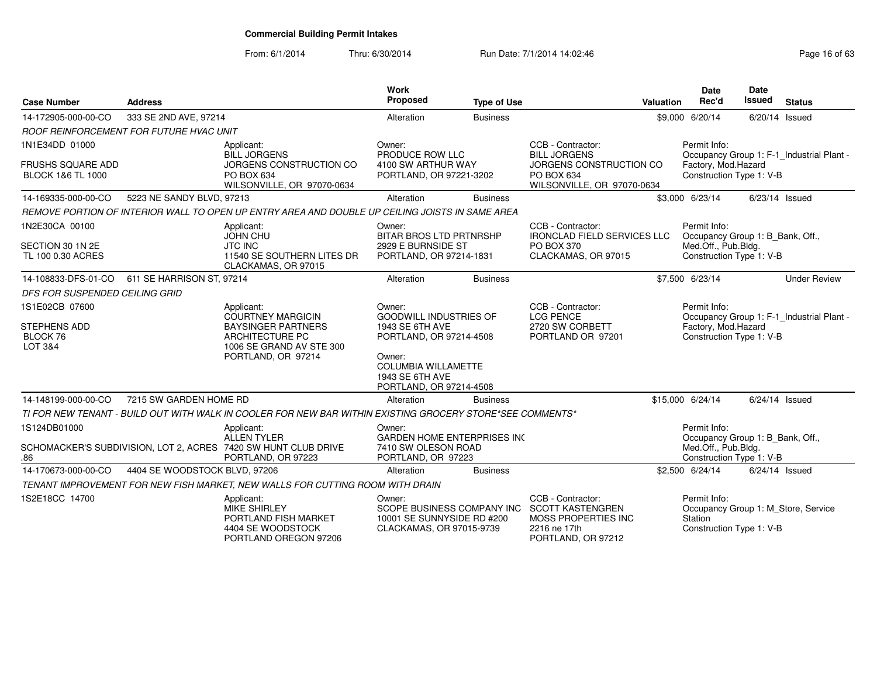**Commercial Building Permit Intakes**

From: 6/1/2014 Thru: 6/30/2014 Run Date: 7/1/2014 14:02:46

| Case Number | Address | Work Proposed | Type of Use | Valuation | Date Rec'd | Date Issued | Status |
|---|---|---|---|---|---|---|---|
| 14-172905-000-00-CO | 333 SE 2ND AVE, 97214 | Alteration | Business | $9,000 | 6/20/14 | 6/20/14 | Issued |

ROOF REINFORCEMENT FOR FUTURE HVAC UNIT

- 1N1E34DD 01000 — FRUSHS SQUARE ADD, BLOCK 1&6 TL 1000
- Applicant: BILL JORGENS, JORGENS CONSTRUCTION CO, PO BOX 634, WILSONVILLE, OR 97070-0634
- Owner: PRODUCE ROW LLC, 4100 SW ARTHUR WAY, PORTLAND, OR 97221-3202
- CCB - Contractor: BILL JORGENS, JORGENS CONSTRUCTION CO, PO BOX 634, WILSONVILLE, OR 97070-0634
- Permit Info: Occupancy Group 1: F-1_Industrial Plant - Factory, Mod.Hazard; Construction Type 1: V-B

| Case Number | Address | Work Proposed | Type of Use | Valuation | Date Rec'd | Date Issued | Status |
|---|---|---|---|---|---|---|---|
| 14-169335-000-00-CO | 5223 NE SANDY BLVD, 97213 | Alteration | Business | $3,000 | 6/23/14 | 6/23/14 | Issued |

REMOVE PORTION OF INTERIOR WALL TO OPEN UP ENTRY AREA AND DOUBLE UP CEILING JOISTS IN SAME AREA

- 1N2E30CA 00100 — SECTION 30 1N 2E, TL 100 0.30 ACRES
- Applicant: JOHN CHU, JTC INC, 11540 SE SOUTHERN LITES DR, CLACKAMAS, OR 97015
- Owner: BITAR BROS LTD PRTNRSHP, 2929 E BURNSIDE ST, PORTLAND, OR 97214-1831
- CCB - Contractor: IRONCLAD FIELD SERVICES LLC, PO BOX 370, CLACKAMAS, OR 97015
- Permit Info: Occupancy Group 1: B_Bank, Off., Med.Off., Pub.Bldg.; Construction Type 1: V-B

| Case Number | Address | Work Proposed | Type of Use | Valuation | Date Rec'd | Date Issued | Status |
|---|---|---|---|---|---|---|---|
| 14-108833-DFS-01-CO | 611 SE HARRISON ST, 97214 | Alteration | Business | $7,500 | 6/23/14 | | Under Review |

DFS FOR SUSPENDED CEILING GRID

- 1S1E02CB 07600 — STEPHENS ADD, BLOCK 76, LOT 3&4
- Applicant: COURTNEY MARGICIN, BAYSINGER PARTNERS ARCHITECTURE PC, 1006 SE GRAND AV STE 300, PORTLAND, OR 97214
- Owner: GOODWILL INDUSTRIES OF, 1943 SE 6TH AVE, PORTLAND, OR 97214-4508
- Owner: COLUMBIA WILLAMETTE, 1943 SE 6TH AVE, PORTLAND, OR 97214-4508
- CCB - Contractor: LCG PENCE, 2720 SW CORBETT, PORTLAND OR 97201
- Permit Info: Occupancy Group 1: F-1_Industrial Plant - Factory, Mod.Hazard; Construction Type 1: V-B

| Case Number | Address | Work Proposed | Type of Use | Valuation | Date Rec'd | Date Issued | Status |
|---|---|---|---|---|---|---|---|
| 14-148199-000-00-CO | 7215 SW GARDEN HOME RD | Alteration | Business | $15,000 | 6/24/14 | 6/24/14 | Issued |

TI FOR NEW TENANT - BUILD OUT WITH WALK IN COOLER FOR NEW BAR WITHIN EXISTING GROCERY STORE*SEE COMMENTS*

- 1S124DB01000 — SCHOMACKER'S SUBDIVISION, LOT 2, ACRES .86
- Applicant: ALLEN TYLER, 7420 SW HUNT CLUB DRIVE, PORTLAND, OR 97223
- Owner: GARDEN HOME ENTERPRISES INC, 7410 SW OLESON ROAD, PORTLAND, OR 97223
- Permit Info: Occupancy Group 1: B_Bank, Off., Med.Off., Pub.Bldg.; Construction Type 1: V-B

| Case Number | Address | Work Proposed | Type of Use | Valuation | Date Rec'd | Date Issued | Status |
|---|---|---|---|---|---|---|---|
| 14-170673-000-00-CO | 4404 SE WOODSTOCK BLVD, 97206 | Alteration | Business | $2,500 | 6/24/14 | 6/24/14 | Issued |

TENANT IMPROVEMENT FOR NEW FISH MARKET, NEW WALLS FOR CUTTING ROOM WITH DRAIN

- 1S2E18CC 14700
- Applicant: MIKE SHIRLEY, PORTLAND FISH MARKET, 4404 SE WOODSTOCK, PORTLAND OREGON 97206
- Owner: SCOPE BUSINESS COMPANY INC, 10001 SE SUNNYSIDE RD #200, CLACKAMAS, OR 97015-9739
- CCB - Contractor: SCOTT KASTENGREN, MOSS PROPERTIES INC, 2216 ne 17th, PORTLAND, OR 97212
- Permit Info: Occupancy Group 1: M_Store, Service Station; Construction Type 1: V-B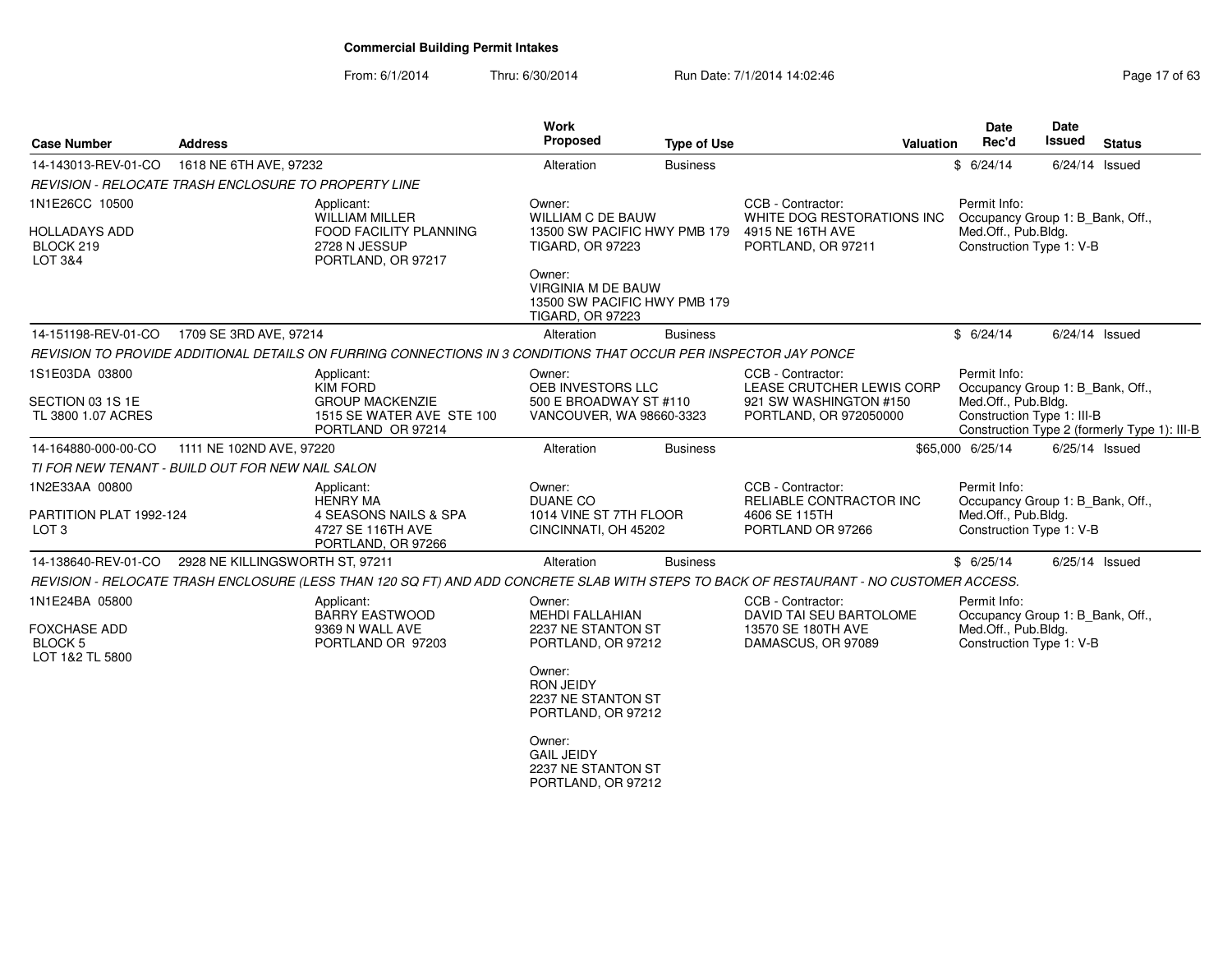# Commercial Building Permit Intakes

From: 6/1/2014 Thru: 6/30/2014 Run Date: 7/1/2014 14:02:46

| Case Number | Address | Work Proposed | Type of Use | Valuation | Date Rec'd | Date Issued | Status |
|---|---|---|---|---|---|---|---|
| 14-143013-REV-01-CO | 1618 NE 6TH AVE, 97232 | Alteration | Business | $ | 6/24/14 | 6/24/14 | Issued |

*REVISION - RELOCATE TRASH ENCLOSURE TO PROPERTY LINE*

1N1E26CC 10500
HOLLADAYS ADD
BLOCK 219
LOT 3&4

Applicant:
WILLIAM MILLER
FOOD FACILITY PLANNING
2728 N JESSUP
PORTLAND, OR 97217

Owner:
WILLIAM C DE BAUW
13500 SW PACIFIC HWY PMB 179
TIGARD, OR 97223

Owner:
VIRGINIA M DE BAUW
13500 SW PACIFIC HWY PMB 179
TIGARD, OR 97223

CCB - Contractor:
WHITE DOG RESTORATIONS INC
4915 NE 16TH AVE
PORTLAND, OR 97211

Permit Info:
Occupancy Group 1: B_Bank, Off., Med.Off., Pub.Bldg.
Construction Type 1: V-B

| Case Number | Address | Work Proposed | Type of Use | Valuation | Date Rec'd | Date Issued | Status |
|---|---|---|---|---|---|---|---|
| 14-151198-REV-01-CO | 1709 SE 3RD AVE, 97214 | Alteration | Business | $ | 6/24/14 | 6/24/14 | Issued |

*REVISION TO PROVIDE ADDITIONAL DETAILS ON FURRING CONNECTIONS IN 3 CONDITIONS THAT OCCUR PER INSPECTOR JAY PONCE*

1S1E03DA 03800
SECTION 03 1S 1E
TL 3800 1.07 ACRES

Applicant:
KIM FORD
GROUP MACKENZIE
1515 SE WATER AVE STE 100
PORTLAND OR 97214

Owner:
OEB INVESTORS LLC
500 E BROADWAY ST #110
VANCOUVER, WA 98660-3323

CCB - Contractor:
LEASE CRUTCHER LEWIS CORP
921 SW WASHINGTON #150
PORTLAND, OR 972050000

Permit Info:
Occupancy Group 1: B_Bank, Off., Med.Off., Pub.Bldg.
Construction Type 1: III-B
Construction Type 2 (formerly Type 1): III-B

| Case Number | Address | Work Proposed | Type of Use | Valuation | Date Rec'd | Date Issued | Status |
|---|---|---|---|---|---|---|---|
| 14-164880-000-00-CO | 1111 NE 102ND AVE, 97220 | Alteration | Business | $65,000 | 6/25/14 | 6/25/14 | Issued |

*TI FOR NEW TENANT - BUILD OUT FOR NEW NAIL SALON*

1N2E33AA 00800
PARTITION PLAT 1992-124
LOT 3

Applicant:
HENRY MA
4 SEASONS NAILS & SPA
4727 SE 116TH AVE
PORTLAND, OR 97266

Owner:
DUANE CO
1014 VINE ST 7TH FLOOR
CINCINNATI, OH 45202

CCB - Contractor:
RELIABLE CONTRACTOR INC
4606 SE 115TH
PORTLAND OR 97266

Permit Info:
Occupancy Group 1: B_Bank, Off., Med.Off., Pub.Bldg.
Construction Type 1: V-B

| Case Number | Address | Work Proposed | Type of Use | Valuation | Date Rec'd | Date Issued | Status |
|---|---|---|---|---|---|---|---|
| 14-138640-REV-01-CO | 2928 NE KILLINGSWORTH ST, 97211 | Alteration | Business | $ | 6/25/14 | 6/25/14 | Issued |

*REVISION - RELOCATE TRASH ENCLOSURE (LESS THAN 120 SQ FT) AND ADD CONCRETE SLAB WITH STEPS TO BACK OF RESTAURANT - NO CUSTOMER ACCESS.*

1N1E24BA 05800
FOXCHASE ADD
BLOCK 5
LOT 1&2 TL 5800

Applicant:
BARRY EASTWOOD
9369 N WALL AVE
PORTLAND OR 97203

Owner:
MEHDI FALLAHIAN
2237 NE STANTON ST
PORTLAND, OR 97212

Owner:
RON JEIDY
2237 NE STANTON ST
PORTLAND, OR 97212

Owner:
GAIL JEIDY
2237 NE STANTON ST
PORTLAND, OR 97212

CCB - Contractor:
DAVID TAI SEU BARTOLOME
13570 SE 180TH AVE
DAMASCUS, OR 97089

Permit Info:
Occupancy Group 1: B_Bank, Off., Med.Off., Pub.Bldg.
Construction Type 1: V-B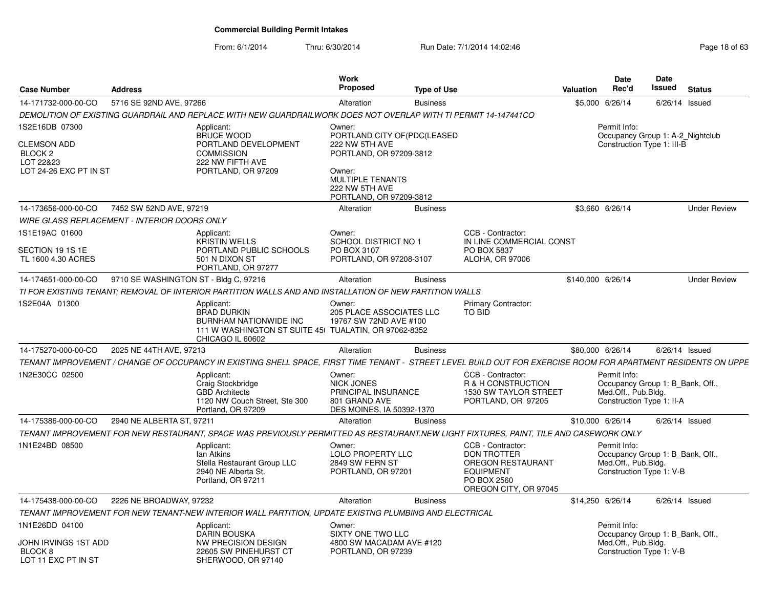**Commercial Building Permit Intakes**

From: 6/1/2014 Thru: 6/30/2014 Run Date: 7/1/2014 14:02:46

| Case Number | Address | Work Proposed | Type of Use | Valuation | Date Rec'd | Date Issued | Status |
|---|---|---|---|---|---|---|---|
| 14-171732-000-00-CO | 5716 SE 92ND AVE, 97266 | Alteration | Business | $5,000 | 6/26/14 | 6/26/14 | Issued |
| 14-173656-000-00-CO | 7452 SW 52ND AVE, 97219 | Alteration | Business | $3,660 | 6/26/14 | | Under Review |
| 14-174651-000-00-CO | 9710 SE WASHINGTON ST - Bldg C, 97216 | Alteration | Business | $140,000 | 6/26/14 | | Under Review |
| 14-175270-000-00-CO | 2025 NE 44TH AVE, 97213 | Alteration | Business | $80,000 | 6/26/14 | 6/26/14 | Issued |
| 14-175386-000-00-CO | 2940 NE ALBERTA ST, 97211 | Alteration | Business | $10,000 | 6/26/14 | 6/26/14 | Issued |
| 14-175438-000-00-CO | 2226 NE BROADWAY, 97232 | Alteration | Business | $14,250 | 6/26/14 | 6/26/14 | Issued |

**14-171732-000-00-CO** — 5716 SE 92ND AVE, 97266

*DEMOLITION OF EXISTING GUARDRAIL AND REPLACE WITH NEW GUARDRAILWORK DOES NOT OVERLAP WITH TI PERMIT 14-147441CO*

1S2E16DB 07300
CLEMSON ADD
BLOCK 2
LOT 22&23
LOT 24-26 EXC PT IN ST

Applicant: BRUCE WOOD, PORTLAND DEVELOPMENT COMMISSION, 222 NW FIFTH AVE, PORTLAND, OR 97209

Owner: PORTLAND CITY OF(PDC(LEASED, 222 NW 5TH AVE, PORTLAND, OR 97209-3812

Owner: MULTIPLE TENANTS, 222 NW 5TH AVE, PORTLAND, OR 97209-3812

Permit Info: Occupancy Group 1: A-2_Nightclub; Construction Type 1: III-B

**14-173656-000-00-CO** — 7452 SW 52ND AVE, 97219

*WIRE GLASS REPLACEMENT - INTERIOR DOORS ONLY*

1S1E19AC 01600
SECTION 19 1S 1E
TL 1600 4.30 ACRES

Applicant: KRISTIN WELLS, PORTLAND PUBLIC SCHOOLS, 501 N DIXON ST, PORTLAND, OR 97277

Owner: SCHOOL DISTRICT NO 1, PO BOX 3107, PORTLAND, OR 97208-3107

CCB - Contractor: IN LINE COMMERCIAL CONST, PO BOX 5837, ALOHA, OR 97006

**14-174651-000-00-CO** — 9710 SE WASHINGTON ST - Bldg C, 97216

*TI FOR EXISTING TENANT; REMOVAL OF INTERIOR PARTITION WALLS AND AND INSTALLATION OF NEW PARTITION WALLS*

1S2E04A 01300

Applicant: BRAD DURKIN, BURNHAM NATIONWIDE INC, 111 W WASHINGTON ST SUITE 45( CHICAGO IL 60602

Owner: 205 PLACE ASSOCIATES LLC, 19767 SW 72ND AVE #100, TUALATIN, OR 97062-8352

Primary Contractor: TO BID

**14-175270-000-00-CO** — 2025 NE 44TH AVE, 97213

*TENANT IMPROVEMENT / CHANGE OF OCCUPANCY IN EXISTING SHELL SPACE, FIRST TIME TENANT - STREET LEVEL BUILD OUT FOR EXERCISE ROOM FOR APARTMENT RESIDENTS ON UPPE*

1N2E30CC 02500

Applicant: Craig Stockbridge, GBD Architects, 1120 NW Couch Street, Ste 300, Portland, OR 97209

Owner: NICK JONES, PRINCIPAL INSURANCE, 801 GRAND AVE, DES MOINES, IA 50392-1370

CCB - Contractor: R & H CONSTRUCTION, 1530 SW TAYLOR STREET, PORTLAND, OR 97205

Permit Info: Occupancy Group 1: B_Bank, Off., Med.Off., Pub.Bldg.; Construction Type 1: II-A

**14-175386-000-00-CO** — 2940 NE ALBERTA ST, 97211

*TENANT IMPROVEMENT FOR NEW RESTAURANT, SPACE WAS PREVIOUSLY PERMITTED AS RESTAURANT.NEW LIGHT FIXTURES, PAINT, TILE AND CASEWORK ONLY*

1N1E24BD 08500

Applicant: Ian Atkins, Stella Restaurant Group LLC, 2940 NE Alberta St., Portland, OR 97211

Owner: LOLO PROPERTY LLC, 2849 SW FERN ST, PORTLAND, OR 97201

CCB - Contractor: DON TROTTER, OREGON RESTAURANT EQUIPMENT, PO BOX 2560, OREGON CITY, OR 97045

Permit Info: Occupancy Group 1: B_Bank, Off., Med.Off., Pub.Bldg.; Construction Type 1: V-B

**14-175438-000-00-CO** — 2226 NE BROADWAY, 97232

*TENANT IMPROVEMENT FOR NEW TENANT-NEW INTERIOR WALL PARTITION, UPDATE EXISTNG PLUMBING AND ELECTRICAL*

1N1E26DD 04100
JOHN IRVINGS 1ST ADD
BLOCK 8
LOT 11 EXC PT IN ST

Applicant: DARIN BOUSKA, NW PRECISION DESIGN, 22605 SW PINEHURST CT, SHERWOOD, OR 97140

Owner: SIXTY ONE TWO LLC, 4800 SW MACADAM AVE #120, PORTLAND, OR 97239

Permit Info: Occupancy Group 1: B_Bank, Off., Med.Off., Pub.Bldg.; Construction Type 1: V-B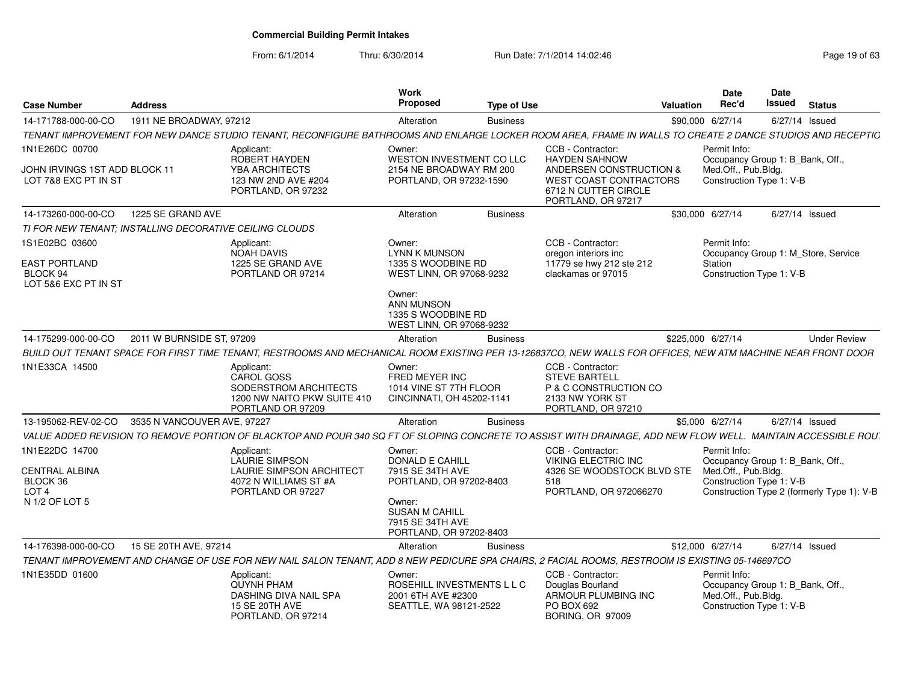# Commercial Building Permit Intakes

From: 6/1/2014 Thru: 6/30/2014 Run Date: 7/1/2014 14:02:46

| Case Number | Address | Work Proposed | Type of Use | Valuation | Date Rec'd | Date Issued | Status |
|---|---|---|---|---|---|---|---|
| 14-171788-000-00-CO | 1911 NE BROADWAY, 97212 | Alteration | Business | $90,000 | 6/27/14 | 6/27/14 | Issued |

*TENANT IMPROVEMENT FOR NEW DANCE STUDIO TENANT, RECONFIGURE BATHROOMS AND ENLARGE LOCKER ROOM AREA, FRAME IN WALLS TO CREATE 2 DANCE STUDIOS AND RECEPTIO*

1N1E26DC 00700

JOHN IRVINGS 1ST ADD BLOCK 11
LOT 7&8 EXC PT IN ST

Applicant:
ROBERT HAYDEN
YBA ARCHITECTS
123 NW 2ND AVE #204
PORTLAND, OR 97232

Owner:
WESTON INVESTMENT CO LLC
2154 NE BROADWAY RM 200
PORTLAND, OR 97232-1590

CCB - Contractor:
HAYDEN SAHNOW
ANDERSEN CONSTRUCTION & WEST COAST CONTRACTORS
6712 N CUTTER CIRCLE
PORTLAND, OR 97217

Permit Info:
Occupancy Group 1: B_Bank, Off., Med.Off., Pub.Bldg.
Construction Type 1: V-B

| Case Number | Address | Work Proposed | Type of Use | Valuation | Date Rec'd | Date Issued | Status |
|---|---|---|---|---|---|---|---|
| 14-173260-000-00-CO | 1225 SE GRAND AVE | Alteration | Business | $30,000 | 6/27/14 | 6/27/14 | Issued |

*TI FOR NEW TENANT; INSTALLING DECORATIVE CEILING CLOUDS*

1S1E02BC 03600

EAST PORTLAND
BLOCK 94
LOT 5&6 EXC PT IN ST

Applicant:
NOAH DAVIS
1225 SE GRAND AVE
PORTLAND OR 97214

Owner:
LYNN K MUNSON
1335 S WOODBINE RD
WEST LINN, OR 97068-9232

Owner:
ANN MUNSON
1335 S WOODBINE RD
WEST LINN, OR 97068-9232

CCB - Contractor:
oregon interiors inc
11779 se hwy 212 ste 212
clackamas or 97015

Permit Info:
Occupancy Group 1: M_Store, Service Station
Construction Type 1: V-B

| Case Number | Address | Work Proposed | Type of Use | Valuation | Date Rec'd | Date Issued | Status |
|---|---|---|---|---|---|---|---|
| 14-175299-000-00-CO | 2011 W BURNSIDE ST, 97209 | Alteration | Business | $225,000 | 6/27/14 | | Under Review |

*BUILD OUT TENANT SPACE FOR FIRST TIME TENANT, RESTROOMS AND MECHANICAL ROOM EXISTING PER 13-126837CO, NEW WALLS FOR OFFICES, NEW ATM MACHINE NEAR FRONT DOOR*

1N1E33CA 14500

Applicant:
CAROL GOSS
SODERSTROM ARCHITECTS
1200 NW NAITO PKW SUITE 410
PORTLAND OR 97209

Owner:
FRED MEYER INC
1014 VINE ST 7TH FLOOR
CINCINNATI, OH 45202-1141

CCB - Contractor:
STEVE BARTELL
P & C CONSTRUCTION CO
2133 NW YORK ST
PORTLAND, OR 97210

| Case Number | Address | Work Proposed | Type of Use | Valuation | Date Rec'd | Date Issued | Status |
|---|---|---|---|---|---|---|---|
| 13-195062-REV-02-CO | 3535 N VANCOUVER AVE, 97227 | Alteration | Business | $5,000 | 6/27/14 | 6/27/14 | Issued |

*VALUE ADDED REVISION TO REMOVE PORTION OF BLACKTOP AND POUR 340 SQ FT OF SLOPING CONCRETE TO ASSIST WITH DRAINAGE, ADD NEW FLOW WELL. MAINTAIN ACCESSIBLE ROU*

1N1E22DC 14700

CENTRAL ALBINA
BLOCK 36
LOT 4
N 1/2 OF LOT 5

Applicant:
LAURIE SIMPSON
LAURIE SIMPSON ARCHITECT
4072 N WILLIAMS ST #A
PORTLAND OR 97227

Owner:
DONALD E CAHILL
7915 SE 34TH AVE
PORTLAND, OR 97202-8403

Owner:
SUSAN M CAHILL
7915 SE 34TH AVE
PORTLAND, OR 97202-8403

CCB - Contractor:
VIKING ELECTRIC INC
4326 SE WOODSTOCK BLVD STE 518
PORTLAND, OR 972066270

Permit Info:
Occupancy Group 1: B_Bank, Off., Med.Off., Pub.Bldg.
Construction Type 1: V-B
Construction Type 2 (formerly Type 1): V-B

| Case Number | Address | Work Proposed | Type of Use | Valuation | Date Rec'd | Date Issued | Status |
|---|---|---|---|---|---|---|---|
| 14-176398-000-00-CO | 15 SE 20TH AVE, 97214 | Alteration | Business | $12,000 | 6/27/14 | 6/27/14 | Issued |

*TENANT IMPROVEMENT AND CHANGE OF USE FOR NEW NAIL SALON TENANT, ADD 8 NEW PEDICURE SPA CHAIRS, 2 FACIAL ROOMS, RESTROOM IS EXISTING 05-146697CO*

1N1E35DD 01600

Applicant:
QUYNH PHAM
DASHING DIVA NAIL SPA
15 SE 20TH AVE
PORTLAND, OR 97214

Owner:
ROSEHILL INVESTMENTS L L C
2001 6TH AVE #2300
SEATTLE, WA 98121-2522

CCB - Contractor:
Douglas Bourland
ARMOUR PLUMBING INC
PO BOX 692
BORING, OR 97009

Permit Info:
Occupancy Group 1: B_Bank, Off., Med.Off., Pub.Bldg.
Construction Type 1: V-B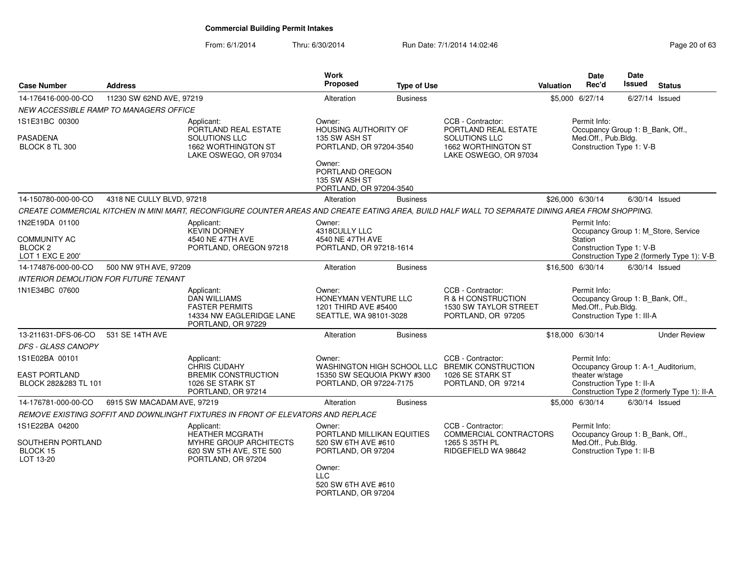# Commercial Building Permit Intakes

From: 6/1/2014 Thru: 6/30/2014 Run Date: 7/1/2014 14:02:46

| Case Number | Address | Work Proposed | Type of Use | Valuation | Date Rec'd | Date Issued | Status |
|---|---|---|---|---|---|---|---|
| 14-176416-000-00-CO | 11230 SW 62ND AVE, 97219 | Alteration | Business | $5,000 | 6/27/14 | 6/27/14 | Issued |

*NEW ACCESSIBLE RAMP TO MANAGERS OFFICE*

1S1E31BC 00300

PASADENA
BLOCK 8 TL 300

Applicant:
PORTLAND REAL ESTATE SOLUTIONS LLC
1662 WORTHINGTON ST
LAKE OSWEGO, OR 97034

Owner:
HOUSING AUTHORITY OF
135 SW ASH ST
PORTLAND, OR 97204-3540

Owner:
PORTLAND OREGON
135 SW ASH ST
PORTLAND, OR 97204-3540

CCB - Contractor:
PORTLAND REAL ESTATE SOLUTIONS LLC
1662 WORTHINGTON ST
LAKE OSWEGO, OR 97034

Permit Info:
Occupancy Group 1: B_Bank, Off., Med.Off., Pub.Bldg.
Construction Type 1: V-B

---

| Case Number | Address | Work Proposed | Type of Use | Valuation | Date Rec'd | Date Issued | Status |
|---|---|---|---|---|---|---|---|
| 14-150780-000-00-CO | 4318 NE CULLY BLVD, 97218 | Alteration | Business | $26,000 | 6/30/14 | 6/30/14 | Issued |

*CREATE COMMERCIAL KITCHEN IN MINI MART, RECONFIGURE COUNTER AREAS AND CREATE EATING AREA, BUILD HALF WALL TO SEPARATE DINING AREA FROM SHOPPING.*

1N2E19DA 01100

COMMUNITY AC
BLOCK 2
LOT 1 EXC E 200'

Applicant:
KEVIN DORNEY
4540 NE 47TH AVE
PORTLAND, OREGON 97218

Owner:
4318CULLY LLC
4540 NE 47TH AVE
PORTLAND, OR 97218-1614

Permit Info:
Occupancy Group 1: M_Store, Service Station
Construction Type 1: V-B
Construction Type 2 (formerly Type 1): V-B

---

| Case Number | Address | Work Proposed | Type of Use | Valuation | Date Rec'd | Date Issued | Status |
|---|---|---|---|---|---|---|---|
| 14-174876-000-00-CO | 500 NW 9TH AVE, 97209 | Alteration | Business | $16,500 | 6/30/14 | 6/30/14 | Issued |

*INTERIOR DEMOLITION FOR FUTURE TENANT*

1N1E34BC 07600

Applicant:
DAN WILLIAMS
FASTER PERMITS
14334 NW EAGLERIDGE LANE
PORTLAND, OR 97229

Owner:
HONEYMAN VENTURE LLC
1201 THIRD AVE #5400
SEATTLE, WA 98101-3028

CCB - Contractor:
R & H CONSTRUCTION
1530 SW TAYLOR STREET
PORTLAND, OR 97205

Permit Info:
Occupancy Group 1: B_Bank, Off., Med.Off., Pub.Bldg.
Construction Type 1: III-A

---

| Case Number | Address | Work Proposed | Type of Use | Valuation | Date Rec'd | Date Issued | Status |
|---|---|---|---|---|---|---|---|
| 13-211631-DFS-06-CO | 531 SE 14TH AVE | Alteration | Business | $18,000 | 6/30/14 | | Under Review |

*DFS - GLASS CANOPY*

1S1E02BA 00101

EAST PORTLAND
BLOCK 282&283 TL 101

Applicant:
CHRIS CUDAHY
BREMIK CONSTRUCTION
1026 SE STARK ST
PORTLAND, OR 97214

Owner:
WASHINGTON HIGH SCHOOL LLC
15350 SW SEQUOIA PKWY #300
PORTLAND, OR 97224-7175

CCB - Contractor:
BREMIK CONSTRUCTION
1026 SE STARK ST
PORTLAND, OR 97214

Permit Info:
Occupancy Group 1: A-1_Auditorium, theater w/stage
Construction Type 1: II-A
Construction Type 2 (formerly Type 1): II-A

---

| Case Number | Address | Work Proposed | Type of Use | Valuation | Date Rec'd | Date Issued | Status |
|---|---|---|---|---|---|---|---|
| 14-176781-000-00-CO | 6915 SW MACADAM AVE, 97219 | Alteration | Business | $5,000 | 6/30/14 | 6/30/14 | Issued |

*REMOVE EXISTING SOFFIT AND DOWNLINGHT FIXTURES IN FRONT OF ELEVATORS AND REPLACE*

1S1E22BA 04200

SOUTHERN PORTLAND
BLOCK 15
LOT 13-20

Applicant:
HEATHER MCGRATH
MYHRE GROUP ARCHITECTS
620 SW 5TH AVE, STE 500
PORTLAND, OR 97204

Owner:
PORTLAND MILLIKAN EQUITIES
520 SW 6TH AVE #610
PORTLAND, OR 97204

Owner:
LLC
520 SW 6TH AVE #610
PORTLAND, OR 97204

CCB - Contractor:
COMMERCIAL CONTRACTORS
1265 S 35TH PL
RIDGEFIELD WA 98642

Permit Info:
Occupancy Group 1: B_Bank, Off., Med.Off., Pub.Bldg.
Construction Type 1: II-B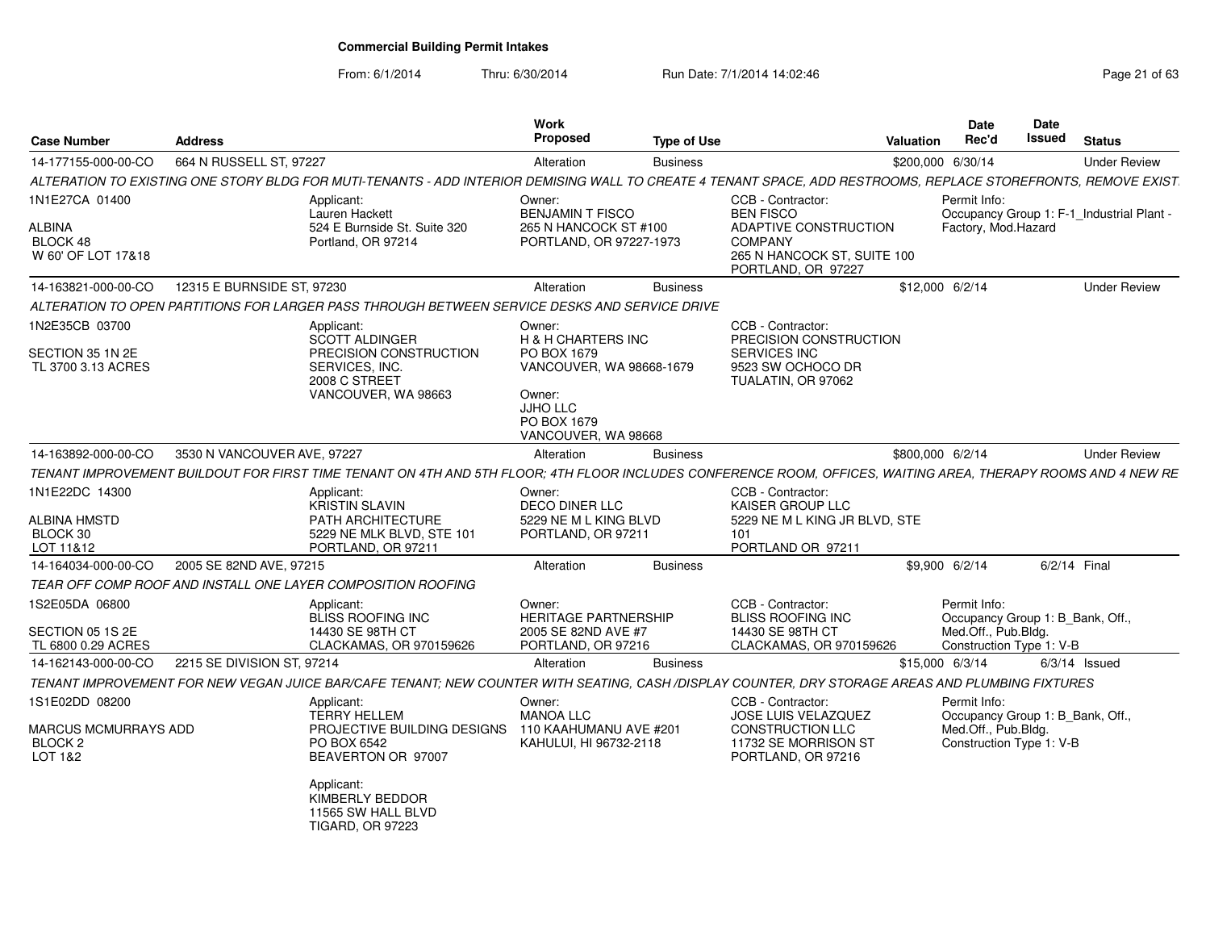## Commercial Building Permit Intakes

From: 6/1/2014 Thru: 6/30/2014 Run Date: 7/1/2014 14:02:46

| Case Number | Address | Work Proposed | Type of Use | Valuation | Date Rec'd | Date Issued | Status |
|---|---|---|---|---|---|---|---|
| 14-177155-000-00-CO | 664 N RUSSELL ST, 97227 | Alteration | Business | $200,000 | 6/30/14 | | Under Review |

ALTERATION TO EXISTING ONE STORY BLDG FOR MUTI-TENANTS - ADD INTERIOR DEMISING WALL TO CREATE 4 TENANT SPACE, ADD RESTROOMS, REPLACE STOREFRONTS, REMOVE EXIST

1N1E27CA 01400
ALBINA
BLOCK 48
W 60' OF LOT 17&18

Applicant:
Lauren Hackett
524 E Burnside St. Suite 320
Portland, OR 97214

Owner:
BENJAMIN T FISCO
265 N HANCOCK ST #100
PORTLAND, OR 97227-1973

CCB - Contractor:
BEN FISCO
ADAPTIVE CONSTRUCTION COMPANY
265 N HANCOCK ST, SUITE 100
PORTLAND, OR 97227

Permit Info:
Occupancy Group 1: F-1_Industrial Plant - Factory, Mod.Hazard

| Case Number | Address | Work Proposed | Type of Use | Valuation | Date Rec'd | Date Issued | Status |
|---|---|---|---|---|---|---|---|
| 14-163821-000-00-CO | 12315 E BURNSIDE ST, 97230 | Alteration | Business | $12,000 | 6/2/14 | | Under Review |

ALTERATION TO OPEN PARTITIONS FOR LARGER PASS THROUGH BETWEEN SERVICE DESKS AND SERVICE DRIVE

1N2E35CB 03700
SECTION 35 1N 2E
TL 3700 3.13 ACRES

Applicant:
SCOTT ALDINGER
PRECISION CONSTRUCTION SERVICES, INC.
2008 C STREET
VANCOUVER, WA 98663

Owner:
H & H CHARTERS INC
PO BOX 1679
VANCOUVER, WA 98668-1679

Owner:
JJHO LLC
PO BOX 1679
VANCOUVER, WA 98668

CCB - Contractor:
PRECISION CONSTRUCTION SERVICES INC
9523 SW OCHOCO DR
TUALATIN, OR 97062

| Case Number | Address | Work Proposed | Type of Use | Valuation | Date Rec'd | Date Issued | Status |
|---|---|---|---|---|---|---|---|
| 14-163892-000-00-CO | 3530 N VANCOUVER AVE, 97227 | Alteration | Business | $800,000 | 6/2/14 | | Under Review |

TENANT IMPROVEMENT BUILDOUT FOR FIRST TIME TENANT ON 4TH AND 5TH FLOOR; 4TH FLOOR INCLUDES CONFERENCE ROOM, OFFICES, WAITING AREA, THERAPY ROOMS AND 4 NEW RE

1N1E22DC 14300
ALBINA HMSTD
BLOCK 30
LOT 11&12

Applicant:
KRISTIN SLAVIN
PATH ARCHITECTURE
5229 NE MLK BLVD, STE 101
PORTLAND, OR 97211

Owner:
DECO DINER LLC
5229 NE M L KING BLVD
PORTLAND, OR 97211

CCB - Contractor:
KAISER GROUP LLC
5229 NE M L KING JR BLVD, STE 101
PORTLAND OR 97211

| Case Number | Address | Work Proposed | Type of Use | Valuation | Date Rec'd | Date Issued | Status |
|---|---|---|---|---|---|---|---|
| 14-164034-000-00-CO | 2005 SE 82ND AVE, 97215 | Alteration | Business | $9,900 | 6/2/14 | 6/2/14 | Final |

TEAR OFF COMP ROOF AND INSTALL ONE LAYER COMPOSITION ROOFING

1S2E05DA 06800
SECTION 05 1S 2E
TL 6800 0.29 ACRES

Applicant:
BLISS ROOFING INC
14430 SE 98TH CT
CLACKAMAS, OR 970159626

Owner:
HERITAGE PARTNERSHIP
2005 SE 82ND AVE #7
PORTLAND, OR 97216

CCB - Contractor:
BLISS ROOFING INC
14430 SE 98TH CT
CLACKAMAS, OR 970159626

Permit Info:
Occupancy Group 1: B_Bank, Off., Med.Off., Pub.Bldg.
Construction Type 1: V-B

| Case Number | Address | Work Proposed | Type of Use | Valuation | Date Rec'd | Date Issued | Status |
|---|---|---|---|---|---|---|---|
| 14-162143-000-00-CO | 2215 SE DIVISION ST, 97214 | Alteration | Business | $15,000 | 6/3/14 | 6/3/14 | Issued |

TENANT IMPROVEMENT FOR NEW VEGAN JUICE BAR/CAFE TENANT; NEW COUNTER WITH SEATING, CASH /DISPLAY COUNTER, DRY STORAGE AREAS AND PLUMBING FIXTURES

1S1E02DD 08200
MARCUS MCMURRAYS ADD
BLOCK 2
LOT 1&2

Applicant:
TERRY HELLEM
PROJECTIVE BUILDING DESIGNS
PO BOX 6542
BEAVERTON OR 97007

Applicant:
KIMBERLY BEDDOR
11565 SW HALL BLVD
TIGARD, OR 97223

Owner:
MANOA LLC
110 KAAHUMANU AVE #201
KAHULUI, HI 96732-2118

CCB - Contractor:
JOSE LUIS VELAZQUEZ
CONSTRUCTION LLC
11732 SE MORRISON ST
PORTLAND, OR 97216

Permit Info:
Occupancy Group 1: B_Bank, Off., Med.Off., Pub.Bldg.
Construction Type 1: V-B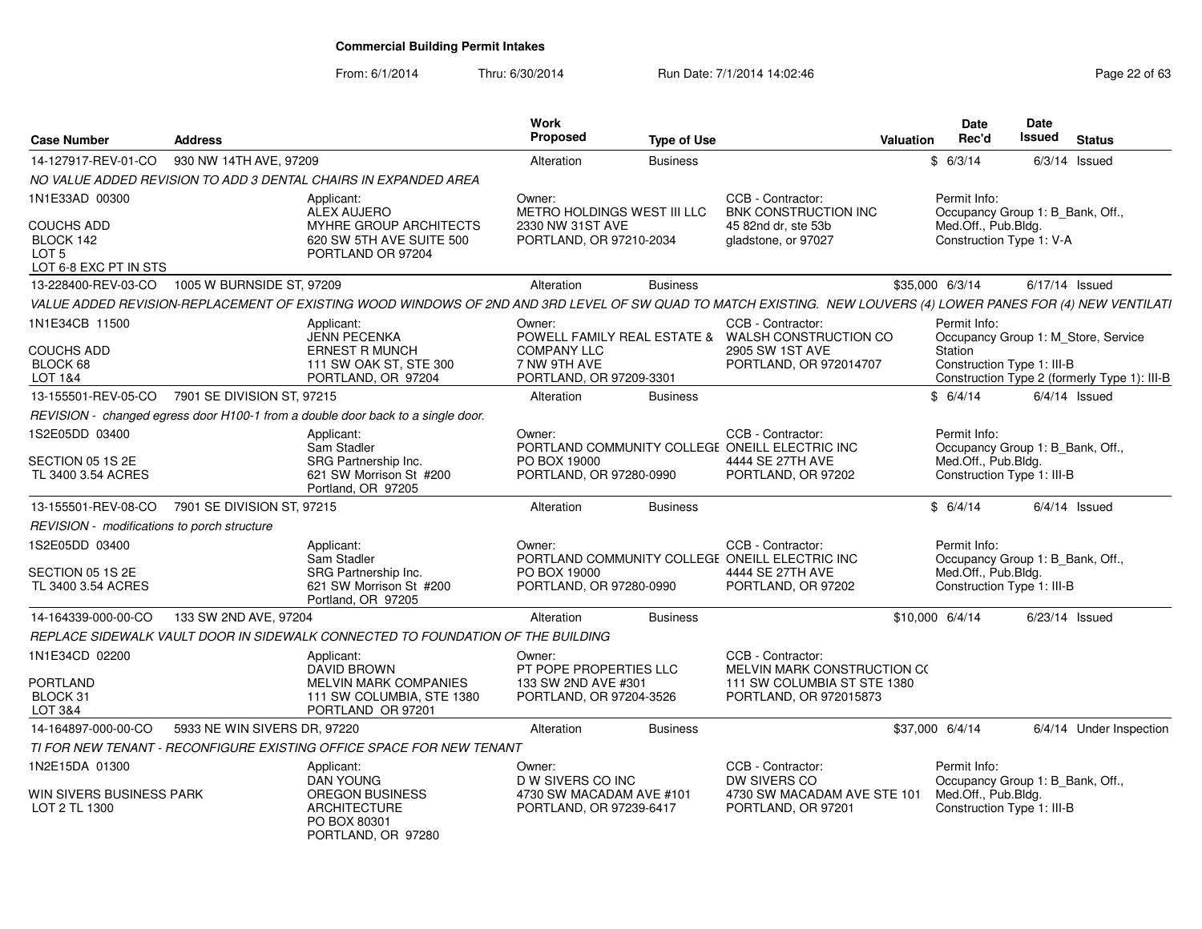# Commercial Building Permit Intakes

From: 6/1/2014 Thru: 6/30/2014 Run Date: 7/1/2014 14:02:46

| Case Number | Address | Work Proposed | Type of Use | Valuation | Date Rec'd | Date Issued | Status |
|---|---|---|---|---|---|---|---|
| 14-127917-REV-01-CO | 930 NW 14TH AVE, 97209 | Alteration | Business | $ | 6/3/14 | 6/3/14 | Issued |

*NO VALUE ADDED REVISION TO ADD 3 DENTAL CHAIRS IN EXPANDED AREA*

1N1E33AD 00300
COUCHS ADD
BLOCK 142
LOT 5
LOT 6-8 EXC PT IN STS

Applicant: ALEX AUJERO, MYHRE GROUP ARCHITECTS, 620 SW 5TH AVE SUITE 500, PORTLAND OR 97204

Owner: METRO HOLDINGS WEST III LLC, 2330 NW 31ST AVE, PORTLAND, OR 97210-2034

CCB - Contractor: BNK CONSTRUCTION INC, 45 82nd dr, ste 53b, gladstone, or 97027

Permit Info: Occupancy Group 1: B_Bank, Off., Med.Off., Pub.Bldg.; Construction Type 1: V-A

---

| Case Number | Address | Work Proposed | Type of Use | Valuation | Date Rec'd | Date Issued | Status |
|---|---|---|---|---|---|---|---|
| 13-228400-REV-03-CO | 1005 W BURNSIDE ST, 97209 | Alteration | Business | $35,000 | 6/3/14 | 6/17/14 | Issued |

*VALUE ADDED REVISION-REPLACEMENT OF EXISTING WOOD WINDOWS OF 2ND AND 3RD LEVEL OF SW QUAD TO MATCH EXISTING. NEW LOUVERS (4) LOWER PANES FOR (4) NEW VENTILATI*

1N1E34CB 11500
COUCHS ADD
BLOCK 68
LOT 1&4

Applicant: JENN PECENKA, ERNEST R MUNCH, 111 SW OAK ST, STE 300, PORTLAND, OR 97204

Owner: POWELL FAMILY REAL ESTATE & COMPANY LLC, 7 NW 9TH AVE, PORTLAND, OR 97209-3301

CCB - Contractor: WALSH CONSTRUCTION CO, 2905 SW 1ST AVE, PORTLAND, OR 972014707

Permit Info: Occupancy Group 1: M_Store, Service Station; Construction Type 1: III-B; Construction Type 2 (formerly Type 1): III-B

---

| Case Number | Address | Work Proposed | Type of Use | Valuation | Date Rec'd | Date Issued | Status |
|---|---|---|---|---|---|---|---|
| 13-155501-REV-05-CO | 7901 SE DIVISION ST, 97215 | Alteration | Business | $ | 6/4/14 | 6/4/14 | Issued |

*REVISION - changed egress door H100-1 from a double door back to a single door.*

1S2E05DD 03400
SECTION 05 1S 2E
TL 3400 3.54 ACRES

Applicant: Sam Stadler, SRG Partnership Inc., 621 SW Morrison St #200, Portland, OR 97205

Owner: PORTLAND COMMUNITY COLLEGE, PO BOX 19000, PORTLAND, OR 97280-0990

CCB - Contractor: ONEILL ELECTRIC INC, 4444 SE 27TH AVE, PORTLAND, OR 97202

Permit Info: Occupancy Group 1: B_Bank, Off., Med.Off., Pub.Bldg.; Construction Type 1: III-B

---

| Case Number | Address | Work Proposed | Type of Use | Valuation | Date Rec'd | Date Issued | Status |
|---|---|---|---|---|---|---|---|
| 13-155501-REV-08-CO | 7901 SE DIVISION ST, 97215 | Alteration | Business | $ | 6/4/14 | 6/4/14 | Issued |

*REVISION - modifications to porch structure*

1S2E05DD 03400
SECTION 05 1S 2E
TL 3400 3.54 ACRES

Applicant: Sam Stadler, SRG Partnership Inc., 621 SW Morrison St #200, Portland, OR 97205

Owner: PORTLAND COMMUNITY COLLEGE, PO BOX 19000, PORTLAND, OR 97280-0990

CCB - Contractor: ONEILL ELECTRIC INC, 4444 SE 27TH AVE, PORTLAND, OR 97202

Permit Info: Occupancy Group 1: B_Bank, Off., Med.Off., Pub.Bldg.; Construction Type 1: III-B

---

| Case Number | Address | Work Proposed | Type of Use | Valuation | Date Rec'd | Date Issued | Status |
|---|---|---|---|---|---|---|---|
| 14-164339-000-00-CO | 133 SW 2ND AVE, 97204 | Alteration | Business | $10,000 | 6/4/14 | 6/23/14 | Issued |

*REPLACE SIDEWALK VAULT DOOR IN SIDEWALK CONNECTED TO FOUNDATION OF THE BUILDING*

1N1E34CD 02200
PORTLAND
BLOCK 31
LOT 3&4

Applicant: DAVID BROWN, MELVIN MARK COMPANIES, 111 SW COLUMBIA, STE 1380, PORTLAND OR 97201

Owner: PT POPE PROPERTIES LLC, 133 SW 2ND AVE #301, PORTLAND, OR 97204-3526

CCB - Contractor: MELVIN MARK CONSTRUCTION C(, 111 SW COLUMBIA ST STE 1380, PORTLAND, OR 972015873

---

| Case Number | Address | Work Proposed | Type of Use | Valuation | Date Rec'd | Date Issued | Status |
|---|---|---|---|---|---|---|---|
| 14-164897-000-00-CO | 5933 NE WIN SIVERS DR, 97220 | Alteration | Business | $37,000 | 6/4/14 | 6/4/14 | Under Inspection |

*TI FOR NEW TENANT - RECONFIGURE EXISTING OFFICE SPACE FOR NEW TENANT*

1N2E15DA 01300
WIN SIVERS BUSINESS PARK
LOT 2 TL 1300

Applicant: DAN YOUNG, OREGON BUSINESS ARCHITECTURE, PO BOX 80301, PORTLAND, OR 97280

Owner: D W SIVERS CO INC, 4730 SW MACADAM AVE #101, PORTLAND, OR 97239-6417

CCB - Contractor: DW SIVERS CO, 4730 SW MACADAM AVE STE 101, PORTLAND, OR 97201

Permit Info: Occupancy Group 1: B_Bank, Off., Med.Off., Pub.Bldg.; Construction Type 1: III-B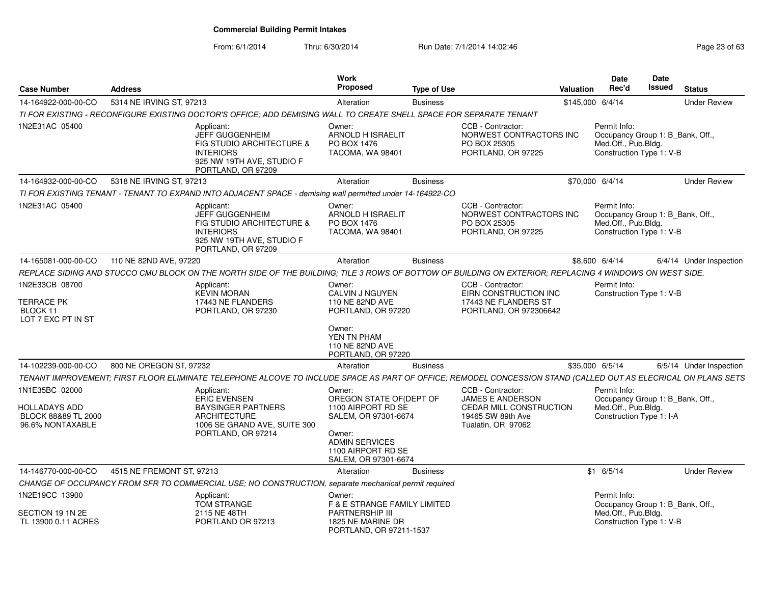# Commercial Building Permit Intakes

From: 6/1/2014 Thru: 6/30/2014 Run Date: 7/1/2014 14:02:46

| Case Number | Address | Work Proposed | Type of Use | Valuation | Date Rec'd | Date Issued | Status |
|---|---|---|---|---|---|---|---|
| 14-164922-000-00-CO | 5314 NE IRVING ST, 97213 | Alteration | Business | $145,000 | 6/4/14 | | Under Review |
| *TI FOR EXISTING - RECONFIGURE EXISTING DOCTOR'S OFFICE; ADD DEMISING WALL TO CREATE SHELL SPACE FOR SEPARATE TENANT* | | | | | | | |
| 1N2E31AC 05400 | Applicant: JEFF GUGGENHEIM FIG STUDIO ARCHITECTURE & INTERIORS 925 NW 19TH AVE, STUDIO F PORTLAND, OR 97209 | Owner: ARNOLD H ISRAELIT PO BOX 1476 TACOMA, WA 98401 | CCB - Contractor: NORWEST CONTRACTORS INC PO BOX 25305 PORTLAND, OR 97225 | | Permit Info: Occupancy Group 1: B_Bank, Off., Med.Off., Pub.Bldg. Construction Type 1: V-B | | |
| 14-164932-000-00-CO | 5318 NE IRVING ST, 97213 | Alteration | Business | $70,000 | 6/4/14 | | Under Review |
| *TI FOR EXISTING TENANT - TENANT TO EXPAND INTO ADJACENT SPACE - demising wall permitted under 14-164922-CO* | | | | | | | |
| 1N2E31AC 05400 | Applicant: JEFF GUGGENHEIM FIG STUDIO ARCHITECTURE & INTERIORS 925 NW 19TH AVE, STUDIO F PORTLAND, OR 97209 | Owner: ARNOLD H ISRAELIT PO BOX 1476 TACOMA, WA 98401 | CCB - Contractor: NORWEST CONTRACTORS INC PO BOX 25305 PORTLAND, OR 97225 | | Permit Info: Occupancy Group 1: B_Bank, Off., Med.Off., Pub.Bldg. Construction Type 1: V-B | | |
| 14-165081-000-00-CO | 110 NE 82ND AVE, 97220 | Alteration | Business | $8,600 | 6/4/14 | 6/4/14 | Under Inspection |
| *REPLACE SIDING AND STUCCO CMU BLOCK ON THE NORTH SIDE OF THE BUILDING; TILE 3 ROWS OF BOTTOW OF BUILDING ON EXTERIOR; REPLACING 4 WINDOWS ON WEST SIDE.* | | | | | | | |
| 1N2E33CB 08700 TERRACE PK BLOCK 11 LOT 7 EXC PT IN ST | Applicant: KEVIN MORAN 17443 NE FLANDERS PORTLAND, OR 97230 | Owner: CALVIN J NGUYEN 110 NE 82ND AVE PORTLAND, OR 97220 Owner: YEN TN PHAM 110 NE 82ND AVE PORTLAND, OR 97220 | CCB - Contractor: EIRN CONSTRUCTION INC 17443 NE FLANDERS ST PORTLAND, OR 972306642 | | Permit Info: Construction Type 1: V-B | | |
| 14-102239-000-00-CO | 800 NE OREGON ST, 97232 | Alteration | Business | $35,000 | 6/5/14 | 6/5/14 | Under Inspection |
| *TENANT IMPROVEMENT; FIRST FLOOR ELIMINATE TELEPHONE ALCOVE TO INCLUDE SPACE AS PART OF OFFICE; REMODEL CONCESSION STAND (CALLED OUT AS ELECRICAL ON PLANS SETS* | | | | | | | |
| 1N1E35BC 02000 HOLLADAYS ADD BLOCK 88&89 TL 2000 96.6% NONTAXABLE | Applicant: ERIC EVENSEN BAYSINGER PARTNERS ARCHITECTURE 1006 SE GRAND AVE, SUITE 300 PORTLAND, OR 97214 | Owner: OREGON STATE OF(DEPT OF 1100 AIRPORT RD SE SALEM, OR 97301-6674 Owner: ADMIN SERVICES 1100 AIRPORT RD SE SALEM, OR 97301-6674 | CCB - Contractor: JAMES E ANDERSON CEDAR MILL CONSTRUCTION 19465 SW 89th Ave Tualatin, OR 97062 | | Permit Info: Occupancy Group 1: B_Bank, Off., Med.Off., Pub.Bldg. Construction Type 1: I-A | | |
| 14-146770-000-00-CO | 4515 NE FREMONT ST, 97213 | Alteration | Business | $1 | 6/5/14 | | Under Review |
| *CHANGE OF OCCUPANCY FROM SFR TO COMMERCIAL USE; NO CONSTRUCTION, separate mechanical permit required* | | | | | | | |
| 1N2E19CC 13900 SECTION 19 1N 2E TL 13900 0.11 ACRES | Applicant: TOM STRANGE 2115 NE 48TH PORTLAND OR 97213 | Owner: F & E STRANGE FAMILY LIMITED PARTNERSHIP III 1825 NE MARINE DR PORTLAND, OR 97211-1537 | | | Permit Info: Occupancy Group 1: B_Bank, Off., Med.Off., Pub.Bldg. Construction Type 1: V-B | | |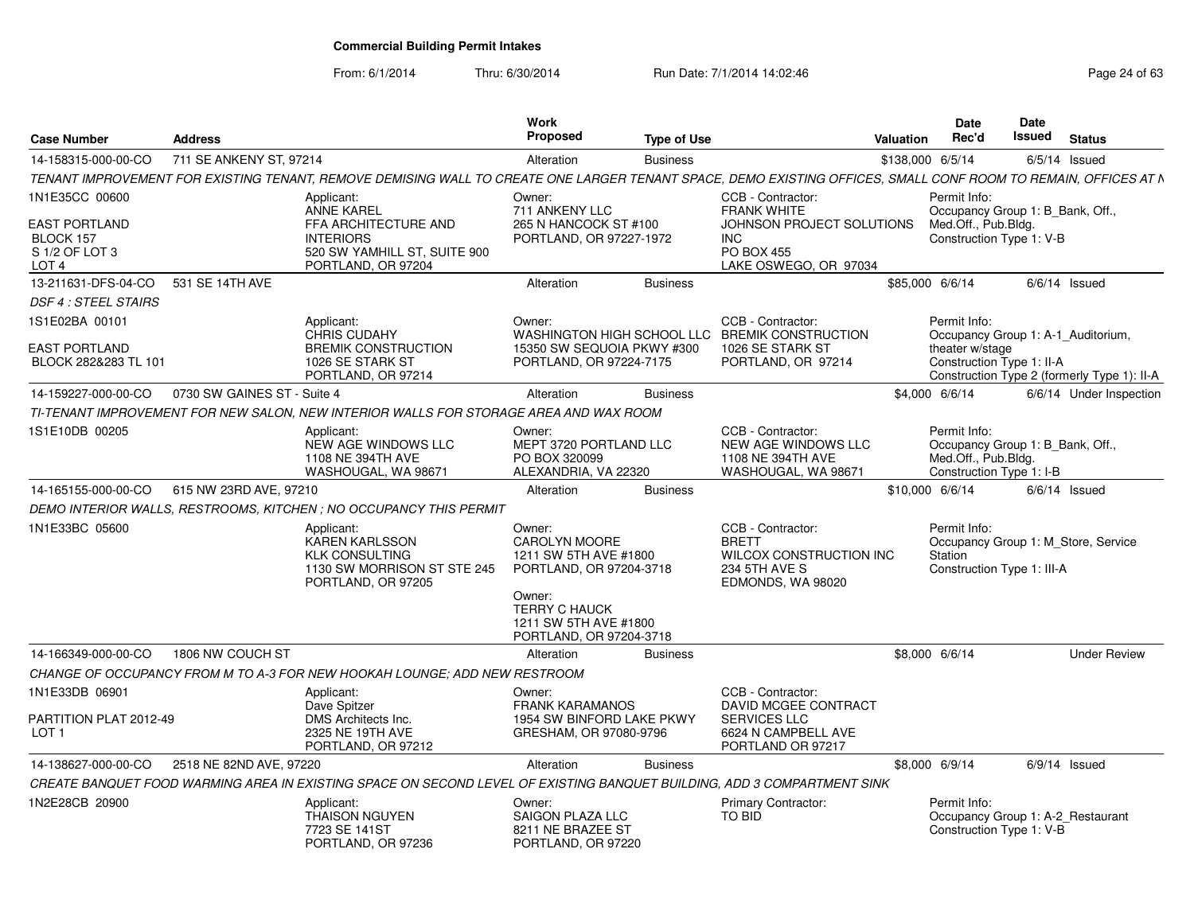# Commercial Building Permit Intakes

From: 6/1/2014 Thru: 6/30/2014 Run Date: 7/1/2014 14:02:46

| Case Number | Address | Work Proposed | Type of Use | Valuation | Date Rec'd | Date Issued | Status |
|---|---|---|---|---|---|---|---|
| 14-158315-000-00-CO | 711 SE ANKENY ST, 97214 | Alteration | Business | $138,000 | 6/5/14 | 6/5/14 | Issued |

TENANT IMPROVEMENT FOR EXISTING TENANT, REMOVE DEMISING WALL TO CREATE ONE LARGER TENANT SPACE, DEMO EXISTING OFFICES, SMALL CONF ROOM TO REMAIN, OFFICES AT N

1N1E35CC 00600
EAST PORTLAND
BLOCK 157
S 1/2 OF LOT 3
LOT 4

Applicant:
ANNE KAREL
FFA ARCHITECTURE AND INTERIORS
520 SW YAMHILL ST, SUITE 900
PORTLAND, OR 97204

Owner:
711 ANKENY LLC
265 N HANCOCK ST #100
PORTLAND, OR 97227-1972

CCB - Contractor:
FRANK WHITE
JOHNSON PROJECT SOLUTIONS INC
PO BOX 455
LAKE OSWEGO, OR 97034

Permit Info:
Occupancy Group 1: B_Bank, Off., Med.Off., Pub.Bldg.
Construction Type 1: V-B

---

| Case Number | Address | Work Proposed | Type of Use | Valuation | Date Rec'd | Date Issued | Status |
|---|---|---|---|---|---|---|---|
| 13-211631-DFS-04-CO | 531 SE 14TH AVE | Alteration | Business | $85,000 | 6/6/14 | 6/6/14 | Issued |

*DSF 4 : STEEL STAIRS*

1S1E02BA 00101
EAST PORTLAND
BLOCK 282&283 TL 101

Applicant:
CHRIS CUDAHY
BREMIK CONSTRUCTION
1026 SE STARK ST
PORTLAND, OR 97214

Owner:
WASHINGTON HIGH SCHOOL LLC
15350 SW SEQUOIA PKWY #300
PORTLAND, OR 97224-7175

CCB - Contractor:
BREMIK CONSTRUCTION
1026 SE STARK ST
PORTLAND, OR 97214

Permit Info:
Occupancy Group 1: A-1_Auditorium, theater w/stage
Construction Type 1: II-A
Construction Type 2 (formerly Type 1): II-A

---

| Case Number | Address | Work Proposed | Type of Use | Valuation | Date Rec'd | Date Issued | Status |
|---|---|---|---|---|---|---|---|
| 14-159227-000-00-CO | 0730 SW GAINES ST - Suite 4 | Alteration | Business | $4,000 | 6/6/14 | 6/6/14 | Under Inspection |

TI-TENANT IMPROVEMENT FOR NEW SALON, NEW INTERIOR WALLS FOR STORAGE AREA AND WAX ROOM

1S1E10DB 00205

Applicant:
NEW AGE WINDOWS LLC
1108 NE 394TH AVE
WASHOUGAL, WA 98671

Owner:
MEPT 3720 PORTLAND LLC
PO BOX 320099
ALEXANDRIA, VA 22320

CCB - Contractor:
NEW AGE WINDOWS LLC
1108 NE 394TH AVE
WASHOUGAL, WA 98671

Permit Info:
Occupancy Group 1: B_Bank, Off., Med.Off., Pub.Bldg.
Construction Type 1: I-B

---

| Case Number | Address | Work Proposed | Type of Use | Valuation | Date Rec'd | Date Issued | Status |
|---|---|---|---|---|---|---|---|
| 14-165155-000-00-CO | 615 NW 23RD AVE, 97210 | Alteration | Business | $10,000 | 6/6/14 | 6/6/14 | Issued |

DEMO INTERIOR WALLS, RESTROOMS, KITCHEN ; NO OCCUPANCY THIS PERMIT

1N1E33BC 05600

Applicant:
KAREN KARLSSON
KLK CONSULTING
1130 SW MORRISON ST STE 245
PORTLAND, OR 97205

Owner:
CAROLYN MOORE
1211 SW 5TH AVE #1800
PORTLAND, OR 97204-3718

Owner:
TERRY C HAUCK
1211 SW 5TH AVE #1800
PORTLAND, OR 97204-3718

CCB - Contractor:
BRETT
WILCOX CONSTRUCTION INC
234 5TH AVE S
EDMONDS, WA 98020

Permit Info:
Occupancy Group 1: M_Store, Service Station
Construction Type 1: III-A

---

| Case Number | Address | Work Proposed | Type of Use | Valuation | Date Rec'd | Date Issued | Status |
|---|---|---|---|---|---|---|---|
| 14-166349-000-00-CO | 1806 NW COUCH ST | Alteration | Business | $8,000 | 6/6/14 | | Under Review |

CHANGE OF OCCUPANCY FROM M TO A-3 FOR NEW HOOKAH LOUNGE; ADD NEW RESTROOM

1N1E33DB 06901
PARTITION PLAT 2012-49
LOT 1

Applicant:
Dave Spitzer
DMS Architects Inc.
2325 NE 19TH AVE
PORTLAND, OR 97212

Owner:
FRANK KARAMANOS
1954 SW BINFORD LAKE PKWY
GRESHAM, OR 97080-9796

CCB - Contractor:
DAVID MCGEE CONTRACT SERVICES LLC
6624 N CAMPBELL AVE
PORTLAND OR 97217

---

| Case Number | Address | Work Proposed | Type of Use | Valuation | Date Rec'd | Date Issued | Status |
|---|---|---|---|---|---|---|---|
| 14-138627-000-00-CO | 2518 NE 82ND AVE, 97220 | Alteration | Business | $8,000 | 6/9/14 | 6/9/14 | Issued |

CREATE BANQUET FOOD WARMING AREA IN EXISTING SPACE ON SECOND LEVEL OF EXISTING BANQUET BUILDING, ADD 3 COMPARTMENT SINK

1N2E28CB 20900

Applicant:
THAISON NGUYEN
7723 SE 141ST
PORTLAND, OR 97236

Owner:
SAIGON PLAZA LLC
8211 NE BRAZEE ST
PORTLAND, OR 97220

Primary Contractor:
TO BID

Permit Info:
Occupancy Group 1: A-2_Restaurant
Construction Type 1: V-B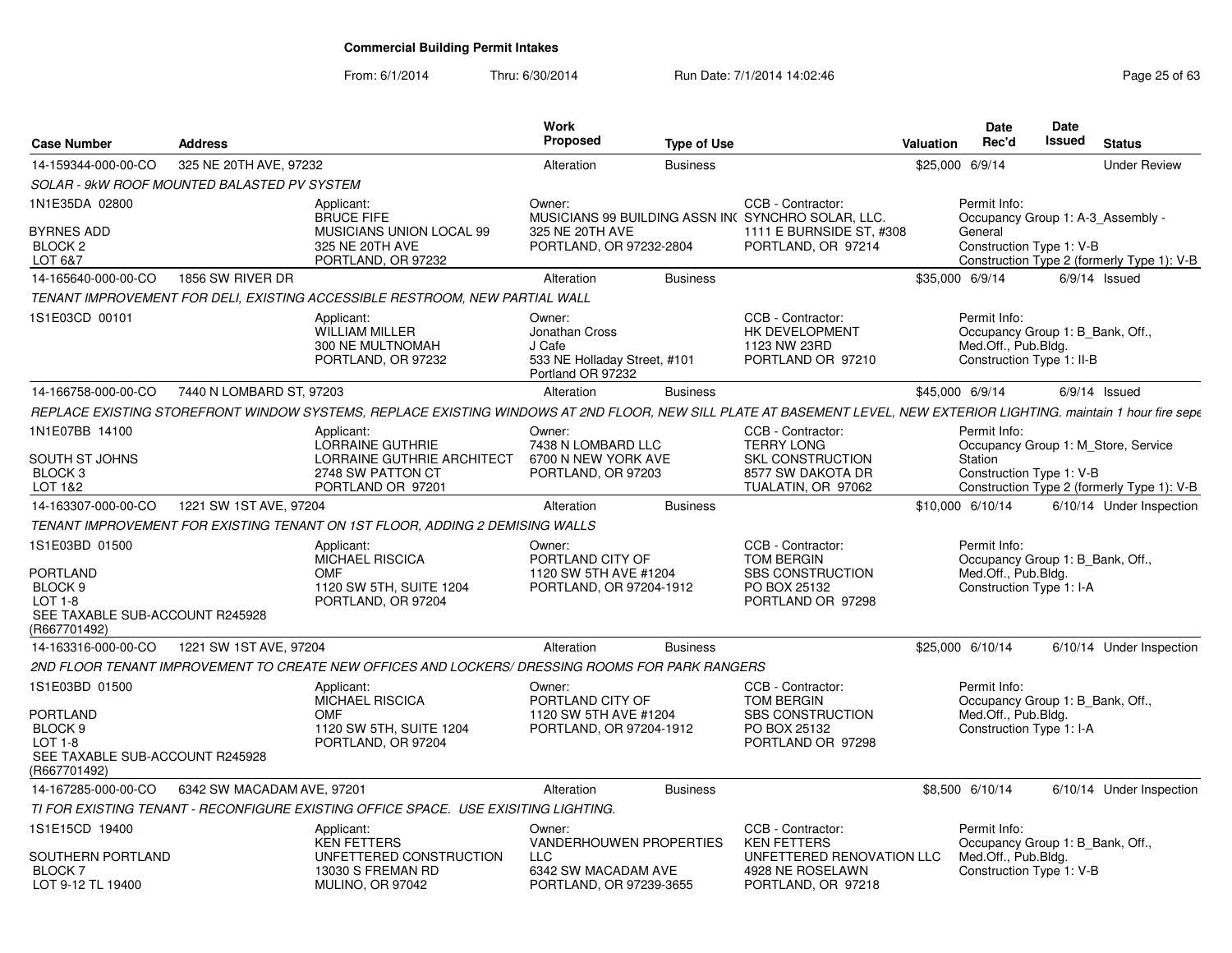# Commercial Building Permit Intakes

From: 6/1/2014 Thru: 6/30/2014 Run Date: 7/1/2014 14:02:46

| Case Number | Address | Work Proposed | Type of Use | Valuation | Date Rec'd | Date Issued | Status |
|---|---|---|---|---|---|---|---|
| 14-159344-000-00-CO | 325 NE 20TH AVE, 97232 | Alteration | Business | $25,000 | 6/9/14 | | Under Review |
| 14-165640-000-00-CO | 1856 SW RIVER DR | Alteration | Business | $35,000 | 6/9/14 | 6/9/14 | Issued |
| 14-166758-000-00-CO | 7440 N LOMBARD ST, 97203 | Alteration | Business | $45,000 | 6/9/14 | 6/9/14 | Issued |
| 14-163307-000-00-CO | 1221 SW 1ST AVE, 97204 | Alteration | Business | $10,000 | 6/10/14 | 6/10/14 | Under Inspection |
| 14-163316-000-00-CO | 1221 SW 1ST AVE, 97204 | Alteration | Business | $25,000 | 6/10/14 | 6/10/14 | Under Inspection |
| 14-167285-000-00-CO | 6342 SW MACADAM AVE, 97201 | Alteration | Business | $8,500 | 6/10/14 | 6/10/14 | Under Inspection |

## 14-159344-000-00-CO — 325 NE 20TH AVE, 97232

*SOLAR - 9kW ROOF MOUNTED BALASTED PV SYSTEM*

- **Legal:** 1N1E35DA 02800, BYRNES ADD, BLOCK 2, LOT 6&7
- **Applicant:** BRUCE FIFE, MUSICIANS UNION LOCAL 99, 325 NE 20TH AVE, PORTLAND, OR 97232
- **Owner:** MUSICIANS 99 BUILDING ASSN IN(, 325 NE 20TH AVE, PORTLAND, OR 97232-2804
- **CCB - Contractor:** SYNCHRO SOLAR, LLC., 1111 E BURNSIDE ST, #308, PORTLAND, OR 97214
- **Permit Info:** Occupancy Group 1: A-3_Assembly - General; Construction Type 1: V-B; Construction Type 2 (formerly Type 1): V-B

## 14-165640-000-00-CO — 1856 SW RIVER DR

*TENANT IMPROVEMENT FOR DELI, EXISTING ACCESSIBLE RESTROOM, NEW PARTIAL WALL*

- **Legal:** 1S1E03CD 00101
- **Applicant:** WILLIAM MILLER, 300 NE MULTNOMAH, PORTLAND, OR 97232
- **Owner:** Jonathan Cross, J Cafe, 533 NE Holladay Street, #101, Portland OR 97232
- **CCB - Contractor:** HK DEVELOPMENT, 1123 NW 23RD, PORTLAND OR 97210
- **Permit Info:** Occupancy Group 1: B_Bank, Off., Med.Off., Pub.Bldg.; Construction Type 1: II-B

## 14-166758-000-00-CO — 7440 N LOMBARD ST, 97203

*REPLACE EXISTING STOREFRONT WINDOW SYSTEMS, REPLACE EXISTING WINDOWS AT 2ND FLOOR, NEW SILL PLATE AT BASEMENT LEVEL, NEW EXTERIOR LIGHTING. maintain 1 hour fire sepe*

- **Legal:** 1N1E07BB 14100, SOUTH ST JOHNS, BLOCK 3, LOT 1&2
- **Applicant:** LORRAINE GUTHRIE, LORRAINE GUTHRIE ARCHITECT, 2748 SW PATTON CT, PORTLAND OR 97201
- **Owner:** 7438 N LOMBARD LLC, 6700 N NEW YORK AVE, PORTLAND, OR 97203
- **CCB - Contractor:** TERRY LONG, SKL CONSTRUCTION, 8577 SW DAKOTA DR, TUALATIN, OR 97062
- **Permit Info:** Occupancy Group 1: M_Store, Service Station; Construction Type 1: V-B; Construction Type 2 (formerly Type 1): V-B

## 14-163307-000-00-CO — 1221 SW 1ST AVE, 97204

*TENANT IMPROVEMENT FOR EXISTING TENANT ON 1ST FLOOR, ADDING 2 DEMISING WALLS*

- **Legal:** 1S1E03BD 01500, PORTLAND, BLOCK 9, LOT 1-8, SEE TAXABLE SUB-ACCOUNT R245928 (R667701492)
- **Applicant:** MICHAEL RISCICA, OMF, 1120 SW 5TH, SUITE 1204, PORTLAND, OR 97204
- **Owner:** PORTLAND CITY OF, 1120 SW 5TH AVE #1204, PORTLAND, OR 97204-1912
- **CCB - Contractor:** TOM BERGIN, SBS CONSTRUCTION, PO BOX 25132, PORTLAND OR 97298
- **Permit Info:** Occupancy Group 1: B_Bank, Off., Med.Off., Pub.Bldg.; Construction Type 1: I-A

## 14-163316-000-00-CO — 1221 SW 1ST AVE, 97204

*2ND FLOOR TENANT IMPROVEMENT TO CREATE NEW OFFICES AND LOCKERS/ DRESSING ROOMS FOR PARK RANGERS*

- **Legal:** 1S1E03BD 01500, PORTLAND, BLOCK 9, LOT 1-8, SEE TAXABLE SUB-ACCOUNT R245928 (R667701492)
- **Applicant:** MICHAEL RISCICA, OMF, 1120 SW 5TH, SUITE 1204, PORTLAND, OR 97204
- **Owner:** PORTLAND CITY OF, 1120 SW 5TH AVE #1204, PORTLAND, OR 97204-1912
- **CCB - Contractor:** TOM BERGIN, SBS CONSTRUCTION, PO BOX 25132, PORTLAND OR 97298
- **Permit Info:** Occupancy Group 1: B_Bank, Off., Med.Off., Pub.Bldg.; Construction Type 1: I-A

## 14-167285-000-00-CO — 6342 SW MACADAM AVE, 97201

*TI FOR EXISTING TENANT - RECONFIGURE EXISTING OFFICE SPACE. USE EXISITING LIGHTING.*

- **Legal:** 1S1E15CD 19400, SOUTHERN PORTLAND, BLOCK 7, LOT 9-12 TL 19400
- **Applicant:** KEN FETTERS, UNFETTERED CONSTRUCTION, 13030 S FREMAN RD, MULINO, OR 97042
- **Owner:** VANDERHOUWEN PROPERTIES LLC, 6342 SW MACADAM AVE, PORTLAND, OR 97239-3655
- **CCB - Contractor:** KEN FETTERS, UNFETTERED RENOVATION LLC, 4928 NE ROSELAWN, PORTLAND, OR 97218
- **Permit Info:** Occupancy Group 1: B_Bank, Off., Med.Off., Pub.Bldg.; Construction Type 1: V-B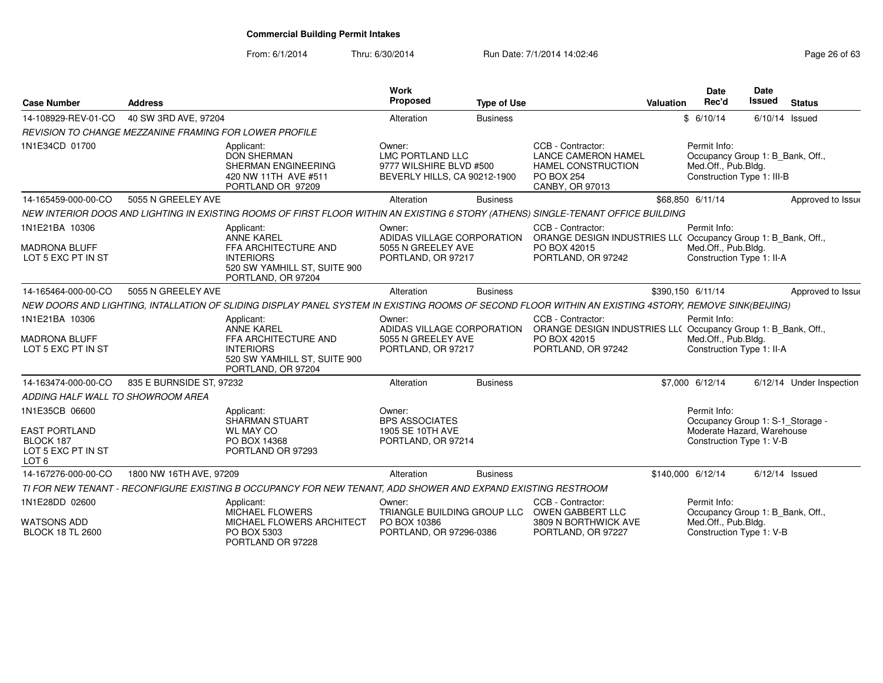# Commercial Building Permit Intakes

From: 6/1/2014 Thru: 6/30/2014 Run Date: 7/1/2014 14:02:46

| Case Number | Address | Work Proposed | Type of Use | Valuation | Date Rec'd | Date Issued | Status |
|---|---|---|---|---|---|---|---|
| 14-108929-REV-01-CO | 40 SW 3RD AVE, 97204 | Alteration | Business | $ | 6/10/14 | 6/10/14 | Issued |

REVISION TO CHANGE MEZZANINE FRAMING FOR LOWER PROFILE

- 1N1E34CD 01700
- Applicant: DON SHERMAN, SHERMAN ENGINEERING, 420 NW 11TH AVE #511, PORTLAND OR 97209
- Owner: LMC PORTLAND LLC, 9777 WILSHIRE BLVD #500, BEVERLY HILLS, CA 90212-1900
- CCB - Contractor: LANCE CAMERON HAMEL, HAMEL CONSTRUCTION, PO BOX 254, CANBY, OR 97013
- Permit Info: Occupancy Group 1: B_Bank, Off., Med.Off., Pub.Bldg. Construction Type 1: III-B

| Case Number | Address | Work Proposed | Type of Use | Valuation | Date Rec'd | Date Issued | Status |
|---|---|---|---|---|---|---|---|
| 14-165459-000-00-CO | 5055 N GREELEY AVE | Alteration | Business | $68,850 | 6/11/14 | | Approved to Issue |

NEW INTERIOR DOOS AND LIGHTING IN EXISTING ROOMS OF FIRST FLOOR WITHIN AN EXISTING 6 STORY (ATHENS) SINGLE-TENANT OFFICE BUILDING

- 1N1E21BA 10306, MADRONA BLUFF, LOT 5 EXC PT IN ST
- Applicant: ANNE KAREL, FFA ARCHITECTURE AND INTERIORS, 520 SW YAMHILL ST, SUITE 900, PORTLAND, OR 97204
- Owner: ADIDAS VILLAGE CORPORATION, 5055 N GREELEY AVE, PORTLAND, OR 97217
- CCB - Contractor: ORANGE DESIGN INDUSTRIES LLC, PO BOX 42015, PORTLAND, OR 97242
- Permit Info: Occupancy Group 1: B_Bank, Off., Med.Off., Pub.Bldg. Construction Type 1: II-A

| Case Number | Address | Work Proposed | Type of Use | Valuation | Date Rec'd | Date Issued | Status |
|---|---|---|---|---|---|---|---|
| 14-165464-000-00-CO | 5055 N GREELEY AVE | Alteration | Business | $390,150 | 6/11/14 | | Approved to Issue |

NEW DOORS AND LIGHTING, INTALLATION OF SLIDING DISPLAY PANEL SYSTEM IN EXISTING ROOMS OF SECOND FLOOR WITHIN AN EXISTING 4STORY, REMOVE SINK(BEIJING)

- 1N1E21BA 10306, MADRONA BLUFF, LOT 5 EXC PT IN ST
- Applicant: ANNE KAREL, FFA ARCHITECTURE AND INTERIORS, 520 SW YAMHILL ST, SUITE 900, PORTLAND, OR 97204
- Owner: ADIDAS VILLAGE CORPORATION, 5055 N GREELEY AVE, PORTLAND, OR 97217
- CCB - Contractor: ORANGE DESIGN INDUSTRIES LLC, PO BOX 42015, PORTLAND, OR 97242
- Permit Info: Occupancy Group 1: B_Bank, Off., Med.Off., Pub.Bldg. Construction Type 1: II-A

| Case Number | Address | Work Proposed | Type of Use | Valuation | Date Rec'd | Date Issued | Status |
|---|---|---|---|---|---|---|---|
| 14-163474-000-00-CO | 835 E BURNSIDE ST, 97232 | Alteration | Business | $7,000 | 6/12/14 | 6/12/14 | Under Inspection |

ADDING HALF WALL TO SHOWROOM AREA

- 1N1E35CB 06600, EAST PORTLAND, BLOCK 187, LOT 5 EXC PT IN ST, LOT 6
- Applicant: SHARMAN STUART, WL MAY CO, PO BOX 14368, PORTLAND OR 97293
- Owner: BPS ASSOCIATES, 1905 SE 10TH AVE, PORTLAND, OR 97214
- Permit Info: Occupancy Group 1: S-1_Storage - Moderate Hazard, Warehouse. Construction Type 1: V-B

| Case Number | Address | Work Proposed | Type of Use | Valuation | Date Rec'd | Date Issued | Status |
|---|---|---|---|---|---|---|---|
| 14-167276-000-00-CO | 1800 NW 16TH AVE, 97209 | Alteration | Business | $140,000 | 6/12/14 | 6/12/14 | Issued |

TI FOR NEW TENANT - RECONFIGURE EXISTING B OCCUPANCY FOR NEW TENANT, ADD SHOWER AND EXPAND EXISTING RESTROOM

- 1N1E28DD 02600, WATSONS ADD, BLOCK 18 TL 2600
- Applicant: MICHAEL FLOWERS, MICHAEL FLOWERS ARCHITECT, PO BOX 5303, PORTLAND OR 97228
- Owner: TRIANGLE BUILDING GROUP LLC, PO BOX 10386, PORTLAND, OR 97296-0386
- CCB - Contractor: OWEN GABBERT LLC, 3809 N BORTHWICK AVE, PORTLAND, OR 97227
- Permit Info: Occupancy Group 1: B_Bank, Off., Med.Off., Pub.Bldg. Construction Type 1: V-B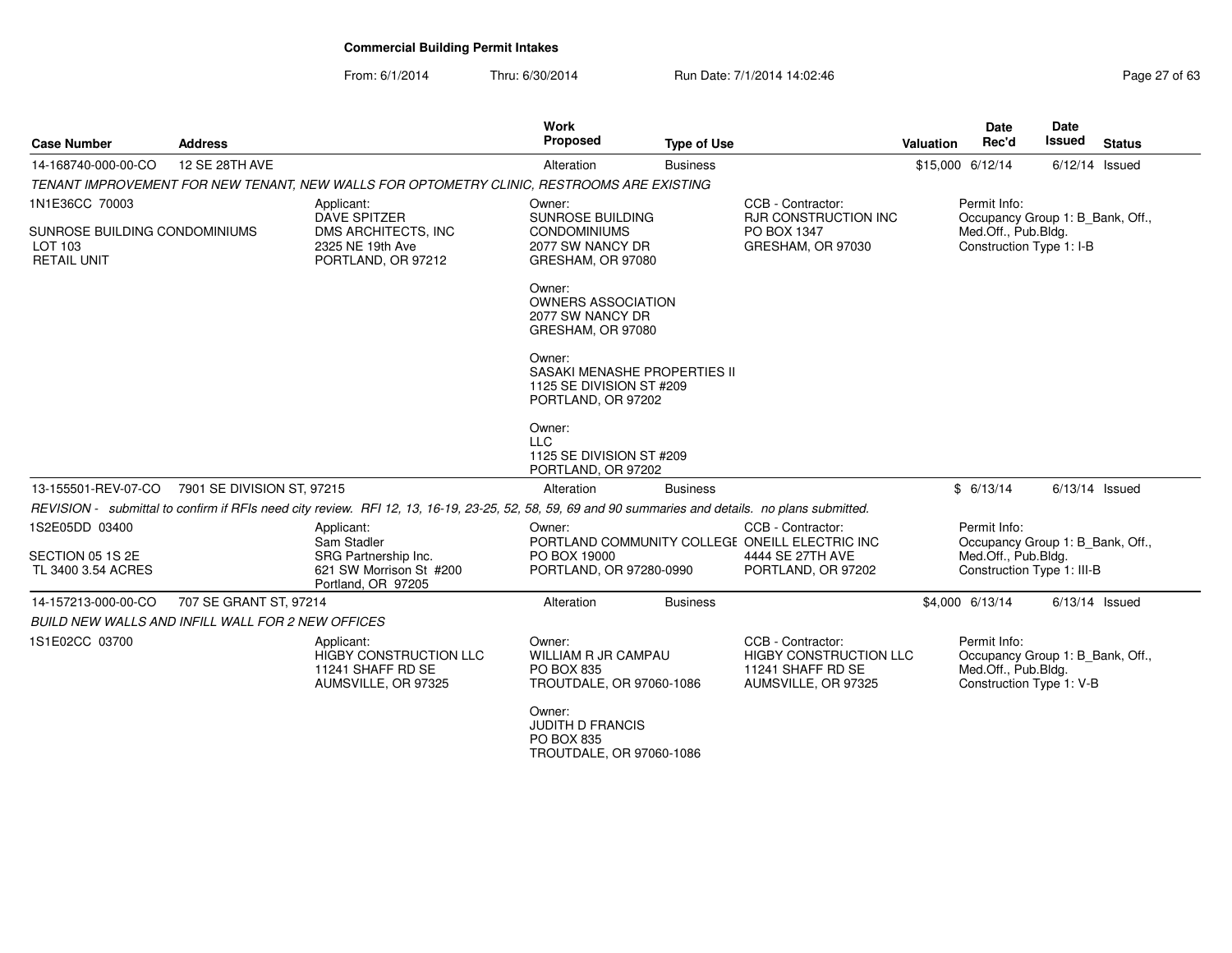## Commercial Building Permit Intakes

From: 6/1/2014 Thru: 6/30/2014 Run Date: 7/1/2014 14:02:46

| Case Number | Address | Work Proposed | Type of Use | Valuation | Date Rec'd | Date Issued | Status |
|---|---|---|---|---|---|---|---|
| 14-168740-000-00-CO | 12 SE 28TH AVE | Alteration | Business | $15,000 | 6/12/14 | 6/12/14 | Issued |

TENANT IMPROVEMENT FOR NEW TENANT, NEW WALLS FOR OPTOMETRY CLINIC, RESTROOMS ARE EXISTING

1N1E36CC 70003

SUNROSE BUILDING CONDOMINIUMS
LOT 103
RETAIL UNIT

Applicant:
DAVE SPITZER
DMS ARCHITECTS, INC
2325 NE 19th Ave
PORTLAND, OR 97212

Owner:
SUNROSE BUILDING CONDOMINIUMS
2077 SW NANCY DR
GRESHAM, OR 97080

Owner:
OWNERS ASSOCIATION
2077 SW NANCY DR
GRESHAM, OR 97080

Owner:
SASAKI MENASHE PROPERTIES II
1125 SE DIVISION ST #209
PORTLAND, OR 97202

Owner:
LLC
1125 SE DIVISION ST #209
PORTLAND, OR 97202

CCB - Contractor:
RJR CONSTRUCTION INC
PO BOX 1347
GRESHAM, OR 97030

Permit Info:
Occupancy Group 1: B_Bank, Off., Med.Off., Pub.Bldg.
Construction Type 1: I-B

| Case Number | Address | Work Proposed | Type of Use | Valuation | Date Rec'd | Date Issued | Status |
|---|---|---|---|---|---|---|---|
| 13-155501-REV-07-CO | 7901 SE DIVISION ST, 97215 | Alteration | Business | $ | 6/13/14 | 6/13/14 | Issued |

REVISION - submittal to confirm if RFIs need city review. RFI 12, 13, 16-19, 23-25, 52, 58, 59, 69 and 90 summaries and details. no plans submitted.

1S2E05DD 03400

SECTION 05 1S 2E
TL 3400 3.54 ACRES

Applicant:
Sam Stadler
SRG Partnership Inc.
621 SW Morrison St #200
Portland, OR 97205

Owner:
PORTLAND COMMUNITY COLLEGE
PO BOX 19000
PORTLAND, OR 97280-0990

CCB - Contractor:
ONEILL ELECTRIC INC
4444 SE 27TH AVE
PORTLAND, OR 97202

Permit Info:
Occupancy Group 1: B_Bank, Off., Med.Off., Pub.Bldg.
Construction Type 1: III-B

| Case Number | Address | Work Proposed | Type of Use | Valuation | Date Rec'd | Date Issued | Status |
|---|---|---|---|---|---|---|---|
| 14-157213-000-00-CO | 707 SE GRANT ST, 97214 | Alteration | Business | $4,000 | 6/13/14 | 6/13/14 | Issued |

BUILD NEW WALLS AND INFILL WALL FOR 2 NEW OFFICES

1S1E02CC 03700

Applicant:
HIGBY CONSTRUCTION LLC
11241 SHAFF RD SE
AUMSVILLE, OR 97325

Owner:
WILLIAM R JR CAMPAU
PO BOX 835
TROUTDALE, OR 97060-1086

Owner:
JUDITH D FRANCIS
PO BOX 835
TROUTDALE, OR 97060-1086

CCB - Contractor:
HIGBY CONSTRUCTION LLC
11241 SHAFF RD SE
AUMSVILLE, OR 97325

Permit Info:
Occupancy Group 1: B_Bank, Off., Med.Off., Pub.Bldg.
Construction Type 1: V-B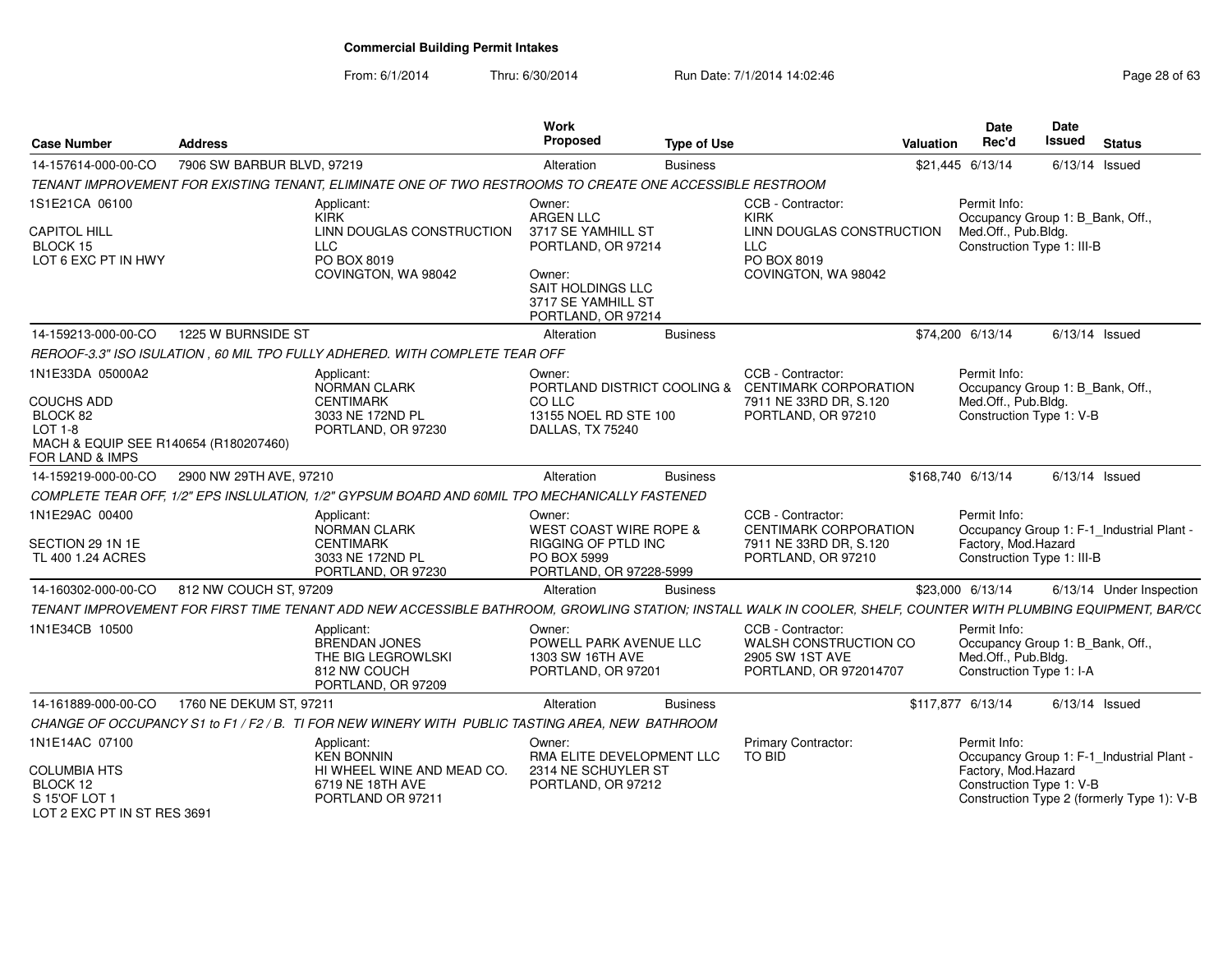# Commercial Building Permit Intakes

From: 6/1/2014 Thru: 6/30/2014 Run Date: 7/1/2014 14:02:46

| Case Number | Address | Work Proposed | Type of Use | Valuation | Date Rec'd | Date Issued | Status |
|---|---|---|---|---|---|---|---|
| 14-157614-000-00-CO | 7906 SW BARBUR BLVD, 97219 | Alteration | Business | $21,445 | 6/13/14 | 6/13/14 | Issued |

*TENANT IMPROVEMENT FOR EXISTING TENANT, ELIMINATE ONE OF TWO RESTROOMS TO CREATE ONE ACCESSIBLE RESTROOM*

- 1S1E21CA 06100
  CAPITOL HILL
  BLOCK 15
  LOT 6 EXC PT IN HWY
- Applicant: KIRK, LINN DOUGLAS CONSTRUCTION LLC, PO BOX 8019, COVINGTON, WA 98042
- Owner: ARGEN LLC, 3717 SE YAMHILL ST, PORTLAND, OR 97214
- Owner: SAIT HOLDINGS LLC, 3717 SE YAMHILL ST, PORTLAND, OR 97214
- CCB - Contractor: KIRK, LINN DOUGLAS CONSTRUCTION LLC, PO BOX 8019, COVINGTON, WA 98042
- Permit Info: Occupancy Group 1: B_Bank, Off., Med.Off., Pub.Bldg. Construction Type 1: III-B

| Case Number | Address | Work Proposed | Type of Use | Valuation | Date Rec'd | Date Issued | Status |
|---|---|---|---|---|---|---|---|
| 14-159213-000-00-CO | 1225 W BURNSIDE ST | Alteration | Business | $74,200 | 6/13/14 | 6/13/14 | Issued |

*REROOF-3.3" ISO ISULATION , 60 MIL TPO FULLY ADHERED. WITH COMPLETE TEAR OFF*

- 1N1E33DA 05000A2
  COUCHS ADD
  BLOCK 82
  LOT 1-8
  MACH & EQUIP SEE R140654 (R180207460) FOR LAND & IMPS
- Applicant: NORMAN CLARK, CENTIMARK, 3033 NE 172ND PL, PORTLAND, OR 97230
- Owner: PORTLAND DISTRICT COOLING & CO LLC, 13155 NOEL RD STE 100, DALLAS, TX 75240
- CCB - Contractor: CENTIMARK CORPORATION, 7911 NE 33RD DR, S.120, PORTLAND, OR 97210
- Permit Info: Occupancy Group 1: B_Bank, Off., Med.Off., Pub.Bldg. Construction Type 1: V-B

| Case Number | Address | Work Proposed | Type of Use | Valuation | Date Rec'd | Date Issued | Status |
|---|---|---|---|---|---|---|---|
| 14-159219-000-00-CO | 2900 NW 29TH AVE, 97210 | Alteration | Business | $168,740 | 6/13/14 | 6/13/14 | Issued |

*COMPLETE TEAR OFF, 1/2" EPS INSLULATION, 1/2" GYPSUM BOARD AND 60MIL TPO MECHANICALLY FASTENED*

- 1N1E29AC 00400
  SECTION 29 1N 1E
  TL 400 1.24 ACRES
- Applicant: NORMAN CLARK, CENTIMARK, 3033 NE 172ND PL, PORTLAND, OR 97230
- Owner: WEST COAST WIRE ROPE & RIGGING OF PTLD INC, PO BOX 5999, PORTLAND, OR 97228-5999
- CCB - Contractor: CENTIMARK CORPORATION, 7911 NE 33RD DR, S.120, PORTLAND, OR 97210
- Permit Info: Occupancy Group 1: F-1_Industrial Plant - Factory, Mod.Hazard. Construction Type 1: III-B

| Case Number | Address | Work Proposed | Type of Use | Valuation | Date Rec'd | Date Issued | Status |
|---|---|---|---|---|---|---|---|
| 14-160302-000-00-CO | 812 NW COUCH ST, 97209 | Alteration | Business | $23,000 | 6/13/14 | 6/13/14 | Under Inspection |

*TENANT IMPROVEMENT FOR FIRST TIME TENANT ADD NEW ACCESSIBLE BATHROOM, GROWLING STATION; INSTALL WALK IN COOLER, SHELF, COUNTER WITH PLUMBING EQUIPMENT, BAR/CC*

- 1N1E34CB 10500
- Applicant: BRENDAN JONES, THE BIG LEGROWLSKI, 812 NW COUCH, PORTLAND, OR 97209
- Owner: POWELL PARK AVENUE LLC, 1303 SW 16TH AVE, PORTLAND, OR 97201
- CCB - Contractor: WALSH CONSTRUCTION CO, 2905 SW 1ST AVE, PORTLAND, OR 972014707
- Permit Info: Occupancy Group 1: B_Bank, Off., Med.Off., Pub.Bldg. Construction Type 1: I-A

| Case Number | Address | Work Proposed | Type of Use | Valuation | Date Rec'd | Date Issued | Status |
|---|---|---|---|---|---|---|---|
| 14-161889-000-00-CO | 1760 NE DEKUM ST, 97211 | Alteration | Business | $117,877 | 6/13/14 | 6/13/14 | Issued |

*CHANGE OF OCCUPANCY S1 to F1 / F2 / B. TI FOR NEW WINERY WITH PUBLIC TASTING AREA, NEW BATHROOM*

- 1N1E14AC 07100
  COLUMBIA HTS
  BLOCK 12
  S 15'OF LOT 1
  LOT 2 EXC PT IN ST RES 3691
- Applicant: KEN BONNIN, HI WHEEL WINE AND MEAD CO., 6719 NE 18TH AVE, PORTLAND OR 97211
- Owner: RMA ELITE DEVELOPMENT LLC, 2314 NE SCHUYLER ST, PORTLAND, OR 97212
- Primary Contractor: TO BID
- Permit Info: Occupancy Group 1: F-1_Industrial Plant - Factory, Mod.Hazard. Construction Type 1: V-B. Construction Type 2 (formerly Type 1): V-B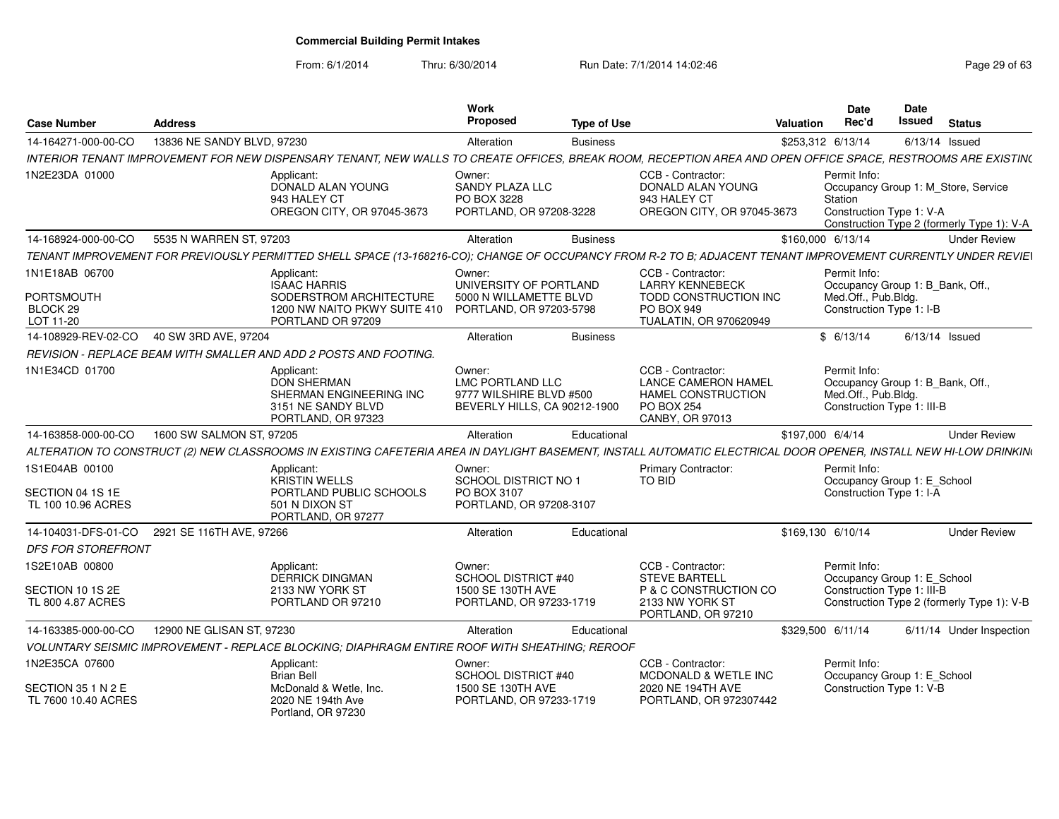# Commercial Building Permit Intakes

From: 6/1/2014 Thru: 6/30/2014 Run Date: 7/1/2014 14:02:46

| Case Number | Address | Work Proposed | Type of Use | Valuation | Date Rec'd | Date Issued | Status |
|---|---|---|---|---|---|---|---|
| 14-164271-000-00-CO | 13836 NE SANDY BLVD, 97230 | Alteration | Business | $253,312 | 6/13/14 | 6/13/14 | Issued |

INTERIOR TENANT IMPROVEMENT FOR NEW DISPENSARY TENANT, NEW WALLS TO CREATE OFFICES, BREAK ROOM, RECEPTION AREA AND OPEN OFFICE SPACE, RESTROOMS ARE EXISTINC

1N2E23DA 01000

Applicant: DONALD ALAN YOUNG, 943 HALEY CT, OREGON CITY, OR 97045-3673

Owner: SANDY PLAZA LLC, PO BOX 3228, PORTLAND, OR 97208-3228

CCB - Contractor: DONALD ALAN YOUNG, 943 HALEY CT, OREGON CITY, OR 97045-3673

Permit Info: Occupancy Group 1: M_Store, Service Station; Construction Type 1: V-A; Construction Type 2 (formerly Type 1): V-A

| Case Number | Address | Work Proposed | Type of Use | Valuation | Date Rec'd | Date Issued | Status |
|---|---|---|---|---|---|---|---|
| 14-168924-000-00-CO | 5535 N WARREN ST, 97203 | Alteration | Business | $160,000 | 6/13/14 | | Under Review |

TENANT IMPROVEMENT FOR PREVIOUSLY PERMITTED SHELL SPACE (13-168216-CO); CHANGE OF OCCUPANCY FROM R-2 TO B; ADJACENT TENANT IMPROVEMENT CURRENTLY UNDER REVIE\

1N1E18AB 06700 — PORTSMOUTH, BLOCK 29, LOT 11-20

Applicant: ISAAC HARRIS, SODERSTROM ARCHITECTURE, 1200 NW NAITO PKWY SUITE 410, PORTLAND OR 97209

Owner: UNIVERSITY OF PORTLAND, 5000 N WILLAMETTE BLVD, PORTLAND, OR 97203-5798

CCB - Contractor: LARRY KENNEBECK, TODD CONSTRUCTION INC, PO BOX 949, TUALATIN, OR 970620949

Permit Info: Occupancy Group 1: B_Bank, Off., Med.Off., Pub.Bldg.; Construction Type 1: I-B

| Case Number | Address | Work Proposed | Type of Use | Valuation | Date Rec'd | Date Issued | Status |
|---|---|---|---|---|---|---|---|
| 14-108929-REV-02-CO | 40 SW 3RD AVE, 97204 | Alteration | Business | $ | 6/13/14 | 6/13/14 | Issued |

REVISION - REPLACE BEAM WITH SMALLER AND ADD 2 POSTS AND FOOTING.

1N1E34CD 01700

Applicant: DON SHERMAN, SHERMAN ENGINEERING INC, 3151 NE SANDY BLVD, PORTLAND, OR 97323

Owner: LMC PORTLAND LLC, 9777 WILSHIRE BLVD #500, BEVERLY HILLS, CA 90212-1900

CCB - Contractor: LANCE CAMERON HAMEL, HAMEL CONSTRUCTION, PO BOX 254, CANBY, OR 97013

Permit Info: Occupancy Group 1: B_Bank, Off., Med.Off., Pub.Bldg.; Construction Type 1: III-B

| Case Number | Address | Work Proposed | Type of Use | Valuation | Date Rec'd | Date Issued | Status |
|---|---|---|---|---|---|---|---|
| 14-163858-000-00-CO | 1600 SW SALMON ST, 97205 | Alteration | Educational | $197,000 | 6/4/14 | | Under Review |

ALTERATION TO CONSTRUCT (2) NEW CLASSROOMS IN EXISTING CAFETERIA AREA IN DAYLIGHT BASEMENT, INSTALL AUTOMATIC ELECTRICAL DOOR OPENER, INSTALL NEW HI-LOW DRINKIN(

1S1E04AB 00100 — SECTION 04 1S 1E, TL 100 10.96 ACRES

Applicant: KRISTIN WELLS, PORTLAND PUBLIC SCHOOLS, 501 N DIXON ST, PORTLAND, OR 97277

Owner: SCHOOL DISTRICT NO 1, PO BOX 3107, PORTLAND, OR 97208-3107

Primary Contractor: TO BID

Permit Info: Occupancy Group 1: E_School; Construction Type 1: I-A

| Case Number | Address | Work Proposed | Type of Use | Valuation | Date Rec'd | Date Issued | Status |
|---|---|---|---|---|---|---|---|
| 14-104031-DFS-01-CO | 2921 SE 116TH AVE, 97266 | Alteration | Educational | $169,130 | 6/10/14 | | Under Review |

DFS FOR STOREFRONT

1S2E10AB 00800 — SECTION 10 1S 2E, TL 800 4.87 ACRES

Applicant: DERRICK DINGMAN, 2133 NW YORK ST, PORTLAND OR 97210

Owner: SCHOOL DISTRICT #40, 1500 SE 130TH AVE, PORTLAND, OR 97233-1719

CCB - Contractor: STEVE BARTELL, P & C CONSTRUCTION CO, 2133 NW YORK ST, PORTLAND, OR 97210

Permit Info: Occupancy Group 1: E_School; Construction Type 1: III-B; Construction Type 2 (formerly Type 1): V-B

| Case Number | Address | Work Proposed | Type of Use | Valuation | Date Rec'd | Date Issued | Status |
|---|---|---|---|---|---|---|---|
| 14-163385-000-00-CO | 12900 NE GLISAN ST, 97230 | Alteration | Educational | $329,500 | 6/11/14 | 6/11/14 | Under Inspection |

VOLUNTARY SEISMIC IMPROVEMENT - REPLACE BLOCKING; DIAPHRAGM ENTIRE ROOF WITH SHEATHING; REROOF

1N2E35CA 07600 — SECTION 35 1 N 2 E, TL 7600 10.40 ACRES

Applicant: Brian Bell, McDonald & Wetle, Inc., 2020 NE 194th Ave, Portland, OR 97230

Owner: SCHOOL DISTRICT #40, 1500 SE 130TH AVE, PORTLAND, OR 97233-1719

CCB - Contractor: MCDONALD & WETLE INC, 2020 NE 194TH AVE, PORTLAND, OR 972307442

Permit Info: Occupancy Group 1: E_School; Construction Type 1: V-B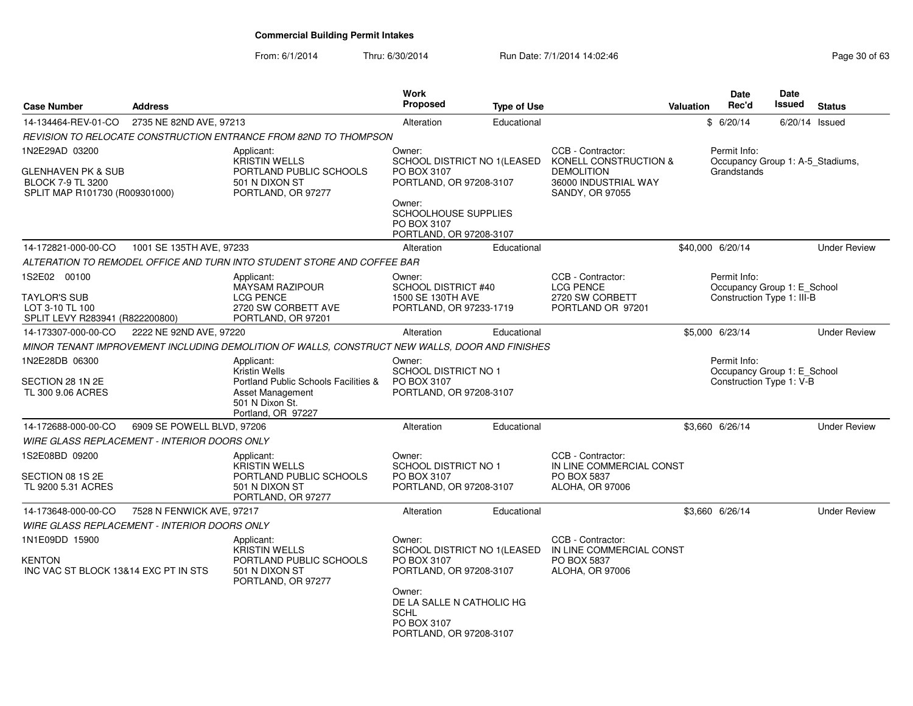# Commercial Building Permit Intakes

From: 6/1/2014 Thru: 6/30/2014 Run Date: 7/1/2014 14:02:46

| Case Number | Address | Work Proposed | Type of Use | Valuation | Date Rec'd | Date Issued | Status |
|---|---|---|---|---|---|---|---|
| 14-134464-REV-01-CO | 2735 NE 82ND AVE, 97213 | Alteration | Educational | $ | 6/20/14 | 6/20/14 | Issued |

*REVISION TO RELOCATE CONSTRUCTION ENTRANCE FROM 82ND TO THOMPSON*

1N2E29AD 03200

GLENHAVEN PK & SUB
BLOCK 7-9 TL 3200
SPLIT MAP R101730 (R009301000)

Applicant:
KRISTIN WELLS
PORTLAND PUBLIC SCHOOLS
501 N DIXON ST
PORTLAND, OR 97277

Owner:
SCHOOL DISTRICT NO 1(LEASED
PO BOX 3107
PORTLAND, OR 97208-3107

Owner:
SCHOOLHOUSE SUPPLIES
PO BOX 3107
PORTLAND, OR 97208-3107

CCB - Contractor:
KONELL CONSTRUCTION &
DEMOLITION
36000 INDUSTRIAL WAY
SANDY, OR 97055

Permit Info:
Occupancy Group 1: A-5_Stadiums, Grandstands

---

| Case Number | Address | Work Proposed | Type of Use | Valuation | Date Rec'd | Date Issued | Status |
|---|---|---|---|---|---|---|---|
| 14-172821-000-00-CO | 1001 SE 135TH AVE, 97233 | Alteration | Educational | $40,000 | 6/20/14 | | Under Review |

*ALTERATION TO REMODEL OFFICE AND TURN INTO STUDENT STORE AND COFFEE BAR*

1S2E02 00100

TAYLOR'S SUB
LOT 3-10 TL 100
SPLIT LEVY R283941 (R822200800)

Applicant:
MAYSAM RAZIPOUR
LCG PENCE
2720 SW CORBETT AVE
PORTLAND, OR 97201

Owner:
SCHOOL DISTRICT #40
1500 SE 130TH AVE
PORTLAND, OR 97233-1719

CCB - Contractor:
LCG PENCE
2720 SW CORBETT
PORTLAND OR 97201

Permit Info:
Occupancy Group 1: E_School
Construction Type 1: III-B

---

| Case Number | Address | Work Proposed | Type of Use | Valuation | Date Rec'd | Date Issued | Status |
|---|---|---|---|---|---|---|---|
| 14-173307-000-00-CO | 2222 NE 92ND AVE, 97220 | Alteration | Educational | $5,000 | 6/23/14 | | Under Review |

*MINOR TENANT IMPROVEMENT INCLUDING DEMOLITION OF WALLS, CONSTRUCT NEW WALLS, DOOR AND FINISHES*

1N2E28DB 06300

SECTION 28 1N 2E
TL 300 9.06 ACRES

Applicant:
Kristin Wells
Portland Public Schools Facilities & Asset Management
501 N Dixon St.
Portland, OR 97227

Owner:
SCHOOL DISTRICT NO 1
PO BOX 3107
PORTLAND, OR 97208-3107

Permit Info:
Occupancy Group 1: E_School
Construction Type 1: V-B

---

| Case Number | Address | Work Proposed | Type of Use | Valuation | Date Rec'd | Date Issued | Status |
|---|---|---|---|---|---|---|---|
| 14-172688-000-00-CO | 6909 SE POWELL BLVD, 97206 | Alteration | Educational | $3,660 | 6/26/14 | | Under Review |

*WIRE GLASS REPLACEMENT - INTERIOR DOORS ONLY*

1S2E08BD 09200

SECTION 08 1S 2E
TL 9200 5.31 ACRES

Applicant:
KRISTIN WELLS
PORTLAND PUBLIC SCHOOLS
501 N DIXON ST
PORTLAND, OR 97277

Owner:
SCHOOL DISTRICT NO 1
PO BOX 3107
PORTLAND, OR 97208-3107

CCB - Contractor:
IN LINE COMMERCIAL CONST
PO BOX 5837
ALOHA, OR 97006

---

| Case Number | Address | Work Proposed | Type of Use | Valuation | Date Rec'd | Date Issued | Status |
|---|---|---|---|---|---|---|---|
| 14-173648-000-00-CO | 7528 N FENWICK AVE, 97217 | Alteration | Educational | $3,660 | 6/26/14 | | Under Review |

*WIRE GLASS REPLACEMENT - INTERIOR DOORS ONLY*

1N1E09DD 15900

KENTON
INC VAC ST BLOCK 13&14 EXC PT IN STS

Applicant:
KRISTIN WELLS
PORTLAND PUBLIC SCHOOLS
501 N DIXON ST
PORTLAND, OR 97277

Owner:
SCHOOL DISTRICT NO 1(LEASED
PO BOX 3107
PORTLAND, OR 97208-3107

Owner:
DE LA SALLE N CATHOLIC HG SCHL
PO BOX 3107
PORTLAND, OR 97208-3107

CCB - Contractor:
IN LINE COMMERCIAL CONST
PO BOX 5837
ALOHA, OR 97006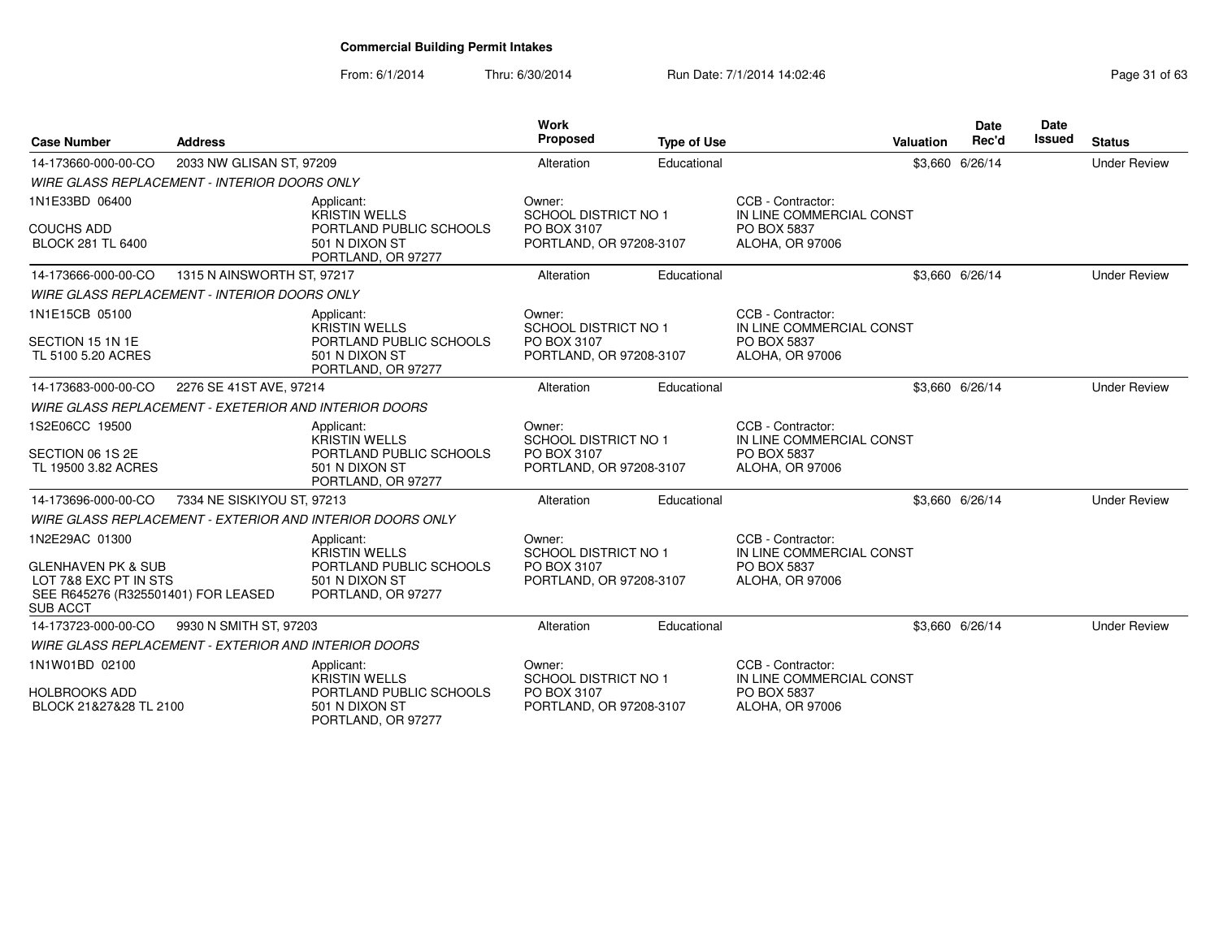# Commercial Building Permit Intakes

From: 6/1/2014 Thru: 6/30/2014 Run Date: 7/1/2014 14:02:46

| Case Number | Address | Work Proposed | Type of Use | Valuation | Date Rec'd | Date Issued | Status |
|---|---|---|---|---|---|---|---|
| 14-173660-000-00-CO | 2033 NW GLISAN ST, 97209 | Alteration | Educational | $3,660 | 6/26/14 | | Under Review |
| *WIRE GLASS REPLACEMENT - INTERIOR DOORS ONLY* | | | | | | | |
| 1N1E33BD 06400<br>COUCHS ADD<br>BLOCK 281 TL 6400 | Applicant:<br>KRISTIN WELLS<br>PORTLAND PUBLIC SCHOOLS<br>501 N DIXON ST<br>PORTLAND, OR 97277 | Owner:<br>SCHOOL DISTRICT NO 1<br>PO BOX 3107<br>PORTLAND, OR 97208-3107 | CCB - Contractor:<br>IN LINE COMMERCIAL CONST<br>PO BOX 5837<br>ALOHA, OR 97006 | | | | |
| 14-173666-000-00-CO | 1315 N AINSWORTH ST, 97217 | Alteration | Educational | $3,660 | 6/26/14 | | Under Review |
| *WIRE GLASS REPLACEMENT - INTERIOR DOORS ONLY* | | | | | | | |
| 1N1E15CB 05100<br>SECTION 15 1N 1E<br>TL 5100 5.20 ACRES | Applicant:<br>KRISTIN WELLS<br>PORTLAND PUBLIC SCHOOLS<br>501 N DIXON ST<br>PORTLAND, OR 97277 | Owner:<br>SCHOOL DISTRICT NO 1<br>PO BOX 3107<br>PORTLAND, OR 97208-3107 | CCB - Contractor:<br>IN LINE COMMERCIAL CONST<br>PO BOX 5837<br>ALOHA, OR 97006 | | | | |
| 14-173683-000-00-CO | 2276 SE 41ST AVE, 97214 | Alteration | Educational | $3,660 | 6/26/14 | | Under Review |
| *WIRE GLASS REPLACEMENT - EXETERIOR AND INTERIOR DOORS* | | | | | | | |
| 1S2E06CC 19500<br>SECTION 06 1S 2E<br>TL 19500 3.82 ACRES | Applicant:<br>KRISTIN WELLS<br>PORTLAND PUBLIC SCHOOLS<br>501 N DIXON ST<br>PORTLAND, OR 97277 | Owner:<br>SCHOOL DISTRICT NO 1<br>PO BOX 3107<br>PORTLAND, OR 97208-3107 | CCB - Contractor:<br>IN LINE COMMERCIAL CONST<br>PO BOX 5837<br>ALOHA, OR 97006 | | | | |
| 14-173696-000-00-CO | 7334 NE SISKIYOU ST, 97213 | Alteration | Educational | $3,660 | 6/26/14 | | Under Review |
| *WIRE GLASS REPLACEMENT - EXTERIOR AND INTERIOR DOORS ONLY* | | | | | | | |
| 1N2E29AC 01300<br>GLENHAVEN PK & SUB<br>LOT 7&8 EXC PT IN STS<br>SEE R645276 (R325501401) FOR LEASED SUB ACCT | Applicant:<br>KRISTIN WELLS<br>PORTLAND PUBLIC SCHOOLS<br>501 N DIXON ST<br>PORTLAND, OR 97277 | Owner:<br>SCHOOL DISTRICT NO 1<br>PO BOX 3107<br>PORTLAND, OR 97208-3107 | CCB - Contractor:<br>IN LINE COMMERCIAL CONST<br>PO BOX 5837<br>ALOHA, OR 97006 | | | | |
| 14-173723-000-00-CO | 9930 N SMITH ST, 97203 | Alteration | Educational | $3,660 | 6/26/14 | | Under Review |
| *WIRE GLASS REPLACEMENT - EXTERIOR AND INTERIOR DOORS* | | | | | | | |
| 1N1W01BD 02100<br>HOLBROOKS ADD<br>BLOCK 21&27&28 TL 2100 | Applicant:<br>KRISTIN WELLS<br>PORTLAND PUBLIC SCHOOLS<br>501 N DIXON ST<br>PORTLAND, OR 97277 | Owner:<br>SCHOOL DISTRICT NO 1<br>PO BOX 3107<br>PORTLAND, OR 97208-3107 | CCB - Contractor:<br>IN LINE COMMERCIAL CONST<br>PO BOX 5837<br>ALOHA, OR 97006 | | | | |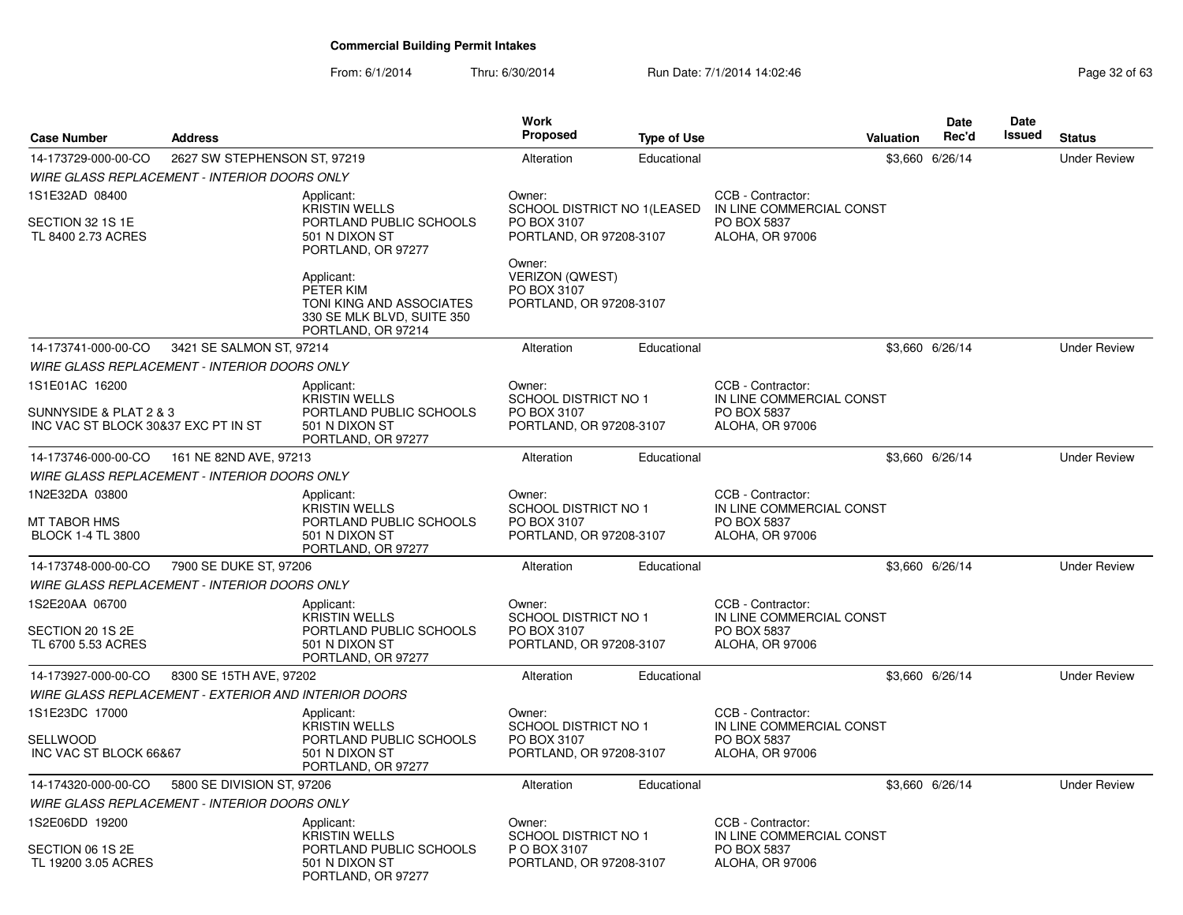**Commercial Building Permit Intakes**

From: 6/1/2014 Thru: 6/30/2014 Run Date: 7/1/2014 14:02:46

| Case Number | Address | Work Proposed | Type of Use | Valuation | Date Rec'd | Date Issued | Status |
|---|---|---|---|---|---|---|---|
| 14-173729-000-00-CO | 2627 SW STEPHENSON ST, 97219 | Alteration | Educational | $3,660 | 6/26/14 | | Under Review |
| *WIRE GLASS REPLACEMENT - INTERIOR DOORS ONLY* | | | | | | | |
| 1S1E32AD 08400<br>SECTION 32 1S 1E<br>TL 8400 2.73 ACRES | Applicant:<br>KRISTIN WELLS<br>PORTLAND PUBLIC SCHOOLS<br>501 N DIXON ST<br>PORTLAND, OR 97277<br><br>Applicant:<br>PETER KIM<br>TONI KING AND ASSOCIATES<br>330 SE MLK BLVD, SUITE 350<br>PORTLAND, OR 97214 | Owner:<br>SCHOOL DISTRICT NO 1(LEASED<br>PO BOX 3107<br>PORTLAND, OR 97208-3107<br><br>Owner:<br>VERIZON (QWEST)<br>PO BOX 3107<br>PORTLAND, OR 97208-3107 | CCB - Contractor:<br>IN LINE COMMERCIAL CONST<br>PO BOX 5837<br>ALOHA, OR 97006 | | | | |
| 14-173741-000-00-CO | 3421 SE SALMON ST, 97214 | Alteration | Educational | $3,660 | 6/26/14 | | Under Review |
| *WIRE GLASS REPLACEMENT - INTERIOR DOORS ONLY* | | | | | | | |
| 1S1E01AC 16200<br>SUNNYSIDE & PLAT 2 & 3<br>INC VAC ST BLOCK 30&37 EXC PT IN ST | Applicant:<br>KRISTIN WELLS<br>PORTLAND PUBLIC SCHOOLS<br>501 N DIXON ST<br>PORTLAND, OR 97277 | Owner:<br>SCHOOL DISTRICT NO 1<br>PO BOX 3107<br>PORTLAND, OR 97208-3107 | CCB - Contractor:<br>IN LINE COMMERCIAL CONST<br>PO BOX 5837<br>ALOHA, OR 97006 | | | | |
| 14-173746-000-00-CO | 161 NE 82ND AVE, 97213 | Alteration | Educational | $3,660 | 6/26/14 | | Under Review |
| *WIRE GLASS REPLACEMENT - INTERIOR DOORS ONLY* | | | | | | | |
| 1N2E32DA 03800<br>MT TABOR HMS<br>BLOCK 1-4 TL 3800 | Applicant:<br>KRISTIN WELLS<br>PORTLAND PUBLIC SCHOOLS<br>501 N DIXON ST<br>PORTLAND, OR 97277 | Owner:<br>SCHOOL DISTRICT NO 1<br>PO BOX 3107<br>PORTLAND, OR 97208-3107 | CCB - Contractor:<br>IN LINE COMMERCIAL CONST<br>PO BOX 5837<br>ALOHA, OR 97006 | | | | |
| 14-173748-000-00-CO | 7900 SE DUKE ST, 97206 | Alteration | Educational | $3,660 | 6/26/14 | | Under Review |
| *WIRE GLASS REPLACEMENT - INTERIOR DOORS ONLY* | | | | | | | |
| 1S2E20AA 06700<br>SECTION 20 1S 2E<br>TL 6700 5.53 ACRES | Applicant:<br>KRISTIN WELLS<br>PORTLAND PUBLIC SCHOOLS<br>501 N DIXON ST<br>PORTLAND, OR 97277 | Owner:<br>SCHOOL DISTRICT NO 1<br>PO BOX 3107<br>PORTLAND, OR 97208-3107 | CCB - Contractor:<br>IN LINE COMMERCIAL CONST<br>PO BOX 5837<br>ALOHA, OR 97006 | | | | |
| 14-173927-000-00-CO | 8300 SE 15TH AVE, 97202 | Alteration | Educational | $3,660 | 6/26/14 | | Under Review |
| *WIRE GLASS REPLACEMENT - EXTERIOR AND INTERIOR DOORS* | | | | | | | |
| 1S1E23DC 17000<br>SELLWOOD<br>INC VAC ST BLOCK 66&67 | Applicant:<br>KRISTIN WELLS<br>PORTLAND PUBLIC SCHOOLS<br>501 N DIXON ST<br>PORTLAND, OR 97277 | Owner:<br>SCHOOL DISTRICT NO 1<br>PO BOX 3107<br>PORTLAND, OR 97208-3107 | CCB - Contractor:<br>IN LINE COMMERCIAL CONST<br>PO BOX 5837<br>ALOHA, OR 97006 | | | | |
| 14-174320-000-00-CO | 5800 SE DIVISION ST, 97206 | Alteration | Educational | $3,660 | 6/26/14 | | Under Review |
| *WIRE GLASS REPLACEMENT - INTERIOR DOORS ONLY* | | | | | | | |
| 1S2E06DD 19200<br>SECTION 06 1S 2E<br>TL 19200 3.05 ACRES | Applicant:<br>KRISTIN WELLS<br>PORTLAND PUBLIC SCHOOLS<br>501 N DIXON ST<br>PORTLAND, OR 97277 | Owner:<br>SCHOOL DISTRICT NO 1<br>P O BOX 3107<br>PORTLAND, OR 97208-3107 | CCB - Contractor:<br>IN LINE COMMERCIAL CONST<br>PO BOX 5837<br>ALOHA, OR 97006 | | | | |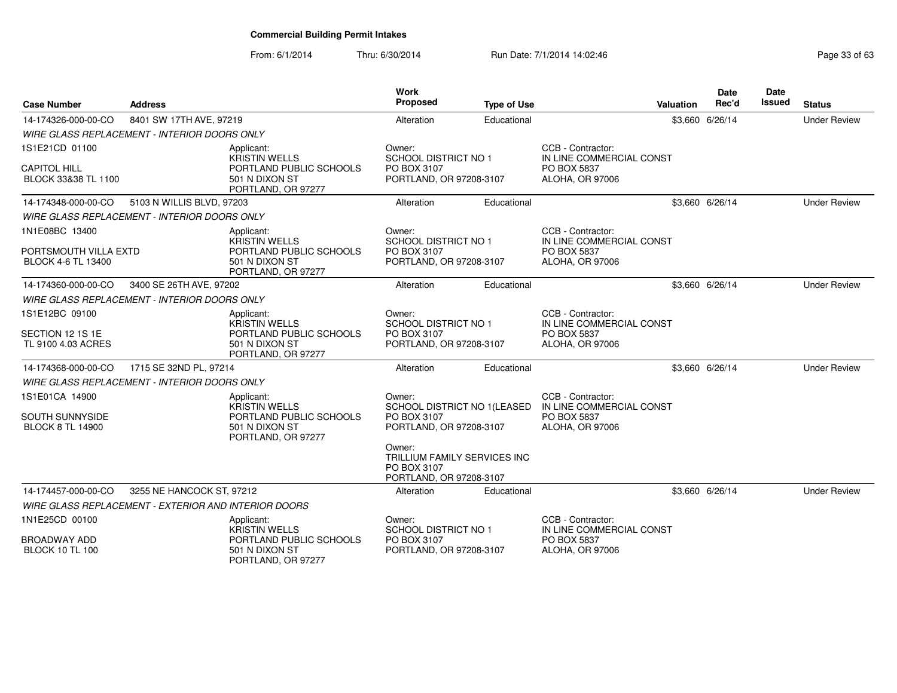# Commercial Building Permit Intakes

From: 6/1/2014 Thru: 6/30/2014 Run Date: 7/1/2014 14:02:46

| Case Number | Address | | Work Proposed | Type of Use | | Valuation | Date Rec'd | Date Issued | Status |
|---|---|---|---|---|---|---|---|---|---|
| 14-174326-000-00-CO | 8401 SW 17TH AVE, 97219 | | Alteration | Educational | | $3,660 | 6/26/14 | | Under Review |
| *WIRE GLASS REPLACEMENT - INTERIOR DOORS ONLY* | | | | | | | | | |
| 1S1E21CD 01100<br><br>CAPITOL HILL<br>BLOCK 33&38 TL 1100 | | Applicant:<br>KRISTIN WELLS<br>PORTLAND PUBLIC SCHOOLS<br>501 N DIXON ST<br>PORTLAND, OR 97277 | Owner:<br>SCHOOL DISTRICT NO 1<br>PO BOX 3107<br>PORTLAND, OR 97208-3107 | | CCB - Contractor:<br>IN LINE COMMERCIAL CONST<br>PO BOX 5837<br>ALOHA, OR 97006 | | | | |
| 14-174348-000-00-CO | 5103 N WILLIS BLVD, 97203 | | Alteration | Educational | | $3,660 | 6/26/14 | | Under Review |
| *WIRE GLASS REPLACEMENT - INTERIOR DOORS ONLY* | | | | | | | | | |
| 1N1E08BC 13400<br><br>PORTSMOUTH VILLA EXTD<br>BLOCK 4-6 TL 13400 | | Applicant:<br>KRISTIN WELLS<br>PORTLAND PUBLIC SCHOOLS<br>501 N DIXON ST<br>PORTLAND, OR 97277 | Owner:<br>SCHOOL DISTRICT NO 1<br>PO BOX 3107<br>PORTLAND, OR 97208-3107 | | CCB - Contractor:<br>IN LINE COMMERCIAL CONST<br>PO BOX 5837<br>ALOHA, OR 97006 | | | | |
| 14-174360-000-00-CO | 3400 SE 26TH AVE, 97202 | | Alteration | Educational | | $3,660 | 6/26/14 | | Under Review |
| *WIRE GLASS REPLACEMENT - INTERIOR DOORS ONLY* | | | | | | | | | |
| 1S1E12BC 09100<br><br>SECTION 12 1S 1E<br>TL 9100 4.03 ACRES | | Applicant:<br>KRISTIN WELLS<br>PORTLAND PUBLIC SCHOOLS<br>501 N DIXON ST<br>PORTLAND, OR 97277 | Owner:<br>SCHOOL DISTRICT NO 1<br>PO BOX 3107<br>PORTLAND, OR 97208-3107 | | CCB - Contractor:<br>IN LINE COMMERCIAL CONST<br>PO BOX 5837<br>ALOHA, OR 97006 | | | | |
| 14-174368-000-00-CO | 1715 SE 32ND PL, 97214 | | Alteration | Educational | | $3,660 | 6/26/14 | | Under Review |
| *WIRE GLASS REPLACEMENT - INTERIOR DOORS ONLY* | | | | | | | | | |
| 1S1E01CA 14900<br><br>SOUTH SUNNYSIDE<br>BLOCK 8 TL 14900 | | Applicant:<br>KRISTIN WELLS<br>PORTLAND PUBLIC SCHOOLS<br>501 N DIXON ST<br>PORTLAND, OR 97277 | Owner:<br>SCHOOL DISTRICT NO 1(LEASED<br>PO BOX 3107<br>PORTLAND, OR 97208-3107<br><br>Owner:<br>TRILLIUM FAMILY SERVICES INC<br>PO BOX 3107<br>PORTLAND, OR 97208-3107 | | CCB - Contractor:<br>IN LINE COMMERCIAL CONST<br>PO BOX 5837<br>ALOHA, OR 97006 | | | | |
| 14-174457-000-00-CO | 3255 NE HANCOCK ST, 97212 | | Alteration | Educational | | $3,660 | 6/26/14 | | Under Review |
| *WIRE GLASS REPLACEMENT - EXTERIOR AND INTERIOR DOORS* | | | | | | | | | |
| 1N1E25CD 00100<br><br>BROADWAY ADD<br>BLOCK 10 TL 100 | | Applicant:<br>KRISTIN WELLS<br>PORTLAND PUBLIC SCHOOLS<br>501 N DIXON ST<br>PORTLAND, OR 97277 | Owner:<br>SCHOOL DISTRICT NO 1<br>PO BOX 3107<br>PORTLAND, OR 97208-3107 | | CCB - Contractor:<br>IN LINE COMMERCIAL CONST<br>PO BOX 5837<br>ALOHA, OR 97006 | | | | |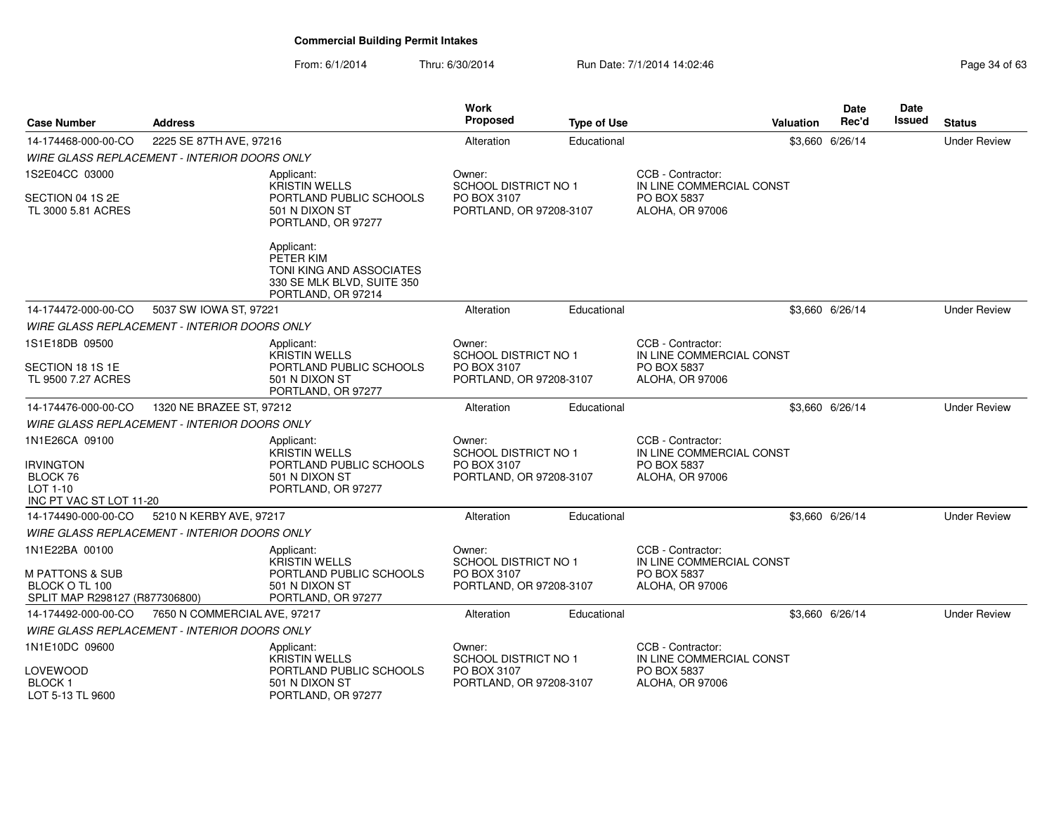## Commercial Building Permit Intakes

From: 6/1/2014 Thru: 6/30/2014 Run Date: 7/1/2014 14:02:46

| Case Number | Address | | Work Proposed | Type of Use | | Valuation | Date Rec'd | Date Issued | Status |
|---|---|---|---|---|---|---|---|---|---|
| 14-174468-000-00-CO | 2225 SE 87TH AVE, 97216 | | Alteration | Educational | | $3,660 | 6/26/14 | | Under Review |
| WIRE GLASS REPLACEMENT - INTERIOR DOORS ONLY | | | | | | | | | |
| 1S2E04CC 03000<br><br>SECTION 04 1S 2E<br>TL 3000 5.81 ACRES | | Applicant:<br>KRISTIN WELLS<br>PORTLAND PUBLIC SCHOOLS<br>501 N DIXON ST<br>PORTLAND, OR 97277<br><br>Applicant:<br>PETER KIM<br>TONI KING AND ASSOCIATES<br>330 SE MLK BLVD, SUITE 350<br>PORTLAND, OR 97214 | Owner:<br>SCHOOL DISTRICT NO 1<br>PO BOX 3107<br>PORTLAND, OR 97208-3107 | | CCB - Contractor:<br>IN LINE COMMERCIAL CONST<br>PO BOX 5837<br>ALOHA, OR 97006 | | | | |
| 14-174472-000-00-CO | 5037 SW IOWA ST, 97221 | | Alteration | Educational | | $3,660 | 6/26/14 | | Under Review |
| WIRE GLASS REPLACEMENT - INTERIOR DOORS ONLY | | | | | | | | | |
| 1S1E18DB 09500<br><br>SECTION 18 1S 1E<br>TL 9500 7.27 ACRES | | Applicant:<br>KRISTIN WELLS<br>PORTLAND PUBLIC SCHOOLS<br>501 N DIXON ST<br>PORTLAND, OR 97277 | Owner:<br>SCHOOL DISTRICT NO 1<br>PO BOX 3107<br>PORTLAND, OR 97208-3107 | | CCB - Contractor:<br>IN LINE COMMERCIAL CONST<br>PO BOX 5837<br>ALOHA, OR 97006 | | | | |
| 14-174476-000-00-CO | 1320 NE BRAZEE ST, 97212 | | Alteration | Educational | | $3,660 | 6/26/14 | | Under Review |
| WIRE GLASS REPLACEMENT - INTERIOR DOORS ONLY | | | | | | | | | |
| 1N1E26CA 09100<br><br>IRVINGTON<br>BLOCK 76<br>LOT 1-10<br>INC PT VAC ST LOT 11-20 | | Applicant:<br>KRISTIN WELLS<br>PORTLAND PUBLIC SCHOOLS<br>501 N DIXON ST<br>PORTLAND, OR 97277 | Owner:<br>SCHOOL DISTRICT NO 1<br>PO BOX 3107<br>PORTLAND, OR 97208-3107 | | CCB - Contractor:<br>IN LINE COMMERCIAL CONST<br>PO BOX 5837<br>ALOHA, OR 97006 | | | | |
| 14-174490-000-00-CO | 5210 N KERBY AVE, 97217 | | Alteration | Educational | | $3,660 | 6/26/14 | | Under Review |
| WIRE GLASS REPLACEMENT - INTERIOR DOORS ONLY | | | | | | | | | |
| 1N1E22BA 00100<br><br>M PATTONS & SUB<br>BLOCK O TL 100<br>SPLIT MAP R298127 (R877306800) | | Applicant:<br>KRISTIN WELLS<br>PORTLAND PUBLIC SCHOOLS<br>501 N DIXON ST<br>PORTLAND, OR 97277 | Owner:<br>SCHOOL DISTRICT NO 1<br>PO BOX 3107<br>PORTLAND, OR 97208-3107 | | CCB - Contractor:<br>IN LINE COMMERCIAL CONST<br>PO BOX 5837<br>ALOHA, OR 97006 | | | | |
| 14-174492-000-00-CO | 7650 N COMMERCIAL AVE, 97217 | | Alteration | Educational | | $3,660 | 6/26/14 | | Under Review |
| WIRE GLASS REPLACEMENT - INTERIOR DOORS ONLY | | | | | | | | | |
| 1N1E10DC 09600<br><br>LOVEWOOD<br>BLOCK 1<br>LOT 5-13 TL 9600 | | Applicant:<br>KRISTIN WELLS<br>PORTLAND PUBLIC SCHOOLS<br>501 N DIXON ST<br>PORTLAND, OR 97277 | Owner:<br>SCHOOL DISTRICT NO 1<br>PO BOX 3107<br>PORTLAND, OR 97208-3107 | | CCB - Contractor:<br>IN LINE COMMERCIAL CONST<br>PO BOX 5837<br>ALOHA, OR 97006 | | | | |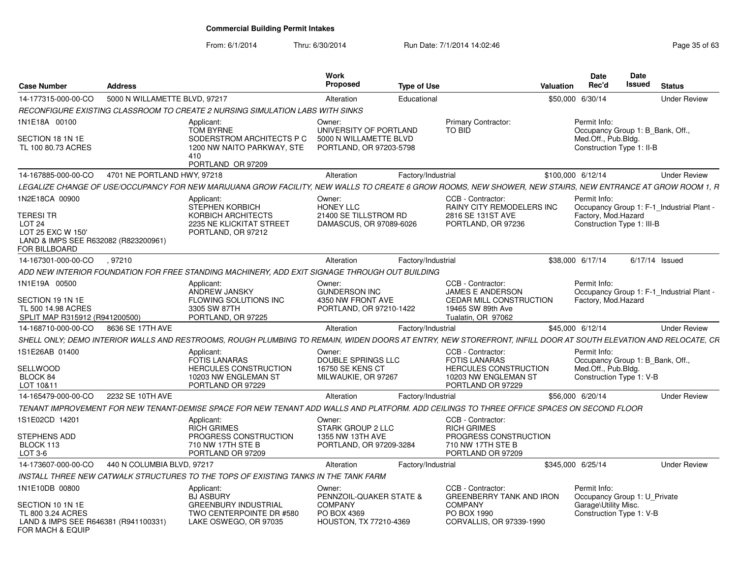**Commercial Building Permit Intakes**

From: 6/1/2014 Thru: 6/30/2014 Run Date: 7/1/2014 14:02:46

| Case Number | Address | Work Proposed | Type of Use | Valuation | Date Rec'd | Date Issued | Status |
|---|---|---|---|---|---|---|---|
| 14-177315-000-00-CO | 5000 N WILLAMETTE BLVD, 97217 | Alteration | Educational | $50,000 | 6/30/14 | | Under Review |

*RECONFIGURE EXISTING CLASSROOM TO CREATE 2 NURSING SIMULATION LABS WITH SINKS*

- 1N1E18A 00100 / SECTION 18 1N 1E / TL 100 80.73 ACRES
- Applicant: TOM BYRNE, SODERSTROM ARCHITECTS P C, 1200 NW NAITO PARKWAY, STE 410, PORTLAND OR 97209
- Owner: UNIVERSITY OF PORTLAND, 5000 N WILLAMETTE BLVD, PORTLAND, OR 97203-5798
- Primary Contractor: TO BID
- Permit Info: Occupancy Group 1: B_Bank, Off., Med.Off., Pub.Bldg. Construction Type 1: II-B

| Case Number | Address | Work Proposed | Type of Use | Valuation | Date Rec'd | Date Issued | Status |
|---|---|---|---|---|---|---|---|
| 14-167885-000-00-CO | 4701 NE PORTLAND HWY, 97218 | Alteration | Factory/Industrial | $100,000 | 6/12/14 | | Under Review |

*LEGALIZE CHANGE OF USE/OCCUPANCY FOR NEW MARIJUANA GROW FACILITY, NEW WALLS TO CREATE 6 GROW ROOMS, NEW SHOWER, NEW STAIRS, NEW ENTRANCE AT GROW ROOM 1, R*

- 1N2E18CA 00900 / TERESI TR / LOT 24 / LOT 25 EXC W 150' / LAND & IMPS SEE R632082 (R823200961) FOR BILLBOARD
- Applicant: STEPHEN KORBICH, KORBICH ARCHITECTS, 2235 NE KLICKITAT STREET, PORTLAND, OR 97212
- Owner: HONEY LLC, 21400 SE TILLSTROM RD, DAMASCUS, OR 97089-6026
- CCB - Contractor: RAINY CITY REMODELERS INC, 2816 SE 131ST AVE, PORTLAND, OR 97236
- Permit Info: Occupancy Group 1: F-1_Industrial Plant - Factory, Mod.Hazard. Construction Type 1: III-B

| Case Number | Address | Work Proposed | Type of Use | Valuation | Date Rec'd | Date Issued | Status |
|---|---|---|---|---|---|---|---|
| 14-167301-000-00-CO | , 97210 | Alteration | Factory/Industrial | $38,000 | 6/17/14 | 6/17/14 | Issued |

*ADD NEW INTERIOR FOUNDATION FOR FREE STANDING MACHINERY, ADD EXIT SIGNAGE THROUGH OUT BUILDING*

- 1N1E19A 00500 / SECTION 19 1N 1E / TL 500 14.98 ACRES / SPLIT MAP R315912 (R941200500)
- Applicant: ANDREW JANSKY, FLOWING SOLUTIONS INC, 3305 SW 87TH, PORTLAND, OR 97225
- Owner: GUNDERSON INC, 4350 NW FRONT AVE, PORTLAND, OR 97210-1422
- CCB - Contractor: JAMES E ANDERSON, CEDAR MILL CONSTRUCTION, 19465 SW 89th Ave, Tualatin, OR 97062
- Permit Info: Occupancy Group 1: F-1_Industrial Plant - Factory, Mod.Hazard

| Case Number | Address | Work Proposed | Type of Use | Valuation | Date Rec'd | Date Issued | Status |
|---|---|---|---|---|---|---|---|
| 14-168710-000-00-CO | 8636 SE 17TH AVE | Alteration | Factory/Industrial | $45,000 | 6/12/14 | | Under Review |

*SHELL ONLY; DEMO INTERIOR WALLS AND RESTROOMS, ROUGH PLUMBING TO REMAIN, WIDEN DOORS AT ENTRY, NEW STOREFRONT, INFILL DOOR AT SOUTH ELEVATION AND RELOCATE, CR*

- 1S1E26AB 01400 / SELLWOOD / BLOCK 84 / LOT 10&11
- Applicant: FOTIS LANARAS, HERCULES CONSTRUCTION, 10203 NW ENGLEMAN ST, PORTLAND OR 97229
- Owner: DOUBLE SPRINGS LLC, 16750 SE KENS CT, MILWAUKIE, OR 97267
- CCB - Contractor: FOTIS LANARAS, HERCULES CONSTRUCTION, 10203 NW ENGLEMAN ST, PORTLAND OR 97229
- Permit Info: Occupancy Group 1: B_Bank, Off., Med.Off., Pub.Bldg. Construction Type 1: V-B

| Case Number | Address | Work Proposed | Type of Use | Valuation | Date Rec'd | Date Issued | Status |
|---|---|---|---|---|---|---|---|
| 14-165479-000-00-CO | 2232 SE 10TH AVE | Alteration | Factory/Industrial | $56,000 | 6/20/14 | | Under Review |

*TENANT IMPROVEMENT FOR NEW TENANT-DEMISE SPACE FOR NEW TENANT ADD WALLS AND PLATFORM. ADD CEILINGS TO THREE OFFICE SPACES ON SECOND FLOOR*

- 1S1E02CD 14201 / STEPHENS ADD / BLOCK 113 / LOT 3-6
- Applicant: RICH GRIMES, PROGRESS CONSTRUCTION, 710 NW 17TH STE B, PORTLAND OR 97209
- Owner: STARK GROUP 2 LLC, 1355 NW 13TH AVE, PORTLAND, OR 97209-3284
- CCB - Contractor: RICH GRIMES, PROGRESS CONSTRUCTION, 710 NW 17TH STE B, PORTLAND OR 97209

| Case Number | Address | Work Proposed | Type of Use | Valuation | Date Rec'd | Date Issued | Status |
|---|---|---|---|---|---|---|---|
| 14-173607-000-00-CO | 440 N COLUMBIA BLVD, 97217 | Alteration | Factory/Industrial | $345,000 | 6/25/14 | | Under Review |

*INSTALL THREE NEW CATWALK STRUCTURES TO THE TOPS OF EXISTING TANKS IN THE TANK FARM*

- 1N1E10DB 00800 / SECTION 10 1N 1E / TL 800 3.24 ACRES / LAND & IMPS SEE R646381 (R941100331) FOR MACH & EQUIP
- Applicant: BJ ASBURY, GREENBURY INDUSTRIAL, TWO CENTERPOINTE DR #580, LAKE OSWEGO, OR 97035
- Owner: PENNZOIL-QUAKER STATE & COMPANY, PO BOX 4369, HOUSTON, TX 77210-4369
- CCB - Contractor: GREENBERRY TANK AND IRON COMPANY, PO BOX 1990, CORVALLIS, OR 97339-1990
- Permit Info: Occupancy Group 1: U_Private Garage\Utility Misc. Construction Type 1: V-B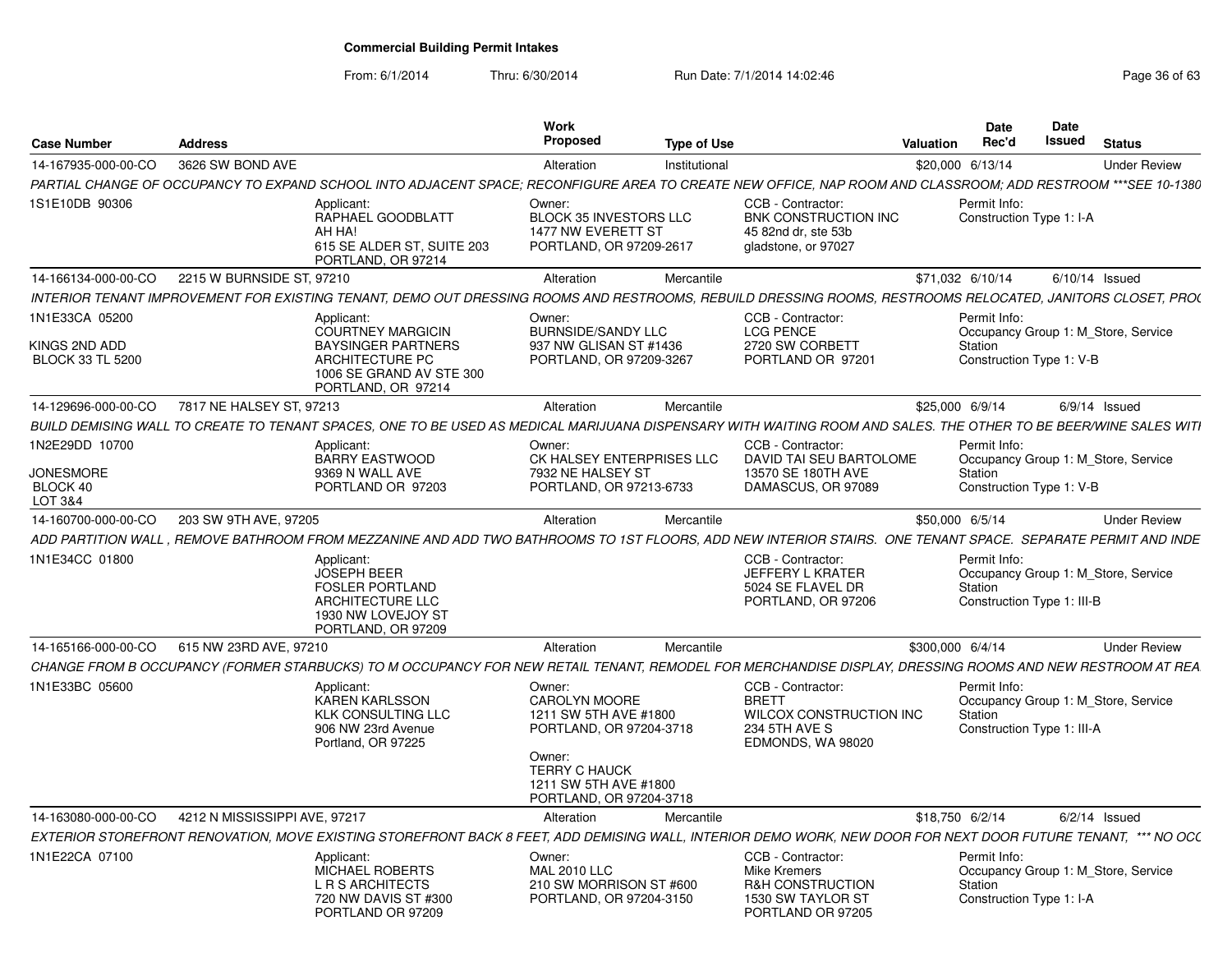**Commercial Building Permit Intakes**

From: 6/1/2014 Thru: 6/30/2014 Run Date: 7/1/2014 14:02:46

| Case Number | Address | Work Proposed | Type of Use | Valuation | Date Rec'd | Date Issued | Status |
|---|---|---|---|---|---|---|---|
| 14-167935-000-00-CO | 3626 SW BOND AVE | Alteration | Institutional | $20,000 | 6/13/14 | | Under Review |

*PARTIAL CHANGE OF OCCUPANCY TO EXPAND SCHOOL INTO ADJACENT SPACE; RECONFIGURE AREA TO CREATE NEW OFFICE, NAP ROOM AND CLASSROOM; ADD RESTROOM ***SEE 10-1380*

1S1E10DB 90306

- Applicant: RAPHAEL GOODBLATT, AH HA!, 615 SE ALDER ST, SUITE 203, PORTLAND, OR 97214
- Owner: BLOCK 35 INVESTORS LLC, 1477 NW EVERETT ST, PORTLAND, OR 97209-2617
- CCB - Contractor: BNK CONSTRUCTION INC, 45 82nd dr, ste 53b, gladstone, or 97027
- Permit Info: Construction Type 1: I-A

| Case Number | Address | Work Proposed | Type of Use | Valuation | Date Rec'd | Date Issued | Status |
|---|---|---|---|---|---|---|---|
| 14-166134-000-00-CO | 2215 W BURNSIDE ST, 97210 | Alteration | Mercantile | $71,032 | 6/10/14 | 6/10/14 | Issued |

*INTERIOR TENANT IMPROVEMENT FOR EXISTING TENANT, DEMO OUT DRESSING ROOMS AND RESTROOMS, REBUILD DRESSING ROOMS, RESTROOMS RELOCATED, JANITORS CLOSET, PRO(*

1N1E33CA 05200
KINGS 2ND ADD
BLOCK 33 TL 5200

- Applicant: COURTNEY MARGICIN, BAYSINGER PARTNERS ARCHITECTURE PC, 1006 SE GRAND AV STE 300, PORTLAND, OR 97214
- Owner: BURNSIDE/SANDY LLC, 937 NW GLISAN ST #1436, PORTLAND, OR 97209-3267
- CCB - Contractor: LCG PENCE, 2720 SW CORBETT, PORTLAND OR 97201
- Permit Info: Occupancy Group 1: M_Store, Service Station; Construction Type 1: V-B

| Case Number | Address | Work Proposed | Type of Use | Valuation | Date Rec'd | Date Issued | Status |
|---|---|---|---|---|---|---|---|
| 14-129696-000-00-CO | 7817 NE HALSEY ST, 97213 | Alteration | Mercantile | $25,000 | 6/9/14 | 6/9/14 | Issued |

*BUILD DEMISING WALL TO CREATE TO TENANT SPACES, ONE TO BE USED AS MEDICAL MARIJUANA DISPENSARY WITH WAITING ROOM AND SALES. THE OTHER TO BE BEER/WINE SALES WITI*

1N2E29DD 10700
JONESMORE
BLOCK 40
LOT 3&4

- Applicant: BARRY EASTWOOD, 9369 N WALL AVE, PORTLAND OR 97203
- Owner: CK HALSEY ENTERPRISES LLC, 7932 NE HALSEY ST, PORTLAND, OR 97213-6733
- CCB - Contractor: DAVID TAI SEU BARTOLOME, 13570 SE 180TH AVE, DAMASCUS, OR 97089
- Permit Info: Occupancy Group 1: M_Store, Service Station; Construction Type 1: V-B

| Case Number | Address | Work Proposed | Type of Use | Valuation | Date Rec'd | Date Issued | Status |
|---|---|---|---|---|---|---|---|
| 14-160700-000-00-CO | 203 SW 9TH AVE, 97205 | Alteration | Mercantile | $50,000 | 6/5/14 | | Under Review |

*ADD PARTITION WALL , REMOVE BATHROOM FROM MEZZANINE AND ADD TWO BATHROOMS TO 1ST FLOORS, ADD NEW INTERIOR STAIRS. ONE TENANT SPACE. SEPARATE PERMIT AND INDE*

1N1E34CC 01800

- Applicant: JOSEPH BEER, FOSLER PORTLAND ARCHITECTURE LLC, 1930 NW LOVEJOY ST, PORTLAND, OR 97209
- CCB - Contractor: JEFFERY L KRATER, 5024 SE FLAVEL DR, PORTLAND, OR 97206
- Permit Info: Occupancy Group 1: M_Store, Service Station; Construction Type 1: III-B

| Case Number | Address | Work Proposed | Type of Use | Valuation | Date Rec'd | Date Issued | Status |
|---|---|---|---|---|---|---|---|
| 14-165166-000-00-CO | 615 NW 23RD AVE, 97210 | Alteration | Mercantile | $300,000 | 6/4/14 | | Under Review |

*CHANGE FROM B OCCUPANCY (FORMER STARBUCKS) TO M OCCUPANCY FOR NEW RETAIL TENANT, REMODEL FOR MERCHANDISE DISPLAY, DRESSING ROOMS AND NEW RESTROOM AT REA*

1N1E33BC 05600

- Applicant: KAREN KARLSSON, KLK CONSULTING LLC, 906 NW 23rd Avenue, Portland, OR 97225
- Owner: CAROLYN MOORE, 1211 SW 5TH AVE #1800, PORTLAND, OR 97204-3718
- Owner: TERRY C HAUCK, 1211 SW 5TH AVE #1800, PORTLAND, OR 97204-3718
- CCB - Contractor: BRETT, WILCOX CONSTRUCTION INC, 234 5TH AVE S, EDMONDS, WA 98020
- Permit Info: Occupancy Group 1: M_Store, Service Station; Construction Type 1: III-A

| Case Number | Address | Work Proposed | Type of Use | Valuation | Date Rec'd | Date Issued | Status |
|---|---|---|---|---|---|---|---|
| 14-163080-000-00-CO | 4212 N MISSISSIPPI AVE, 97217 | Alteration | Mercantile | $18,750 | 6/2/14 | 6/2/14 | Issued |

*EXTERIOR STOREFRONT RENOVATION, MOVE EXISTING STOREFRONT BACK 8 FEET, ADD DEMISING WALL, INTERIOR DEMO WORK, NEW DOOR FOR NEXT DOOR FUTURE TENANT, *** NO OCC*

1N1E22CA 07100

- Applicant: MICHAEL ROBERTS, L R S ARCHITECTS, 720 NW DAVIS ST #300, PORTLAND OR 97209
- Owner: MAL 2010 LLC, 210 SW MORRISON ST #600, PORTLAND, OR 97204-3150
- CCB - Contractor: Mike Kremers, R&H CONSTRUCTION, 1530 SW TAYLOR ST, PORTLAND OR 97205
- Permit Info: Occupancy Group 1: M_Store, Service Station; Construction Type 1: I-A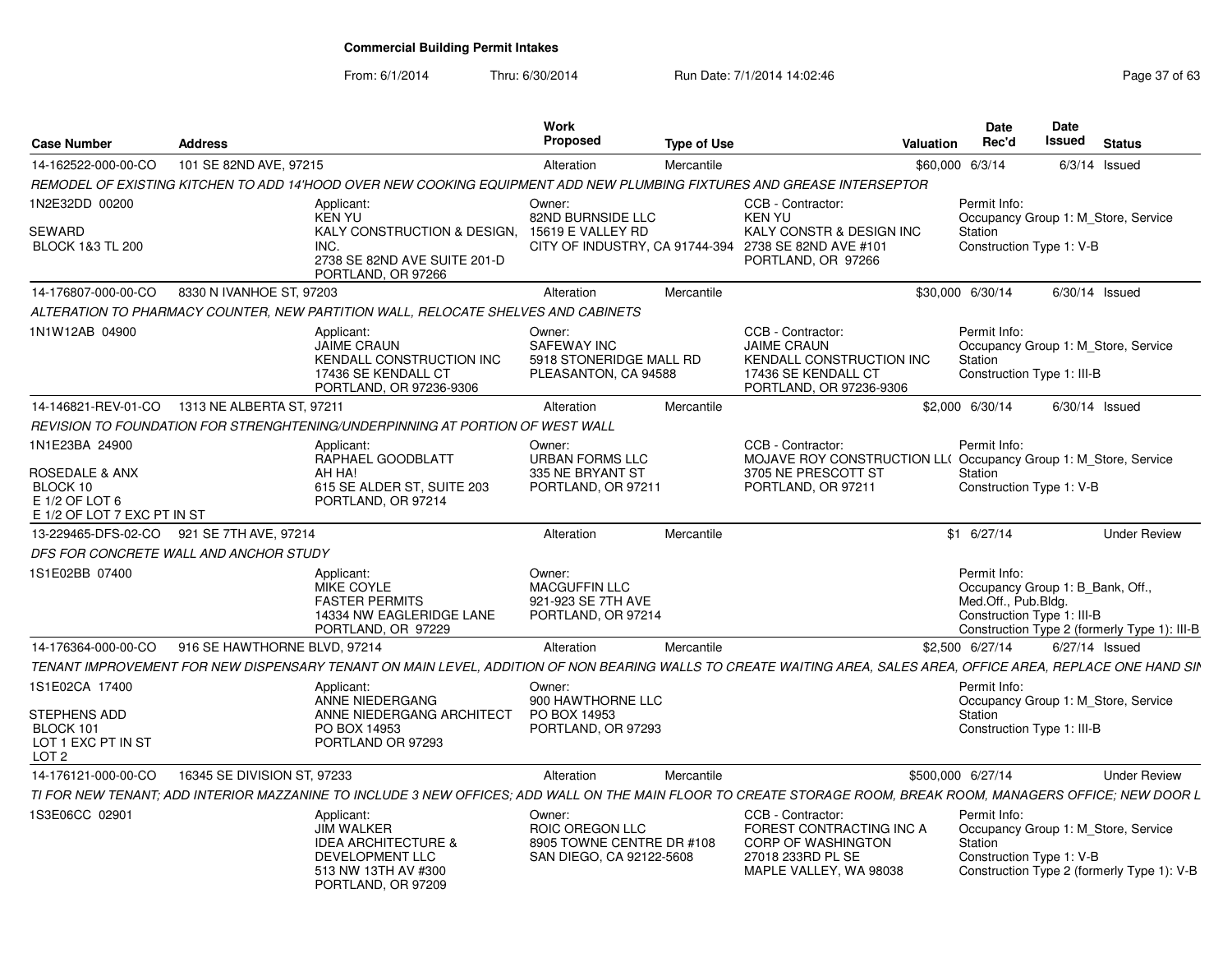**Commercial Building Permit Intakes**

From: 6/1/2014 Thru: 6/30/2014 Run Date: 7/1/2014 14:02:46

| Case Number | Address | Work Proposed | Type of Use | Valuation | Date Rec'd | Date Issued | Status |
|---|---|---|---|---|---|---|---|
| 14-162522-000-00-CO | 101 SE 82ND AVE, 97215 | Alteration | Mercantile | $60,000 | 6/3/14 | 6/3/14 | Issued |

REMODEL OF EXISTING KITCHEN TO ADD 14'HOOD OVER NEW COOKING EQUIPMENT ADD NEW PLUMBING FIXTURES AND GREASE INTERSEPTOR

1N2E32DD 00200
SEWARD
BLOCK 1&3 TL 200

Applicant: KEN YU, KALY CONSTRUCTION & DESIGN, INC., 2738 SE 82ND AVE SUITE 201-D, PORTLAND, OR 97266
Owner: 82ND BURNSIDE LLC, 15619 E VALLEY RD, CITY OF INDUSTRY, CA 91744-394
CCB - Contractor: KEN YU, KALY CONSTR & DESIGN INC, 2738 SE 82ND AVE #101, PORTLAND, OR 97266
Permit Info: Occupancy Group 1: M_Store, Service Station; Construction Type 1: V-B

| Case Number | Address | Work Proposed | Type of Use | Valuation | Date Rec'd | Date Issued | Status |
|---|---|---|---|---|---|---|---|
| 14-176807-000-00-CO | 8330 N IVANHOE ST, 97203 | Alteration | Mercantile | $30,000 | 6/30/14 | 6/30/14 | Issued |

ALTERATION TO PHARMACY COUNTER, NEW PARTITION WALL, RELOCATE SHELVES AND CABINETS

1N1W12AB 04900

Applicant: JAIME CRAUN, KENDALL CONSTRUCTION INC, 17436 SE KENDALL CT, PORTLAND, OR 97236-9306
Owner: SAFEWAY INC, 5918 STONERIDGE MALL RD, PLEASANTON, CA 94588
CCB - Contractor: JAIME CRAUN, KENDALL CONSTRUCTION INC, 17436 SE KENDALL CT, PORTLAND, OR 97236-9306
Permit Info: Occupancy Group 1: M_Store, Service Station; Construction Type 1: III-B

| Case Number | Address | Work Proposed | Type of Use | Valuation | Date Rec'd | Date Issued | Status |
|---|---|---|---|---|---|---|---|
| 14-146821-REV-01-CO | 1313 NE ALBERTA ST, 97211 | Alteration | Mercantile | $2,000 | 6/30/14 | 6/30/14 | Issued |

REVISION TO FOUNDATION FOR STRENGHTENING/UNDERPINNING AT PORTION OF WEST WALL

1N1E23BA 24900
ROSEDALE & ANX
BLOCK 10
E 1/2 OF LOT 6
E 1/2 OF LOT 7 EXC PT IN ST

Applicant: RAPHAEL GOODBLATT, AH HA!, 615 SE ALDER ST, SUITE 203, PORTLAND, OR 97214
Owner: URBAN FORMS LLC, 335 NE BRYANT ST, PORTLAND, OR 97211
CCB - Contractor: MOJAVE ROY CONSTRUCTION LL(, 3705 NE PRESCOTT ST, PORTLAND, OR 97211
Permit Info: Occupancy Group 1: M_Store, Service Station; Construction Type 1: V-B

| Case Number | Address | Work Proposed | Type of Use | Valuation | Date Rec'd | Date Issued | Status |
|---|---|---|---|---|---|---|---|
| 13-229465-DFS-02-CO | 921 SE 7TH AVE, 97214 | Alteration | Mercantile | $1 | 6/27/14 | | Under Review |

DFS FOR CONCRETE WALL AND ANCHOR STUDY

1S1E02BB 07400

Applicant: MIKE COYLE, FASTER PERMITS, 14334 NW EAGLERIDGE LANE, PORTLAND, OR 97229
Owner: MACGUFFIN LLC, 921-923 SE 7TH AVE, PORTLAND, OR 97214
Permit Info: Occupancy Group 1: B_Bank, Off., Med.Off., Pub.Bldg.; Construction Type 1: III-B; Construction Type 2 (formerly Type 1): III-B

| Case Number | Address | Work Proposed | Type of Use | Valuation | Date Rec'd | Date Issued | Status |
|---|---|---|---|---|---|---|---|
| 14-176364-000-00-CO | 916 SE HAWTHORNE BLVD, 97214 | Alteration | Mercantile | $2,500 | 6/27/14 | 6/27/14 | Issued |

TENANT IMPROVEMENT FOR NEW DISPENSARY TENANT ON MAIN LEVEL, ADDITION OF NON BEARING WALLS TO CREATE WAITING AREA, SALES AREA, OFFICE AREA, REPLACE ONE HAND SIN

1S1E02CA 17400
STEPHENS ADD
BLOCK 101
LOT 1 EXC PT IN ST
LOT 2

Applicant: ANNE NIEDERGANG, ANNE NIEDERGANG ARCHITECT, PO BOX 14953, PORTLAND OR 97293
Owner: 900 HAWTHORNE LLC, PO BOX 14953, PORTLAND, OR 97293
Permit Info: Occupancy Group 1: M_Store, Service Station; Construction Type 1: III-B

| Case Number | Address | Work Proposed | Type of Use | Valuation | Date Rec'd | Date Issued | Status |
|---|---|---|---|---|---|---|---|
| 14-176121-000-00-CO | 16345 SE DIVISION ST, 97233 | Alteration | Mercantile | $500,000 | 6/27/14 | | Under Review |

TI FOR NEW TENANT; ADD INTERIOR MAZZANINE TO INCLUDE 3 NEW OFFICES; ADD WALL ON THE MAIN FLOOR TO CREATE STORAGE ROOM, BREAK ROOM, MANAGERS OFFICE; NEW DOOR L

1S3E06CC 02901

Applicant: JIM WALKER, IDEA ARCHITECTURE & DEVELOPMENT LLC, 513 NW 13TH AV #300, PORTLAND, OR 97209
Owner: ROIC OREGON LLC, 8905 TOWNE CENTRE DR #108, SAN DIEGO, CA 92122-5608
CCB - Contractor: FOREST CONTRACTING INC A CORP OF WASHINGTON, 27018 233RD PL SE, MAPLE VALLEY, WA 98038
Permit Info: Occupancy Group 1: M_Store, Service Station; Construction Type 1: V-B; Construction Type 2 (formerly Type 1): V-B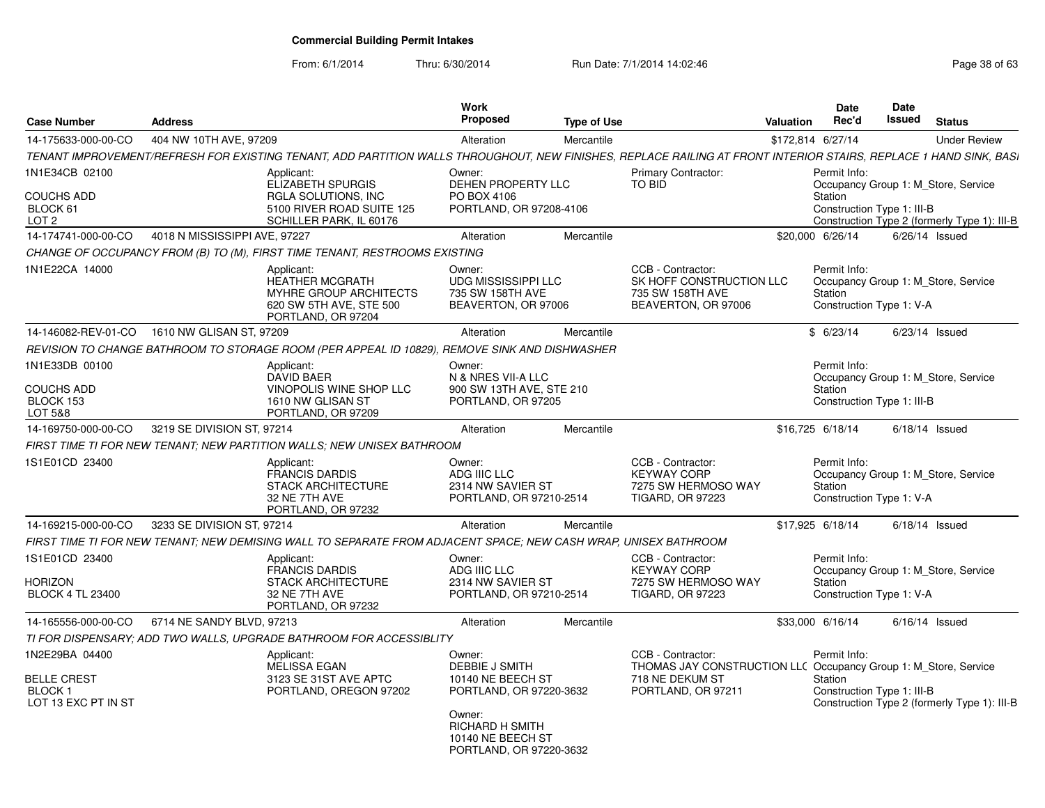# Commercial Building Permit Intakes

From: 6/1/2014 Thru: 6/30/2014 Run Date: 7/1/2014 14:02:46

| Case Number | Address | Work Proposed | Type of Use | Valuation | Date Rec'd | Date Issued | Status |
|---|---|---|---|---|---|---|---|
| 14-175633-000-00-CO | 404 NW 10TH AVE, 97209 | Alteration | Mercantile | $172,814 | 6/27/14 | | Under Review |
| 14-174741-000-00-CO | 4018 N MISSISSIPPI AVE, 97227 | Alteration | Mercantile | $20,000 | 6/26/14 | 6/26/14 | Issued |
| 14-146082-REV-01-CO | 1610 NW GLISAN ST, 97209 | Alteration | Mercantile | $ | 6/23/14 | 6/23/14 | Issued |
| 14-169750-000-00-CO | 3219 SE DIVISION ST, 97214 | Alteration | Mercantile | $16,725 | 6/18/14 | 6/18/14 | Issued |
| 14-169215-000-00-CO | 3233 SE DIVISION ST, 97214 | Alteration | Mercantile | $17,925 | 6/18/14 | 6/18/14 | Issued |
| 14-165556-000-00-CO | 6714 NE SANDY BLVD, 97213 | Alteration | Mercantile | $33,000 | 6/16/14 | 6/16/14 | Issued |

## 14-175633-000-00-CO — 404 NW 10TH AVE, 97209

TENANT IMPROVEMENT/REFRESH FOR EXISTING TENANT, ADD PARTITION WALLS THROUGHOUT, NEW FINISHES, REPLACE RAILING AT FRONT INTERIOR STAIRS, REPLACE 1 HAND SINK, BASI

1N1E34CB 02100
COUCHS ADD
BLOCK 61
LOT 2

Applicant:
ELIZABETH SPURGIS
RGLA SOLUTIONS, INC
5100 RIVER ROAD SUITE 125
SCHILLER PARK, IL 60176

Owner:
DEHEN PROPERTY LLC
PO BOX 4106
PORTLAND, OR 97208-4106

Primary Contractor:
TO BID

Permit Info:
Occupancy Group 1: M_Store, Service Station
Construction Type 1: III-B
Construction Type 2 (formerly Type 1): III-B

## 14-174741-000-00-CO — 4018 N MISSISSIPPI AVE, 97227

CHANGE OF OCCUPANCY FROM (B) TO (M), FIRST TIME TENANT, RESTROOMS EXISTING

1N1E22CA 14000

Applicant:
HEATHER MCGRATH
MYHRE GROUP ARCHITECTS
620 SW 5TH AVE, STE 500
PORTLAND, OR 97204

Owner:
UDG MISSISSIPPI LLC
735 SW 158TH AVE
BEAVERTON, OR 97006

CCB - Contractor:
SK HOFF CONSTRUCTION LLC
735 SW 158TH AVE
BEAVERTON, OR 97006

Permit Info:
Occupancy Group 1: M_Store, Service Station
Construction Type 1: V-A

## 14-146082-REV-01-CO — 1610 NW GLISAN ST, 97209

REVISION TO CHANGE BATHROOM TO STORAGE ROOM (PER APPEAL ID 10829), REMOVE SINK AND DISHWASHER

1N1E33DB 00100
COUCHS ADD
BLOCK 153
LOT 5&8

Applicant:
DAVID BAER
VINOPOLIS WINE SHOP LLC
1610 NW GLISAN ST
PORTLAND, OR 97209

Owner:
N & NRES VII-A LLC
900 SW 13TH AVE, STE 210
PORTLAND, OR 97205

Permit Info:
Occupancy Group 1: M_Store, Service Station
Construction Type 1: III-B

## 14-169750-000-00-CO — 3219 SE DIVISION ST, 97214

FIRST TIME TI FOR NEW TENANT; NEW PARTITION WALLS; NEW UNISEX BATHROOM

1S1E01CD 23400

Applicant:
FRANCIS DARDIS
STACK ARCHITECTURE
32 NE 7TH AVE
PORTLAND, OR 97232

Owner:
ADG IIIC LLC
2314 NW SAVIER ST
PORTLAND, OR 97210-2514

CCB - Contractor:
KEYWAY CORP
7275 SW HERMOSO WAY
TIGARD, OR 97223

Permit Info:
Occupancy Group 1: M_Store, Service Station
Construction Type 1: V-A

## 14-169215-000-00-CO — 3233 SE DIVISION ST, 97214

FIRST TIME TI FOR NEW TENANT; NEW DEMISING WALL TO SEPARATE FROM ADJACENT SPACE; NEW CASH WRAP, UNISEX BATHROOM

1S1E01CD 23400
HORIZON
BLOCK 4 TL 23400

Applicant:
FRANCIS DARDIS
STACK ARCHITECTURE
32 NE 7TH AVE
PORTLAND, OR 97232

Owner:
ADG IIIC LLC
2314 NW SAVIER ST
PORTLAND, OR 97210-2514

CCB - Contractor:
KEYWAY CORP
7275 SW HERMOSO WAY
TIGARD, OR 97223

Permit Info:
Occupancy Group 1: M_Store, Service Station
Construction Type 1: V-A

## 14-165556-000-00-CO — 6714 NE SANDY BLVD, 97213

TI FOR DISPENSARY; ADD TWO WALLS, UPGRADE BATHROOM FOR ACCESSIBLITY

1N2E29BA 04400
BELLE CREST
BLOCK 1
LOT 13 EXC PT IN ST

Applicant:
MELISSA EGAN
3123 SE 31ST AVE APTC
PORTLAND, OREGON 97202

Owner:
DEBBIE J SMITH
10140 NE BEECH ST
PORTLAND, OR 97220-3632

Owner:
RICHARD H SMITH
10140 NE BEECH ST
PORTLAND, OR 97220-3632

CCB - Contractor:
THOMAS JAY CONSTRUCTION LLC
718 NE DEKUM ST
PORTLAND, OR 97211

Permit Info:
Occupancy Group 1: M_Store, Service Station
Construction Type 1: III-B
Construction Type 2 (formerly Type 1): III-B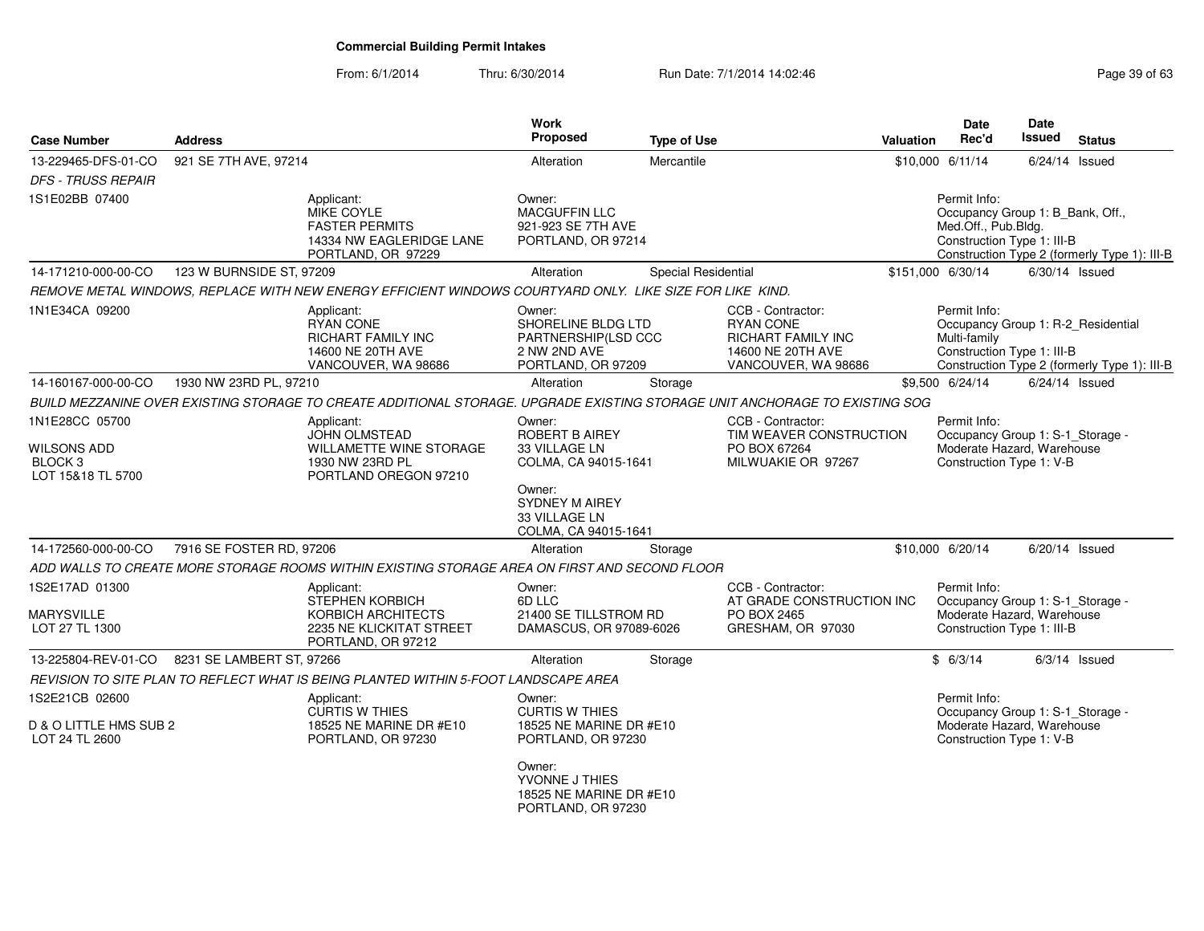**Commercial Building Permit Intakes**

From: 6/1/2014 Thru: 6/30/2014 Run Date: 7/1/2014 14:02:46

| Case Number | Address | Work Proposed | Type of Use | Valuation | Date Rec'd | Date Issued | Status |
|---|---|---|---|---|---|---|---|
| 13-229465-DFS-01-CO | 921 SE 7TH AVE, 97214 | Alteration | Mercantile | $10,000 | 6/11/14 | 6/24/14 | Issued |

*DFS - TRUSS REPAIR*

1S1E02BB 07400

Applicant: MIKE COYLE, FASTER PERMITS, 14334 NW EAGLERIDGE LANE, PORTLAND, OR 97229

Owner: MACGUFFIN LLC, 921-923 SE 7TH AVE, PORTLAND, OR 97214

Permit Info: Occupancy Group 1: B_Bank, Off., Med.Off., Pub.Bldg. Construction Type 1: III-B. Construction Type 2 (formerly Type 1): III-B

---

| Case Number | Address | Work Proposed | Type of Use | Valuation | Date Rec'd | Date Issued | Status |
|---|---|---|---|---|---|---|---|
| 14-171210-000-00-CO | 123 W BURNSIDE ST, 97209 | Alteration | Special Residential | $151,000 | 6/30/14 | 6/30/14 | Issued |

*REMOVE METAL WINDOWS, REPLACE WITH NEW ENERGY EFFICIENT WINDOWS COURTYARD ONLY. LIKE SIZE FOR LIKE KIND.*

1N1E34CA 09200

Applicant: RYAN CONE, RICHART FAMILY INC, 14600 NE 20TH AVE, VANCOUVER, WA 98686

Owner: SHORELINE BLDG LTD PARTNERSHIP(LSD CCC, 2 NW 2ND AVE, PORTLAND, OR 97209

CCB - Contractor: RYAN CONE, RICHART FAMILY INC, 14600 NE 20TH AVE, VANCOUVER, WA 98686

Permit Info: Occupancy Group 1: R-2_Residential Multi-family. Construction Type 1: III-B. Construction Type 2 (formerly Type 1): III-B

---

| Case Number | Address | Work Proposed | Type of Use | Valuation | Date Rec'd | Date Issued | Status |
|---|---|---|---|---|---|---|---|
| 14-160167-000-00-CO | 1930 NW 23RD PL, 97210 | Alteration | Storage | $9,500 | 6/24/14 | 6/24/14 | Issued |

*BUILD MEZZANINE OVER EXISTING STORAGE TO CREATE ADDITIONAL STORAGE. UPGRADE EXISTING STORAGE UNIT ANCHORAGE TO EXISTING SOG*

1N1E28CC 05700

WILSONS ADD
BLOCK 3
LOT 15&18 TL 5700

Applicant: JOHN OLMSTEAD, WILLAMETTE WINE STORAGE, 1930 NW 23RD PL, PORTLAND OREGON 97210

Owner: ROBERT B AIREY, 33 VILLAGE LN, COLMA, CA 94015-1641

Owner: SYDNEY M AIREY, 33 VILLAGE LN, COLMA, CA 94015-1641

CCB - Contractor: TIM WEAVER CONSTRUCTION, PO BOX 67264, MILWUAKIE OR 97267

Permit Info: Occupancy Group 1: S-1_Storage - Moderate Hazard, Warehouse. Construction Type 1: V-B

---

| Case Number | Address | Work Proposed | Type of Use | Valuation | Date Rec'd | Date Issued | Status |
|---|---|---|---|---|---|---|---|
| 14-172560-000-00-CO | 7916 SE FOSTER RD, 97206 | Alteration | Storage | $10,000 | 6/20/14 | 6/20/14 | Issued |

*ADD WALLS TO CREATE MORE STORAGE ROOMS WITHIN EXISTING STORAGE AREA ON FIRST AND SECOND FLOOR*

1S2E17AD 01300

MARYSVILLE
LOT 27 TL 1300

Applicant: STEPHEN KORBICH, KORBICH ARCHITECTS, 2235 NE KLICKITAT STREET, PORTLAND, OR 97212

Owner: 6D LLC, 21400 SE TILLSTROM RD, DAMASCUS, OR 97089-6026

CCB - Contractor: AT GRADE CONSTRUCTION INC, PO BOX 2465, GRESHAM, OR 97030

Permit Info: Occupancy Group 1: S-1_Storage - Moderate Hazard, Warehouse. Construction Type 1: III-B

---

| Case Number | Address | Work Proposed | Type of Use | Valuation | Date Rec'd | Date Issued | Status |
|---|---|---|---|---|---|---|---|
| 13-225804-REV-01-CO | 8231 SE LAMBERT ST, 97266 | Alteration | Storage | $ | 6/3/14 | 6/3/14 | Issued |

*REVISION TO SITE PLAN TO REFLECT WHAT IS BEING PLANTED WITHIN 5-FOOT LANDSCAPE AREA*

1S2E21CB 02600

D & O LITTLE HMS SUB 2
LOT 24 TL 2600

Applicant: CURTIS W THIES, 18525 NE MARINE DR #E10, PORTLAND, OR 97230

Owner: CURTIS W THIES, 18525 NE MARINE DR #E10, PORTLAND, OR 97230

Owner: YVONNE J THIES, 18525 NE MARINE DR #E10, PORTLAND, OR 97230

Permit Info: Occupancy Group 1: S-1_Storage - Moderate Hazard, Warehouse. Construction Type 1: V-B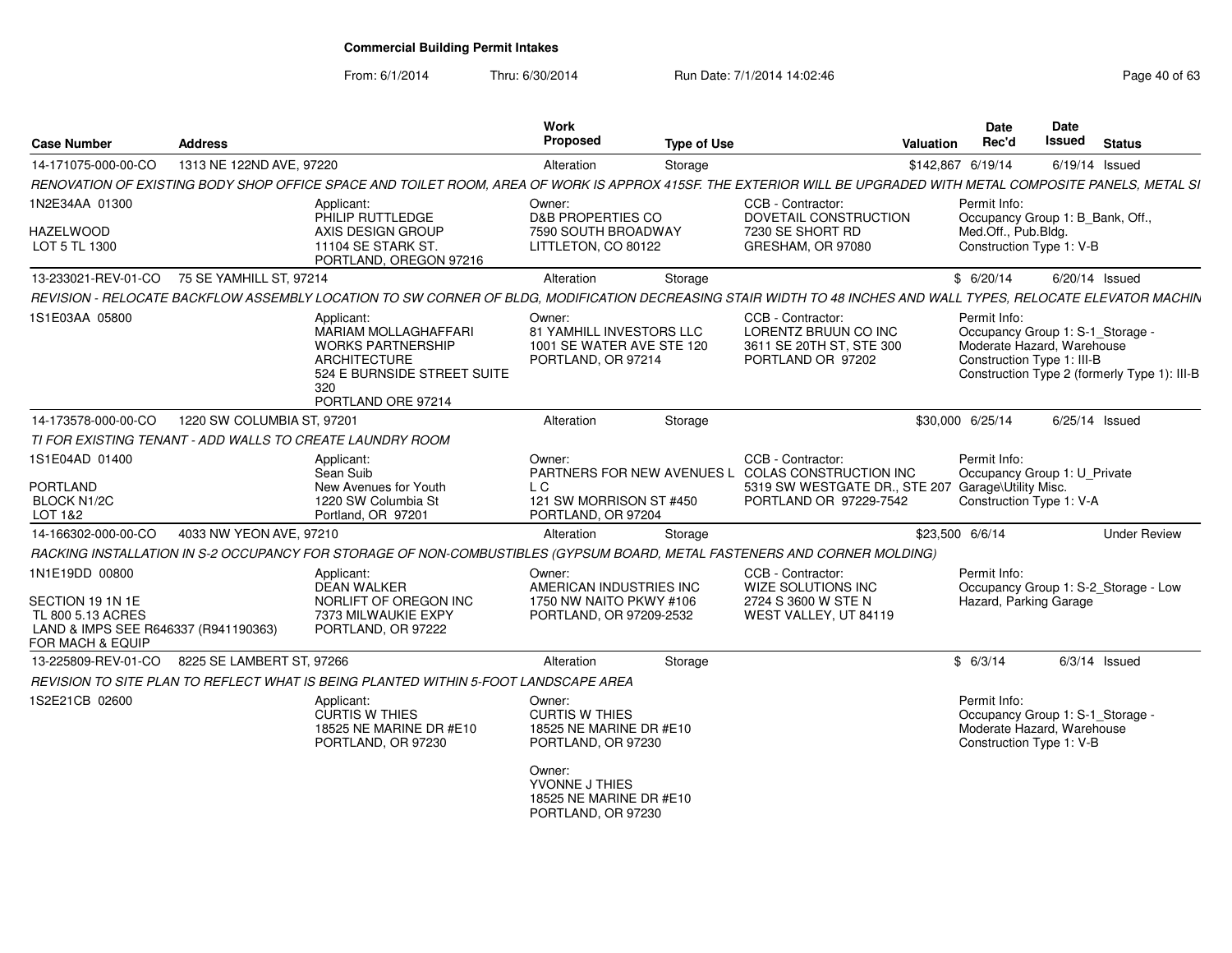# Commercial Building Permit Intakes

From: 6/1/2014 Thru: 6/30/2014 Run Date: 7/1/2014 14:02:46

| Case Number | Address | Work Proposed | Type of Use | Valuation | Date Rec'd | Date Issued | Status |
|---|---|---|---|---|---|---|---|
| 14-171075-000-00-CO | 1313 NE 122ND AVE, 97220 | Alteration | Storage | $142,867 | 6/19/14 | 6/19/14 | Issued |

RENOVATION OF EXISTING BODY SHOP OFFICE SPACE AND TOILET ROOM, AREA OF WORK IS APPROX 415SF. THE EXTERIOR WILL BE UPGRADED WITH METAL COMPOSITE PANELS, METAL SI

- 1N2E34AA 01300 / HAZELWOOD / LOT 5 TL 1300
- Applicant: PHILIP RUTTLEDGE, AXIS DESIGN GROUP, 11104 SE STARK ST., PORTLAND, OREGON 97216
- Owner: D&B PROPERTIES CO, 7590 SOUTH BROADWAY, LITTLETON, CO 80122
- CCB - Contractor: DOVETAIL CONSTRUCTION, 7230 SE SHORT RD, GRESHAM, OR 97080
- Permit Info: Occupancy Group 1: B_Bank, Off., Med.Off., Pub.Bldg. Construction Type 1: V-B

| Case Number | Address | Work Proposed | Type of Use | Valuation | Date Rec'd | Date Issued | Status |
|---|---|---|---|---|---|---|---|
| 13-233021-REV-01-CO | 75 SE YAMHILL ST, 97214 | Alteration | Storage | $ | 6/20/14 | 6/20/14 | Issued |

REVISION - RELOCATE BACKFLOW ASSEMBLY LOCATION TO SW CORNER OF BLDG, MODIFICATION DECREASING STAIR WIDTH TO 48 INCHES AND WALL TYPES, RELOCATE ELEVATOR MACHIN

- 1S1E03AA 05800
- Applicant: MARIAM MOLLAGHAFFARI, WORKS PARTNERSHIP ARCHITECTURE, 524 E BURNSIDE STREET SUITE 320, PORTLAND ORE 97214
- Owner: 81 YAMHILL INVESTORS LLC, 1001 SE WATER AVE STE 120, PORTLAND, OR 97214
- CCB - Contractor: LORENTZ BRUUN CO INC, 3611 SE 20TH ST, STE 300, PORTLAND OR 97202
- Permit Info: Occupancy Group 1: S-1_Storage - Moderate Hazard, Warehouse. Construction Type 1: III-B. Construction Type 2 (formerly Type 1): III-B

| Case Number | Address | Work Proposed | Type of Use | Valuation | Date Rec'd | Date Issued | Status |
|---|---|---|---|---|---|---|---|
| 14-173578-000-00-CO | 1220 SW COLUMBIA ST, 97201 | Alteration | Storage | $30,000 | 6/25/14 | 6/25/14 | Issued |

TI FOR EXISTING TENANT - ADD WALLS TO CREATE LAUNDRY ROOM

- 1S1E04AD 01400 / PORTLAND / BLOCK N1/2C / LOT 1&2
- Applicant: Sean Suib, New Avenues for Youth, 1220 SW Columbia St, Portland, OR 97201
- Owner: PARTNERS FOR NEW AVENUES L L C, 121 SW MORRISON ST #450, PORTLAND, OR 97204
- CCB - Contractor: COLAS CONSTRUCTION INC, 5319 SW WESTGATE DR., STE 207, PORTLAND OR 97229-7542
- Permit Info: Occupancy Group 1: U_Private Garage\Utility Misc. Construction Type 1: V-A

| Case Number | Address | Work Proposed | Type of Use | Valuation | Date Rec'd | Date Issued | Status |
|---|---|---|---|---|---|---|---|
| 14-166302-000-00-CO | 4033 NW YEON AVE, 97210 | Alteration | Storage | $23,500 | 6/6/14 | | Under Review |

RACKING INSTALLATION IN S-2 OCCUPANCY FOR STORAGE OF NON-COMBUSTIBLES (GYPSUM BOARD, METAL FASTENERS AND CORNER MOLDING)

- 1N1E19DD 00800 / SECTION 19 1N 1E / TL 800 5.13 ACRES / LAND & IMPS SEE R646337 (R941190363) FOR MACH & EQUIP
- Applicant: DEAN WALKER, NORLIFT OF OREGON INC, 7373 MILWAUKIE EXPY, PORTLAND, OR 97222
- Owner: AMERICAN INDUSTRIES INC, 1750 NW NAITO PKWY #106, PORTLAND, OR 97209-2532
- CCB - Contractor: WIZE SOLUTIONS INC, 2724 S 3600 W STE N, WEST VALLEY, UT 84119
- Permit Info: Occupancy Group 1: S-2_Storage - Low Hazard, Parking Garage

| Case Number | Address | Work Proposed | Type of Use | Valuation | Date Rec'd | Date Issued | Status |
|---|---|---|---|---|---|---|---|
| 13-225809-REV-01-CO | 8225 SE LAMBERT ST, 97266 | Alteration | Storage | $ | 6/3/14 | 6/3/14 | Issued |

REVISION TO SITE PLAN TO REFLECT WHAT IS BEING PLANTED WITHIN 5-FOOT LANDSCAPE AREA

- 1S2E21CB 02600
- Applicant: CURTIS W THIES, 18525 NE MARINE DR #E10, PORTLAND, OR 97230
- Owner: CURTIS W THIES, 18525 NE MARINE DR #E10, PORTLAND, OR 97230
- Owner: YVONNE J THIES, 18525 NE MARINE DR #E10, PORTLAND, OR 97230
- Permit Info: Occupancy Group 1: S-1_Storage - Moderate Hazard, Warehouse. Construction Type 1: V-B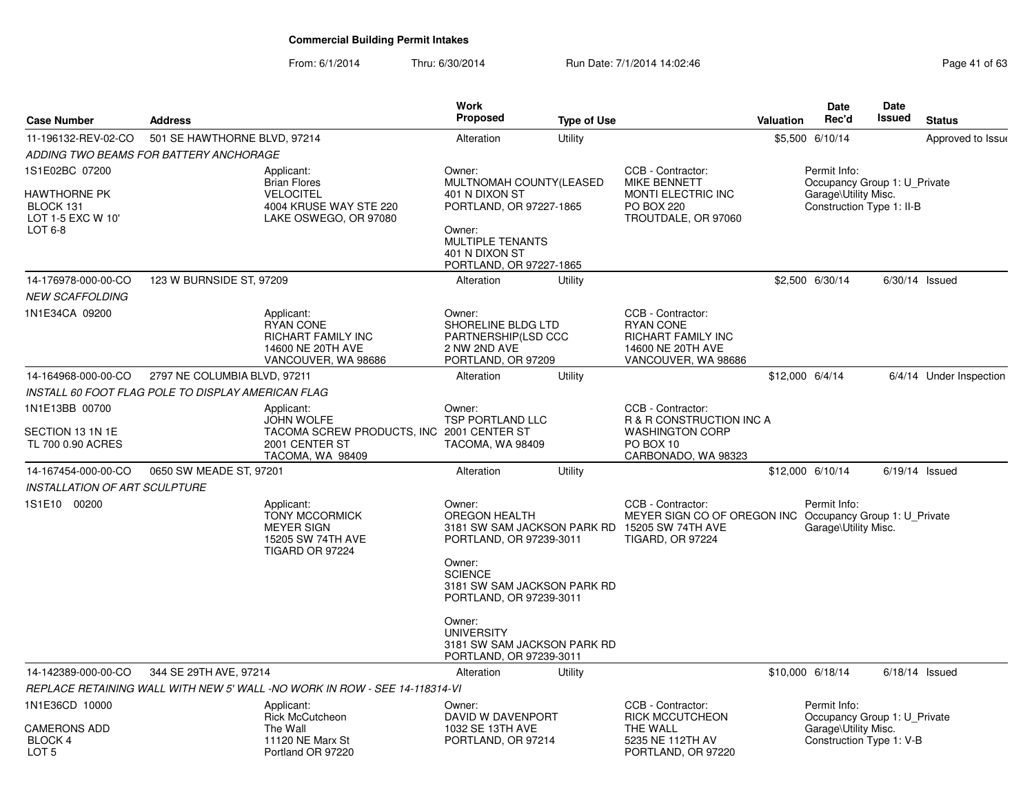# Commercial Building Permit Intakes

From: 6/1/2014 Thru: 6/30/2014 Run Date: 7/1/2014 14:02:46

| Case Number | Address | Work Proposed | Type of Use | Valuation | Date Rec'd | Date Issued | Status |
|---|---|---|---|---|---|---|---|
| 11-196132-REV-02-CO | 501 SE HAWTHORNE BLVD, 97214 | Alteration | Utility | $5,500 | 6/10/14 | | Approved to Issue |

*ADDING TWO BEAMS FOR BATTERY ANCHORAGE*

1S1E02BC 07200

HAWTHORNE PK
BLOCK 131
LOT 1-5 EXC W 10'
LOT 6-8

Applicant:
Brian Flores
VELOCITEL
4004 KRUSE WAY STE 220
LAKE OSWEGO, OR 97080

Owner:
MULTNOMAH COUNTY(LEASED
401 N DIXON ST
PORTLAND, OR 97227-1865

Owner:
MULTIPLE TENANTS
401 N DIXON ST
PORTLAND, OR 97227-1865

CCB - Contractor:
MIKE BENNETT
MONTI ELECTRIC INC
PO BOX 220
TROUTDALE, OR 97060

Permit Info:
Occupancy Group 1: U_Private Garage\Utility Misc.
Construction Type 1: II-B

| Case Number | Address | Work Proposed | Type of Use | Valuation | Date Rec'd | Date Issued | Status |
|---|---|---|---|---|---|---|---|
| 14-176978-000-00-CO | 123 W BURNSIDE ST, 97209 | Alteration | Utility | $2,500 | 6/30/14 | 6/30/14 | Issued |

*NEW SCAFFOLDING*

1N1E34CA 09200

Applicant:
RYAN CONE
RICHART FAMILY INC
14600 NE 20TH AVE
VANCOUVER, WA 98686

Owner:
SHORELINE BLDG LTD
PARTNERSHIP(LSD CCC
2 NW 2ND AVE
PORTLAND, OR 97209

CCB - Contractor:
RYAN CONE
RICHART FAMILY INC
14600 NE 20TH AVE
VANCOUVER, WA 98686

| Case Number | Address | Work Proposed | Type of Use | Valuation | Date Rec'd | Date Issued | Status |
|---|---|---|---|---|---|---|---|
| 14-164968-000-00-CO | 2797 NE COLUMBIA BLVD, 97211 | Alteration | Utility | $12,000 | 6/4/14 | 6/4/14 | Under Inspection |

*INSTALL 60 FOOT FLAG POLE TO DISPLAY AMERICAN FLAG*

1N1E13BB 00700

SECTION 13 1N 1E
TL 700 0.90 ACRES

Applicant:
JOHN WOLFE
TACOMA SCREW PRODUCTS, INC
2001 CENTER ST
TACOMA, WA 98409

Owner:
TSP PORTLAND LLC
2001 CENTER ST
TACOMA, WA 98409

CCB - Contractor:
R & R CONSTRUCTION INC A
WASHINGTON CORP
PO BOX 10
CARBONADO, WA 98323

| Case Number | Address | Work Proposed | Type of Use | Valuation | Date Rec'd | Date Issued | Status |
|---|---|---|---|---|---|---|---|
| 14-167454-000-00-CO | 0650 SW MEADE ST, 97201 | Alteration | Utility | $12,000 | 6/10/14 | 6/19/14 | Issued |

*INSTALLATION OF ART SCULPTURE*

1S1E10 00200

Applicant:
TONY MCCORMICK
MEYER SIGN
15205 SW 74TH AVE
TIGARD OR 97224

Owner:
OREGON HEALTH
3181 SW SAM JACKSON PARK RD
PORTLAND, OR 97239-3011

Owner:
SCIENCE
3181 SW SAM JACKSON PARK RD
PORTLAND, OR 97239-3011

Owner:
UNIVERSITY
3181 SW SAM JACKSON PARK RD
PORTLAND, OR 97239-3011

CCB - Contractor:
MEYER SIGN CO OF OREGON INC
15205 SW 74TH AVE
TIGARD, OR 97224

Permit Info:
Occupancy Group 1: U_Private Garage\Utility Misc.

| Case Number | Address | Work Proposed | Type of Use | Valuation | Date Rec'd | Date Issued | Status |
|---|---|---|---|---|---|---|---|
| 14-142389-000-00-CO | 344 SE 29TH AVE, 97214 | Alteration | Utility | $10,000 | 6/18/14 | 6/18/14 | Issued |

*REPLACE RETAINING WALL WITH NEW 5' WALL -NO WORK IN ROW - SEE 14-118314-VI*

1N1E36CD 10000

CAMERONS ADD
BLOCK 4
LOT 5

Applicant:
Rick McCutcheon
The Wall
11120 NE Marx St
Portland OR 97220

Owner:
DAVID W DAVENPORT
1032 SE 13TH AVE
PORTLAND, OR 97214

CCB - Contractor:
RICK MCCUTCHEON
THE WALL
5235 NE 112TH AV
PORTLAND, OR 97220

Permit Info:
Occupancy Group 1: U_Private Garage\Utility Misc.
Construction Type 1: V-B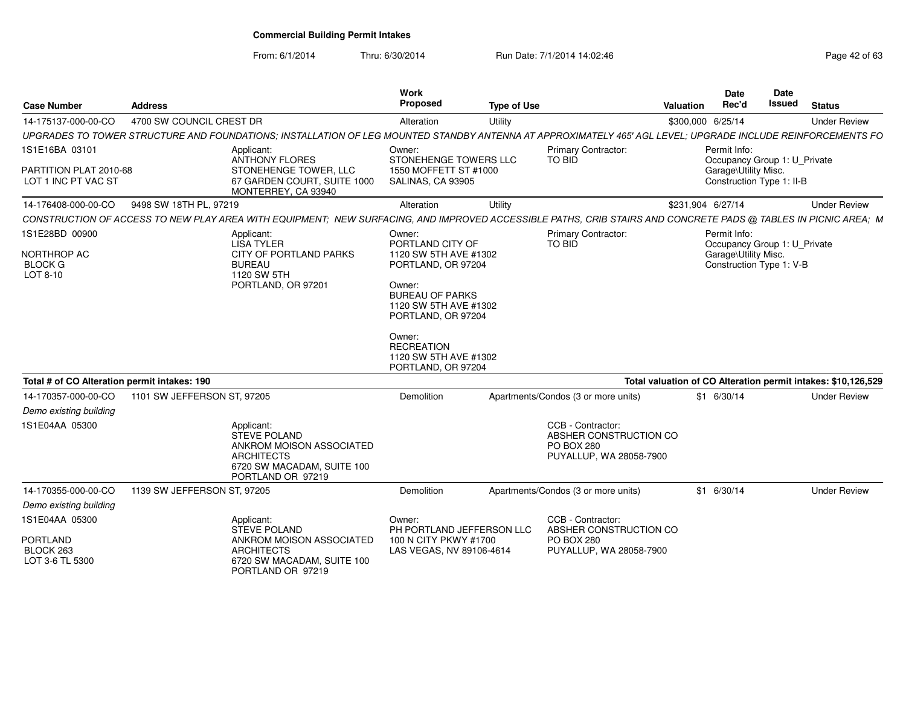**Commercial Building Permit Intakes**

From: 6/1/2014 Thru: 6/30/2014 Run Date: 7/1/2014 14:02:46

| Case Number | Address | Work Proposed | Type of Use | Valuation | Date Rec'd | Date Issued | Status |
|---|---|---|---|---|---|---|---|
| 14-175137-000-00-CO | 4700 SW COUNCIL CREST DR | Alteration | Utility | $300,000 | 6/25/14 | | Under Review |

*UPGRADES TO TOWER STRUCTURE AND FOUNDATIONS; INSTALLATION OF LEG MOUNTED STANDBY ANTENNA AT APPROXIMATELY 465' AGL LEVEL; UPGRADE INCLUDE REINFORCEMENTS FO*

1S1E16BA 03101
PARTITION PLAT 2010-68
LOT 1 INC PT VAC ST

Applicant:
ANTHONY FLORES
STONEHENGE TOWER, LLC
67 GARDEN COURT, SUITE 1000
MONTERREY, CA 93940

Owner:
STONEHENGE TOWERS LLC
1550 MOFFETT ST #1000
SALINAS, CA 93905

Primary Contractor:
TO BID

Permit Info:
Occupancy Group 1: U_Private Garage\Utility Misc.
Construction Type 1: II-B

| Case Number | Address | Work Proposed | Type of Use | Valuation | Date Rec'd | Date Issued | Status |
|---|---|---|---|---|---|---|---|
| 14-176408-000-00-CO | 9498 SW 18TH PL, 97219 | Alteration | Utility | $231,904 | 6/27/14 | | Under Review |

*CONSTRUCTION OF ACCESS TO NEW PLAY AREA WITH EQUIPMENT; NEW SURFACING, AND IMPROVED ACCESSIBLE PATHS, CRIB STAIRS AND CONCRETE PADS @ TABLES IN PICNIC AREA; M*

1S1E28BD 00900
NORTHROP AC
BLOCK G
LOT 8-10

Applicant:
LISA TYLER
CITY OF PORTLAND PARKS BUREAU
1120 SW 5TH
PORTLAND, OR 97201

Owner:
PORTLAND CITY OF
1120 SW 5TH AVE #1302
PORTLAND, OR 97204

Owner:
BUREAU OF PARKS
1120 SW 5TH AVE #1302
PORTLAND, OR 97204

Owner:
RECREATION
1120 SW 5TH AVE #1302
PORTLAND, OR 97204

Primary Contractor:
TO BID

Permit Info:
Occupancy Group 1: U_Private Garage\Utility Misc.
Construction Type 1: V-B

**Total # of CO Alteration permit intakes: 190** — **Total valuation of CO Alteration permit intakes: $10,126,529**

| Case Number | Address | Work Proposed | Type of Use | Valuation | Date Rec'd | Date Issued | Status |
|---|---|---|---|---|---|---|---|
| 14-170357-000-00-CO | 1101 SW JEFFERSON ST, 97205 | Demolition | Apartments/Condos (3 or more units) | $1 | 6/30/14 | | Under Review |

*Demo existing building*

1S1E04AA 05300

Applicant:
STEVE POLAND
ANKROM MOISON ASSOCIATED ARCHITECTS
6720 SW MACADAM, SUITE 100
PORTLAND OR 97219

CCB - Contractor:
ABSHER CONSTRUCTION CO
PO BOX 280
PUYALLUP, WA 28058-7900

| Case Number | Address | Work Proposed | Type of Use | Valuation | Date Rec'd | Date Issued | Status |
|---|---|---|---|---|---|---|---|
| 14-170355-000-00-CO | 1139 SW JEFFERSON ST, 97205 | Demolition | Apartments/Condos (3 or more units) | $1 | 6/30/14 | | Under Review |

*Demo existing building*

1S1E04AA 05300
PORTLAND
BLOCK 263
LOT 3-6 TL 5300

Applicant:
STEVE POLAND
ANKROM MOISON ASSOCIATED ARCHITECTS
6720 SW MACADAM, SUITE 100
PORTLAND OR 97219

Owner:
PH PORTLAND JEFFERSON LLC
100 N CITY PKWY #1700
LAS VEGAS, NV 89106-4614

CCB - Contractor:
ABSHER CONSTRUCTION CO
PO BOX 280
PUYALLUP, WA 28058-7900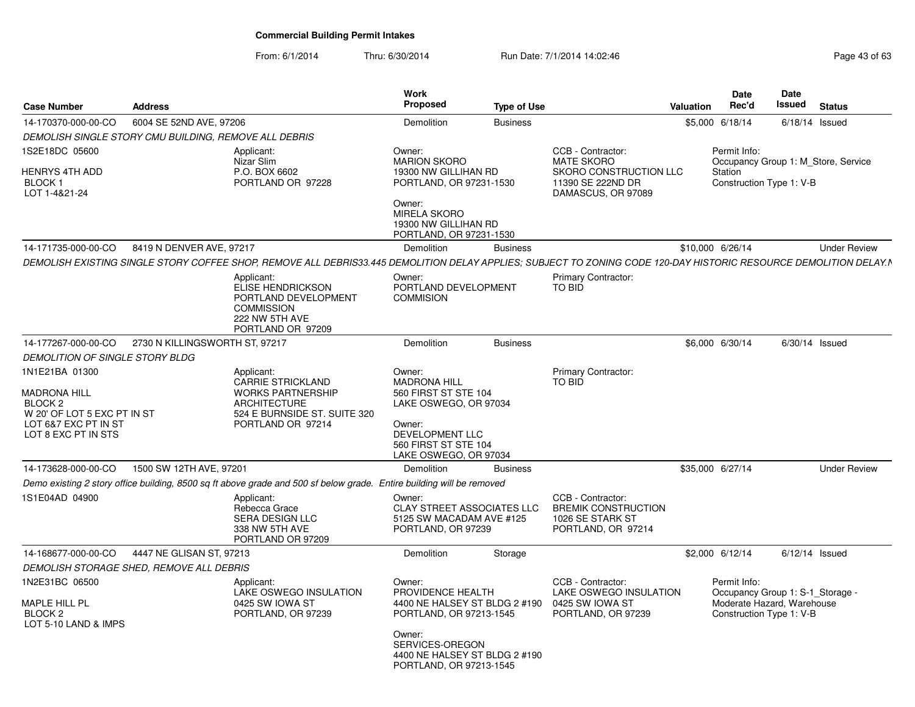# Commercial Building Permit Intakes

From: 6/1/2014 Thru: 6/30/2014 Run Date: 7/1/2014 14:02:46

| Case Number | Address | Work Proposed | Type of Use | Valuation | Date Rec'd | Date Issued | Status |
|---|---|---|---|---|---|---|---|
| 14-170370-000-00-CO | 6004 SE 52ND AVE, 97206 | Demolition | Business | $5,000 | 6/18/14 | 6/18/14 | Issued |

DEMOLISH SINGLE STORY CMU BUILDING, REMOVE ALL DEBRIS

1S2E18DC 05600

HENRYS 4TH ADD
BLOCK 1
LOT 1-4&21-24

Applicant:
Nizar Slim
P.O. BOX 6602
PORTLAND OR 97228

Owner:
MARION SKORO
19300 NW GILLIHAN RD
PORTLAND, OR 97231-1530

Owner:
MIRELA SKORO
19300 NW GILLIHAN RD
PORTLAND, OR 97231-1530

CCB - Contractor:
MATE SKORO
SKORO CONSTRUCTION LLC
11390 SE 222ND DR
DAMASCUS, OR 97089

Permit Info:
Occupancy Group 1: M_Store, Service Station
Construction Type 1: V-B

---

| Case Number | Address | Work Proposed | Type of Use | Valuation | Date Rec'd | Date Issued | Status |
|---|---|---|---|---|---|---|---|
| 14-171735-000-00-CO | 8419 N DENVER AVE, 97217 | Demolition | Business | $10,000 | 6/26/14 | | Under Review |

DEMOLISH EXISTING SINGLE STORY COFFEE SHOP, REMOVE ALL DEBRIS33.445 DEMOLITION DELAY APPLIES; SUBJECT TO ZONING CODE 120-DAY HISTORIC RESOURCE DEMOLITION DELAY.N

Applicant:
ELISE HENDRICKSON
PORTLAND DEVELOPMENT COMMISSION
222 NW 5TH AVE
PORTLAND OR 97209

Owner:
PORTLAND DEVELOPMENT COMMISION

Primary Contractor:
TO BID

---

| Case Number | Address | Work Proposed | Type of Use | Valuation | Date Rec'd | Date Issued | Status |
|---|---|---|---|---|---|---|---|
| 14-177267-000-00-CO | 2730 N KILLINGSWORTH ST, 97217 | Demolition | Business | $6,000 | 6/30/14 | 6/30/14 | Issued |

DEMOLITION OF SINGLE STORY BLDG

1N1E21BA 01300

MADRONA HILL
BLOCK 2
W 20' OF LOT 5 EXC PT IN ST
LOT 6&7 EXC PT IN ST
LOT 8 EXC PT IN STS

Applicant:
CARRIE STRICKLAND
WORKS PARTNERSHIP ARCHITECTURE
524 E BURNSIDE ST. SUITE 320
PORTLAND OR 97214

Owner:
MADRONA HILL
560 FIRST ST STE 104
LAKE OSWEGO, OR 97034

Owner:
DEVELOPMENT LLC
560 FIRST ST STE 104
LAKE OSWEGO, OR 97034

Primary Contractor:
TO BID

---

| Case Number | Address | Work Proposed | Type of Use | Valuation | Date Rec'd | Date Issued | Status |
|---|---|---|---|---|---|---|---|
| 14-173628-000-00-CO | 1500 SW 12TH AVE, 97201 | Demolition | Business | $35,000 | 6/27/14 | | Under Review |

Demo existing 2 story office building, 8500 sq ft above grade and 500 sf below grade. Entire building will be removed

1S1E04AD 04900

Applicant:
Rebecca Grace
SERA DESIGN LLC
338 NW 5TH AVE
PORTLAND OR 97209

Owner:
CLAY STREET ASSOCIATES LLC
5125 SW MACADAM AVE #125
PORTLAND, OR 97239

CCB - Contractor:
BREMIK CONSTRUCTION
1026 SE STARK ST
PORTLAND, OR 97214

---

| Case Number | Address | Work Proposed | Type of Use | Valuation | Date Rec'd | Date Issued | Status |
|---|---|---|---|---|---|---|---|
| 14-168677-000-00-CO | 4447 NE GLISAN ST, 97213 | Demolition | Storage | $2,000 | 6/12/14 | 6/12/14 | Issued |

DEMOLISH STORAGE SHED, REMOVE ALL DEBRIS

1N2E31BC 06500

MAPLE HILL PL
BLOCK 2
LOT 5-10 LAND & IMPS

Applicant:
LAKE OSWEGO INSULATION
0425 SW IOWA ST
PORTLAND, OR 97239

Owner:
PROVIDENCE HEALTH
4400 NE HALSEY ST BLDG 2 #190
PORTLAND, OR 97213-1545

Owner:
SERVICES-OREGON
4400 NE HALSEY ST BLDG 2 #190
PORTLAND, OR 97213-1545

CCB - Contractor:
LAKE OSWEGO INSULATION
0425 SW IOWA ST
PORTLAND, OR 97239

Permit Info:
Occupancy Group 1: S-1_Storage - Moderate Hazard, Warehouse
Construction Type 1: V-B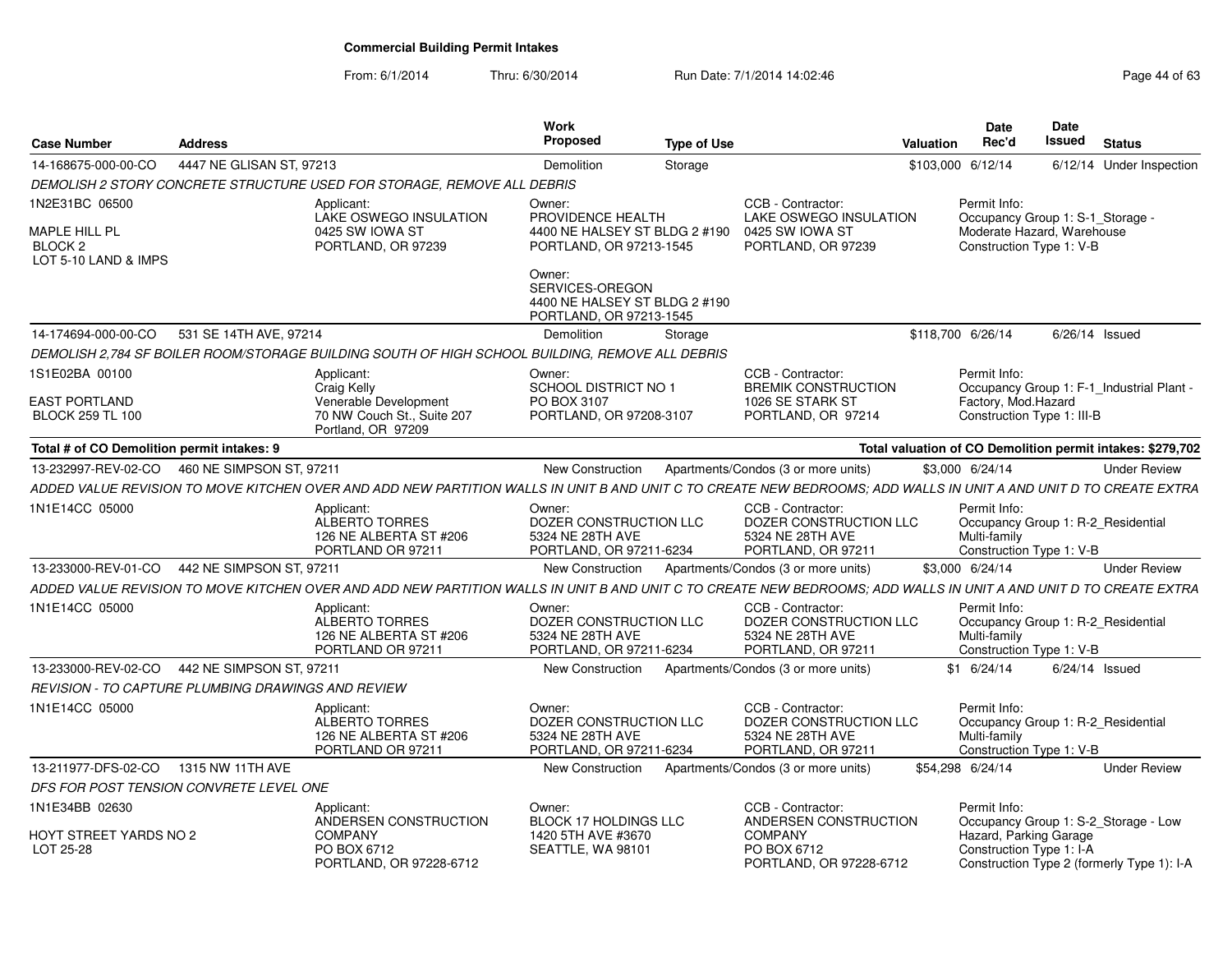**Commercial Building Permit Intakes**

From: 6/1/2014 Thru: 6/30/2014 Run Date: 7/1/2014 14:02:46

| Case Number | Address | Work Proposed | Type of Use | Valuation | Date Rec'd | Date Issued | Status |
|---|---|---|---|---|---|---|---|
| 14-168675-000-00-CO | 4447 NE GLISAN ST, 97213 | Demolition | Storage | $103,000 | 6/12/14 | 6/12/14 | Under Inspection |

*DEMOLISH 2 STORY CONCRETE STRUCTURE USED FOR STORAGE, REMOVE ALL DEBRIS*

1N2E31BC 06500
MAPLE HILL PL
BLOCK 2
LOT 5-10 LAND & IMPS

Applicant: LAKE OSWEGO INSULATION, 0425 SW IOWA ST, PORTLAND, OR 97239

Owner: PROVIDENCE HEALTH, 4400 NE HALSEY ST BLDG 2 #190, PORTLAND, OR 97213-1545

Owner: SERVICES-OREGON, 4400 NE HALSEY ST BLDG 2 #190, PORTLAND, OR 97213-1545

CCB - Contractor: LAKE OSWEGO INSULATION, 0425 SW IOWA ST, PORTLAND, OR 97239

Permit Info: Occupancy Group 1: S-1_Storage - Moderate Hazard, Warehouse; Construction Type 1: V-B

| Case Number | Address | Work Proposed | Type of Use | Valuation | Date Rec'd | Date Issued | Status |
|---|---|---|---|---|---|---|---|
| 14-174694-000-00-CO | 531 SE 14TH AVE, 97214 | Demolition | Storage | $118,700 | 6/26/14 | 6/26/14 | Issued |

*DEMOLISH 2,784 SF BOILER ROOM/STORAGE BUILDING SOUTH OF HIGH SCHOOL BUILDING, REMOVE ALL DEBRIS*

1S1E02BA 00100
EAST PORTLAND
BLOCK 259 TL 100

Applicant: Craig Kelly, Venerable Development, 70 NW Couch St., Suite 207, Portland, OR 97209

Owner: SCHOOL DISTRICT NO 1, PO BOX 3107, PORTLAND, OR 97208-3107

CCB - Contractor: BREMIK CONSTRUCTION, 1026 SE STARK ST, PORTLAND, OR 97214

Permit Info: Occupancy Group 1: F-1_Industrial Plant - Factory, Mod.Hazard; Construction Type 1: III-B

**Total # of CO Demolition permit intakes: 9** — **Total valuation of CO Demolition permit intakes: $279,702**

| Case Number | Address | Work Proposed | Type of Use | Valuation | Date Rec'd | Date Issued | Status |
|---|---|---|---|---|---|---|---|
| 13-232997-REV-02-CO | 460 NE SIMPSON ST, 97211 | New Construction | Apartments/Condos (3 or more units) | $3,000 | 6/24/14 | | Under Review |

*ADDED VALUE REVISION TO MOVE KITCHEN OVER AND ADD NEW PARTITION WALLS IN UNIT B AND UNIT C TO CREATE NEW BEDROOMS; ADD WALLS IN UNIT A AND UNIT D TO CREATE EXTRA*

1N1E14CC 05000

Applicant: ALBERTO TORRES, 126 NE ALBERTA ST #206, PORTLAND OR 97211

Owner: DOZER CONSTRUCTION LLC, 5324 NE 28TH AVE, PORTLAND, OR 97211-6234

CCB - Contractor: DOZER CONSTRUCTION LLC, 5324 NE 28TH AVE, PORTLAND, OR 97211

Permit Info: Occupancy Group 1: R-2_Residential Multi-family; Construction Type 1: V-B

| Case Number | Address | Work Proposed | Type of Use | Valuation | Date Rec'd | Date Issued | Status |
|---|---|---|---|---|---|---|---|
| 13-233000-REV-01-CO | 442 NE SIMPSON ST, 97211 | New Construction | Apartments/Condos (3 or more units) | $3,000 | 6/24/14 | | Under Review |

*ADDED VALUE REVISION TO MOVE KITCHEN OVER AND ADD NEW PARTITION WALLS IN UNIT B AND UNIT C TO CREATE NEW BEDROOMS; ADD WALLS IN UNIT A AND UNIT D TO CREATE EXTRA*

1N1E14CC 05000

Applicant: ALBERTO TORRES, 126 NE ALBERTA ST #206, PORTLAND OR 97211

Owner: DOZER CONSTRUCTION LLC, 5324 NE 28TH AVE, PORTLAND, OR 97211-6234

CCB - Contractor: DOZER CONSTRUCTION LLC, 5324 NE 28TH AVE, PORTLAND, OR 97211

Permit Info: Occupancy Group 1: R-2_Residential Multi-family; Construction Type 1: V-B

| Case Number | Address | Work Proposed | Type of Use | Valuation | Date Rec'd | Date Issued | Status |
|---|---|---|---|---|---|---|---|
| 13-233000-REV-02-CO | 442 NE SIMPSON ST, 97211 | New Construction | Apartments/Condos (3 or more units) | $1 | 6/24/14 | 6/24/14 | Issued |

*REVISION - TO CAPTURE PLUMBING DRAWINGS AND REVIEW*

1N1E14CC 05000

Applicant: ALBERTO TORRES, 126 NE ALBERTA ST #206, PORTLAND OR 97211

Owner: DOZER CONSTRUCTION LLC, 5324 NE 28TH AVE, PORTLAND, OR 97211-6234

CCB - Contractor: DOZER CONSTRUCTION LLC, 5324 NE 28TH AVE, PORTLAND, OR 97211

Permit Info: Occupancy Group 1: R-2_Residential Multi-family; Construction Type 1: V-B

| Case Number | Address | Work Proposed | Type of Use | Valuation | Date Rec'd | Date Issued | Status |
|---|---|---|---|---|---|---|---|
| 13-211977-DFS-02-CO | 1315 NW 11TH AVE | New Construction | Apartments/Condos (3 or more units) | $54,298 | 6/24/14 | | Under Review |

*DFS FOR POST TENSION CONVRETE LEVEL ONE*

1N1E34BB 02630
HOYT STREET YARDS NO 2
LOT 25-28

Applicant: ANDERSEN CONSTRUCTION COMPANY, PO BOX 6712, PORTLAND, OR 97228-6712

Owner: BLOCK 17 HOLDINGS LLC, 1420 5TH AVE #3670, SEATTLE, WA 98101

CCB - Contractor: ANDERSEN CONSTRUCTION COMPANY, PO BOX 6712, PORTLAND, OR 97228-6712

Permit Info: Occupancy Group 1: S-2_Storage - Low Hazard, Parking Garage; Construction Type 1: I-A; Construction Type 2 (formerly Type 1): I-A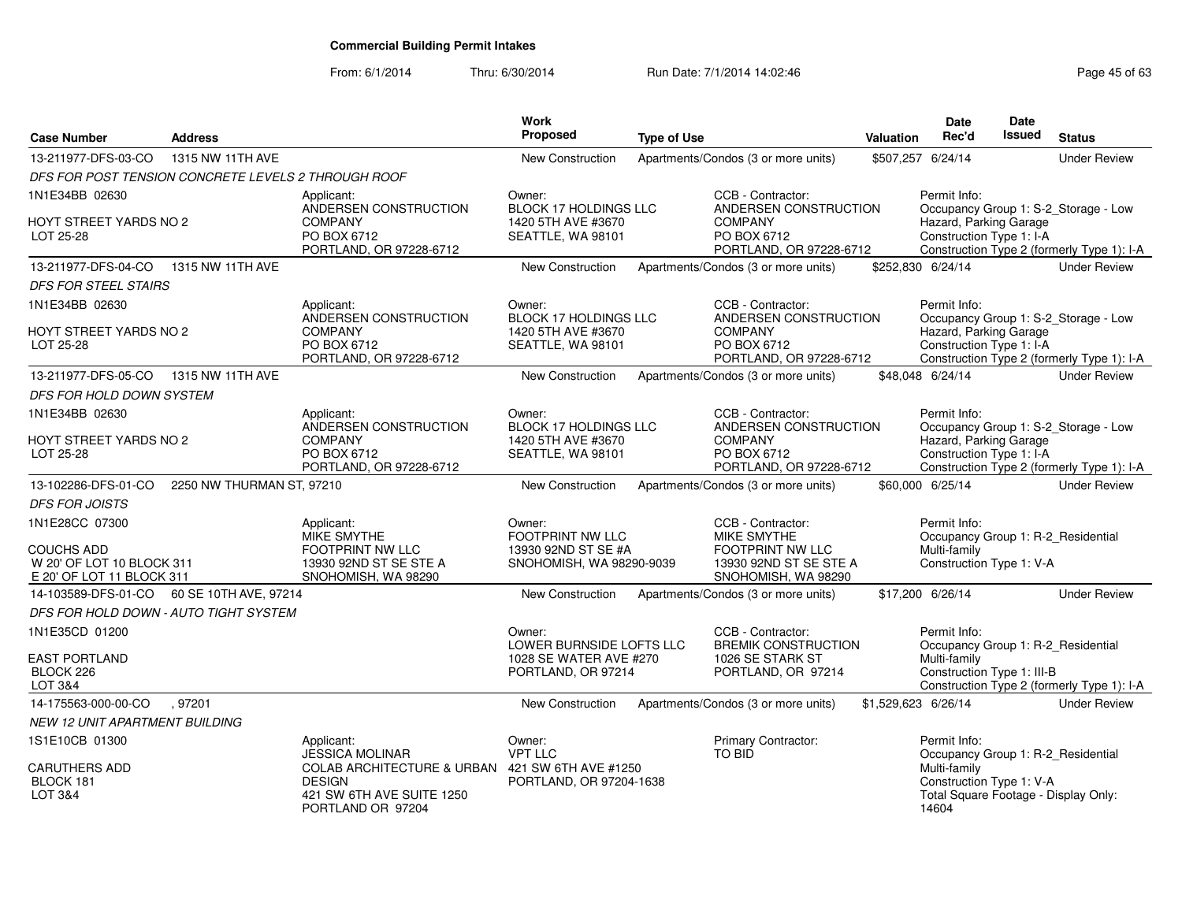**Commercial Building Permit Intakes**

From: 6/1/2014 Thru: 6/30/2014 Run Date: 7/1/2014 14:02:46

| Case Number | Address | Work Proposed | Type of Use | Valuation | Date Rec'd | Date Issued | Status |
|---|---|---|---|---|---|---|---|
| 13-211977-DFS-03-CO | 1315 NW 11TH AVE | New Construction | Apartments/Condos (3 or more units) | $507,257 | 6/24/14 | | Under Review |

*DFS FOR POST TENSION CONCRETE LEVELS 2 THROUGH ROOF*

1N1E34BB 02630
HOYT STREET YARDS NO 2
LOT 25-28

Applicant: ANDERSEN CONSTRUCTION COMPANY, PO BOX 6712, PORTLAND, OR 97228-6712

Owner: BLOCK 17 HOLDINGS LLC, 1420 5TH AVE #3670, SEATTLE, WA 98101

CCB - Contractor: ANDERSEN CONSTRUCTION COMPANY, PO BOX 6712, PORTLAND, OR 97228-6712

Permit Info: Occupancy Group 1: S-2_Storage - Low Hazard, Parking Garage; Construction Type 1: I-A; Construction Type 2 (formerly Type 1): I-A

| Case Number | Address | Work Proposed | Type of Use | Valuation | Date Rec'd | Date Issued | Status |
|---|---|---|---|---|---|---|---|
| 13-211977-DFS-04-CO | 1315 NW 11TH AVE | New Construction | Apartments/Condos (3 or more units) | $252,830 | 6/24/14 | | Under Review |

*DFS FOR STEEL STAIRS*

1N1E34BB 02630
HOYT STREET YARDS NO 2
LOT 25-28

Applicant: ANDERSEN CONSTRUCTION COMPANY, PO BOX 6712, PORTLAND, OR 97228-6712

Owner: BLOCK 17 HOLDINGS LLC, 1420 5TH AVE #3670, SEATTLE, WA 98101

CCB - Contractor: ANDERSEN CONSTRUCTION COMPANY, PO BOX 6712, PORTLAND, OR 97228-6712

Permit Info: Occupancy Group 1: S-2_Storage - Low Hazard, Parking Garage; Construction Type 1: I-A; Construction Type 2 (formerly Type 1): I-A

| Case Number | Address | Work Proposed | Type of Use | Valuation | Date Rec'd | Date Issued | Status |
|---|---|---|---|---|---|---|---|
| 13-211977-DFS-05-CO | 1315 NW 11TH AVE | New Construction | Apartments/Condos (3 or more units) | $48,048 | 6/24/14 | | Under Review |

*DFS FOR HOLD DOWN SYSTEM*

1N1E34BB 02630
HOYT STREET YARDS NO 2
LOT 25-28

Applicant: ANDERSEN CONSTRUCTION COMPANY, PO BOX 6712, PORTLAND, OR 97228-6712

Owner: BLOCK 17 HOLDINGS LLC, 1420 5TH AVE #3670, SEATTLE, WA 98101

CCB - Contractor: ANDERSEN CONSTRUCTION COMPANY, PO BOX 6712, PORTLAND, OR 97228-6712

Permit Info: Occupancy Group 1: S-2_Storage - Low Hazard, Parking Garage; Construction Type 1: I-A; Construction Type 2 (formerly Type 1): I-A

| Case Number | Address | Work Proposed | Type of Use | Valuation | Date Rec'd | Date Issued | Status |
|---|---|---|---|---|---|---|---|
| 13-102286-DFS-01-CO | 2250 NW THURMAN ST, 97210 | New Construction | Apartments/Condos (3 or more units) | $60,000 | 6/25/14 | | Under Review |

*DFS FOR JOISTS*

1N1E28CC 07300
COUCHS ADD
W 20' OF LOT 10 BLOCK 311
E 20' OF LOT 11 BLOCK 311

Applicant: MIKE SMYTHE, FOOTPRINT NW LLC, 13930 92ND ST SE STE A, SNOHOMISH, WA 98290

Owner: FOOTPRINT NW LLC, 13930 92ND ST SE #A, SNOHOMISH, WA 98290-9039

CCB - Contractor: MIKE SMYTHE, FOOTPRINT NW LLC, 13930 92ND ST SE STE A, SNOHOMISH, WA 98290

Permit Info: Occupancy Group 1: R-2_Residential Multi-family; Construction Type 1: V-A

| Case Number | Address | Work Proposed | Type of Use | Valuation | Date Rec'd | Date Issued | Status |
|---|---|---|---|---|---|---|---|
| 14-103589-DFS-01-CO | 60 SE 10TH AVE, 97214 | New Construction | Apartments/Condos (3 or more units) | $17,200 | 6/26/14 | | Under Review |

*DFS FOR HOLD DOWN - AUTO TIGHT SYSTEM*

1N1E35CD 01200
EAST PORTLAND
BLOCK 226
LOT 3&4

Owner: LOWER BURNSIDE LOFTS LLC, 1028 SE WATER AVE #270, PORTLAND, OR 97214

CCB - Contractor: BREMIK CONSTRUCTION, 1026 SE STARK ST, PORTLAND, OR 97214

Permit Info: Occupancy Group 1: R-2_Residential Multi-family; Construction Type 1: III-B; Construction Type 2 (formerly Type 1): I-A

| Case Number | Address | Work Proposed | Type of Use | Valuation | Date Rec'd | Date Issued | Status |
|---|---|---|---|---|---|---|---|
| 14-175563-000-00-CO | , 97201 | New Construction | Apartments/Condos (3 or more units) | $1,529,623 | 6/26/14 | | Under Review |

*NEW 12 UNIT APARTMENT BUILDING*

1S1E10CB 01300
CARUTHERS ADD
BLOCK 181
LOT 3&4

Applicant: JESSICA MOLINAR, COLAB ARCHITECTURE & URBAN DESIGN, 421 SW 6TH AVE SUITE 1250, PORTLAND OR 97204

Owner: VPT LLC, 421 SW 6TH AVE #1250, PORTLAND, OR 97204-1638

Primary Contractor: TO BID

Permit Info: Occupancy Group 1: R-2_Residential Multi-family; Construction Type 1: V-A; Total Square Footage - Display Only: 14604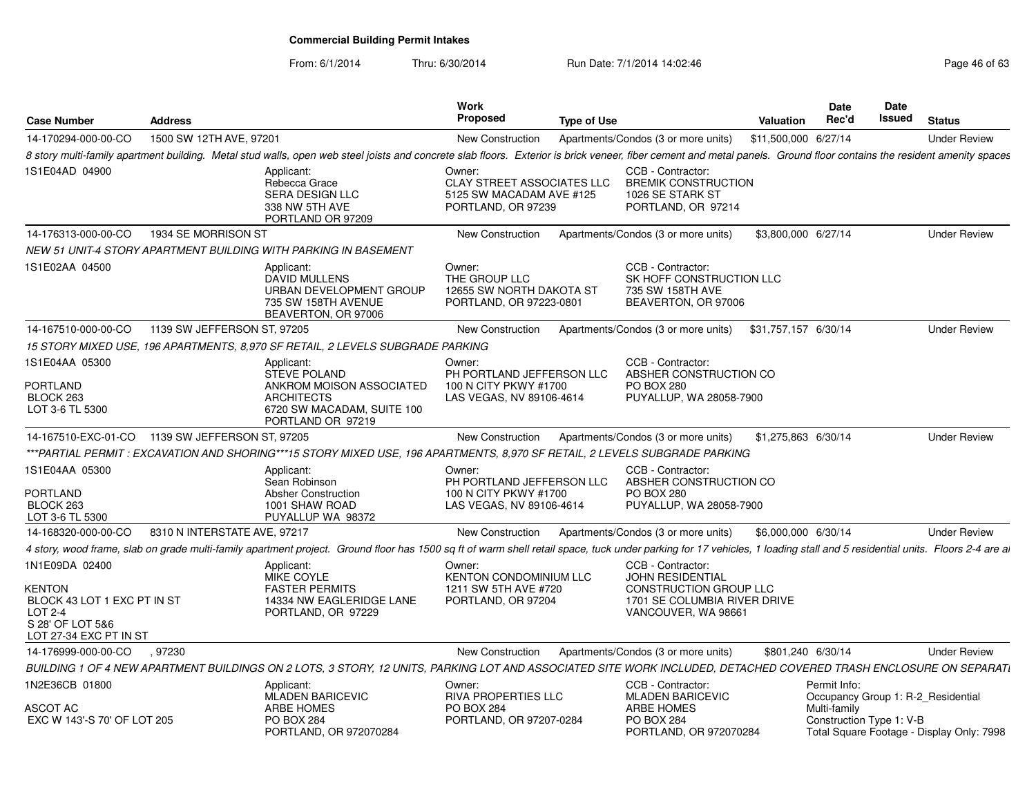# Commercial Building Permit Intakes

From: 6/1/2014 Thru: 6/30/2014 Run Date: 7/1/2014 14:02:46

| Case Number | Address | Work Proposed | Type of Use | Valuation | Date Rec'd | Date Issued | Status |
|---|---|---|---|---|---|---|---|
| 14-170294-000-00-CO | 1500 SW 12TH AVE, 97201 | New Construction | Apartments/Condos (3 or more units) | $11,500,000 | 6/27/14 | | Under Review |

*8 story multi-family apartment building. Metal stud walls, open web steel joists and concrete slab floors. Exterior is brick veneer, fiber cement and metal panels. Ground floor contains the resident amenity spaces*

1S1E04AD 04900

Applicant: Rebecca Grace, SERA DESIGN LLC, 338 NW 5TH AVE, PORTLAND OR 97209

Owner: CLAY STREET ASSOCIATES LLC, 5125 SW MACADAM AVE #125, PORTLAND, OR 97239

CCB - Contractor: BREMIK CONSTRUCTION, 1026 SE STARK ST, PORTLAND, OR 97214

| Case Number | Address | Work Proposed | Type of Use | Valuation | Date Rec'd | Date Issued | Status |
|---|---|---|---|---|---|---|---|
| 14-176313-000-00-CO | 1934 SE MORRISON ST | New Construction | Apartments/Condos (3 or more units) | $3,800,000 | 6/27/14 | | Under Review |

*NEW 51 UNIT-4 STORY APARTMENT BUILDING WITH PARKING IN BASEMENT*

1S1E02AA 04500

Applicant: DAVID MULLENS, URBAN DEVELOPMENT GROUP, 735 SW 158TH AVENUE, BEAVERTON, OR 97006

Owner: THE GROUP LLC, 12655 SW NORTH DAKOTA ST, PORTLAND, OR 97223-0801

CCB - Contractor: SK HOFF CONSTRUCTION LLC, 735 SW 158TH AVE, BEAVERTON, OR 97006

| Case Number | Address | Work Proposed | Type of Use | Valuation | Date Rec'd | Date Issued | Status |
|---|---|---|---|---|---|---|---|
| 14-167510-000-00-CO | 1139 SW JEFFERSON ST, 97205 | New Construction | Apartments/Condos (3 or more units) | $31,757,157 | 6/30/14 | | Under Review |

*15 STORY MIXED USE, 196 APARTMENTS, 8,970 SF RETAIL, 2 LEVELS SUBGRADE PARKING*

1S1E04AA 05300
PORTLAND
BLOCK 263
LOT 3-6 TL 5300

Applicant: STEVE POLAND, ANKROM MOISON ASSOCIATED ARCHITECTS, 6720 SW MACADAM, SUITE 100, PORTLAND OR 97219

Owner: PH PORTLAND JEFFERSON LLC, 100 N CITY PKWY #1700, LAS VEGAS, NV 89106-4614

CCB - Contractor: ABSHER CONSTRUCTION CO, PO BOX 280, PUYALLUP, WA 28058-7900

| Case Number | Address | Work Proposed | Type of Use | Valuation | Date Rec'd | Date Issued | Status |
|---|---|---|---|---|---|---|---|
| 14-167510-EXC-01-CO | 1139 SW JEFFERSON ST, 97205 | New Construction | Apartments/Condos (3 or more units) | $1,275,863 | 6/30/14 | | Under Review |

*\*\*\*PARTIAL PERMIT : EXCAVATION AND SHORING\*\*\*15 STORY MIXED USE, 196 APARTMENTS, 8,970 SF RETAIL, 2 LEVELS SUBGRADE PARKING*

1S1E04AA 05300
PORTLAND
BLOCK 263
LOT 3-6 TL 5300

Applicant: Sean Robinson, Absher Construction, 1001 SHAW ROAD, PUYALLUP WA 98372

Owner: PH PORTLAND JEFFERSON LLC, 100 N CITY PKWY #1700, LAS VEGAS, NV 89106-4614

CCB - Contractor: ABSHER CONSTRUCTION CO, PO BOX 280, PUYALLUP, WA 28058-7900

| Case Number | Address | Work Proposed | Type of Use | Valuation | Date Rec'd | Date Issued | Status |
|---|---|---|---|---|---|---|---|
| 14-168320-000-00-CO | 8310 N INTERSTATE AVE, 97217 | New Construction | Apartments/Condos (3 or more units) | $6,000,000 | 6/30/14 | | Under Review |

*4 story, wood frame, slab on grade multi-family apartment project. Ground floor has 1500 sq ft of warm shell retail space, tuck under parking for 17 vehicles, 1 loading stall and 5 residential units. Floors 2-4 are a*

1N1E09DA 02400
KENTON
BLOCK 43 LOT 1 EXC PT IN ST
LOT 2-4
S 28' OF LOT 5&6
LOT 27-34 EXC PT IN ST

Applicant: MIKE COYLE, FASTER PERMITS, 14334 NW EAGLERIDGE LANE, PORTLAND, OR 97229

Owner: KENTON CONDOMINIUM LLC, 1211 SW 5TH AVE #720, PORTLAND, OR 97204

CCB - Contractor: JOHN RESIDENTIAL CONSTRUCTION GROUP LLC, 1701 SE COLUMBIA RIVER DRIVE, VANCOUVER, WA 98661

| Case Number | Address | Work Proposed | Type of Use | Valuation | Date Rec'd | Date Issued | Status |
|---|---|---|---|---|---|---|---|
| 14-176999-000-00-CO | , 97230 | New Construction | Apartments/Condos (3 or more units) | $801,240 | 6/30/14 | | Under Review |

*BUILDING 1 OF 4 NEW APARTMENT BUILDINGS ON 2 LOTS, 3 STORY, 12 UNITS, PARKING LOT AND ASSOCIATED SITE WORK INCLUDED, DETACHED COVERED TRASH ENCLOSURE ON SEPARATI*

1N2E36CB 01800
ASCOT AC
EXC W 143'-S 70' OF LOT 205

Applicant: MLADEN BARICEVIC, ARBE HOMES, PO BOX 284, PORTLAND, OR 972070284

Owner: RIVA PROPERTIES LLC, PO BOX 284, PORTLAND, OR 97207-0284

CCB - Contractor: MLADEN BARICEVIC, ARBE HOMES, PO BOX 284, PORTLAND, OR 972070284

Permit Info:
Occupancy Group 1: R-2_Residential Multi-family
Construction Type 1: V-B
Total Square Footage - Display Only: 7998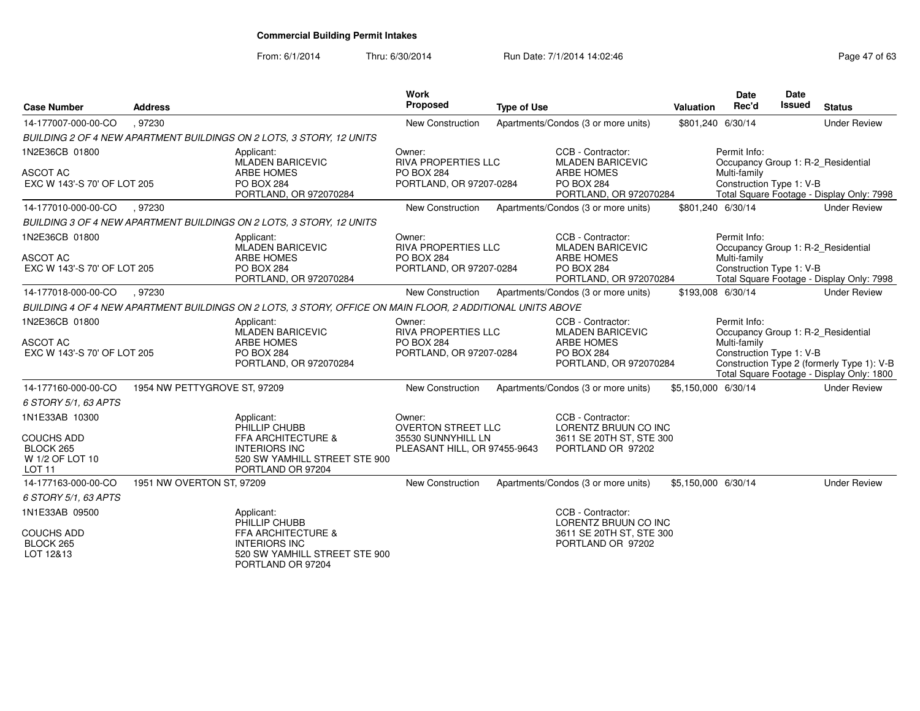**Commercial Building Permit Intakes**

From: 6/1/2014 Thru: 6/30/2014 Run Date: 7/1/2014 14:02:46

| Case Number | Address | Work Proposed | Type of Use | Valuation | Date Rec'd | Date Issued | Status |
|---|---|---|---|---|---|---|---|
| 14-177007-000-00-CO | , 97230 | New Construction | Apartments/Condos (3 or more units) | $801,240 | 6/30/14 | | Under Review |
| 14-177010-000-00-CO | , 97230 | New Construction | Apartments/Condos (3 or more units) | $801,240 | 6/30/14 | | Under Review |
| 14-177018-000-00-CO | , 97230 | New Construction | Apartments/Condos (3 or more units) | $193,008 | 6/30/14 | | Under Review |
| 14-177160-000-00-CO | 1954 NW PETTYGROVE ST, 97209 | New Construction | Apartments/Condos (3 or more units) | $5,150,000 | 6/30/14 | | Under Review |
| 14-177163-000-00-CO | 1951 NW OVERTON ST, 97209 | New Construction | Apartments/Condos (3 or more units) | $5,150,000 | 6/30/14 | | Under Review |

**14-177007-000-00-CO**

*BUILDING 2 OF 4 NEW APARTMENT BUILDINGS ON 2 LOTS, 3 STORY, 12 UNITS*

1N2E36CB 01800

ASCOT AC
EXC W 143'-S 70' OF LOT 205

Applicant:
MLADEN BARICEVIC
ARBE HOMES
PO BOX 284
PORTLAND, OR 972070284

Owner:
RIVA PROPERTIES LLC
PO BOX 284
PORTLAND, OR 97207-0284

CCB - Contractor:
MLADEN BARICEVIC
ARBE HOMES
PO BOX 284
PORTLAND, OR 972070284

Permit Info:
Occupancy Group 1: R-2_Residential Multi-family
Construction Type 1: V-B
Total Square Footage - Display Only: 7998

**14-177010-000-00-CO**

*BUILDING 3 OF 4 NEW APARTMENT BUILDINGS ON 2 LOTS, 3 STORY, 12 UNITS*

1N2E36CB 01800

ASCOT AC
EXC W 143'-S 70' OF LOT 205

Applicant:
MLADEN BARICEVIC
ARBE HOMES
PO BOX 284
PORTLAND, OR 972070284

Owner:
RIVA PROPERTIES LLC
PO BOX 284
PORTLAND, OR 97207-0284

CCB - Contractor:
MLADEN BARICEVIC
ARBE HOMES
PO BOX 284
PORTLAND, OR 972070284

Permit Info:
Occupancy Group 1: R-2_Residential Multi-family
Construction Type 1: V-B
Total Square Footage - Display Only: 7998

**14-177018-000-00-CO**

*BUILDING 4 OF 4 NEW APARTMENT BUILDINGS ON 2 LOTS, 3 STORY, OFFICE ON MAIN FLOOR, 2 ADDITIONAL UNITS ABOVE*

1N2E36CB 01800

ASCOT AC
EXC W 143'-S 70' OF LOT 205

Applicant:
MLADEN BARICEVIC
ARBE HOMES
PO BOX 284
PORTLAND, OR 972070284

Owner:
RIVA PROPERTIES LLC
PO BOX 284
PORTLAND, OR 97207-0284

CCB - Contractor:
MLADEN BARICEVIC
ARBE HOMES
PO BOX 284
PORTLAND, OR 972070284

Permit Info:
Occupancy Group 1: R-2_Residential Multi-family
Construction Type 1: V-B
Construction Type 2 (formerly Type 1): V-B
Total Square Footage - Display Only: 1800

**14-177160-000-00-CO**

*6 STORY 5/1, 63 APTS*

1N1E33AB 10300

COUCHS ADD
BLOCK 265
W 1/2 OF LOT 10
LOT 11

Applicant:
PHILLIP CHUBB
FFA ARCHITECTURE & INTERIORS INC
520 SW YAMHILL STREET STE 900
PORTLAND OR 97204

Owner:
OVERTON STREET LLC
35530 SUNNYHILL LN
PLEASANT HILL, OR 97455-9643

CCB - Contractor:
LORENTZ BRUUN CO INC
3611 SE 20TH ST, STE 300
PORTLAND OR 97202

**14-177163-000-00-CO**

*6 STORY 5/1, 63 APTS*

1N1E33AB 09500

COUCHS ADD
BLOCK 265
LOT 12&13

Applicant:
PHILLIP CHUBB
FFA ARCHITECTURE & INTERIORS INC
520 SW YAMHILL STREET STE 900
PORTLAND OR 97204

CCB - Contractor:
LORENTZ BRUUN CO INC
3611 SE 20TH ST, STE 300
PORTLAND OR 97202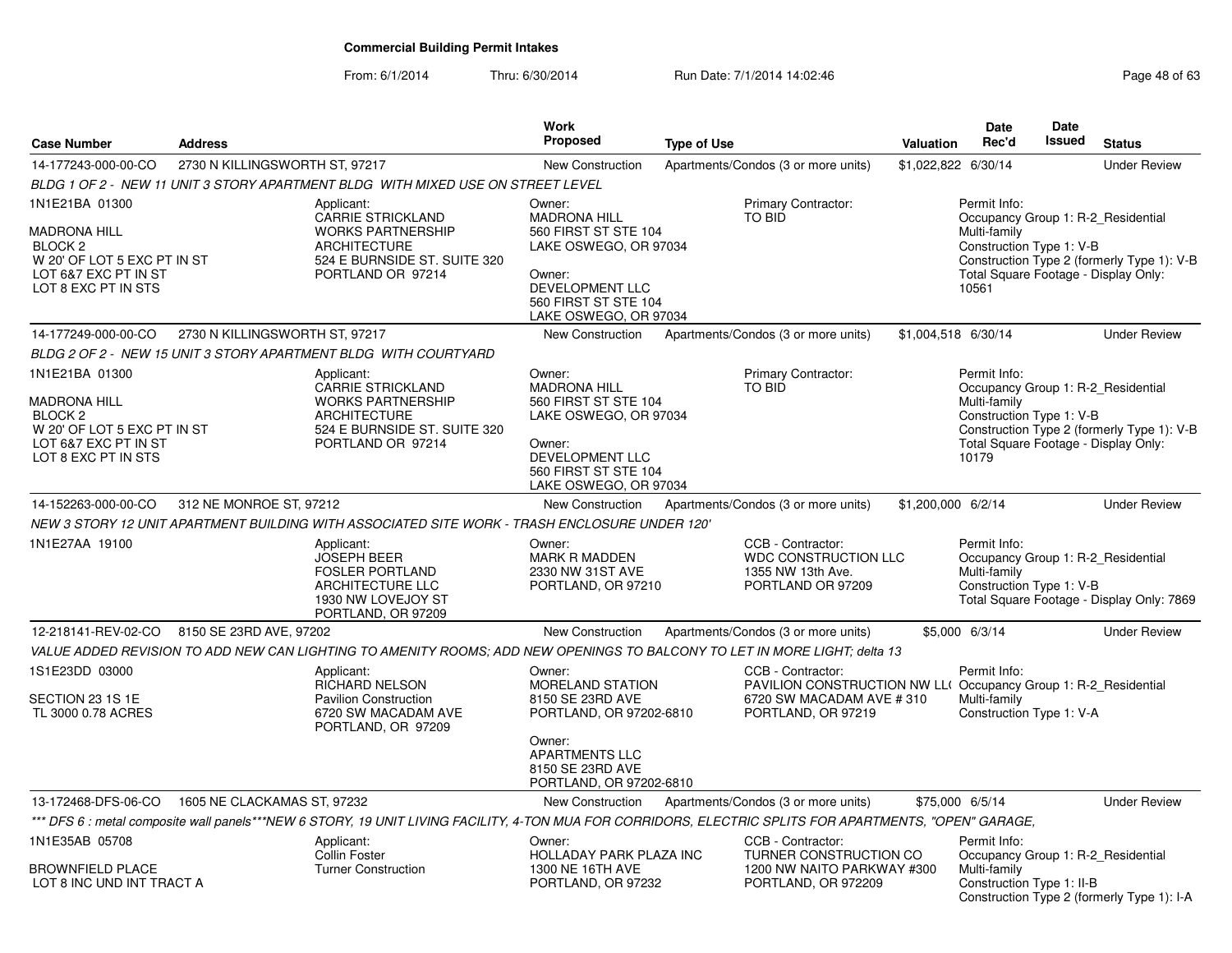**Commercial Building Permit Intakes**

From: 6/1/2014 Thru: 6/30/2014 Run Date: 7/1/2014 14:02:46

| Case Number | Address | Work Proposed | Type of Use | Valuation | Date Rec'd | Date Issued | Status |
|---|---|---|---|---|---|---|---|
| 14-177243-000-00-CO | 2730 N KILLINGSWORTH ST, 97217 | New Construction | Apartments/Condos (3 or more units) | $1,022,822 | 6/30/14 | | Under Review |

*BLDG 1 OF 2 - NEW 11 UNIT 3 STORY APARTMENT BLDG WITH MIXED USE ON STREET LEVEL*

1N1E21BA 01300

MADRONA HILL
BLOCK 2
W 20' OF LOT 5 EXC PT IN ST
LOT 6&7 EXC PT IN ST
LOT 8 EXC PT IN STS

Applicant:
CARRIE STRICKLAND
WORKS PARTNERSHIP ARCHITECTURE
524 E BURNSIDE ST. SUITE 320
PORTLAND OR 97214

Owner:
MADRONA HILL
560 FIRST ST STE 104
LAKE OSWEGO, OR 97034

Owner:
DEVELOPMENT LLC
560 FIRST ST STE 104
LAKE OSWEGO, OR 97034

Primary Contractor:
TO BID

Permit Info:
Occupancy Group 1: R-2_Residential Multi-family
Construction Type 1: V-B
Construction Type 2 (formerly Type 1): V-B
Total Square Footage - Display Only: 10561

| Case Number | Address | Work Proposed | Type of Use | Valuation | Date Rec'd | Date Issued | Status |
|---|---|---|---|---|---|---|---|
| 14-177249-000-00-CO | 2730 N KILLINGSWORTH ST, 97217 | New Construction | Apartments/Condos (3 or more units) | $1,004,518 | 6/30/14 | | Under Review |

*BLDG 2 OF 2 - NEW 15 UNIT 3 STORY APARTMENT BLDG WITH COURTYARD*

1N1E21BA 01300

MADRONA HILL
BLOCK 2
W 20' OF LOT 5 EXC PT IN ST
LOT 6&7 EXC PT IN ST
LOT 8 EXC PT IN STS

Applicant:
CARRIE STRICKLAND
WORKS PARTNERSHIP ARCHITECTURE
524 E BURNSIDE ST. SUITE 320
PORTLAND OR 97214

Owner:
MADRONA HILL
560 FIRST ST STE 104
LAKE OSWEGO, OR 97034

Owner:
DEVELOPMENT LLC
560 FIRST ST STE 104
LAKE OSWEGO, OR 97034

Primary Contractor:
TO BID

Permit Info:
Occupancy Group 1: R-2_Residential Multi-family
Construction Type 1: V-B
Construction Type 2 (formerly Type 1): V-B
Total Square Footage - Display Only: 10179

| Case Number | Address | Work Proposed | Type of Use | Valuation | Date Rec'd | Date Issued | Status |
|---|---|---|---|---|---|---|---|
| 14-152263-000-00-CO | 312 NE MONROE ST, 97212 | New Construction | Apartments/Condos (3 or more units) | $1,200,000 | 6/2/14 | | Under Review |

*NEW 3 STORY 12 UNIT APARTMENT BUILDING WITH ASSOCIATED SITE WORK - TRASH ENCLOSURE UNDER 120'*

1N1E27AA 19100

Applicant:
JOSEPH BEER
FOSLER PORTLAND ARCHITECTURE LLC
1930 NW LOVEJOY ST
PORTLAND, OR 97209

Owner:
MARK R MADDEN
2330 NW 31ST AVE
PORTLAND, OR 97210

CCB - Contractor:
WDC CONSTRUCTION LLC
1355 NW 13th Ave.
PORTLAND OR 97209

Permit Info:
Occupancy Group 1: R-2_Residential Multi-family
Construction Type 1: V-B
Total Square Footage - Display Only: 7869

| Case Number | Address | Work Proposed | Type of Use | Valuation | Date Rec'd | Date Issued | Status |
|---|---|---|---|---|---|---|---|
| 12-218141-REV-02-CO | 8150 SE 23RD AVE, 97202 | New Construction | Apartments/Condos (3 or more units) | $5,000 | 6/3/14 | | Under Review |

*VALUE ADDED REVISION TO ADD NEW CAN LIGHTING TO AMENITY ROOMS; ADD NEW OPENINGS TO BALCONY TO LET IN MORE LIGHT; delta 13*

1S1E23DD 03000

SECTION 23 1S 1E
TL 3000 0.78 ACRES

Applicant:
RICHARD NELSON
Pavilion Construction
6720 SW MACADAM AVE
PORTLAND, OR 97209

Owner:
MORELAND STATION
8150 SE 23RD AVE
PORTLAND, OR 97202-6810

Owner:
APARTMENTS LLC
8150 SE 23RD AVE
PORTLAND, OR 97202-6810

CCB - Contractor:
PAVILION CONSTRUCTION NW LL(
6720 SW MACADAM AVE # 310
PORTLAND, OR 97219

Permit Info:
Occupancy Group 1: R-2_Residential Multi-family
Construction Type 1: V-A

| Case Number | Address | Work Proposed | Type of Use | Valuation | Date Rec'd | Date Issued | Status |
|---|---|---|---|---|---|---|---|
| 13-172468-DFS-06-CO | 1605 NE CLACKAMAS ST, 97232 | New Construction | Apartments/Condos (3 or more units) | $75,000 | 6/5/14 | | Under Review |

**\*\*\* DFS 6 : metal composite wall panels\*\*\*NEW 6 STORY, 19 UNIT LIVING FACILITY, 4-TON MUA FOR CORRIDORS, ELECTRIC SPLITS FOR APARTMENTS, "OPEN" GARAGE,**

1N1E35AB 05708

BROWNFIELD PLACE
LOT 8 INC UND INT TRACT A

Applicant:
Collin Foster
Turner Construction

Owner:
HOLLADAY PARK PLAZA INC
1300 NE 16TH AVE
PORTLAND, OR 97232

CCB - Contractor:
TURNER CONSTRUCTION CO
1200 NW NAITO PARKWAY #300
PORTLAND, OR 972209

Permit Info:
Occupancy Group 1: R-2_Residential Multi-family
Construction Type 1: II-B
Construction Type 2 (formerly Type 1): I-A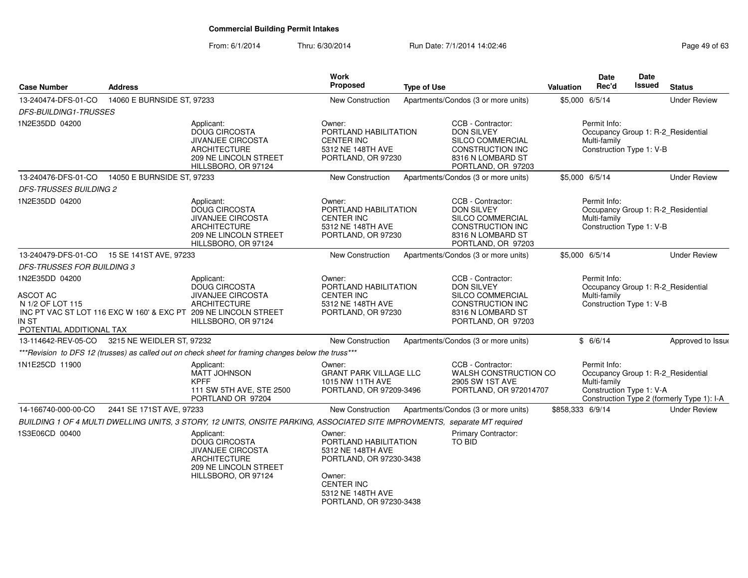# Commercial Building Permit Intakes

From: 6/1/2014 Thru: 6/30/2014 Run Date: 7/1/2014 14:02:46

| Case Number | Address | Work Proposed | Type of Use | Valuation | Date Rec'd | Date Issued | Status |
|---|---|---|---|---|---|---|---|
| 13-240474-DFS-01-CO | 14060 E BURNSIDE ST, 97233 | New Construction | Apartments/Condos (3 or more units) | $5,000 | 6/5/14 | | Under Review |
| DFS-BUILDING1-TRUSSES | | | | | | | |
| 1N2E35DD 04200 | Applicant: DOUG CIRCOSTA JIVANJEE CIRCOSTA ARCHITECTURE 209 NE LINCOLN STREET HILLSBORO, OR 97124 | Owner: PORTLAND HABILITATION CENTER INC 5312 NE 148TH AVE PORTLAND, OR 97230 | CCB - Contractor: DON SILVEY SILCO COMMERCIAL CONSTRUCTION INC 8316 N LOMBARD ST PORTLAND, OR 97203 | | Permit Info: Occupancy Group 1: R-2_Residential Multi-family Construction Type 1: V-B | | |
| 13-240476-DFS-01-CO | 14050 E BURNSIDE ST, 97233 | New Construction | Apartments/Condos (3 or more units) | $5,000 | 6/5/14 | | Under Review |
| DFS-TRUSSES BUILDING 2 | | | | | | | |
| 1N2E35DD 04200 | Applicant: DOUG CIRCOSTA JIVANJEE CIRCOSTA ARCHITECTURE 209 NE LINCOLN STREET HILLSBORO, OR 97124 | Owner: PORTLAND HABILITATION CENTER INC 5312 NE 148TH AVE PORTLAND, OR 97230 | CCB - Contractor: DON SILVEY SILCO COMMERCIAL CONSTRUCTION INC 8316 N LOMBARD ST PORTLAND, OR 97203 | | Permit Info: Occupancy Group 1: R-2_Residential Multi-family Construction Type 1: V-B | | |
| 13-240479-DFS-01-CO | 15 SE 141ST AVE, 97233 | New Construction | Apartments/Condos (3 or more units) | $5,000 | 6/5/14 | | Under Review |
| DFS-TRUSSES FOR BUILDING 3 | | | | | | | |
| 1N2E35DD 04200 ASCOT AC N 1/2 OF LOT 115 INC PT VAC ST LOT 116 EXC W 160' & EXC PT IN ST POTENTIAL ADDITIONAL TAX | Applicant: DOUG CIRCOSTA JIVANJEE CIRCOSTA ARCHITECTURE 209 NE LINCOLN STREET HILLSBORO, OR 97124 | Owner: PORTLAND HABILITATION CENTER INC 5312 NE 148TH AVE PORTLAND, OR 97230 | CCB - Contractor: DON SILVEY SILCO COMMERCIAL CONSTRUCTION INC 8316 N LOMBARD ST PORTLAND, OR 97203 | | Permit Info: Occupancy Group 1: R-2_Residential Multi-family Construction Type 1: V-B | | |
| 13-114642-REV-05-CO | 3215 NE WEIDLER ST, 97232 | New Construction | Apartments/Condos (3 or more units) | $ | 6/6/14 | | Approved to Issue |
| ***Revision to DFS 12 (trusses) as called out on check sheet for framing changes below the truss*** | | | | | | | |
| 1N1E25CD 11900 | Applicant: MATT JOHNSON KPFF 111 SW 5TH AVE, STE 2500 PORTLAND OR 97204 | Owner: GRANT PARK VILLAGE LLC 1015 NW 11TH AVE PORTLAND, OR 97209-3496 | CCB - Contractor: WALSH CONSTRUCTION CO 2905 SW 1ST AVE PORTLAND, OR 972014707 | | Permit Info: Occupancy Group 1: R-2_Residential Multi-family Construction Type 1: V-A Construction Type 2 (formerly Type 1): I-A | | |
| 14-166740-000-00-CO | 2441 SE 171ST AVE, 97233 | New Construction | Apartments/Condos (3 or more units) | $858,333 | 6/9/14 | | Under Review |
| BUILDING 1 OF 4 MULTI DWELLING UNITS, 3 STORY, 12 UNITS, ONSITE PARKING, ASSOCIATED SITE IMPROVMENTS, separate MT required | | | | | | | |
| 1S3E06CD 00400 | Applicant: DOUG CIRCOSTA JIVANJEE CIRCOSTA ARCHITECTURE 209 NE LINCOLN STREET HILLSBORO, OR 97124 | Owner: PORTLAND HABILITATION 5312 NE 148TH AVE PORTLAND, OR 97230-3438 Owner: CENTER INC 5312 NE 148TH AVE PORTLAND, OR 97230-3438 | Primary Contractor: TO BID | | | | |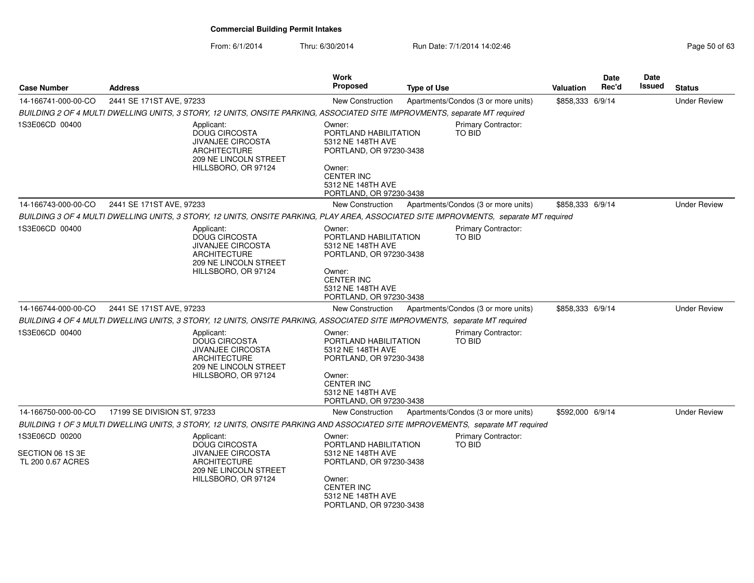**Commercial Building Permit Intakes**

From: 6/1/2014 Thru: 6/30/2014 Run Date: 7/1/2014 14:02:46

| Case Number | Address | Work Proposed | Type of Use | Valuation | Date Rec'd | Date Issued | Status |
|---|---|---|---|---|---|---|---|
| 14-166741-000-00-CO | 2441 SE 171ST AVE, 97233 | New Construction | Apartments/Condos (3 or more units) | $858,333 | 6/9/14 | | Under Review |

*BUILDING 2 OF 4 MULTI DWELLING UNITS, 3 STORY, 12 UNITS, ONSITE PARKING, ASSOCIATED SITE IMPROVMENTS, separate MT required*

1S3E06CD 00400

Applicant:
DOUG CIRCOSTA
JIVANJEE CIRCOSTA ARCHITECTURE
209 NE LINCOLN STREET
HILLSBORO, OR 97124

Owner:
PORTLAND HABILITATION
5312 NE 148TH AVE
PORTLAND, OR 97230-3438

Owner:
CENTER INC
5312 NE 148TH AVE
PORTLAND, OR 97230-3438

Primary Contractor:
TO BID

| Case Number | Address | Work Proposed | Type of Use | Valuation | Date Rec'd | Date Issued | Status |
|---|---|---|---|---|---|---|---|
| 14-166743-000-00-CO | 2441 SE 171ST AVE, 97233 | New Construction | Apartments/Condos (3 or more units) | $858,333 | 6/9/14 | | Under Review |

*BUILDING 3 OF 4 MULTI DWELLING UNITS, 3 STORY, 12 UNITS, ONSITE PARKING, PLAY AREA, ASSOCIATED SITE IMPROVMENTS, separate MT required*

1S3E06CD 00400

Applicant:
DOUG CIRCOSTA
JIVANJEE CIRCOSTA ARCHITECTURE
209 NE LINCOLN STREET
HILLSBORO, OR 97124

Owner:
PORTLAND HABILITATION
5312 NE 148TH AVE
PORTLAND, OR 97230-3438

Owner:
CENTER INC
5312 NE 148TH AVE
PORTLAND, OR 97230-3438

Primary Contractor:
TO BID

| Case Number | Address | Work Proposed | Type of Use | Valuation | Date Rec'd | Date Issued | Status |
|---|---|---|---|---|---|---|---|
| 14-166744-000-00-CO | 2441 SE 171ST AVE, 97233 | New Construction | Apartments/Condos (3 or more units) | $858,333 | 6/9/14 | | Under Review |

*BUILDING 4 OF 4 MULTI DWELLING UNITS, 3 STORY, 12 UNITS, ONSITE PARKING, ASSOCIATED SITE IMPROVMENTS, separate MT required*

1S3E06CD 00400

Applicant:
DOUG CIRCOSTA
JIVANJEE CIRCOSTA ARCHITECTURE
209 NE LINCOLN STREET
HILLSBORO, OR 97124

Owner:
PORTLAND HABILITATION
5312 NE 148TH AVE
PORTLAND, OR 97230-3438

Owner:
CENTER INC
5312 NE 148TH AVE
PORTLAND, OR 97230-3438

Primary Contractor:
TO BID

| Case Number | Address | Work Proposed | Type of Use | Valuation | Date Rec'd | Date Issued | Status |
|---|---|---|---|---|---|---|---|
| 14-166750-000-00-CO | 17199 SE DIVISION ST, 97233 | New Construction | Apartments/Condos (3 or more units) | $592,000 | 6/9/14 | | Under Review |

*BUILDING 1 OF 3 MULTI DWELLING UNITS, 3 STORY, 12 UNITS, ONSITE PARKING AND ASSOCIATED SITE IMPROVEMENTS, separate MT required*

1S3E06CD 00200

SECTION 06 1S 3E
TL 200 0.67 ACRES

Applicant:
DOUG CIRCOSTA
JIVANJEE CIRCOSTA ARCHITECTURE
209 NE LINCOLN STREET
HILLSBORO, OR 97124

Owner:
PORTLAND HABILITATION
5312 NE 148TH AVE
PORTLAND, OR 97230-3438

Owner:
CENTER INC
5312 NE 148TH AVE
PORTLAND, OR 97230-3438

Primary Contractor:
TO BID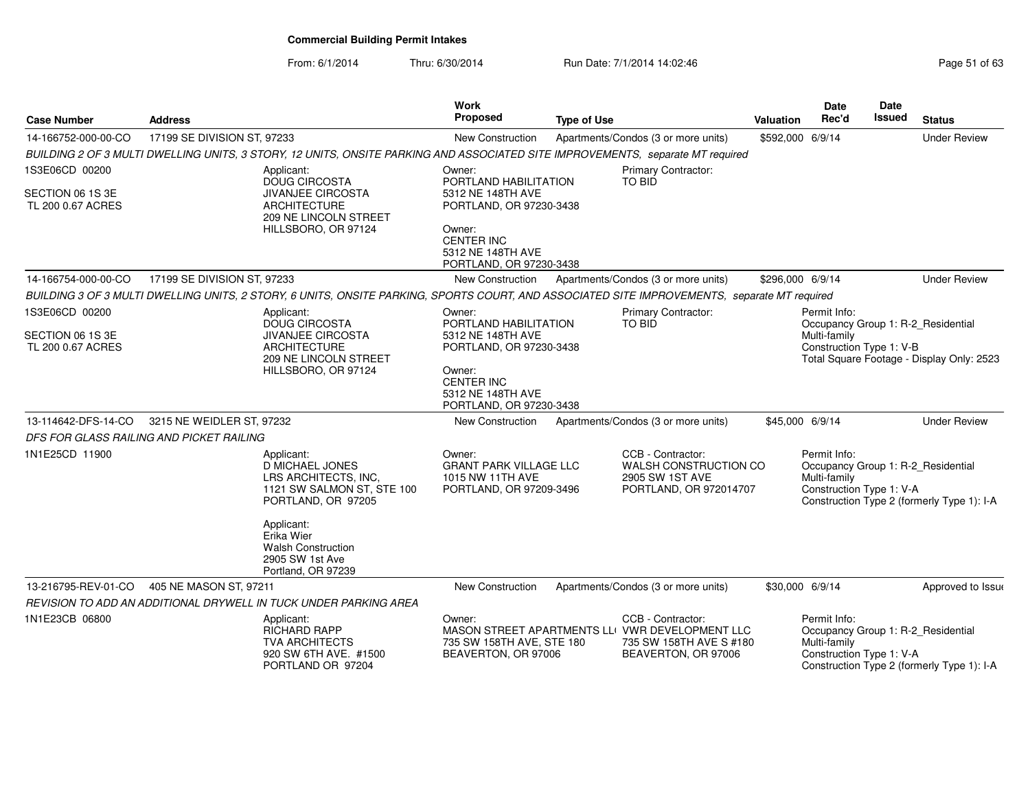**Commercial Building Permit Intakes**

From: 6/1/2014 Thru: 6/30/2014 Run Date: 7/1/2014 14:02:46

| Case Number | Address | Work Proposed | Type of Use | Valuation | Date Rec'd | Date Issued | Status |
|---|---|---|---|---|---|---|---|
| 14-166752-000-00-CO | 17199 SE DIVISION ST, 97233 | New Construction | Apartments/Condos (3 or more units) | $592,000 | 6/9/14 | | Under Review |

*BUILDING 2 OF 3 MULTI DWELLING UNITS, 3 STORY, 12 UNITS, ONSITE PARKING AND ASSOCIATED SITE IMPROVEMENTS, separate MT required*

1S3E06CD 00200

SECTION 06 1S 3E
TL 200 0.67 ACRES

Applicant:
DOUG CIRCOSTA
JIVANJEE CIRCOSTA ARCHITECTURE
209 NE LINCOLN STREET
HILLSBORO, OR 97124

Owner:
PORTLAND HABILITATION
5312 NE 148TH AVE
PORTLAND, OR 97230-3438

Owner:
CENTER INC
5312 NE 148TH AVE
PORTLAND, OR 97230-3438

Primary Contractor:
TO BID

| Case Number | Address | Work Proposed | Type of Use | Valuation | Date Rec'd | Date Issued | Status |
|---|---|---|---|---|---|---|---|
| 14-166754-000-00-CO | 17199 SE DIVISION ST, 97233 | New Construction | Apartments/Condos (3 or more units) | $296,000 | 6/9/14 | | Under Review |

*BUILDING 3 OF 3 MULTI DWELLING UNITS, 2 STORY, 6 UNITS, ONSITE PARKING, SPORTS COURT, AND ASSOCIATED SITE IMPROVEMENTS, separate MT required*

1S3E06CD 00200

SECTION 06 1S 3E
TL 200 0.67 ACRES

Applicant:
DOUG CIRCOSTA
JIVANJEE CIRCOSTA ARCHITECTURE
209 NE LINCOLN STREET
HILLSBORO, OR 97124

Owner:
PORTLAND HABILITATION
5312 NE 148TH AVE
PORTLAND, OR 97230-3438

Owner:
CENTER INC
5312 NE 148TH AVE
PORTLAND, OR 97230-3438

Primary Contractor:
TO BID

Permit Info:
Occupancy Group 1: R-2_Residential Multi-family
Construction Type 1: V-B
Total Square Footage - Display Only: 2523

| Case Number | Address | Work Proposed | Type of Use | Valuation | Date Rec'd | Date Issued | Status |
|---|---|---|---|---|---|---|---|
| 13-114642-DFS-14-CO | 3215 NE WEIDLER ST, 97232 | New Construction | Apartments/Condos (3 or more units) | $45,000 | 6/9/14 | | Under Review |

*DFS FOR GLASS RAILING AND PICKET RAILING*

1N1E25CD 11900

Applicant:
D MICHAEL JONES
LRS ARCHITECTS, INC,
1121 SW SALMON ST, STE 100
PORTLAND, OR 97205

Applicant:
Erika Wier
Walsh Construction
2905 SW 1st Ave
Portland, OR 97239

Owner:
GRANT PARK VILLAGE LLC
1015 NW 11TH AVE
PORTLAND, OR 97209-3496

CCB - Contractor:
WALSH CONSTRUCTION CO
2905 SW 1ST AVE
PORTLAND, OR 972014707

Permit Info:
Occupancy Group 1: R-2_Residential Multi-family
Construction Type 1: V-A
Construction Type 2 (formerly Type 1): I-A

| Case Number | Address | Work Proposed | Type of Use | Valuation | Date Rec'd | Date Issued | Status |
|---|---|---|---|---|---|---|---|
| 13-216795-REV-01-CO | 405 NE MASON ST, 97211 | New Construction | Apartments/Condos (3 or more units) | $30,000 | 6/9/14 | | Approved to Issue |

*REVISION TO ADD AN ADDITIONAL DRYWELL IN TUCK UNDER PARKING AREA*

1N1E23CB 06800

Applicant:
RICHARD RAPP
TVA ARCHITECTS
920 SW 6TH AVE. #1500
PORTLAND OR 97204

Owner:
MASON STREET APARTMENTS LLC
735 SW 158TH AVE, STE 180
BEAVERTON, OR 97006

CCB - Contractor:
VWR DEVELOPMENT LLC
735 SW 158TH AVE S #180
BEAVERTON, OR 97006

Permit Info:
Occupancy Group 1: R-2_Residential Multi-family
Construction Type 1: V-A
Construction Type 2 (formerly Type 1): I-A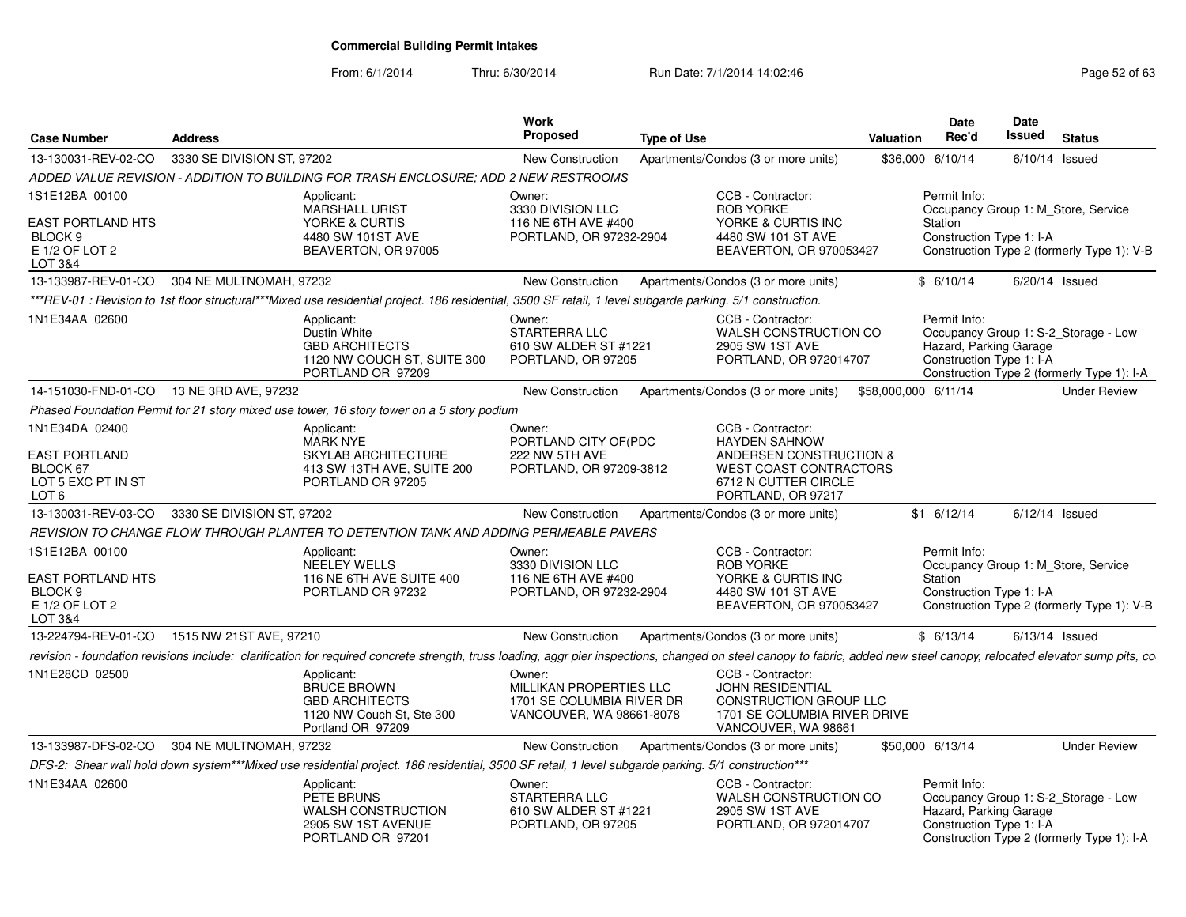**Commercial Building Permit Intakes**

From: 6/1/2014 Thru: 6/30/2014 Run Date: 7/1/2014 14:02:46

| Case Number | Address | Work Proposed | Type of Use | Valuation | Date Rec'd | Date Issued | Status |
|---|---|---|---|---|---|---|---|
| 13-130031-REV-02-CO | 3330 SE DIVISION ST, 97202 | New Construction | Apartments/Condos (3 or more units) | $36,000 | 6/10/14 | 6/10/14 | Issued |

*ADDED VALUE REVISION - ADDITION TO BUILDING FOR TRASH ENCLOSURE; ADD 2 NEW RESTROOMS*

1S1E12BA 00100
EAST PORTLAND HTS
BLOCK 9
E 1/2 OF LOT 2
LOT 3&4

Applicant: MARSHALL URIST, YORKE & CURTIS, 4480 SW 101ST AVE, BEAVERTON, OR 97005

Owner: 3330 DIVISION LLC, 116 NE 6TH AVE #400, PORTLAND, OR 97232-2904

CCB - Contractor: ROB YORKE, YORKE & CURTIS INC, 4480 SW 101 ST AVE, BEAVERTON, OR 970053427

Permit Info: Occupancy Group 1: M_Store, Service Station; Construction Type 1: I-A; Construction Type 2 (formerly Type 1): V-B

| Case Number | Address | Work Proposed | Type of Use | Valuation | Date Rec'd | Date Issued | Status |
|---|---|---|---|---|---|---|---|
| 13-133987-REV-01-CO | 304 NE MULTNOMAH, 97232 | New Construction | Apartments/Condos (3 or more units) | $ | 6/10/14 | 6/20/14 | Issued |

*\*\*\*REV-01 : Revision to 1st floor structural\*\*\*Mixed use residential project. 186 residential, 3500 SF retail, 1 level subgarde parking. 5/1 construction.*

1N1E34AA 02600

Applicant: Dustin White, GBD ARCHITECTS, 1120 NW COUCH ST, SUITE 300, PORTLAND OR 97209

Owner: STARTERRA LLC, 610 SW ALDER ST #1221, PORTLAND, OR 97205

CCB - Contractor: WALSH CONSTRUCTION CO, 2905 SW 1ST AVE, PORTLAND, OR 972014707

Permit Info: Occupancy Group 1: S-2_Storage - Low Hazard, Parking Garage; Construction Type 1: I-A; Construction Type 2 (formerly Type 1): I-A

| Case Number | Address | Work Proposed | Type of Use | Valuation | Date Rec'd | Date Issued | Status |
|---|---|---|---|---|---|---|---|
| 14-151030-FND-01-CO | 13 NE 3RD AVE, 97232 | New Construction | Apartments/Condos (3 or more units) | $58,000,000 | 6/11/14 | | Under Review |

*Phased Foundation Permit for 21 story mixed use tower, 16 story tower on a 5 story podium*

1N1E34DA 02400
EAST PORTLAND
BLOCK 67
LOT 5 EXC PT IN ST
LOT 6

Applicant: MARK NYE, SKYLAB ARCHITECTURE, 413 SW 13TH AVE, SUITE 200, PORTLAND OR 97205

Owner: PORTLAND CITY OF(PDC, 222 NW 5TH AVE, PORTLAND, OR 97209-3812

CCB - Contractor: HAYDEN SAHNOW, ANDERSEN CONSTRUCTION & WEST COAST CONTRACTORS, 6712 N CUTTER CIRCLE, PORTLAND, OR 97217

| Case Number | Address | Work Proposed | Type of Use | Valuation | Date Rec'd | Date Issued | Status |
|---|---|---|---|---|---|---|---|
| 13-130031-REV-03-CO | 3330 SE DIVISION ST, 97202 | New Construction | Apartments/Condos (3 or more units) | $1 | 6/12/14 | 6/12/14 | Issued |

*REVISION TO CHANGE FLOW THROUGH PLANTER TO DETENTION TANK AND ADDING PERMEABLE PAVERS*

1S1E12BA 00100
EAST PORTLAND HTS
BLOCK 9
E 1/2 OF LOT 2
LOT 3&4

Applicant: NEELEY WELLS, 116 NE 6TH AVE SUITE 400, PORTLAND OR 97232

Owner: 3330 DIVISION LLC, 116 NE 6TH AVE #400, PORTLAND, OR 97232-2904

CCB - Contractor: ROB YORKE, YORKE & CURTIS INC, 4480 SW 101 ST AVE, BEAVERTON, OR 970053427

Permit Info: Occupancy Group 1: M_Store, Service Station; Construction Type 1: I-A; Construction Type 2 (formerly Type 1): V-B

| Case Number | Address | Work Proposed | Type of Use | Valuation | Date Rec'd | Date Issued | Status |
|---|---|---|---|---|---|---|---|
| 13-224794-REV-01-CO | 1515 NW 21ST AVE, 97210 | New Construction | Apartments/Condos (3 or more units) | $ | 6/13/14 | 6/13/14 | Issued |

*revision - foundation revisions include: clarification for required concrete strength, truss loading, aggr pier inspections, changed on steel canopy to fabric, added new steel canopy, relocated elevator sump pits, co*

1N1E28CD 02500

Applicant: BRUCE BROWN, GBD ARCHITECTS, 1120 NW Couch St, Ste 300, Portland OR 97209

Owner: MILLIKAN PROPERTIES LLC, 1701 SE COLUMBIA RIVER DR, VANCOUVER, WA 98661-8078

CCB - Contractor: JOHN RESIDENTIAL CONSTRUCTION GROUP LLC, 1701 SE COLUMBIA RIVER DRIVE, VANCOUVER, WA 98661

| Case Number | Address | Work Proposed | Type of Use | Valuation | Date Rec'd | Date Issued | Status |
|---|---|---|---|---|---|---|---|
| 13-133987-DFS-02-CO | 304 NE MULTNOMAH, 97232 | New Construction | Apartments/Condos (3 or more units) | $50,000 | 6/13/14 | | Under Review |

*DFS-2: Shear wall hold down system\*\*\*Mixed use residential project. 186 residential, 3500 SF retail, 1 level subgarde parking. 5/1 construction\*\*\**

1N1E34AA 02600

Applicant: PETE BRUNS, WALSH CONSTRUCTION, 2905 SW 1ST AVENUE, PORTLAND OR 97201

Owner: STARTERRA LLC, 610 SW ALDER ST #1221, PORTLAND, OR 97205

CCB - Contractor: WALSH CONSTRUCTION CO, 2905 SW 1ST AVE, PORTLAND, OR 972014707

Permit Info: Occupancy Group 1: S-2_Storage - Low Hazard, Parking Garage; Construction Type 1: I-A; Construction Type 2 (formerly Type 1): I-A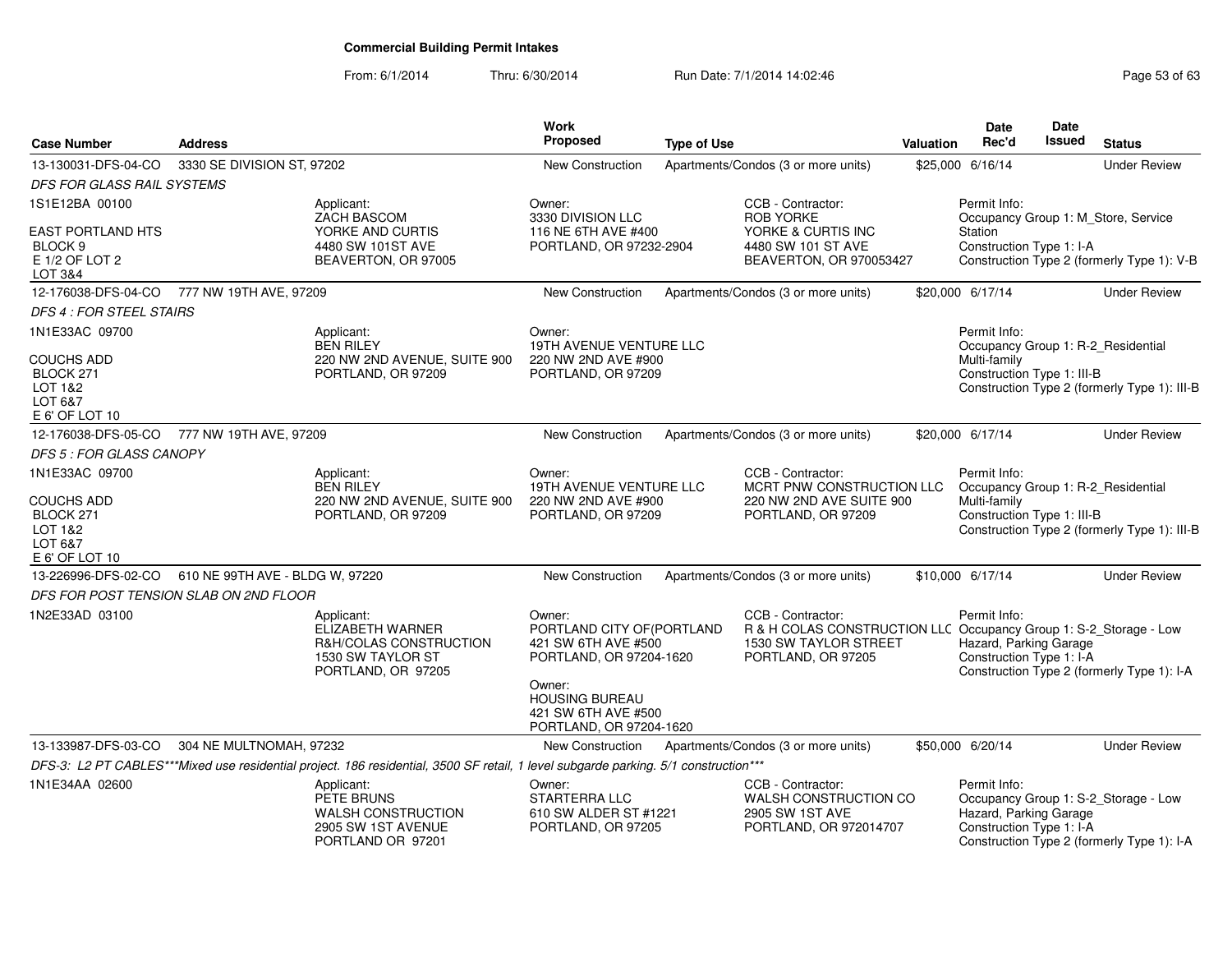## Commercial Building Permit Intakes

From: 6/1/2014 Thru: 6/30/2014 Run Date: 7/1/2014 14:02:46

| Case Number | Address | Work Proposed | Type of Use | Valuation | Date Rec'd | Date Issued | Status |
|---|---|---|---|---|---|---|---|
| 13-130031-DFS-04-CO | 3330 SE DIVISION ST, 97202 | New Construction | Apartments/Condos (3 or more units) | $25,000 | 6/16/14 | | Under Review |

*DFS FOR GLASS RAIL SYSTEMS*

1S1E12BA 00100
EAST PORTLAND HTS
BLOCK 9
E 1/2 OF LOT 2
LOT 3&4

Applicant: ZACH BASCOM, YORKE AND CURTIS, 4480 SW 101ST AVE, BEAVERTON, OR 97005

Owner: 3330 DIVISION LLC, 116 NE 6TH AVE #400, PORTLAND, OR 97232-2904

CCB - Contractor: ROB YORKE, YORKE & CURTIS INC, 4480 SW 101 ST AVE, BEAVERTON, OR 970053427

Permit Info: Occupancy Group 1: M_Store, Service Station; Construction Type 1: I-A; Construction Type 2 (formerly Type 1): V-B

---

| Case Number | Address | Work Proposed | Type of Use | Valuation | Date Rec'd | Date Issued | Status |
|---|---|---|---|---|---|---|---|
| 12-176038-DFS-04-CO | 777 NW 19TH AVE, 97209 | New Construction | Apartments/Condos (3 or more units) | $20,000 | 6/17/14 | | Under Review |

*DFS 4 : FOR STEEL STAIRS*

1N1E33AC 09700
COUCHS ADD
BLOCK 271
LOT 1&2
LOT 6&7
E 6' OF LOT 10

Applicant: BEN RILEY, 220 NW 2ND AVENUE, SUITE 900, PORTLAND, OR 97209

Owner: 19TH AVENUE VENTURE LLC, 220 NW 2ND AVE #900, PORTLAND, OR 97209

Permit Info: Occupancy Group 1: R-2_Residential Multi-family; Construction Type 1: III-B; Construction Type 2 (formerly Type 1): III-B

---

| Case Number | Address | Work Proposed | Type of Use | Valuation | Date Rec'd | Date Issued | Status |
|---|---|---|---|---|---|---|---|
| 12-176038-DFS-05-CO | 777 NW 19TH AVE, 97209 | New Construction | Apartments/Condos (3 or more units) | $20,000 | 6/17/14 | | Under Review |

*DFS 5 : FOR GLASS CANOPY*

1N1E33AC 09700
COUCHS ADD
BLOCK 271
LOT 1&2
LOT 6&7
E 6' OF LOT 10

Applicant: BEN RILEY, 220 NW 2ND AVENUE, SUITE 900, PORTLAND, OR 97209

Owner: 19TH AVENUE VENTURE LLC, 220 NW 2ND AVE #900, PORTLAND, OR 97209

CCB - Contractor: MCRT PNW CONSTRUCTION LLC, 220 NW 2ND AVE SUITE 900, PORTLAND, OR 97209

Permit Info: Occupancy Group 1: R-2_Residential Multi-family; Construction Type 1: III-B; Construction Type 2 (formerly Type 1): III-B

---

| Case Number | Address | Work Proposed | Type of Use | Valuation | Date Rec'd | Date Issued | Status |
|---|---|---|---|---|---|---|---|
| 13-226996-DFS-02-CO | 610 NE 99TH AVE - BLDG W, 97220 | New Construction | Apartments/Condos (3 or more units) | $10,000 | 6/17/14 | | Under Review |

*DFS FOR POST TENSION SLAB ON 2ND FLOOR*

1N2E33AD 03100

Applicant: ELIZABETH WARNER, R&H/COLAS CONSTRUCTION, 1530 SW TAYLOR ST, PORTLAND, OR 97205

Owner: PORTLAND CITY OF(PORTLAND, 421 SW 6TH AVE #500, PORTLAND, OR 97204-1620

Owner: HOUSING BUREAU, 421 SW 6TH AVE #500, PORTLAND, OR 97204-1620

CCB - Contractor: R & H COLAS CONSTRUCTION LLC, 1530 SW TAYLOR STREET, PORTLAND, OR 97205

Permit Info: Occupancy Group 1: S-2_Storage - Low Hazard, Parking Garage; Construction Type 1: I-A; Construction Type 2 (formerly Type 1): I-A

---

| Case Number | Address | Work Proposed | Type of Use | Valuation | Date Rec'd | Date Issued | Status |
|---|---|---|---|---|---|---|---|
| 13-133987-DFS-03-CO | 304 NE MULTNOMAH, 97232 | New Construction | Apartments/Condos (3 or more units) | $50,000 | 6/20/14 | | Under Review |

*DFS-3: L2 PT CABLES***Mixed use residential project. 186 residential, 3500 SF retail, 1 level subgarde parking. 5/1 construction****

1N1E34AA 02600

Applicant: PETE BRUNS, WALSH CONSTRUCTION, 2905 SW 1ST AVENUE, PORTLAND OR 97201

Owner: STARTERRA LLC, 610 SW ALDER ST #1221, PORTLAND, OR 97205

CCB - Contractor: WALSH CONSTRUCTION CO, 2905 SW 1ST AVE, PORTLAND, OR 972014707

Permit Info: Occupancy Group 1: S-2_Storage - Low Hazard, Parking Garage; Construction Type 1: I-A; Construction Type 2 (formerly Type 1): I-A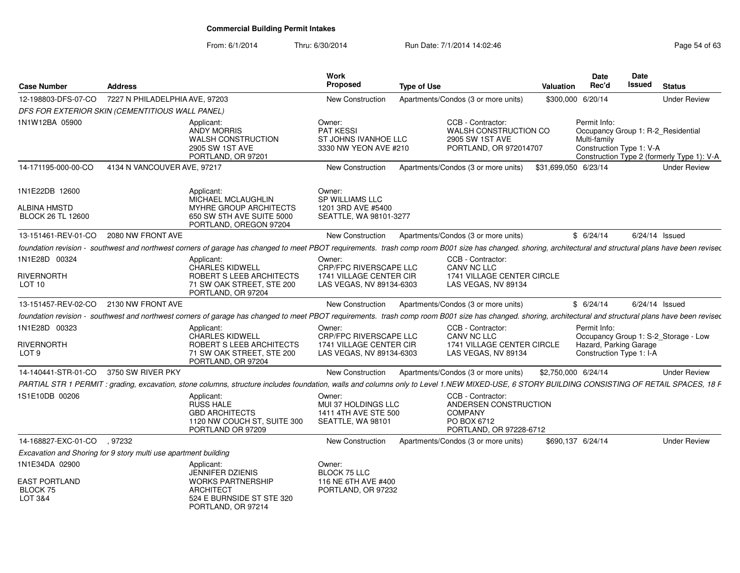**Commercial Building Permit Intakes**

From: 6/1/2014 Thru: 6/30/2014 Run Date: 7/1/2014 14:02:46

| Case Number | Address | Work Proposed | Type of Use | Valuation | Date Rec'd | Date Issued | Status |
|---|---|---|---|---|---|---|---|
| 12-198803-DFS-07-CO | 7227 N PHILADELPHIA AVE, 97203 | New Construction | Apartments/Condos (3 or more units) | $300,000 | 6/20/14 | | Under Review |

*DFS FOR EXTERIOR SKIN (CEMENTITIOUS WALL PANEL)*

1N1W12BA 05900

Applicant:
ANDY MORRIS
WALSH CONSTRUCTION
2905 SW 1ST AVE
PORTLAND, OR 97201

Owner:
PAT KESSI
ST JOHNS IVANHOE LLC
3330 NW YEON AVE #210

CCB - Contractor:
WALSH CONSTRUCTION CO
2905 SW 1ST AVE
PORTLAND, OR 972014707

Permit Info:
Occupancy Group 1: R-2_Residential Multi-family
Construction Type 1: V-A
Construction Type 2 (formerly Type 1): V-A

| Case Number | Address | Work Proposed | Type of Use | Valuation | Date Rec'd | Date Issued | Status |
|---|---|---|---|---|---|---|---|
| 14-171195-000-00-CO | 4134 N VANCOUVER AVE, 97217 | New Construction | Apartments/Condos (3 or more units) | $31,699,050 | 6/23/14 | | Under Review |

1N1E22DB 12600

ALBINA HMSTD
BLOCK 26 TL 12600

Applicant:
MICHAEL MCLAUGHLIN
MYHRE GROUP ARCHITECTS
650 SW 5TH AVE SUITE 5000
PORTLAND, OREGON 97204

Owner:
SP WILLIAMS LLC
1201 3RD AVE #5400
SEATTLE, WA 98101-3277

| Case Number | Address | Work Proposed | Type of Use | Valuation | Date Rec'd | Date Issued | Status |
|---|---|---|---|---|---|---|---|
| 13-151461-REV-01-CO | 2080 NW FRONT AVE | New Construction | Apartments/Condos (3 or more units) | $ | 6/24/14 | 6/24/14 | Issued |

*foundation revision - southwest and northwest corners of garage has changed to meet PBOT requirements. trash comp room B001 size has changed. shoring, architectural and structural plans have been revised*

1N1E28D 00324

RIVERNORTH
LOT 10

Applicant:
CHARLES KIDWELL
ROBERT S LEEB ARCHITECTS
71 SW OAK STREET, STE 200
PORTLAND, OR 97204

Owner:
CRP/FPC RIVERSCAPE LLC
1741 VILLAGE CENTER CIR
LAS VEGAS, NV 89134-6303

CCB - Contractor:
CANV NC LLC
1741 VILLAGE CENTER CIRCLE
LAS VEGAS, NV 89134

| Case Number | Address | Work Proposed | Type of Use | Valuation | Date Rec'd | Date Issued | Status |
|---|---|---|---|---|---|---|---|
| 13-151457-REV-02-CO | 2130 NW FRONT AVE | New Construction | Apartments/Condos (3 or more units) | $ | 6/24/14 | 6/24/14 | Issued |

*foundation revision - southwest and northwest corners of garage has changed to meet PBOT requirements. trash comp room B001 size has changed. shoring, architectural and structural plans have been revised*

1N1E28D 00323

RIVERNORTH
LOT 9

Applicant:
CHARLES KIDWELL
ROBERT S LEEB ARCHITECTS
71 SW OAK STREET, STE 200
PORTLAND, OR 97204

Owner:
CRP/FPC RIVERSCAPE LLC
1741 VILLAGE CENTER CIR
LAS VEGAS, NV 89134-6303

CCB - Contractor:
CANV NC LLC
1741 VILLAGE CENTER CIRCLE
LAS VEGAS, NV 89134

Permit Info:
Occupancy Group 1: S-2_Storage - Low Hazard, Parking Garage
Construction Type 1: I-A

| Case Number | Address | Work Proposed | Type of Use | Valuation | Date Rec'd | Date Issued | Status |
|---|---|---|---|---|---|---|---|
| 14-140441-STR-01-CO | 3750 SW RIVER PKY | New Construction | Apartments/Condos (3 or more units) | $2,750,000 | 6/24/14 | | Under Review |

*PARTIAL STR 1 PERMIT : grading, excavation, stone columns, structure includes foundation, walls and columns only to Level 1.NEW MIXED-USE, 6 STORY BUILDING CONSISTING OF RETAIL SPACES, 18 F*

1S1E10DB 00206

Applicant:
RUSS HALE
GBD ARCHITECTS
1120 NW COUCH ST, SUITE 300
PORTLAND OR 97209

Owner:
MUI 37 HOLDINGS LLC
1411 4TH AVE STE 500
SEATTLE, WA 98101

CCB - Contractor:
ANDERSEN CONSTRUCTION COMPANY
PO BOX 6712
PORTLAND, OR 97228-6712

| Case Number | Address | Work Proposed | Type of Use | Valuation | Date Rec'd | Date Issued | Status |
|---|---|---|---|---|---|---|---|
| 14-168827-EXC-01-CO | , 97232 | New Construction | Apartments/Condos (3 or more units) | $690,137 | 6/24/14 | | Under Review |

*Excavation and Shoring for 9 story multi use apartment building*

1N1E34DA 02900

EAST PORTLAND
BLOCK 75
LOT 3&4

Applicant:
JENNIFER DZIENIS
WORKS PARTNERSHIP ARCHITECT
524 E BURNSIDE ST STE 320
PORTLAND, OR 97214

Owner:
BLOCK 75 LLC
116 NE 6TH AVE #400
PORTLAND, OR 97232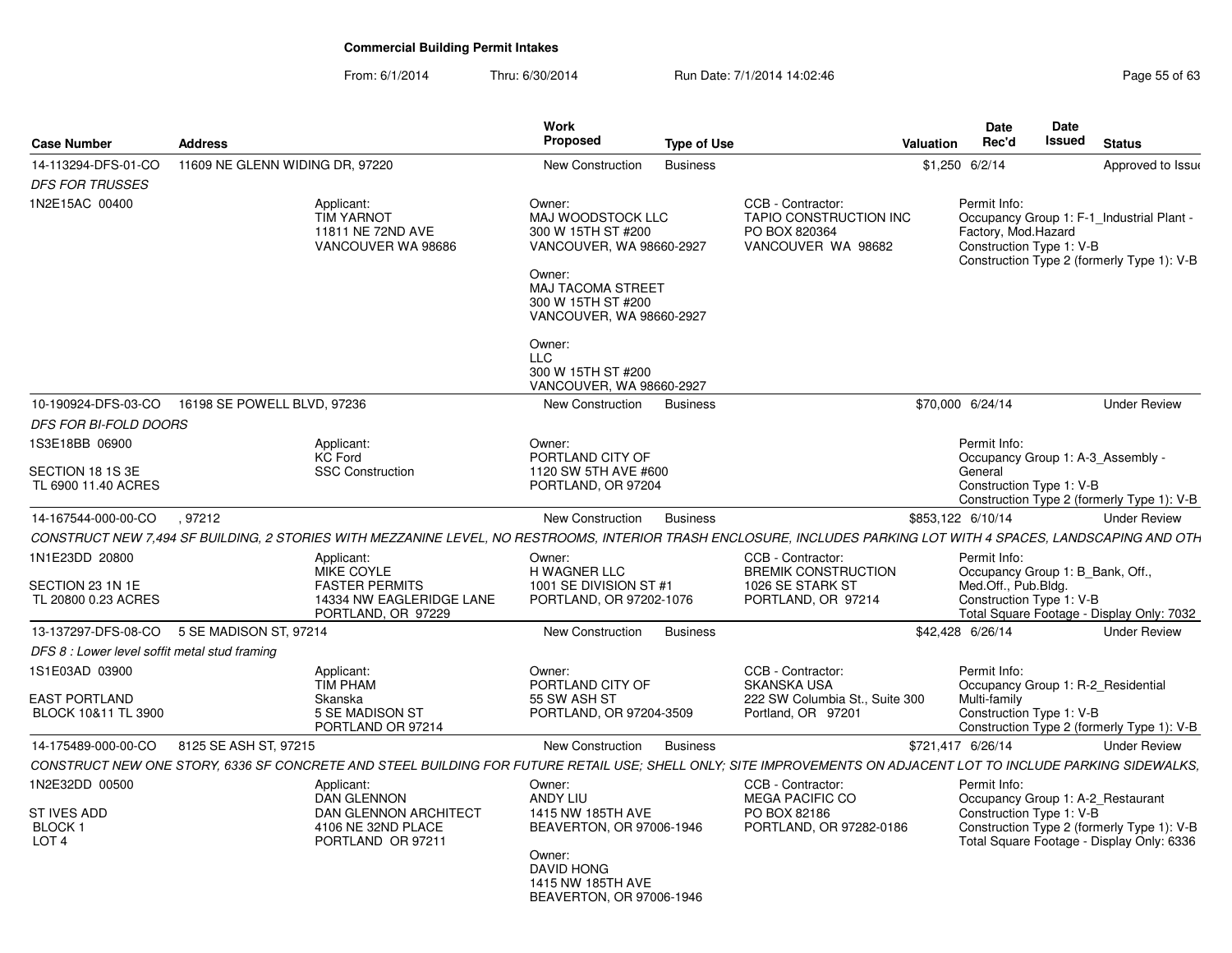# Commercial Building Permit Intakes

From: 6/1/2014 Thru: 6/30/2014 Run Date: 7/1/2014 14:02:46

| Case Number | Address | Work Proposed | Type of Use | Valuation | Date Rec'd | Date Issued | Status |
|---|---|---|---|---|---|---|---|
| 14-113294-DFS-01-CO | 11609 NE GLENN WIDING DR, 97220 | New Construction | Business | $1,250 | 6/2/14 | | Approved to Issue |
| 10-190924-DFS-03-CO | 16198 SE POWELL BLVD, 97236 | New Construction | Business | $70,000 | 6/24/14 | | Under Review |
| 14-167544-000-00-CO | , 97212 | New Construction | Business | $853,122 | 6/10/14 | | Under Review |
| 13-137297-DFS-08-CO | 5 SE MADISON ST, 97214 | New Construction | Business | $42,428 | 6/26/14 | | Under Review |
| 14-175489-000-00-CO | 8125 SE ASH ST, 97215 | New Construction | Business | $721,417 | 6/26/14 | | Under Review |

## 14-113294-DFS-01-CO

*DFS FOR TRUSSES*

1N2E15AC 00400

**Applicant:** TIM YARNOT, 11811 NE 72ND AVE, VANCOUVER WA 98686

**Owner:** MAJ WOODSTOCK LLC, 300 W 15TH ST #200, VANCOUVER, WA 98660-2927

**Owner:** MAJ TACOMA STREET, 300 W 15TH ST #200, VANCOUVER, WA 98660-2927

**Owner:** LLC, 300 W 15TH ST #200, VANCOUVER, WA 98660-2927

**CCB - Contractor:** TAPIO CONSTRUCTION INC, PO BOX 820364, VANCOUVER WA 98682

**Permit Info:** Occupancy Group 1: F-1_Industrial Plant - Factory, Mod.Hazard; Construction Type 1: V-B; Construction Type 2 (formerly Type 1): V-B

## 10-190924-DFS-03-CO

*DFS FOR BI-FOLD DOORS*

1S3E18BB 06900  
SECTION 18 1S 3E  
TL 6900 11.40 ACRES

**Applicant:** KC Ford, SSC Construction

**Owner:** PORTLAND CITY OF, 1120 SW 5TH AVE #600, PORTLAND, OR 97204

**Permit Info:** Occupancy Group 1: A-3_Assembly - General; Construction Type 1: V-B; Construction Type 2 (formerly Type 1): V-B

## 14-167544-000-00-CO

*CONSTRUCT NEW 7,494 SF BUILDING, 2 STORIES WITH MEZZANINE LEVEL, NO RESTROOMS, INTERIOR TRASH ENCLOSURE, INCLUDES PARKING LOT WITH 4 SPACES, LANDSCAPING AND OTH*

1N1E23DD 20800  
SECTION 23 1N 1E  
TL 20800 0.23 ACRES

**Applicant:** MIKE COYLE, FASTER PERMITS, 14334 NW EAGLERIDGE LANE, PORTLAND, OR 97229

**Owner:** H WAGNER LLC, 1001 SE DIVISION ST #1, PORTLAND, OR 97202-1076

**CCB - Contractor:** BREMIK CONSTRUCTION, 1026 SE STARK ST, PORTLAND, OR 97214

**Permit Info:** Occupancy Group 1: B_Bank, Off., Med.Off., Pub.Bldg.; Construction Type 1: V-B; Total Square Footage - Display Only: 7032

## 13-137297-DFS-08-CO

*DFS 8 : Lower level soffit metal stud framing*

1S1E03AD 03900  
EAST PORTLAND  
BLOCK 10&11 TL 3900

**Applicant:** TIM PHAM, Skanska, 5 SE MADISON ST, PORTLAND OR 97214

**Owner:** PORTLAND CITY OF, 55 SW ASH ST, PORTLAND, OR 97204-3509

**CCB - Contractor:** SKANSKA USA, 222 SW Columbia St., Suite 300, Portland, OR 97201

**Permit Info:** Occupancy Group 1: R-2_Residential Multi-family; Construction Type 1: V-B; Construction Type 2 (formerly Type 1): V-B

## 14-175489-000-00-CO

*CONSTRUCT NEW ONE STORY, 6336 SF CONCRETE AND STEEL BUILDING FOR FUTURE RETAIL USE; SHELL ONLY; SITE IMPROVEMENTS ON ADJACENT LOT TO INCLUDE PARKING SIDEWALKS,*

1N2E32DD 00500  
ST IVES ADD  
BLOCK 1  
LOT 4

**Applicant:** DAN GLENNON, DAN GLENNON ARCHITECT, 4106 NE 32ND PLACE, PORTLAND OR 97211

**Owner:** ANDY LIU, 1415 NW 185TH AVE, BEAVERTON, OR 97006-1946

**Owner:** DAVID HONG, 1415 NW 185TH AVE, BEAVERTON, OR 97006-1946

**CCB - Contractor:** MEGA PACIFIC CO, PO BOX 82186, PORTLAND, OR 97282-0186

**Permit Info:** Occupancy Group 1: A-2_Restaurant; Construction Type 1: V-B; Construction Type 2 (formerly Type 1): V-B; Total Square Footage - Display Only: 6336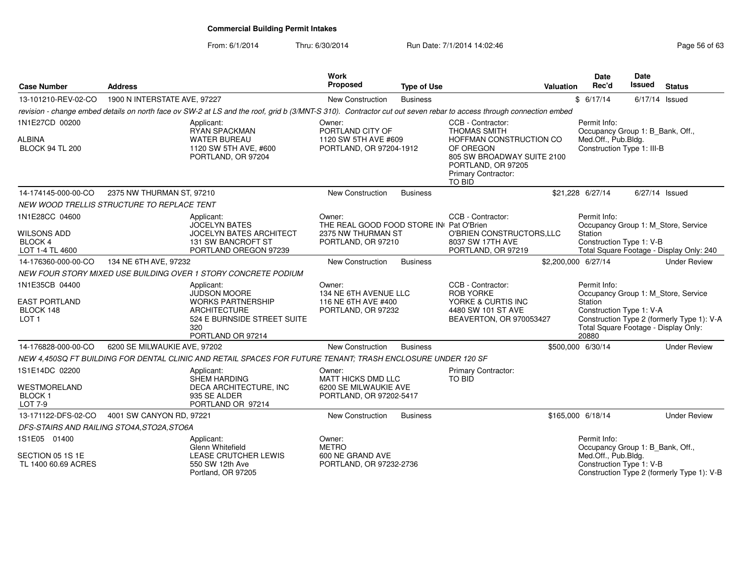# Commercial Building Permit Intakes

From: 6/1/2014 Thru: 6/30/2014 Run Date: 7/1/2014 14:02:46

| Case Number | Address | Work Proposed | Type of Use | Valuation | Date Rec'd | Date Issued | Status |
|---|---|---|---|---|---|---|---|
| 13-101210-REV-02-CO | 1900 N INTERSTATE AVE, 97227 | New Construction | Business | $ | 6/17/14 | 6/17/14 | Issued |

*revision - change embed details on north face ov SW-2 at LS and the roof, grid b (3/MNT-S 310). Contractor cut out seven rebar to access through connection embed*

1N1E27CD 00200
ALBINA
BLOCK 94 TL 200

Applicant:
RYAN SPACKMAN
WATER BUREAU
1120 SW 5TH AVE, #600
PORTLAND, OR 97204

Owner:
PORTLAND CITY OF
1120 SW 5TH AVE #609
PORTLAND, OR 97204-1912

CCB - Contractor:
THOMAS SMITH
HOFFMAN CONSTRUCTION CO OF OREGON
805 SW BROADWAY SUITE 2100
PORTLAND, OR 97205
Primary Contractor:
TO BID

Permit Info:
Occupancy Group 1: B_Bank, Off., Med.Off., Pub.Bldg.
Construction Type 1: III-B

| Case Number | Address | Work Proposed | Type of Use | Valuation | Date Rec'd | Date Issued | Status |
|---|---|---|---|---|---|---|---|
| 14-174145-000-00-CO | 2375 NW THURMAN ST, 97210 | New Construction | Business | $21,228 | 6/27/14 | 6/27/14 | Issued |

*NEW WOOD TRELLIS STRUCTURE TO REPLACE TENT*

1N1E28CC 04600
WILSONS ADD
BLOCK 4
LOT 1-4 TL 4600

Applicant:
JOCELYN BATES
JOCELYN BATES ARCHITECT
131 SW BANCROFT ST
PORTLAND OREGON 97239

Owner:
THE REAL GOOD FOOD STORE IN
2375 NW THURMAN ST
PORTLAND, OR 97210

CCB - Contractor:
Pat O'Brien
O'BRIEN CONSTRUCTORS,LLC
8037 SW 17TH AVE
PORTLAND, OR 97219

Permit Info:
Occupancy Group 1: M_Store, Service Station
Construction Type 1: V-B
Total Square Footage - Display Only: 240

| Case Number | Address | Work Proposed | Type of Use | Valuation | Date Rec'd | Date Issued | Status |
|---|---|---|---|---|---|---|---|
| 14-176360-000-00-CO | 134 NE 6TH AVE, 97232 | New Construction | Business | $2,200,000 | 6/27/14 | | Under Review |

*NEW FOUR STORY MIXED USE BUILDING OVER 1 STORY CONCRETE PODIUM*

1N1E35CB 04400
EAST PORTLAND
BLOCK 148
LOT 1

Applicant:
JUDSON MOORE
WORKS PARTNERSHIP ARCHITECTURE
524 E BURNSIDE STREET SUITE 320
PORTLAND OR 97214

Owner:
134 NE 6TH AVENUE LLC
116 NE 6TH AVE #400
PORTLAND, OR 97232

CCB - Contractor:
ROB YORKE
YORKE & CURTIS INC
4480 SW 101 ST AVE
BEAVERTON, OR 970053427

Permit Info:
Occupancy Group 1: M_Store, Service Station
Construction Type 1: V-A
Construction Type 2 (formerly Type 1): V-A
Total Square Footage - Display Only: 20880

| Case Number | Address | Work Proposed | Type of Use | Valuation | Date Rec'd | Date Issued | Status |
|---|---|---|---|---|---|---|---|
| 14-176828-000-00-CO | 6200 SE MILWAUKIE AVE, 97202 | New Construction | Business | $500,000 | 6/30/14 | | Under Review |

*NEW 4,450SQ FT BUILDING FOR DENTAL CLINIC AND RETAIL SPACES FOR FUTURE TENANT; TRASH ENCLOSURE UNDER 120 SF*

1S1E14DC 02200
WESTMORELAND
BLOCK 1
LOT 7-9

Applicant:
SHEM HARDING
DECA ARCHITECTURE, INC
935 SE ALDER
PORTLAND OR 97214

Owner:
MATT HICKS DMD LLC
6200 SE MILWAUKIE AVE
PORTLAND, OR 97202-5417

Primary Contractor:
TO BID

| Case Number | Address | Work Proposed | Type of Use | Valuation | Date Rec'd | Date Issued | Status |
|---|---|---|---|---|---|---|---|
| 13-171122-DFS-02-CO | 4001 SW CANYON RD, 97221 | New Construction | Business | $165,000 | 6/18/14 | | Under Review |

*DFS-STAIRS AND RAILING STO4A,STO2A,STO6A*

1S1E05 01400
SECTION 05 1S 1E
TL 1400 60.69 ACRES

Applicant:
Glenn Whitefield
LEASE CRUTCHER LEWIS
550 SW 12th Ave
Portland, OR 97205

Owner:
METRO
600 NE GRAND AVE
PORTLAND, OR 97232-2736

Permit Info:
Occupancy Group 1: B_Bank, Off., Med.Off., Pub.Bldg.
Construction Type 1: V-B
Construction Type 2 (formerly Type 1): V-B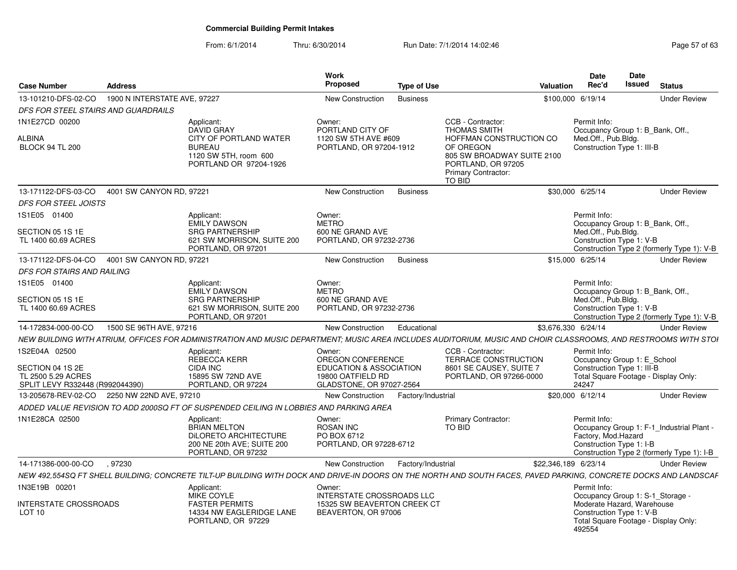# Commercial Building Permit Intakes

From: 6/1/2014 Thru: 6/30/2014 Run Date: 7/1/2014 14:02:46

| Case Number | Address | Work Proposed | Type of Use | Valuation | Date Rec'd | Date Issued | Status |
|---|---|---|---|---|---|---|---|
| 13-101210-DFS-02-CO | 1900 N INTERSTATE AVE, 97227 | New Construction | Business | $100,000 | 6/19/14 | | Under Review |

*DFS FOR STEEL STAIRS AND GUARDRAILS*

1N1E27CD 00200
ALBINA
BLOCK 94 TL 200

Applicant: DAVID GRAY, CITY OF PORTLAND WATER BUREAU, 1120 SW 5TH, room 600, PORTLAND OR 97204-1926

Owner: PORTLAND CITY OF, 1120 SW 5TH AVE #609, PORTLAND, OR 97204-1912

CCB - Contractor: THOMAS SMITH, HOFFMAN CONSTRUCTION CO OF OREGON, 805 SW BROADWAY SUITE 2100, PORTLAND, OR 97205
Primary Contractor: TO BID

Permit Info: Occupancy Group 1: B_Bank, Off., Med.Off., Pub.Bldg. Construction Type 1: III-B

---

| Case Number | Address | Work Proposed | Type of Use | Valuation | Date Rec'd | Date Issued | Status |
|---|---|---|---|---|---|---|---|
| 13-171122-DFS-03-CO | 4001 SW CANYON RD, 97221 | New Construction | Business | $30,000 | 6/25/14 | | Under Review |

*DFS FOR STEEL JOISTS*

1S1E05 01400
SECTION 05 1S 1E
TL 1400 60.69 ACRES

Applicant: EMILY DAWSON, SRG PARTNERSHIP, 621 SW MORRISON, SUITE 200, PORTLAND, OR 97201

Owner: METRO, 600 NE GRAND AVE, PORTLAND, OR 97232-2736

Permit Info: Occupancy Group 1: B_Bank, Off., Med.Off., Pub.Bldg. Construction Type 1: V-B Construction Type 2 (formerly Type 1): V-B

---

| Case Number | Address | Work Proposed | Type of Use | Valuation | Date Rec'd | Date Issued | Status |
|---|---|---|---|---|---|---|---|
| 13-171122-DFS-04-CO | 4001 SW CANYON RD, 97221 | New Construction | Business | $15,000 | 6/25/14 | | Under Review |

*DFS FOR STAIRS AND RAILING*

1S1E05 01400
SECTION 05 1S 1E
TL 1400 60.69 ACRES

Applicant: EMILY DAWSON, SRG PARTNERSHIP, 621 SW MORRISON, SUITE 200, PORTLAND, OR 97201

Owner: METRO, 600 NE GRAND AVE, PORTLAND, OR 97232-2736

Permit Info: Occupancy Group 1: B_Bank, Off., Med.Off., Pub.Bldg. Construction Type 1: V-B Construction Type 2 (formerly Type 1): V-B

---

| Case Number | Address | Work Proposed | Type of Use | Valuation | Date Rec'd | Date Issued | Status |
|---|---|---|---|---|---|---|---|
| 14-172834-000-00-CO | 1500 SE 96TH AVE, 97216 | New Construction | Educational | $3,676,330 | 6/24/14 | | Under Review |

*NEW BUILDING WITH ATRIUM, OFFICES FOR ADMINISTRATION AND MUSIC DEPARTMENT; MUSIC AREA INCLUDES AUDITORIUM, MUSIC AND CHOIR CLASSROOMS, AND RESTROOMS WITH STOI*

1S2E04A 02500
SECTION 04 1S 2E
TL 2500 5.29 ACRES
SPLIT LEVY R332448 (R992044390)

Applicant: REBECCA KERR, CIDA INC, 15895 SW 72ND AVE, PORTLAND, OR 97224

Owner: OREGON CONFERENCE EDUCATION & ASSOCIATION, 19800 OATFIELD RD, GLADSTONE, OR 97027-2564

CCB - Contractor: TERRACE CONSTRUCTION, 8601 SE CAUSEY, SUITE 7, PORTLAND, OR 97266-0000

Permit Info: Occupancy Group 1: E_School Construction Type 1: III-B Total Square Footage - Display Only: 24247

---

| Case Number | Address | Work Proposed | Type of Use | Valuation | Date Rec'd | Date Issued | Status |
|---|---|---|---|---|---|---|---|
| 13-205678-REV-02-CO | 2250 NW 22ND AVE, 97210 | New Construction | Factory/Industrial | $20,000 | 6/12/14 | | Under Review |

*ADDED VALUE REVISION TO ADD 2000SQ FT OF SUSPENDED CEILING IN LOBBIES AND PARKING AREA*

1N1E28CA 02500

Applicant: BRIAN MELTON, DiLORETO ARCHITECTURE, 200 NE 20th AVE; SUITE 200, PORTLAND, OR 97232

Owner: ROSAN INC, PO BOX 6712, PORTLAND, OR 97228-6712

Primary Contractor: TO BID

Permit Info: Occupancy Group 1: F-1_Industrial Plant - Factory, Mod.Hazard Construction Type 1: I-B Construction Type 2 (formerly Type 1): I-B

---

| Case Number | Address | Work Proposed | Type of Use | Valuation | Date Rec'd | Date Issued | Status |
|---|---|---|---|---|---|---|---|
| 14-171386-000-00-CO | , 97230 | New Construction | Factory/Industrial | $22,346,189 | 6/23/14 | | Under Review |

*NEW 492,554SQ FT SHELL BUILDING; CONCRETE TILT-UP BUILDING WITH DOCK AND DRIVE-IN DOORS ON THE NORTH AND SOUTH FACES, PAVED PARKING, CONCRETE DOCKS AND LANDSCAF*

1N3E19B 00201
INTERSTATE CROSSROADS
LOT 10

Applicant: MIKE COYLE, FASTER PERMITS, 14334 NW EAGLERIDGE LANE, PORTLAND, OR 97229

Owner: INTERSTATE CROSSROADS LLC, 15325 SW BEAVERTON CREEK CT, BEAVERTON, OR 97006

Permit Info: Occupancy Group 1: S-1_Storage - Moderate Hazard, Warehouse Construction Type 1: V-B Total Square Footage - Display Only: 492554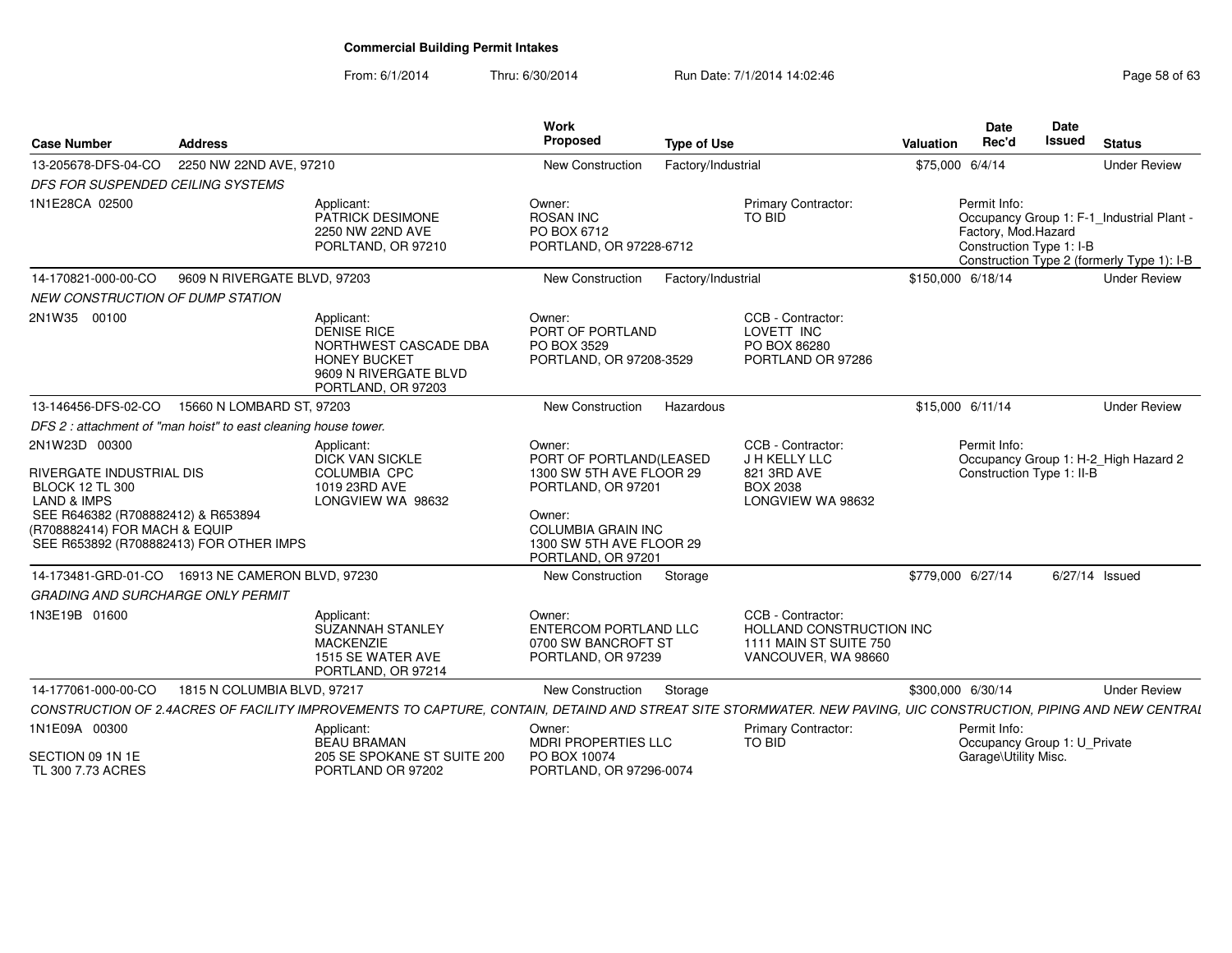# Commercial Building Permit Intakes

From: 6/1/2014 Thru: 6/30/2014 Run Date: 7/1/2014 14:02:46

| Case Number | Address | Work Proposed | Type of Use | Valuation | Date Rec'd | Date Issued | Status |
|---|---|---|---|---|---|---|---|
| 13-205678-DFS-04-CO | 2250 NW 22ND AVE, 97210 | New Construction | Factory/Industrial | $75,000 | 6/4/14 | | Under Review |
| *DFS FOR SUSPENDED CEILING SYSTEMS* | | | | | | | |
| 1N1E28CA 02500 | Applicant: PATRICK DESIMONE 2250 NW 22ND AVE PORTLAND, OR 97210 | Owner: ROSAN INC PO BOX 6712 PORTLAND, OR 97228-6712 | Primary Contractor: TO BID | | Permit Info: Occupancy Group 1: F-1_Industrial Plant - Factory, Mod.Hazard Construction Type 1: I-B Construction Type 2 (formerly Type 1): I-B | | |
| 14-170821-000-00-CO | 9609 N RIVERGATE BLVD, 97203 | New Construction | Factory/Industrial | $150,000 | 6/18/14 | | Under Review |
| *NEW CONSTRUCTION OF DUMP STATION* | | | | | | | |
| 2N1W35 00100 | Applicant: DENISE RICE NORTHWEST CASCADE DBA HONEY BUCKET 9609 N RIVERGATE BLVD PORTLAND, OR 97203 | Owner: PORT OF PORTLAND PO BOX 3529 PORTLAND, OR 97208-3529 | CCB - Contractor: LOVETT INC PO BOX 86280 PORTLAND OR 97286 | | | | |
| 13-146456-DFS-02-CO | 15660 N LOMBARD ST, 97203 | New Construction | Hazardous | $15,000 | 6/11/14 | | Under Review |
| *DFS 2 : attachment of "man hoist" to east cleaning house tower.* | | | | | | | |
| 2N1W23D 00300 RIVERGATE INDUSTRIAL DIS BLOCK 12 TL 300 LAND & IMPS SEE R646382 (R708882412) & R653894 (R708882414) FOR MACH & EQUIP SEE R653892 (R708882413) FOR OTHER IMPS | Applicant: DICK VAN SICKLE COLUMBIA CPC 1019 23RD AVE LONGVIEW WA 98632 | Owner: PORT OF PORTLAND(LEASED 1300 SW 5TH AVE FLOOR 29 PORTLAND, OR 97201 Owner: COLUMBIA GRAIN INC 1300 SW 5TH AVE FLOOR 29 PORTLAND, OR 97201 | CCB - Contractor: J H KELLY LLC 821 3RD AVE BOX 2038 LONGVIEW WA 98632 | | Permit Info: Occupancy Group 1: H-2_High Hazard 2 Construction Type 1: II-B | | |
| 14-173481-GRD-01-CO | 16913 NE CAMERON BLVD, 97230 | New Construction | Storage | $779,000 | 6/27/14 | 6/27/14 | Issued |
| *GRADING AND SURCHARGE ONLY PERMIT* | | | | | | | |
| 1N3E19B 01600 | Applicant: SUZANNAH STANLEY MACKENZIE 1515 SE WATER AVE PORTLAND, OR 97214 | Owner: ENTERCOM PORTLAND LLC 0700 SW BANCROFT ST PORTLAND, OR 97239 | CCB - Contractor: HOLLAND CONSTRUCTION INC 1111 MAIN ST SUITE 750 VANCOUVER, WA 98660 | | | | |
| 14-177061-000-00-CO | 1815 N COLUMBIA BLVD, 97217 | New Construction | Storage | $300,000 | 6/30/14 | | Under Review |
| *CONSTRUCTION OF 2.4ACRES OF FACILITY IMPROVEMENTS TO CAPTURE, CONTAIN, DETAIND AND STREAT SITE STORMWATER. NEW PAVING, UIC CONSTRUCTION, PIPING AND NEW CENTRAL* | | | | | | | |
| 1N1E09A 00300 SECTION 09 1N 1E TL 300 7.73 ACRES | Applicant: BEAU BRAMAN 205 SE SPOKANE ST SUITE 200 PORTLAND OR 97202 | Owner: MDRI PROPERTIES LLC PO BOX 10074 PORTLAND, OR 97296-0074 | Primary Contractor: TO BID | | Permit Info: Occupancy Group 1: U_Private Garage\Utility Misc. | | |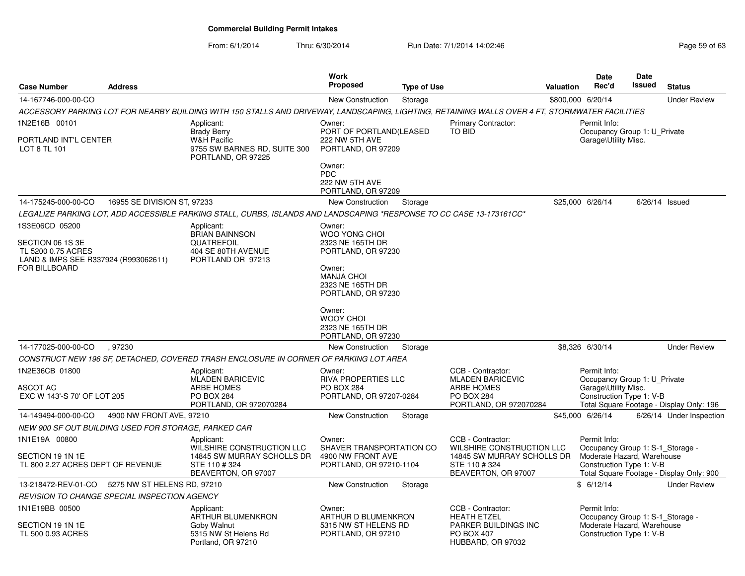# Commercial Building Permit Intakes

From: 6/1/2014 Thru: 6/30/2014 Run Date: 7/1/2014 14:02:46

| Case Number | Address | Work Proposed | Type of Use | Valuation | Date Rec'd | Date Issued | Status |
|---|---|---|---|---|---|---|---|
| 14-167746-000-00-CO | | New Construction | Storage | $800,000 | 6/20/14 | | Under Review |

ACCESSORY PARKING LOT FOR NEARBY BUILDING WITH 150 STALLS AND DRIVEWAY, LANDSCAPING, LIGHTING, RETAINING WALLS OVER 4 FT, STORMWATER FACILITIES

1N2E16B 00101

PORTLAND INT'L CENTER
LOT 8 TL 101

Applicant:
Brady Berry
W&H Pacific
9755 SW BARNES RD, SUITE 300
PORTLAND, OR 97225

Owner:
PORT OF PORTLAND(LEASED
222 NW 5TH AVE
PORTLAND, OR 97209

Owner:
PDC
222 NW 5TH AVE
PORTLAND, OR 97209

Primary Contractor:
TO BID

Permit Info:
Occupancy Group 1: U_Private Garage\Utility Misc.

---

| Case Number | Address | Work Proposed | Type of Use | Valuation | Date Rec'd | Date Issued | Status |
|---|---|---|---|---|---|---|---|
| 14-175245-000-00-CO | 16955 SE DIVISION ST, 97233 | New Construction | Storage | $25,000 | 6/26/14 | 6/26/14 | Issued |

LEGALIZE PARKING LOT, ADD ACCESSIBLE PARKING STALL, CURBS, ISLANDS AND LANDSCAPING *RESPONSE TO CC CASE 13-173161CC*

1S3E06CD 05200

SECTION 06 1S 3E
TL 5200 0.75 ACRES
LAND & IMPS SEE R337924 (R993062611)
FOR BILLBOARD

Applicant:
BRIAN BAINNSON
QUATREFOIL
404 SE 80TH AVENUE
PORTLAND OR 97213

Owner:
WOO YONG CHOI
2323 NE 165TH DR
PORTLAND, OR 97230

Owner:
MANJA CHOI
2323 NE 165TH DR
PORTLAND, OR 97230

Owner:
WOOY CHOI
2323 NE 165TH DR
PORTLAND, OR 97230

---

| Case Number | Address | Work Proposed | Type of Use | Valuation | Date Rec'd | Date Issued | Status |
|---|---|---|---|---|---|---|---|
| 14-177025-000-00-CO | , 97230 | New Construction | Storage | $8,326 | 6/30/14 | | Under Review |

CONSTRUCT NEW 196 SF, DETACHED, COVERED TRASH ENCLOSURE IN CORNER OF PARKING LOT AREA

1N2E36CB 01800

ASCOT AC
EXC W 143'-S 70' OF LOT 205

Applicant:
MLADEN BARICEVIC
ARBE HOMES
PO BOX 284
PORTLAND, OR 972070284

Owner:
RIVA PROPERTIES LLC
PO BOX 284
PORTLAND, OR 97207-0284

CCB - Contractor:
MLADEN BARICEVIC
ARBE HOMES
PO BOX 284
PORTLAND, OR 972070284

Permit Info:
Occupancy Group 1: U_Private Garage\Utility Misc.
Construction Type 1: V-B
Total Square Footage - Display Only: 196

---

| Case Number | Address | Work Proposed | Type of Use | Valuation | Date Rec'd | Date Issued | Status |
|---|---|---|---|---|---|---|---|
| 14-149494-000-00-CO | 4900 NW FRONT AVE, 97210 | New Construction | Storage | $45,000 | 6/26/14 | 6/26/14 | Under Inspection |

NEW 900 SF OUT BUILDING USED FOR STORAGE, PARKED CAR

1N1E19A 00800

SECTION 19 1N 1E
TL 800 2.27 ACRES DEPT OF REVENUE

Applicant:
WILSHIRE CONSTRUCTION LLC
14845 SW MURRAY SCHOLLS DR
STE 110 # 324
BEAVERTON, OR 97007

Owner:
SHAVER TRANSPORTATION CO
4900 NW FRONT AVE
PORTLAND, OR 97210-1104

CCB - Contractor:
WILSHIRE CONSTRUCTION LLC
14845 SW MURRAY SCHOLLS DR
STE 110 # 324
BEAVERTON, OR 97007

Permit Info:
Occupancy Group 1: S-1_Storage - Moderate Hazard, Warehouse
Construction Type 1: V-B
Total Square Footage - Display Only: 900

---

| Case Number | Address | Work Proposed | Type of Use | Valuation | Date Rec'd | Date Issued | Status |
|---|---|---|---|---|---|---|---|
| 13-218472-REV-01-CO | 5275 NW ST HELENS RD, 97210 | New Construction | Storage | $ | 6/12/14 | | Under Review |

REVISION TO CHANGE SPECIAL INSPECTION AGENCY

1N1E19BB 00500

SECTION 19 1N 1E
TL 500 0.93 ACRES

Applicant:
ARTHUR BLUMENKRON
Goby Walnut
5315 NW St Helens Rd
Portland, OR 97210

Owner:
ARTHUR D BLUMENKRON
5315 NW ST HELENS RD
PORTLAND, OR 97210

CCB - Contractor:
HEATH ETZEL
PARKER BUILDINGS INC
PO BOX 407
HUBBARD, OR 97032

Permit Info:
Occupancy Group 1: S-1_Storage - Moderate Hazard, Warehouse
Construction Type 1: V-B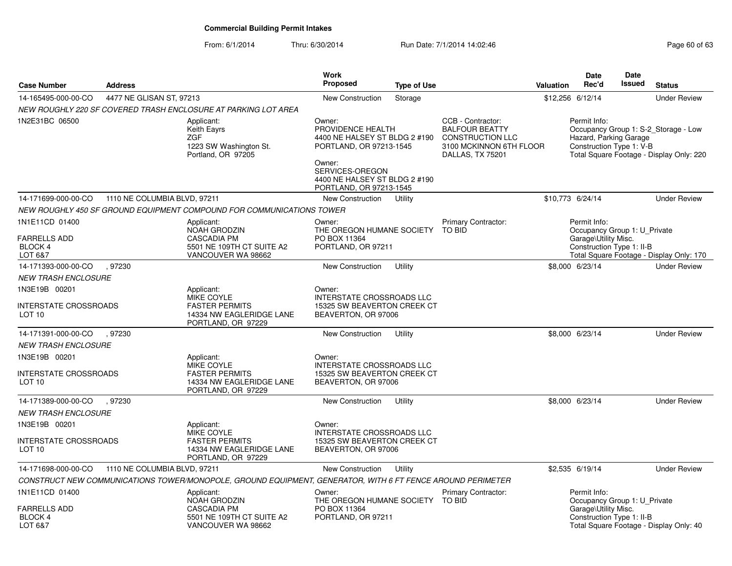# Commercial Building Permit Intakes

From: 6/1/2014 Thru: 6/30/2014 Run Date: 7/1/2014 14:02:46

| Case Number | Address | Work Proposed | Type of Use | Valuation | Date Rec'd | Date Issued | Status |
|---|---|---|---|---|---|---|---|
| 14-165495-000-00-CO | 4477 NE GLISAN ST, 97213 | New Construction | Storage | $12,256 | 6/12/14 | | Under Review |
| 14-171699-000-00-CO | 1110 NE COLUMBIA BLVD, 97211 | New Construction | Utility | $10,773 | 6/24/14 | | Under Review |
| 14-171393-000-00-CO | , 97230 | New Construction | Utility | $8,000 | 6/23/14 | | Under Review |
| 14-171391-000-00-CO | , 97230 | New Construction | Utility | $8,000 | 6/23/14 | | Under Review |
| 14-171389-000-00-CO | , 97230 | New Construction | Utility | $8,000 | 6/23/14 | | Under Review |
| 14-171698-000-00-CO | 1110 NE COLUMBIA BLVD, 97211 | New Construction | Utility | $2,535 | 6/19/14 | | Under Review |

## 14-165495-000-00-CO — 4477 NE GLISAN ST, 97213

*NEW ROUGHLY 220 SF COVERED TRASH ENCLOSURE AT PARKING LOT AREA*

1N2E31BC 06500

Applicant:
Keith Eayrs
ZGF
1223 SW Washington St.
Portland, OR 97205

Owner:
PROVIDENCE HEALTH
4400 NE HALSEY ST BLDG 2 #190
PORTLAND, OR 97213-1545

Owner:
SERVICES-OREGON
4400 NE HALSEY ST BLDG 2 #190
PORTLAND, OR 97213-1545

CCB - Contractor:
BALFOUR BEATTY CONSTRUCTION LLC
3100 MCKINNON 6TH FLOOR
DALLAS, TX 75201

Permit Info:
Occupancy Group 1: S-2_Storage - Low Hazard, Parking Garage
Construction Type 1: V-B
Total Square Footage - Display Only: 220

## 14-171699-000-00-CO — 1110 NE COLUMBIA BLVD, 97211

*NEW ROUGHLY 450 SF GROUND EQUIPMENT COMPOUND FOR COMMUNICATIONS TOWER*

1N1E11CD 01400
FARRELLS ADD
BLOCK 4
LOT 6&7

Applicant:
NOAH GRODZIN
CASCADIA PM
5501 NE 109TH CT SUITE A2
VANCOUVER WA 98662

Owner:
THE OREGON HUMANE SOCIETY
PO BOX 11364
PORTLAND, OR 97211

Primary Contractor:
TO BID

Permit Info:
Occupancy Group 1: U_Private Garage\Utility Misc.
Construction Type 1: II-B
Total Square Footage - Display Only: 170

## 14-171393-000-00-CO — , 97230

*NEW TRASH ENCLOSURE*

1N3E19B 00201
INTERSTATE CROSSROADS
LOT 10

Applicant:
MIKE COYLE
FASTER PERMITS
14334 NW EAGLERIDGE LANE
PORTLAND, OR 97229

Owner:
INTERSTATE CROSSROADS LLC
15325 SW BEAVERTON CREEK CT
BEAVERTON, OR 97006

## 14-171391-000-00-CO — , 97230

*NEW TRASH ENCLOSURE*

1N3E19B 00201
INTERSTATE CROSSROADS
LOT 10

Applicant:
MIKE COYLE
FASTER PERMITS
14334 NW EAGLERIDGE LANE
PORTLAND, OR 97229

Owner:
INTERSTATE CROSSROADS LLC
15325 SW BEAVERTON CREEK CT
BEAVERTON, OR 97006

## 14-171389-000-00-CO — , 97230

*NEW TRASH ENCLOSURE*

1N3E19B 00201
INTERSTATE CROSSROADS
LOT 10

Applicant:
MIKE COYLE
FASTER PERMITS
14334 NW EAGLERIDGE LANE
PORTLAND, OR 97229

Owner:
INTERSTATE CROSSROADS LLC
15325 SW BEAVERTON CREEK CT
BEAVERTON, OR 97006

## 14-171698-000-00-CO — 1110 NE COLUMBIA BLVD, 97211

*CONSTRUCT NEW COMMUNICATIONS TOWER/MONOPOLE, GROUND EQUIPMENT, GENERATOR, WITH 6 FT FENCE AROUND PERIMETER*

1N1E11CD 01400
FARRELLS ADD
BLOCK 4
LOT 6&7

Applicant:
NOAH GRODZIN
CASCADIA PM
5501 NE 109TH CT SUITE A2
VANCOUVER WA 98662

Owner:
THE OREGON HUMANE SOCIETY
PO BOX 11364
PORTLAND, OR 97211

Primary Contractor:
TO BID

Permit Info:
Occupancy Group 1: U_Private Garage\Utility Misc.
Construction Type 1: II-B
Total Square Footage - Display Only: 40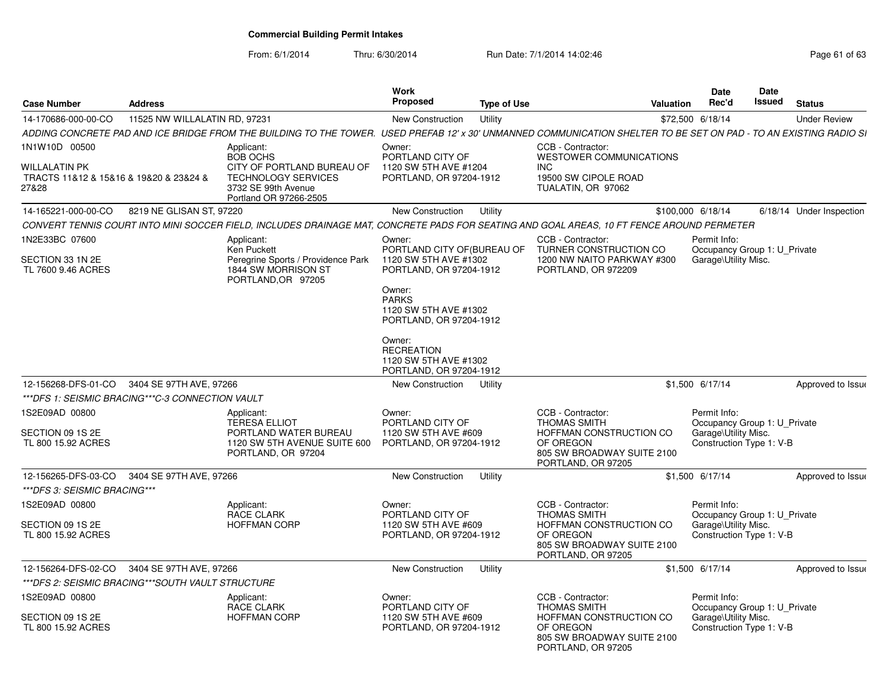# Commercial Building Permit Intakes

From: 6/1/2014 Thru: 6/30/2014 Run Date: 7/1/2014 14:02:46

| Case Number | Address | | Work Proposed | Type of Use | | Valuation | Date Rec'd | Date Issued | Status |
|---|---|---|---|---|---|---|---|---|---|
| 14-170686-000-00-CO | 11525 NW WILLALATIN RD, 97231 | | New Construction | Utility | | $72,500 | 6/18/14 | | Under Review |
| *ADDING CONCRETE PAD AND ICE BRIDGE FROM THE BUILDING TO THE TOWER. USED PREFAB 12' x 30' UNMANNED COMMUNICATION SHELTER TO BE SET ON PAD - TO AN EXISTING RADIO SI* | | | | | | | | | |
| 1N1W10D 00500<br><br>WILLALATIN PK<br>TRACTS 11&12 & 15&16 & 19&20 & 23&24 & 27&28 | | Applicant:<br>BOB OCHS<br>CITY OF PORTLAND BUREAU OF TECHNOLOGY SERVICES<br>3732 SE 99th Avenue<br>Portland OR 97266-2505 | Owner:<br>PORTLAND CITY OF<br>1120 SW 5TH AVE #1204<br>PORTLAND, OR 97204-1912 | | CCB - Contractor:<br>WESTOWER COMMUNICATIONS INC<br>19500 SW CIPOLE ROAD<br>TUALATIN, OR 97062 | | | | |
| 14-165221-000-00-CO | 8219 NE GLISAN ST, 97220 | | New Construction | Utility | | $100,000 | 6/18/14 | 6/18/14 | Under Inspection |
| *CONVERT TENNIS COURT INTO MINI SOCCER FIELD, INCLUDES DRAINAGE MAT, CONCRETE PADS FOR SEATING AND GOAL AREAS, 10 FT FENCE AROUND PERMETER* | | | | | | | | | |
| 1N2E33BC 07600<br><br>SECTION 33 1N 2E<br>TL 7600 9.46 ACRES | | Applicant:<br>Ken Puckett<br>Peregrine Sports / Providence Park<br>1844 SW MORRISON ST<br>PORTLAND,OR 97205 | Owner:<br>PORTLAND CITY OF(BUREAU OF<br>1120 SW 5TH AVE #1302<br>PORTLAND, OR 97204-1912<br><br>Owner:<br>PARKS<br>1120 SW 5TH AVE #1302<br>PORTLAND, OR 97204-1912<br><br>Owner:<br>RECREATION<br>1120 SW 5TH AVE #1302<br>PORTLAND, OR 97204-1912 | | CCB - Contractor:<br>TURNER CONSTRUCTION CO<br>1200 NW NAITO PARKWAY #300<br>PORTLAND, OR 972209 | | Permit Info:<br>Occupancy Group 1: U_Private Garage\Utility Misc. | | |
| 12-156268-DFS-01-CO | 3404 SE 97TH AVE, 97266 | | New Construction | Utility | | $1,500 | 6/17/14 | | Approved to Issue |
| *\*\*\*DFS 1: SEISMIC BRACING\*\*\*C-3 CONNECTION VAULT* | | | | | | | | | |
| 1S2E09AD 00800<br><br>SECTION 09 1S 2E<br>TL 800 15.92 ACRES | | Applicant:<br>TERESA ELLIOT<br>PORTLAND WATER BUREAU<br>1120 SW 5TH AVENUE SUITE 600<br>PORTLAND, OR 97204 | Owner:<br>PORTLAND CITY OF<br>1120 SW 5TH AVE #609<br>PORTLAND, OR 97204-1912 | | CCB - Contractor:<br>THOMAS SMITH<br>HOFFMAN CONSTRUCTION CO OF OREGON<br>805 SW BROADWAY SUITE 2100<br>PORTLAND, OR 97205 | | Permit Info:<br>Occupancy Group 1: U_Private Garage\Utility Misc.<br>Construction Type 1: V-B | | |
| 12-156265-DFS-03-CO | 3404 SE 97TH AVE, 97266 | | New Construction | Utility | | $1,500 | 6/17/14 | | Approved to Issue |
| *\*\*\*DFS 3: SEISMIC BRACING\*\*\** | | | | | | | | | |
| 1S2E09AD 00800<br><br>SECTION 09 1S 2E<br>TL 800 15.92 ACRES | | Applicant:<br>RACE CLARK<br>HOFFMAN CORP | Owner:<br>PORTLAND CITY OF<br>1120 SW 5TH AVE #609<br>PORTLAND, OR 97204-1912 | | CCB - Contractor:<br>THOMAS SMITH<br>HOFFMAN CONSTRUCTION CO OF OREGON<br>805 SW BROADWAY SUITE 2100<br>PORTLAND, OR 97205 | | Permit Info:<br>Occupancy Group 1: U_Private Garage\Utility Misc.<br>Construction Type 1: V-B | | |
| 12-156264-DFS-02-CO | 3404 SE 97TH AVE, 97266 | | New Construction | Utility | | $1,500 | 6/17/14 | | Approved to Issue |
| *\*\*\*DFS 2: SEISMIC BRACING\*\*\*SOUTH VAULT STRUCTURE* | | | | | | | | | |
| 1S2E09AD 00800<br><br>SECTION 09 1S 2E<br>TL 800 15.92 ACRES | | Applicant:<br>RACE CLARK<br>HOFFMAN CORP | Owner:<br>PORTLAND CITY OF<br>1120 SW 5TH AVE #609<br>PORTLAND, OR 97204-1912 | | CCB - Contractor:<br>THOMAS SMITH<br>HOFFMAN CONSTRUCTION CO OF OREGON<br>805 SW BROADWAY SUITE 2100<br>PORTLAND, OR 97205 | | Permit Info:<br>Occupancy Group 1: U_Private Garage\Utility Misc.<br>Construction Type 1: V-B | | |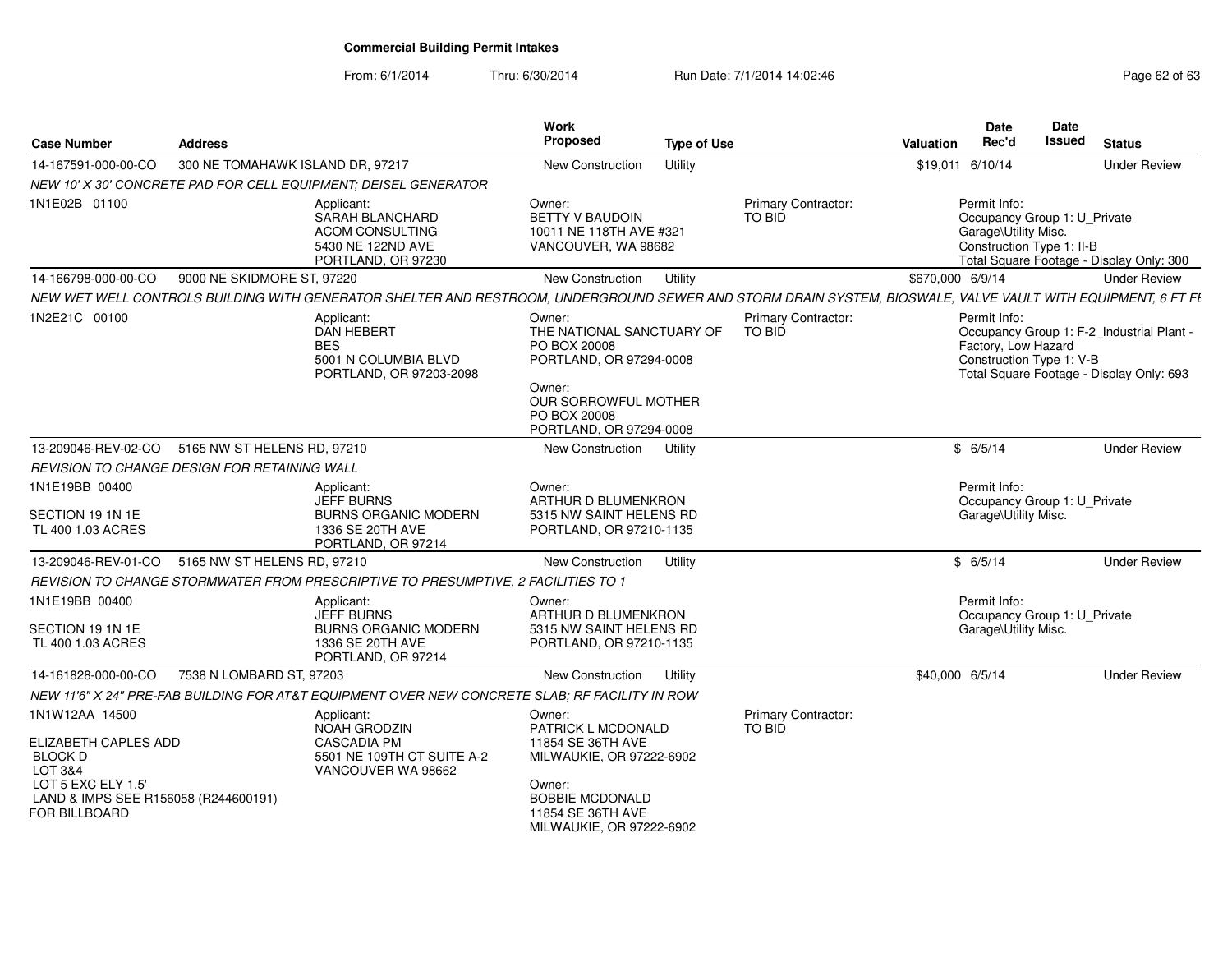# Commercial Building Permit Intakes

From: 6/1/2014 Thru: 6/30/2014 Run Date: 7/1/2014 14:02:46

| Case Number | Address | Work Proposed | Type of Use | Valuation | Date Rec'd | Date Issued | Status |
|---|---|---|---|---|---|---|---|
| 14-167591-000-00-CO | 300 NE TOMAHAWK ISLAND DR, 97217 | New Construction | Utility | $19,011 | 6/10/14 | | Under Review |

NEW 10' X 30' CONCRETE PAD FOR CELL EQUIPMENT; DEISEL GENERATOR

1N1E02B 01100

Applicant: SARAH BLANCHARD, ACOM CONSULTING, 5430 NE 122ND AVE, PORTLAND, OR 97230

Owner: BETTY V BAUDOIN, 10011 NE 118TH AVE #321, VANCOUVER, WA 98682

Primary Contractor: TO BID

Permit Info: Occupancy Group 1: U_Private Garage\Utility Misc. Construction Type 1: II-B Total Square Footage - Display Only: 300

| Case Number | Address | Work Proposed | Type of Use | Valuation | Date Rec'd | Date Issued | Status |
|---|---|---|---|---|---|---|---|
| 14-166798-000-00-CO | 9000 NE SKIDMORE ST, 97220 | New Construction | Utility | $670,000 | 6/9/14 | | Under Review |

NEW WET WELL CONTROLS BUILDING WITH GENERATOR SHELTER AND RESTROOM, UNDERGROUND SEWER AND STORM DRAIN SYSTEM, BIOSWALE, VALVE VAULT WITH EQUIPMENT, 6 FT FE

1N2E21C 00100

Applicant: DAN HEBERT, BES, 5001 N COLUMBIA BLVD, PORTLAND, OR 97203-2098

Owner: THE NATIONAL SANCTUARY OF, PO BOX 20008, PORTLAND, OR 97294-0008

Owner: OUR SORROWFUL MOTHER, PO BOX 20008, PORTLAND, OR 97294-0008

Primary Contractor: TO BID

Permit Info: Occupancy Group 1: F-2_Industrial Plant - Factory, Low Hazard Construction Type 1: V-B Total Square Footage - Display Only: 693

| Case Number | Address | Work Proposed | Type of Use | Valuation | Date Rec'd | Date Issued | Status |
|---|---|---|---|---|---|---|---|
| 13-209046-REV-02-CO | 5165 NW ST HELENS RD, 97210 | New Construction | Utility | $ | 6/5/14 | | Under Review |

REVISION TO CHANGE DESIGN FOR RETAINING WALL

1N1E19BB 00400
SECTION 19 1N 1E
TL 400 1.03 ACRES

Applicant: JEFF BURNS, BURNS ORGANIC MODERN, 1336 SE 20TH AVE, PORTLAND, OR 97214

Owner: ARTHUR D BLUMENKRON, 5315 NW SAINT HELENS RD, PORTLAND, OR 97210-1135

Permit Info: Occupancy Group 1: U_Private Garage\Utility Misc.

| Case Number | Address | Work Proposed | Type of Use | Valuation | Date Rec'd | Date Issued | Status |
|---|---|---|---|---|---|---|---|
| 13-209046-REV-01-CO | 5165 NW ST HELENS RD, 97210 | New Construction | Utility | $ | 6/5/14 | | Under Review |

REVISION TO CHANGE STORMWATER FROM PRESCRIPTIVE TO PRESUMPTIVE, 2 FACILITIES TO 1

1N1E19BB 00400
SECTION 19 1N 1E
TL 400 1.03 ACRES

Applicant: JEFF BURNS, BURNS ORGANIC MODERN, 1336 SE 20TH AVE, PORTLAND, OR 97214

Owner: ARTHUR D BLUMENKRON, 5315 NW SAINT HELENS RD, PORTLAND, OR 97210-1135

Permit Info: Occupancy Group 1: U_Private Garage\Utility Misc.

| Case Number | Address | Work Proposed | Type of Use | Valuation | Date Rec'd | Date Issued | Status |
|---|---|---|---|---|---|---|---|
| 14-161828-000-00-CO | 7538 N LOMBARD ST, 97203 | New Construction | Utility | $40,000 | 6/5/14 | | Under Review |

NEW 11'6" X 24" PRE-FAB BUILDING FOR AT&T EQUIPMENT OVER NEW CONCRETE SLAB; RF FACILITY IN ROW

1N1W12AA 14500
ELIZABETH CAPLES ADD
BLOCK D
LOT 3&4
LOT 5 EXC ELY 1.5'
LAND & IMPS SEE R156058 (R244600191)
FOR BILLBOARD

Applicant: NOAH GRODZIN, CASCADIA PM, 5501 NE 109TH CT SUITE A-2, VANCOUVER WA 98662

Owner: PATRICK L MCDONALD, 11854 SE 36TH AVE, MILWAUKIE, OR 97222-6902

Owner: BOBBIE MCDONALD, 11854 SE 36TH AVE, MILWAUKIE, OR 97222-6902

Primary Contractor: TO BID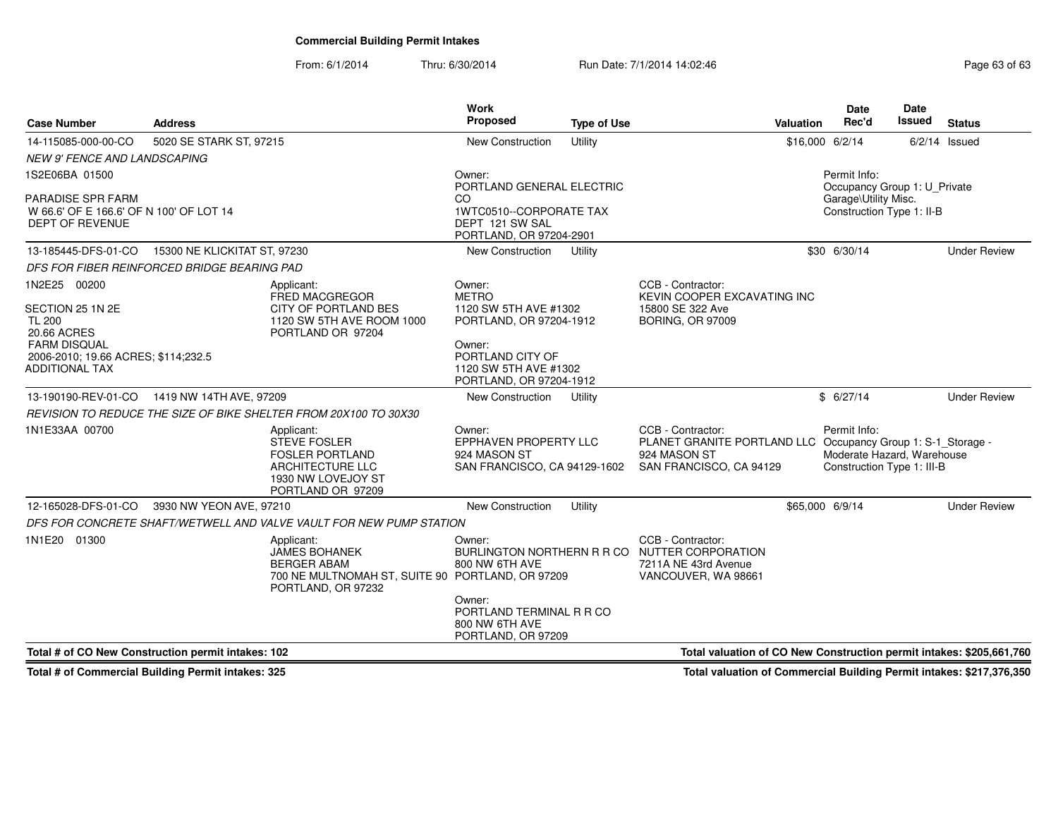**Commercial Building Permit Intakes**

From: 6/1/2014 Thru: 6/30/2014 Run Date: 7/1/2014 14:02:46

| Case Number | Address | | Work Proposed | Type of Use | | Valuation | Date Rec'd | Date Issued | Status |
|---|---|---|---|---|---|---|---|---|---|
| 14-115085-000-00-CO | 5020 SE STARK ST, 97215 | | New Construction | Utility | | $16,000 | 6/2/14 | 6/2/14 | Issued |
| *NEW 9' FENCE AND LANDSCAPING* | | | | | | | | | |
| 1S2E06BA 01500<br><br>PARADISE SPR FARM<br>W 66.6' OF E 166.6' OF N 100' OF LOT 14<br>DEPT OF REVENUE | | | Owner:<br>PORTLAND GENERAL ELECTRIC CO<br>1WTC0510--CORPORATE TAX<br>DEPT 121 SW SAL<br>PORTLAND, OR 97204-2901 | | | | Permit Info:<br>Occupancy Group 1: U_Private Garage\Utility Misc.<br>Construction Type 1: II-B | | |
| 13-185445-DFS-01-CO | 15300 NE KLICKITAT ST, 97230 | | New Construction | Utility | | $30 | 6/30/14 | | Under Review |
| *DFS FOR FIBER REINFORCED BRIDGE BEARING PAD* | | | | | | | | | |
| 1N2E25 00200<br><br>SECTION 25 1N 2E<br>TL 200<br>20.66 ACRES<br>FARM DISQUAL<br>2006-2010; 19.66 ACRES; $114;232.5<br>ADDITIONAL TAX | | Applicant:<br>FRED MACGREGOR<br>CITY OF PORTLAND BES<br>1120 SW 5TH AVE ROOM 1000<br>PORTLAND OR 97204 | Owner:<br>METRO<br>1120 SW 5TH AVE #1302<br>PORTLAND, OR 97204-1912<br><br>Owner:<br>PORTLAND CITY OF<br>1120 SW 5TH AVE #1302<br>PORTLAND, OR 97204-1912 | | CCB - Contractor:<br>KEVIN COOPER EXCAVATING INC<br>15800 SE 322 Ave<br>BORING, OR 97009 | | | | |
| 13-190190-REV-01-CO | 1419 NW 14TH AVE, 97209 | | New Construction | Utility | | $ | 6/27/14 | | Under Review |
| *REVISION TO REDUCE THE SIZE OF BIKE SHELTER FROM 20X100 TO 30X30* | | | | | | | | | |
| 1N1E33AA 00700 | | Applicant:<br>STEVE FOSLER<br>FOSLER PORTLAND ARCHITECTURE LLC<br>1930 NW LOVEJOY ST<br>PORTLAND OR 97209 | Owner:<br>EPPHAVEN PROPERTY LLC<br>924 MASON ST<br>SAN FRANCISCO, CA 94129-1602 | | CCB - Contractor:<br>PLANET GRANITE PORTLAND LLC<br>924 MASON ST<br>SAN FRANCISCO, CA 94129 | | Permit Info:<br>Occupancy Group 1: S-1_Storage - Moderate Hazard, Warehouse<br>Construction Type 1: III-B | | |
| 12-165028-DFS-01-CO | 3930 NW YEON AVE, 97210 | | New Construction | Utility | | $65,000 | 6/9/14 | | Under Review |
| *DFS FOR CONCRETE SHAFT/WETWELL AND VALVE VAULT FOR NEW PUMP STATION* | | | | | | | | | |
| 1N1E20 01300 | | Applicant:<br>JAMES BOHANEK<br>BERGER ABAM<br>700 NE MULTNOMAH ST, SUITE 90<br>PORTLAND, OR 97232 | Owner:<br>BURLINGTON NORTHERN R R CO<br>800 NW 6TH AVE<br>PORTLAND, OR 97209<br><br>Owner:<br>PORTLAND TERMINAL R R CO<br>800 NW 6TH AVE<br>PORTLAND, OR 97209 | | CCB - Contractor:<br>NUTTER CORPORATION<br>7211A NE 43rd Avenue<br>VANCOUVER, WA 98661 | | | | |

**Total # of CO New Construction permit intakes: 102** — **Total valuation of CO New Construction permit intakes: $205,661,760**

**Total # of Commercial Building Permit intakes: 325** — **Total valuation of Commercial Building Permit intakes: $217,376,350**